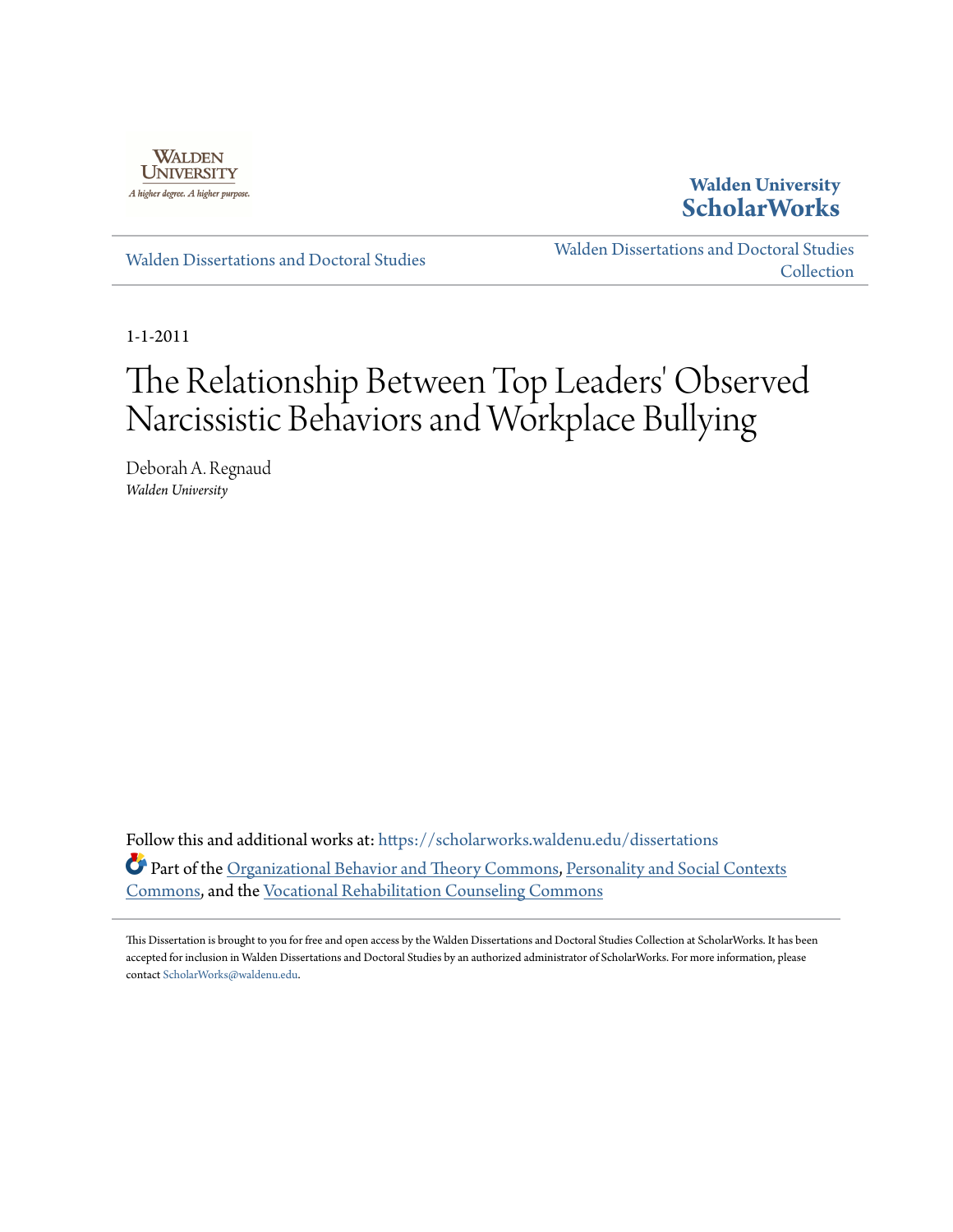Walden University

A higher degree. A higher purpose.

**Walden University ScholarWorks**

Walden Dissertations and Doctoral Studies

Walden Dissertations and Doctoral Studies Collection

1-1-2011

# The Relationship Between Top Leaders' Observed Narcissistic Behaviors and Workplace Bullying

Deborah A. Regnaud

*Walden University*

Follow this and additional works at: https://scholarworks.waldenu.edu/dissertations

Part of the Organizational Behavior and Theory Commons, Personality and Social Contexts Commons, and the Vocational Rehabilitation Counseling Commons

This Dissertation is brought to you for free and open access by the Walden Dissertations and Doctoral Studies Collection at ScholarWorks. It has been accepted for inclusion in Walden Dissertations and Doctoral Studies by an authorized administrator of ScholarWorks. For more information, please contact ScholarWorks@waldenu.edu.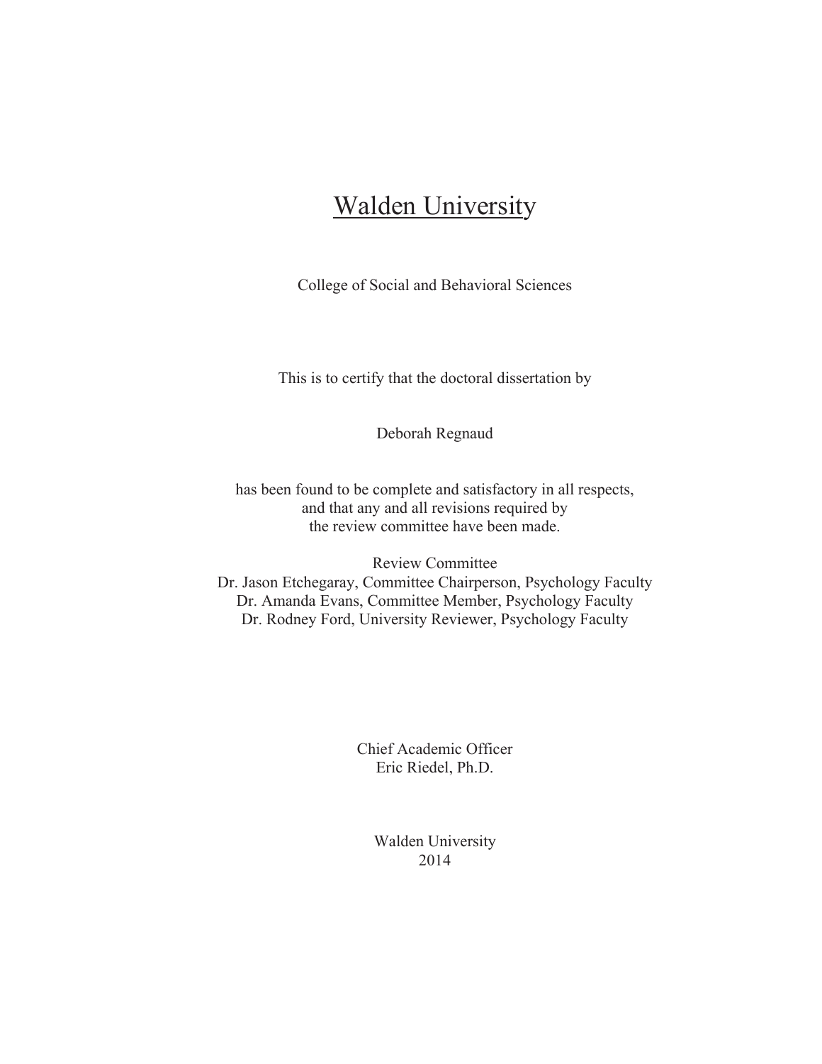# Walden University

College of Social and Behavioral Sciences

This is to certify that the doctoral dissertation by

Deborah Regnaud

has been found to be complete and satisfactory in all respects,
and that any and all revisions required by
the review committee have been made.

Review Committee
Dr. Jason Etchegaray, Committee Chairperson, Psychology Faculty
Dr. Amanda Evans, Committee Member, Psychology Faculty
Dr. Rodney Ford, University Reviewer, Psychology Faculty

Chief Academic Officer
Eric Riedel, Ph.D.

Walden University
2014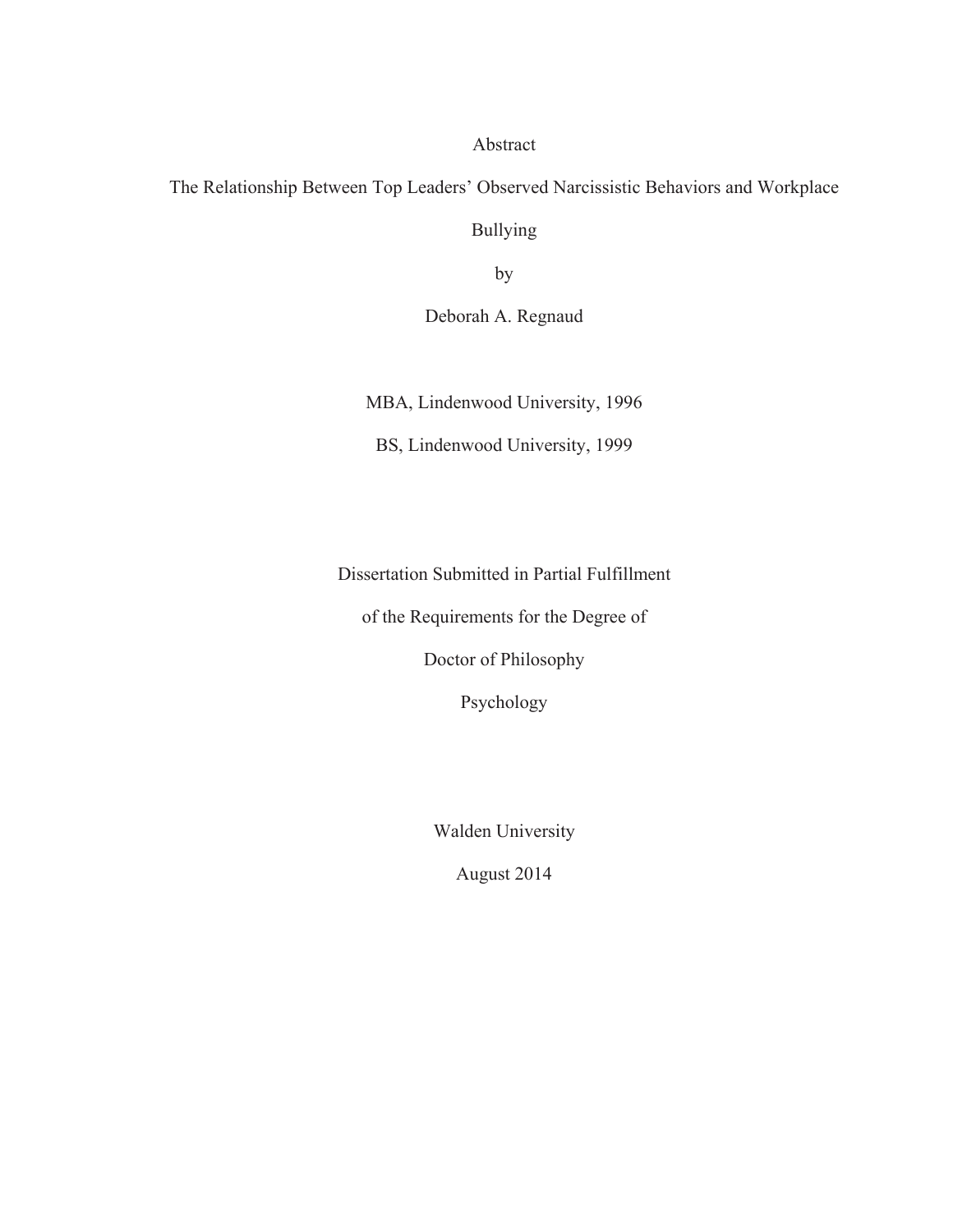Abstract

The Relationship Between Top Leaders' Observed Narcissistic Behaviors and Workplace Bullying

by

Deborah A. Regnaud

MBA, Lindenwood University, 1996

BS, Lindenwood University, 1999

Dissertation Submitted in Partial Fulfillment

of the Requirements for the Degree of

Doctor of Philosophy

Psychology

Walden University

August 2014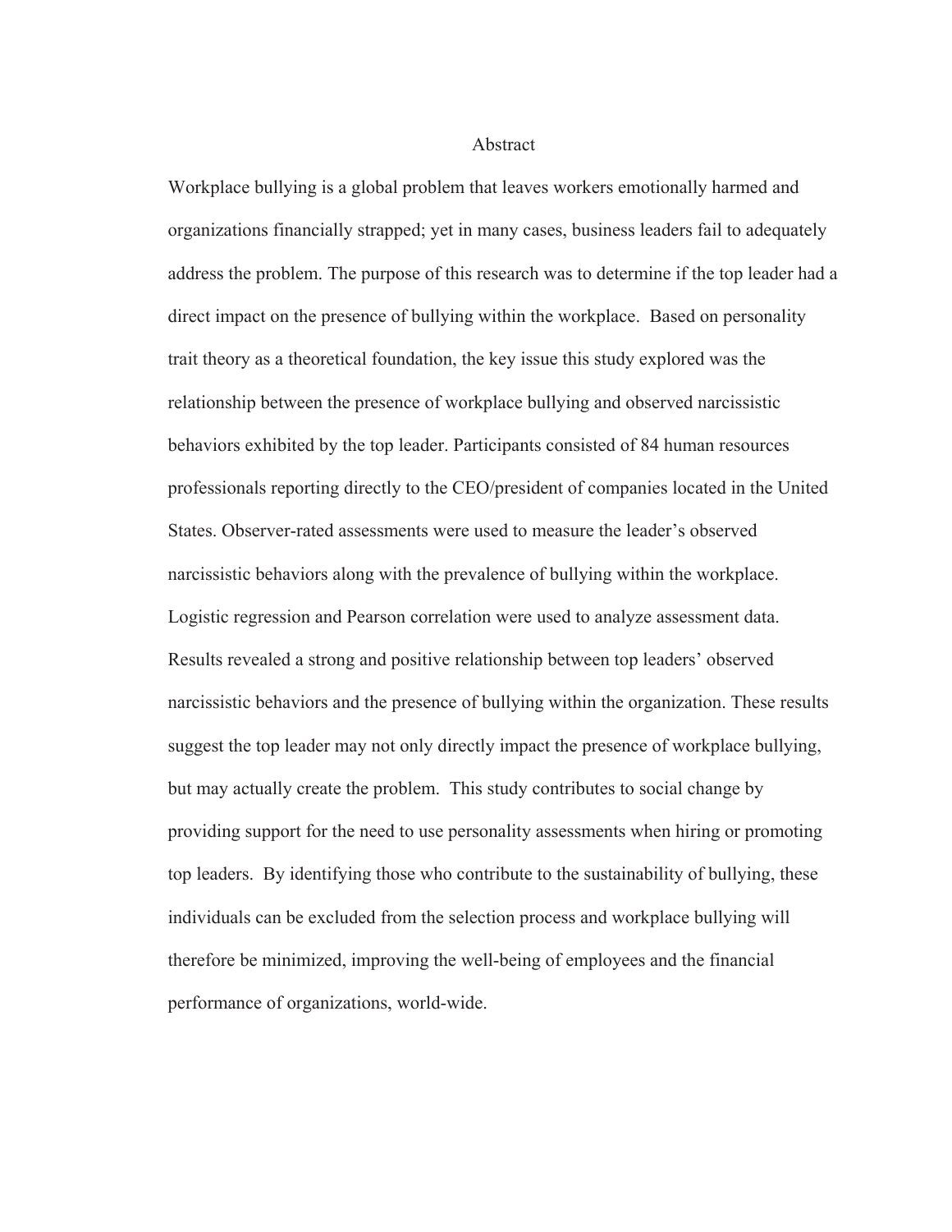# Abstract

Workplace bullying is a global problem that leaves workers emotionally harmed and organizations financially strapped; yet in many cases, business leaders fail to adequately address the problem. The purpose of this research was to determine if the top leader had a direct impact on the presence of bullying within the workplace. Based on personality trait theory as a theoretical foundation, the key issue this study explored was the relationship between the presence of workplace bullying and observed narcissistic behaviors exhibited by the top leader. Participants consisted of 84 human resources professionals reporting directly to the CEO/president of companies located in the United States. Observer-rated assessments were used to measure the leader's observed narcissistic behaviors along with the prevalence of bullying within the workplace. Logistic regression and Pearson correlation were used to analyze assessment data. Results revealed a strong and positive relationship between top leaders' observed narcissistic behaviors and the presence of bullying within the organization. These results suggest the top leader may not only directly impact the presence of workplace bullying, but may actually create the problem. This study contributes to social change by providing support for the need to use personality assessments when hiring or promoting top leaders. By identifying those who contribute to the sustainability of bullying, these individuals can be excluded from the selection process and workplace bullying will therefore be minimized, improving the well-being of employees and the financial performance of organizations, world-wide.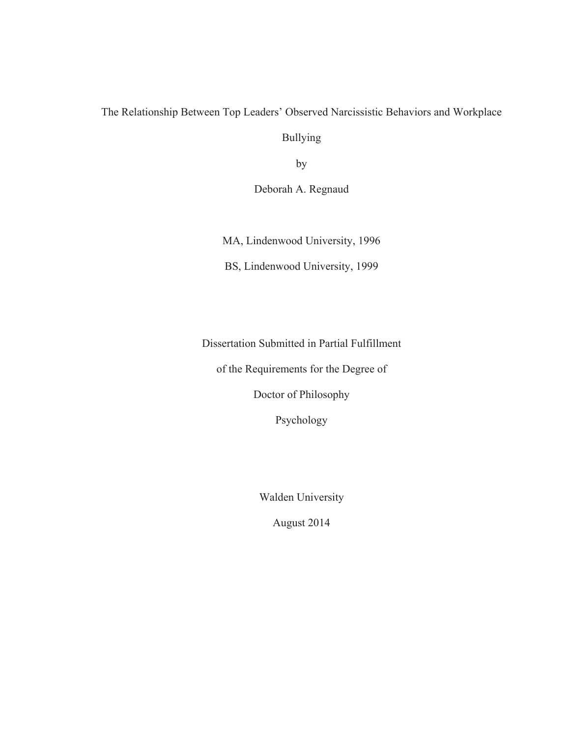The Relationship Between Top Leaders' Observed Narcissistic Behaviors and Workplace Bullying

by

Deborah A. Regnaud

MA, Lindenwood University, 1996

BS, Lindenwood University, 1999

Dissertation Submitted in Partial Fulfillment

of the Requirements for the Degree of

Doctor of Philosophy

Psychology

Walden University

August 2014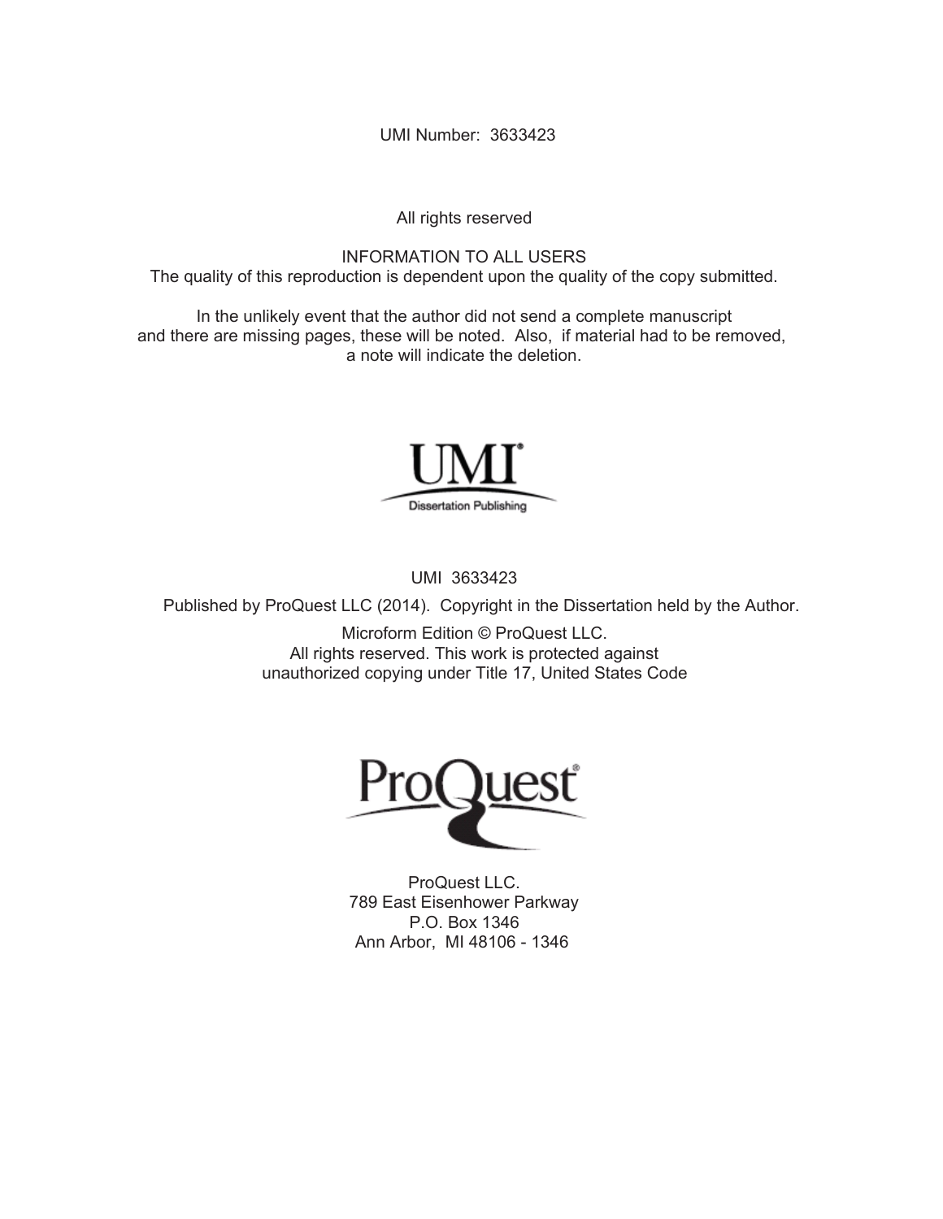UMI Number: 3633423

All rights reserved

INFORMATION TO ALL USERS
The quality of this reproduction is dependent upon the quality of the copy submitted.

In the unlikely event that the author did not send a complete manuscript and there are missing pages, these will be noted. Also, if material had to be removed, a note will indicate the deletion.

UMI
Dissertation Publishing

UMI 3633423

Published by ProQuest LLC (2014). Copyright in the Dissertation held by the Author.

Microform Edition © ProQuest LLC.
All rights reserved. This work is protected against unauthorized copying under Title 17, United States Code

ProQuest

ProQuest LLC.
789 East Eisenhower Parkway
P.O. Box 1346
Ann Arbor, MI 48106 - 1346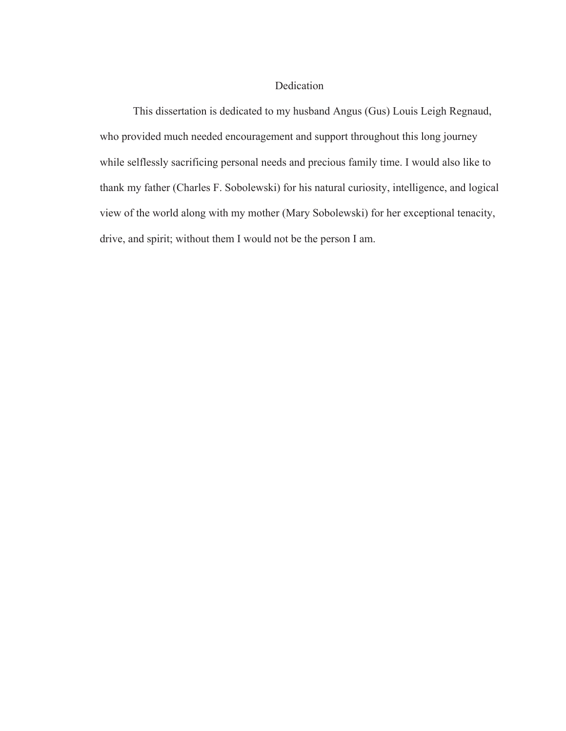# Dedication

This dissertation is dedicated to my husband Angus (Gus) Louis Leigh Regnaud, who provided much needed encouragement and support throughout this long journey while selflessly sacrificing personal needs and precious family time. I would also like to thank my father (Charles F. Sobolewski) for his natural curiosity, intelligence, and logical view of the world along with my mother (Mary Sobolewski) for her exceptional tenacity, drive, and spirit; without them I would not be the person I am.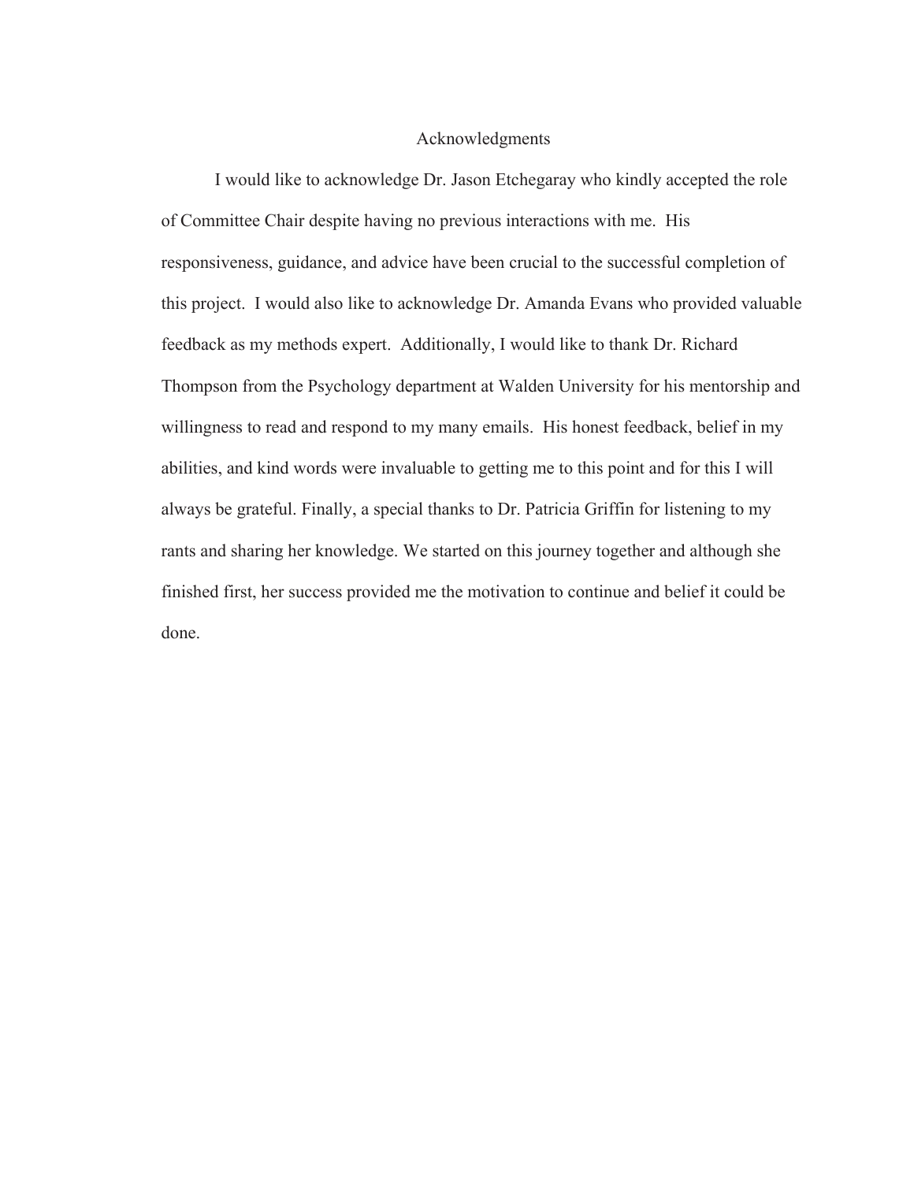# Acknowledgments

I would like to acknowledge Dr. Jason Etchegaray who kindly accepted the role of Committee Chair despite having no previous interactions with me. His responsiveness, guidance, and advice have been crucial to the successful completion of this project. I would also like to acknowledge Dr. Amanda Evans who provided valuable feedback as my methods expert. Additionally, I would like to thank Dr. Richard Thompson from the Psychology department at Walden University for his mentorship and willingness to read and respond to my many emails. His honest feedback, belief in my abilities, and kind words were invaluable to getting me to this point and for this I will always be grateful. Finally, a special thanks to Dr. Patricia Griffin for listening to my rants and sharing her knowledge. We started on this journey together and although she finished first, her success provided me the motivation to continue and belief it could be done.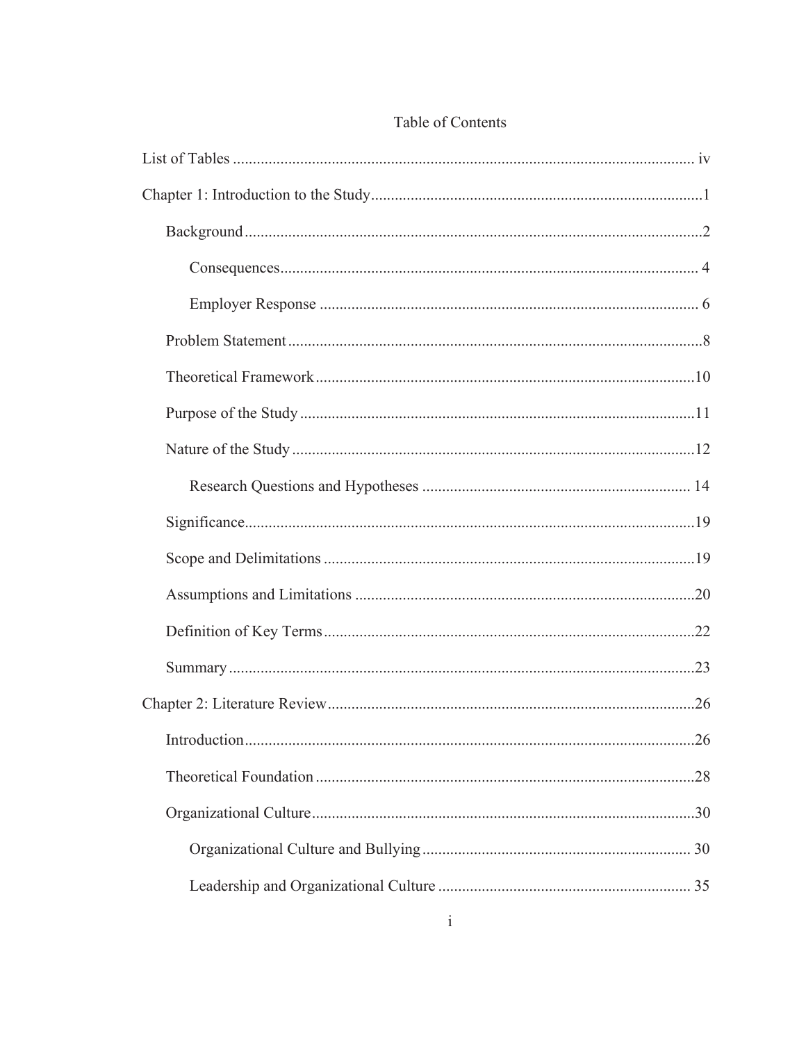# Table of Contents

List of Tables ..................................................................................................................... iv

Chapter 1: Introduction to the Study ....................................................................................1

- Background ...................................................................................................................2
  - Consequences ......................................................................................................... 4
  - Employer Response ................................................................................................ 6
- Problem Statement ........................................................................................................8
- Theoretical Framework ...............................................................................................10
- Purpose of the Study ...................................................................................................11
- Nature of the Study .....................................................................................................12
  - Research Questions and Hypotheses ................................................................... 14
- Significance.................................................................................................................19
- Scope and Delimitations .............................................................................................19
- Assumptions and Limitations .....................................................................................20
- Definition of Key Terms .............................................................................................22
- Summary .....................................................................................................................23

Chapter 2: Literature Review .............................................................................................26

- Introduction .................................................................................................................26
- Theoretical Foundation ...............................................................................................28
- Organizational Culture ................................................................................................30
  - Organizational Culture and Bullying ................................................................... 30
  - Leadership and Organizational Culture ............................................................... 35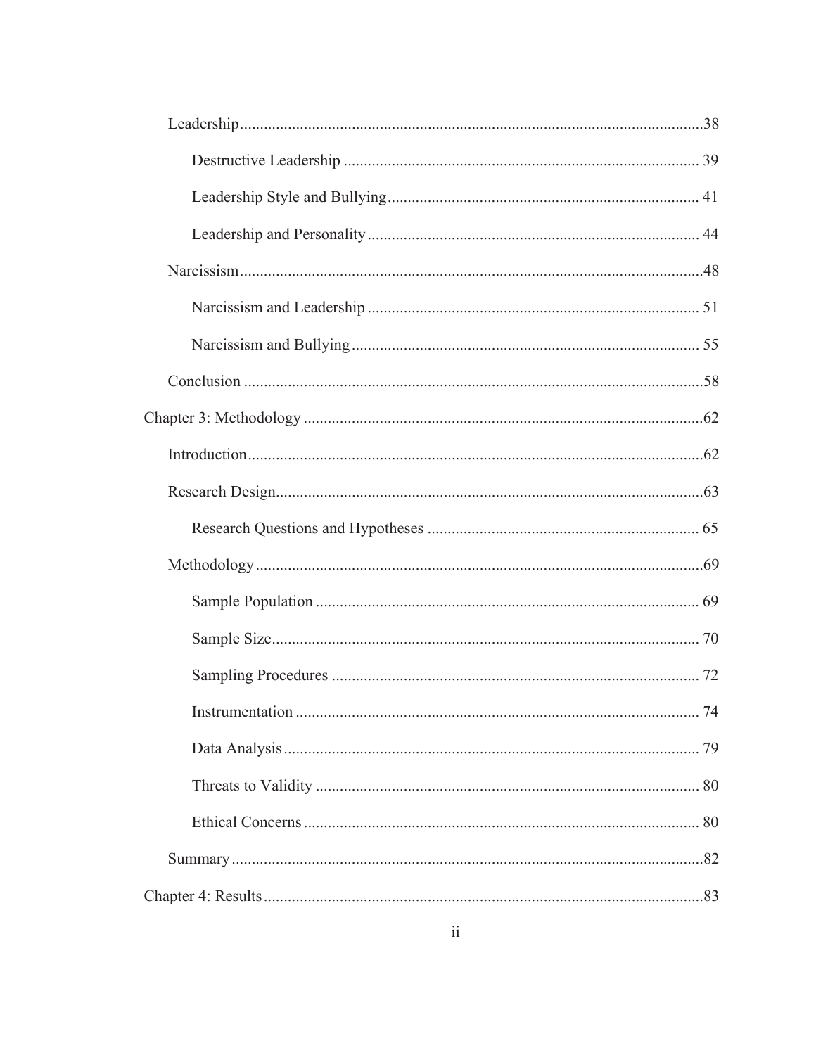- Leadership ... 38
  - Destructive Leadership ... 39
  - Leadership Style and Bullying ... 41
  - Leadership and Personality ... 44
- Narcissism ... 48
  - Narcissism and Leadership ... 51
  - Narcissism and Bullying ... 55
- Conclusion ... 58

Chapter 3: Methodology ... 62

- Introduction ... 62
- Research Design ... 63
  - Research Questions and Hypotheses ... 65
- Methodology ... 69
  - Sample Population ... 69
  - Sample Size ... 70
  - Sampling Procedures ... 72
  - Instrumentation ... 74
  - Data Analysis ... 79
  - Threats to Validity ... 80
  - Ethical Concerns ... 80
- Summary ... 82

Chapter 4: Results ... 83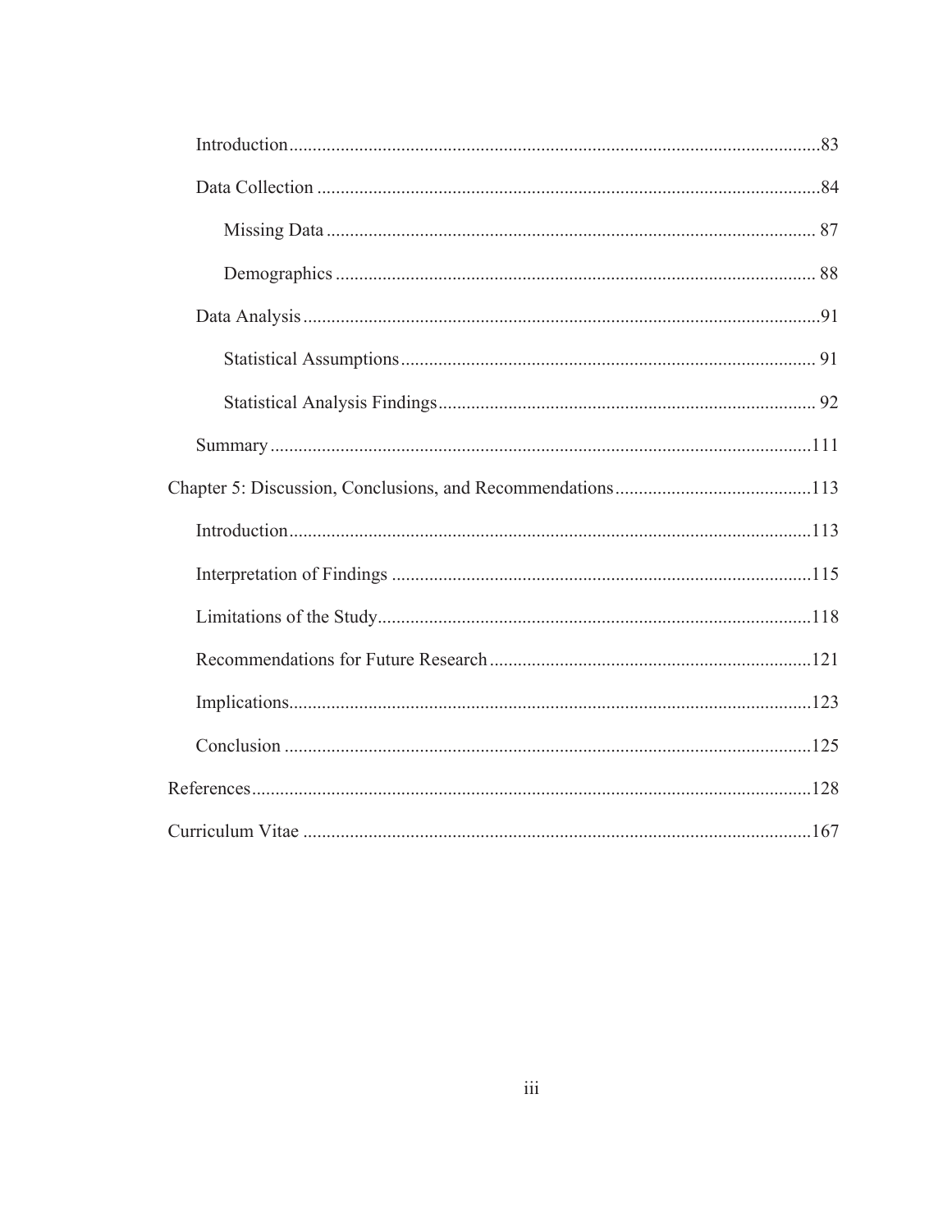Introduction....................................................................................................................83

Data Collection ..............................................................................................................84

Missing Data ............................................................................................................ 87

Demographics .......................................................................................................... 88

Data Analysis.................................................................................................................91

Statistical Assumptions............................................................................................ 91

Statistical Analysis Findings.................................................................................... 92

Summary.......................................................................................................................111

Chapter 5: Discussion, Conclusions, and Recommendations..........................................113

Introduction...................................................................................................................113

Interpretation of Findings .............................................................................................115

Limitations of the Study................................................................................................118

Recommendations for Future Research........................................................................121

Implications...................................................................................................................123

Conclusion ....................................................................................................................125

References...........................................................................................................................128

Curriculum Vitae ................................................................................................................167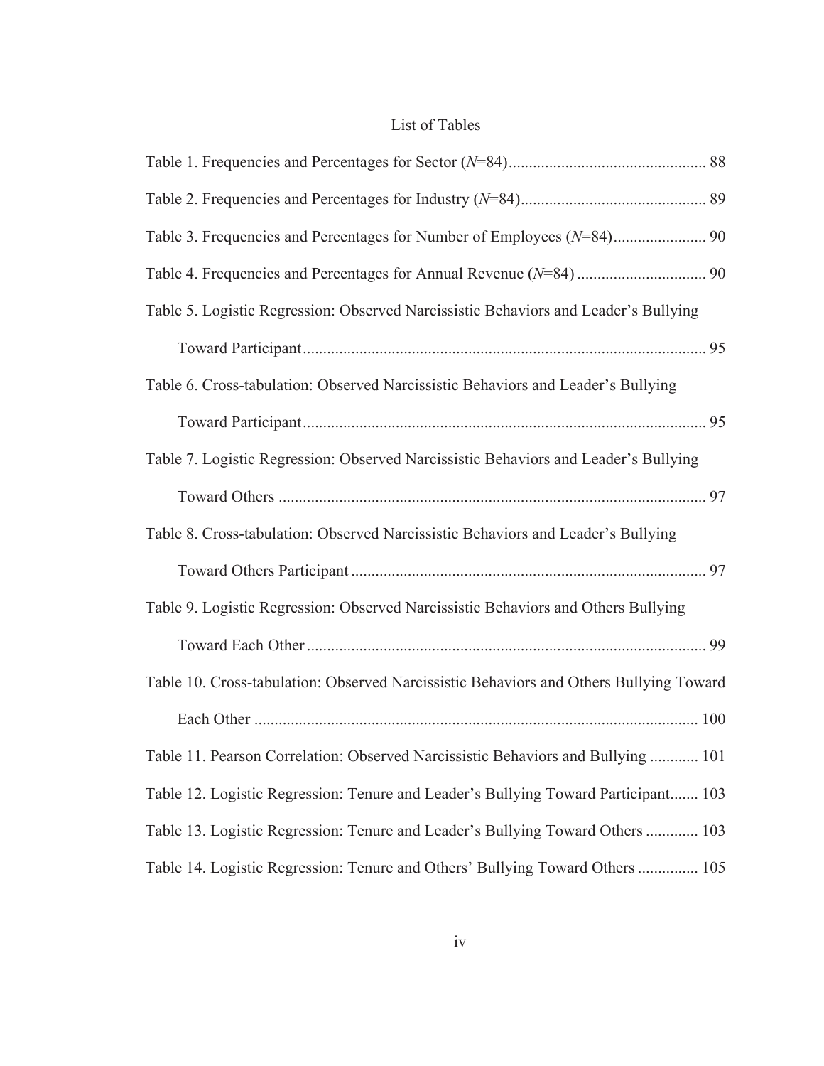# List of Tables

Table 1. Frequencies and Percentages for Sector (*N*=84) ........................................ 88

Table 2. Frequencies and Percentages for Industry (*N*=84) ........................................ 89

Table 3. Frequencies and Percentages for Number of Employees (*N*=84) .................... 90

Table 4. Frequencies and Percentages for Annual Revenue (*N*=84) ............................. 90

Table 5. Logistic Regression: Observed Narcissistic Behaviors and Leader's Bullying Toward Participant ........................................................................................ 95

Table 6. Cross-tabulation: Observed Narcissistic Behaviors and Leader's Bullying Toward Participant ........................................................................................ 95

Table 7. Logistic Regression: Observed Narcissistic Behaviors and Leader's Bullying Toward Others ............................................................................................. 97

Table 8. Cross-tabulation: Observed Narcissistic Behaviors and Leader's Bullying Toward Others Participant ............................................................................. 97

Table 9. Logistic Regression: Observed Narcissistic Behaviors and Others Bullying Toward Each Other ....................................................................................... 99

Table 10. Cross-tabulation: Observed Narcissistic Behaviors and Others Bullying Toward Each Other ....................................................................................... 100

Table 11. Pearson Correlation: Observed Narcissistic Behaviors and Bullying ............ 101

Table 12. Logistic Regression: Tenure and Leader's Bullying Toward Participant ....... 103

Table 13. Logistic Regression: Tenure and Leader's Bullying Toward Others ............. 103

Table 14. Logistic Regression: Tenure and Others' Bullying Toward Others ............... 105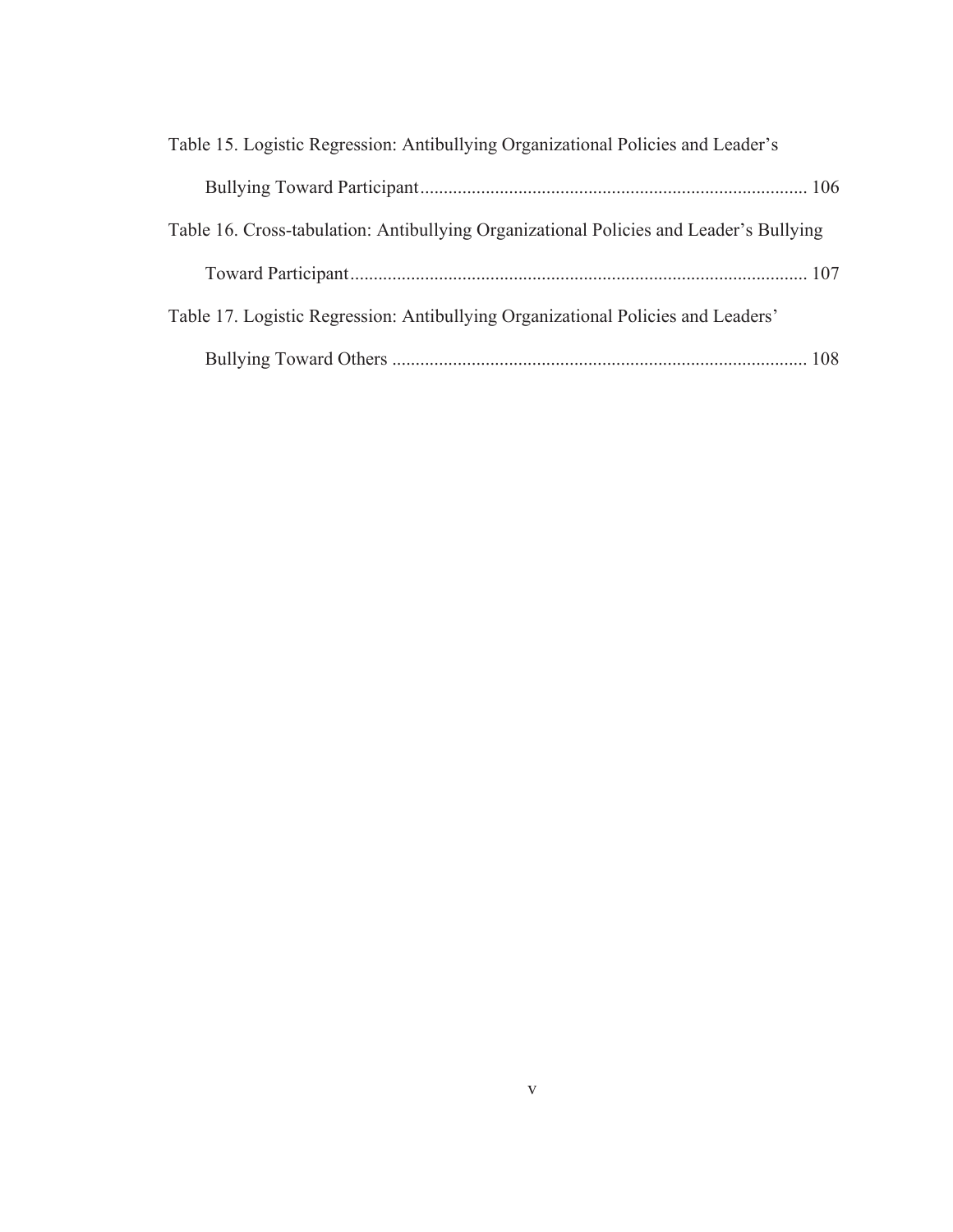Table 15. Logistic Regression: Antibullying Organizational Policies and Leader's Bullying Toward Participant .......... 106

Table 16. Cross-tabulation: Antibullying Organizational Policies and Leader's Bullying Toward Participant .......... 107

Table 17. Logistic Regression: Antibullying Organizational Policies and Leaders' Bullying Toward Others .......... 108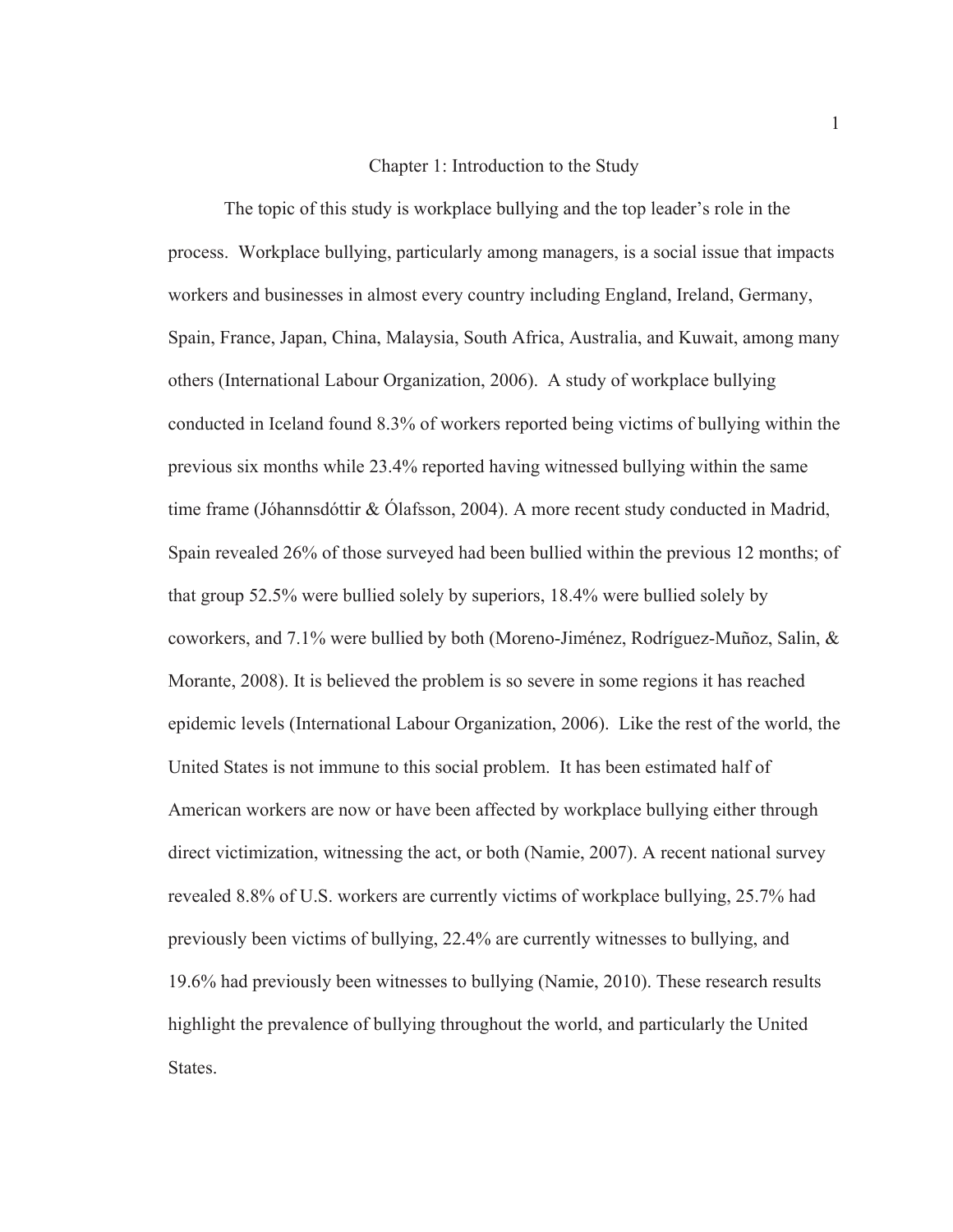# Chapter 1: Introduction to the Study

The topic of this study is workplace bullying and the top leader's role in the process. Workplace bullying, particularly among managers, is a social issue that impacts workers and businesses in almost every country including England, Ireland, Germany, Spain, France, Japan, China, Malaysia, South Africa, Australia, and Kuwait, among many others (International Labour Organization, 2006). A study of workplace bullying conducted in Iceland found 8.3% of workers reported being victims of bullying within the previous six months while 23.4% reported having witnessed bullying within the same time frame (Jóhannsdóttir & Ólafsson, 2004). A more recent study conducted in Madrid, Spain revealed 26% of those surveyed had been bullied within the previous 12 months; of that group 52.5% were bullied solely by superiors, 18.4% were bullied solely by coworkers, and 7.1% were bullied by both (Moreno-Jiménez, Rodríguez-Muñoz, Salin, & Morante, 2008). It is believed the problem is so severe in some regions it has reached epidemic levels (International Labour Organization, 2006). Like the rest of the world, the United States is not immune to this social problem. It has been estimated half of American workers are now or have been affected by workplace bullying either through direct victimization, witnessing the act, or both (Namie, 2007). A recent national survey revealed 8.8% of U.S. workers are currently victims of workplace bullying, 25.7% had previously been victims of bullying, 22.4% are currently witnesses to bullying, and 19.6% had previously been witnesses to bullying (Namie, 2010). These research results highlight the prevalence of bullying throughout the world, and particularly the United States.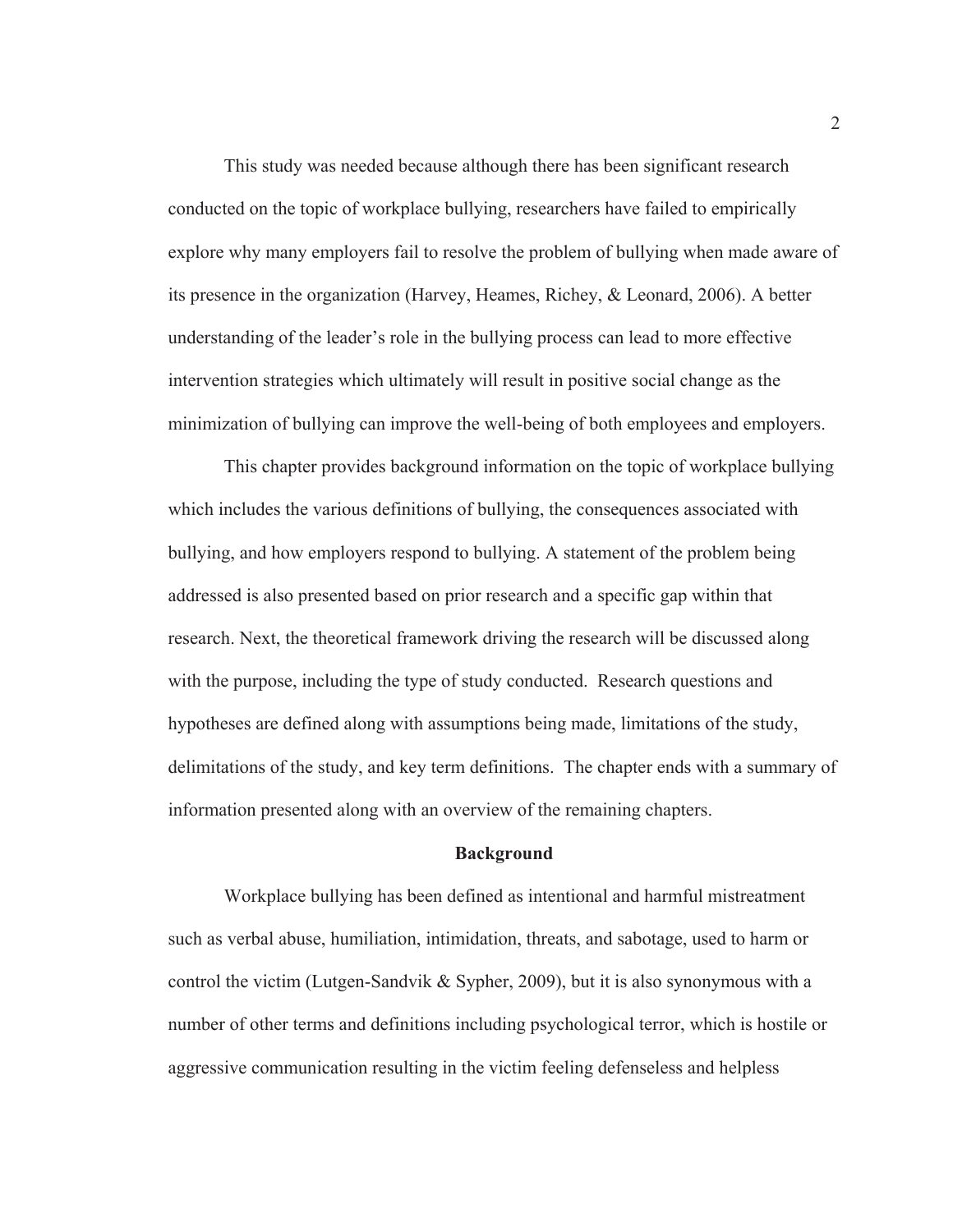This study was needed because although there has been significant research conducted on the topic of workplace bullying, researchers have failed to empirically explore why many employers fail to resolve the problem of bullying when made aware of its presence in the organization (Harvey, Heames, Richey, & Leonard, 2006). A better understanding of the leader's role in the bullying process can lead to more effective intervention strategies which ultimately will result in positive social change as the minimization of bullying can improve the well-being of both employees and employers.

This chapter provides background information on the topic of workplace bullying which includes the various definitions of bullying, the consequences associated with bullying, and how employers respond to bullying. A statement of the problem being addressed is also presented based on prior research and a specific gap within that research. Next, the theoretical framework driving the research will be discussed along with the purpose, including the type of study conducted. Research questions and hypotheses are defined along with assumptions being made, limitations of the study, delimitations of the study, and key term definitions. The chapter ends with a summary of information presented along with an overview of the remaining chapters.

## Background

Workplace bullying has been defined as intentional and harmful mistreatment such as verbal abuse, humiliation, intimidation, threats, and sabotage, used to harm or control the victim (Lutgen-Sandvik & Sypher, 2009), but it is also synonymous with a number of other terms and definitions including psychological terror, which is hostile or aggressive communication resulting in the victim feeling defenseless and helpless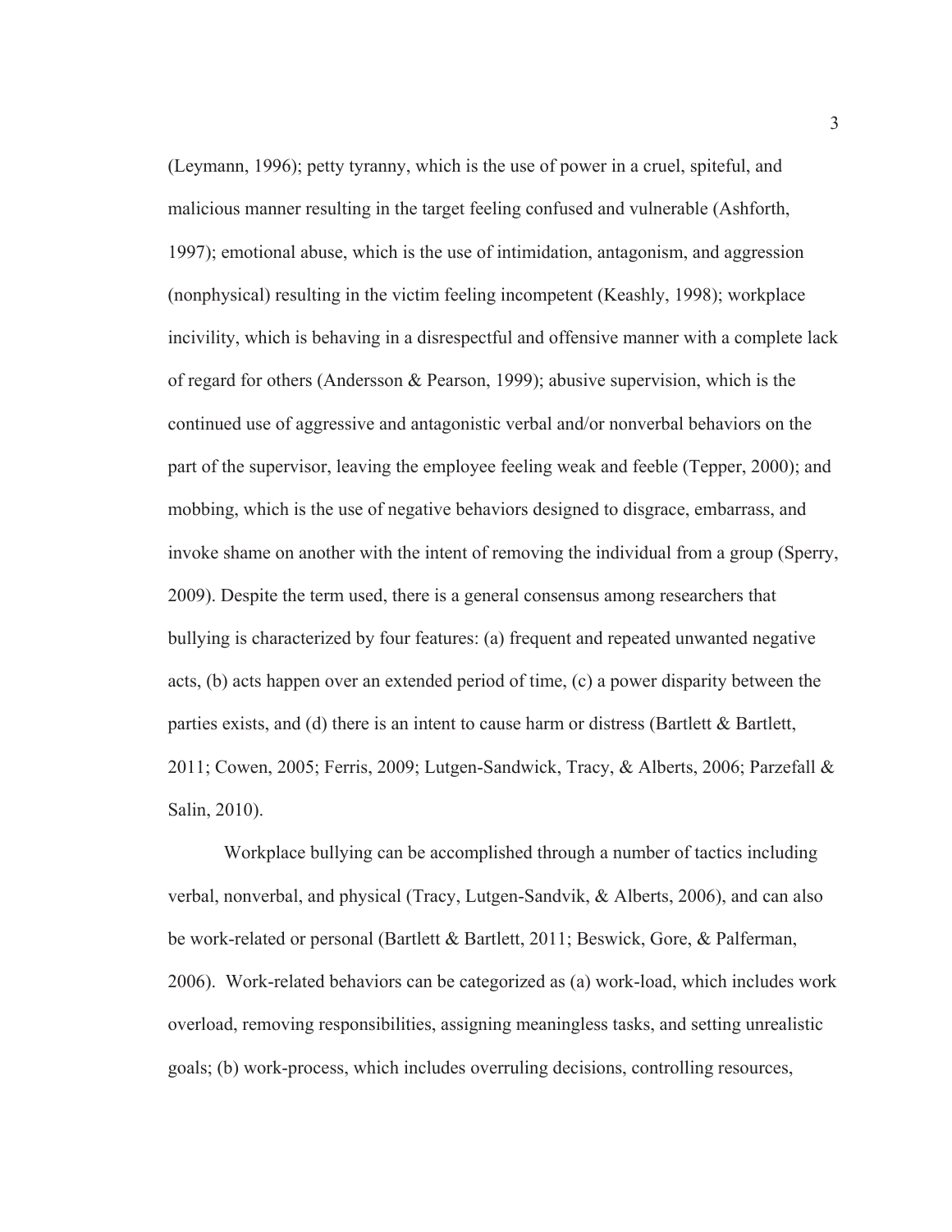(Leymann, 1996); petty tyranny, which is the use of power in a cruel, spiteful, and malicious manner resulting in the target feeling confused and vulnerable (Ashforth, 1997); emotional abuse, which is the use of intimidation, antagonism, and aggression (nonphysical) resulting in the victim feeling incompetent (Keashly, 1998); workplace incivility, which is behaving in a disrespectful and offensive manner with a complete lack of regard for others (Andersson & Pearson, 1999); abusive supervision, which is the continued use of aggressive and antagonistic verbal and/or nonverbal behaviors on the part of the supervisor, leaving the employee feeling weak and feeble (Tepper, 2000); and mobbing, which is the use of negative behaviors designed to disgrace, embarrass, and invoke shame on another with the intent of removing the individual from a group (Sperry, 2009). Despite the term used, there is a general consensus among researchers that bullying is characterized by four features: (a) frequent and repeated unwanted negative acts, (b) acts happen over an extended period of time, (c) a power disparity between the parties exists, and (d) there is an intent to cause harm or distress (Bartlett & Bartlett, 2011; Cowen, 2005; Ferris, 2009; Lutgen-Sandwick, Tracy, & Alberts, 2006; Parzefall & Salin, 2010).

Workplace bullying can be accomplished through a number of tactics including verbal, nonverbal, and physical (Tracy, Lutgen-Sandvik, & Alberts, 2006), and can also be work-related or personal (Bartlett & Bartlett, 2011; Beswick, Gore, & Palferman, 2006). Work-related behaviors can be categorized as (a) work-load, which includes work overload, removing responsibilities, assigning meaningless tasks, and setting unrealistic goals; (b) work-process, which includes overruling decisions, controlling resources,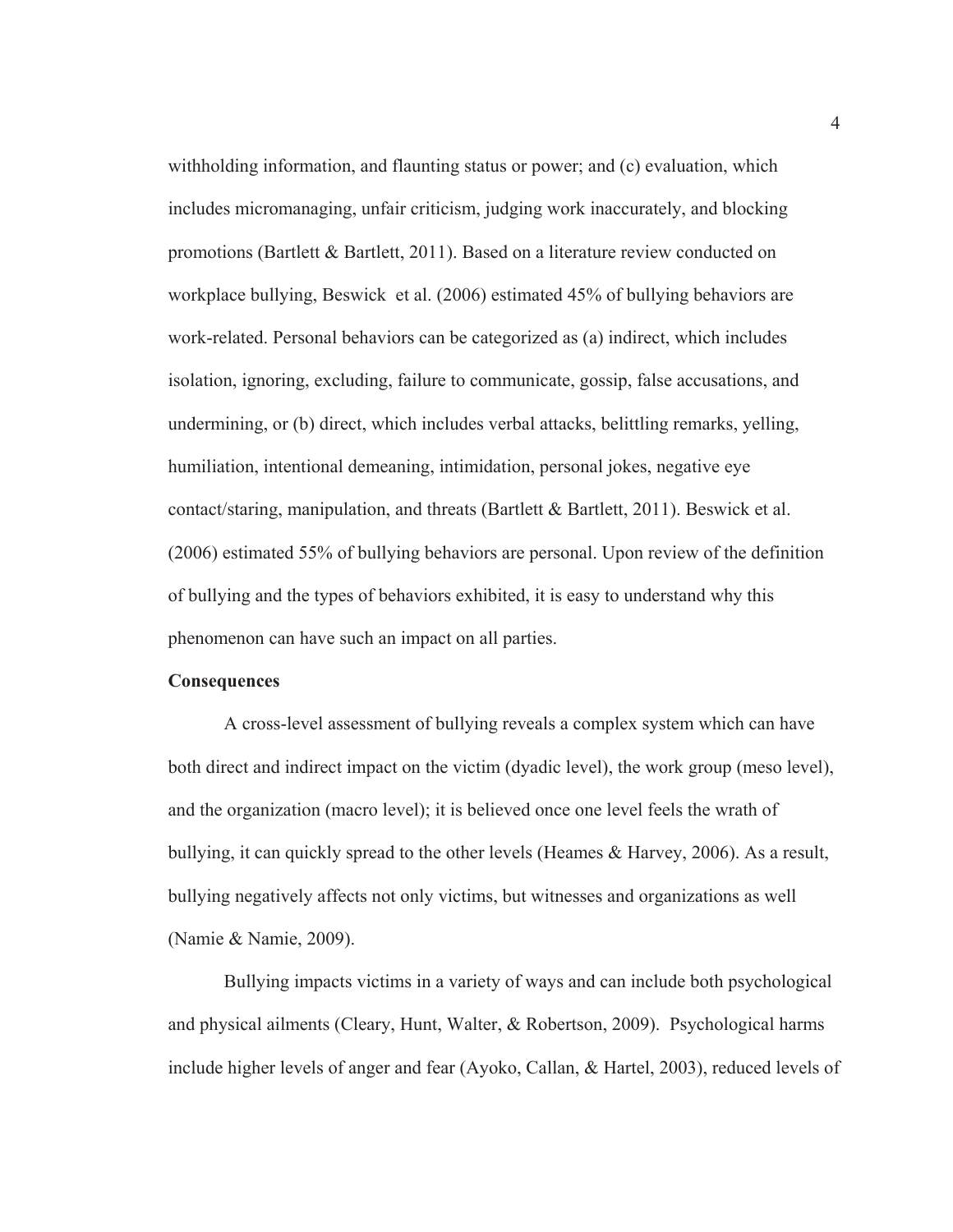withholding information, and flaunting status or power; and (c) evaluation, which includes micromanaging, unfair criticism, judging work inaccurately, and blocking promotions (Bartlett & Bartlett, 2011). Based on a literature review conducted on workplace bullying, Beswick et al. (2006) estimated 45% of bullying behaviors are work-related. Personal behaviors can be categorized as (a) indirect, which includes isolation, ignoring, excluding, failure to communicate, gossip, false accusations, and undermining, or (b) direct, which includes verbal attacks, belittling remarks, yelling, humiliation, intentional demeaning, intimidation, personal jokes, negative eye contact/staring, manipulation, and threats (Bartlett & Bartlett, 2011). Beswick et al. (2006) estimated 55% of bullying behaviors are personal. Upon review of the definition of bullying and the types of behaviors exhibited, it is easy to understand why this phenomenon can have such an impact on all parties.

**Consequences**

A cross-level assessment of bullying reveals a complex system which can have both direct and indirect impact on the victim (dyadic level), the work group (meso level), and the organization (macro level); it is believed once one level feels the wrath of bullying, it can quickly spread to the other levels (Heames & Harvey, 2006). As a result, bullying negatively affects not only victims, but witnesses and organizations as well (Namie & Namie, 2009).

Bullying impacts victims in a variety of ways and can include both psychological and physical ailments (Cleary, Hunt, Walter, & Robertson, 2009). Psychological harms include higher levels of anger and fear (Ayoko, Callan, & Hartel, 2003), reduced levels of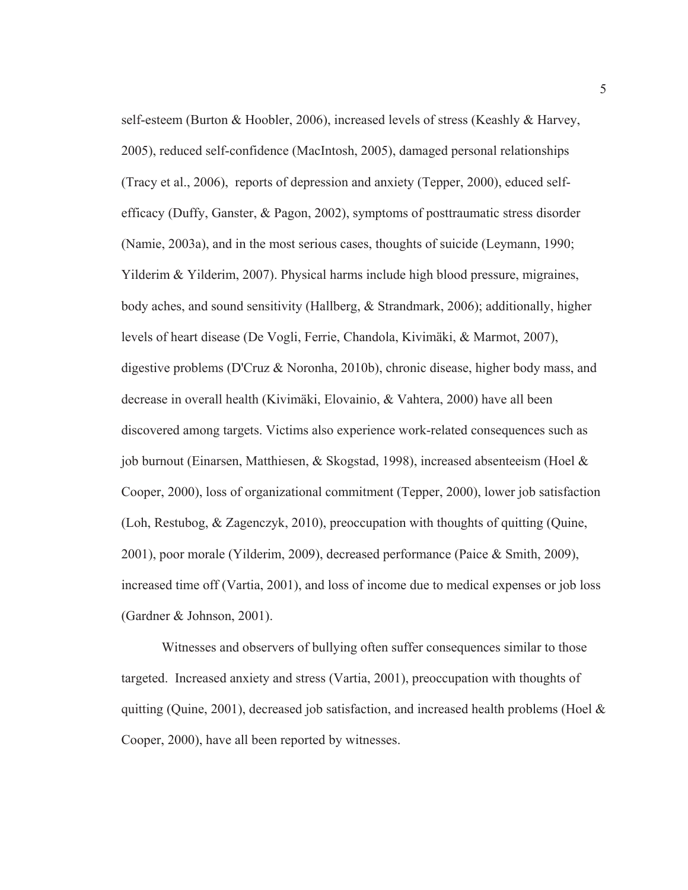self-esteem (Burton & Hoobler, 2006), increased levels of stress (Keashly & Harvey, 2005), reduced self-confidence (MacIntosh, 2005), damaged personal relationships (Tracy et al., 2006), reports of depression and anxiety (Tepper, 2000), educed self-efficacy (Duffy, Ganster, & Pagon, 2002), symptoms of posttraumatic stress disorder (Namie, 2003a), and in the most serious cases, thoughts of suicide (Leymann, 1990; Yilderim & Yilderim, 2007). Physical harms include high blood pressure, migraines, body aches, and sound sensitivity (Hallberg, & Strandmark, 2006); additionally, higher levels of heart disease (De Vogli, Ferrie, Chandola, Kivimäki, & Marmot, 2007), digestive problems (D'Cruz & Noronha, 2010b), chronic disease, higher body mass, and decrease in overall health (Kivimäki, Elovainio, & Vahtera, 2000) have all been discovered among targets. Victims also experience work-related consequences such as job burnout (Einarsen, Matthiesen, & Skogstad, 1998), increased absenteeism (Hoel & Cooper, 2000), loss of organizational commitment (Tepper, 2000), lower job satisfaction (Loh, Restubog, & Zagenczyk, 2010), preoccupation with thoughts of quitting (Quine, 2001), poor morale (Yilderim, 2009), decreased performance (Paice & Smith, 2009), increased time off (Vartia, 2001), and loss of income due to medical expenses or job loss (Gardner & Johnson, 2001).

Witnesses and observers of bullying often suffer consequences similar to those targeted. Increased anxiety and stress (Vartia, 2001), preoccupation with thoughts of quitting (Quine, 2001), decreased job satisfaction, and increased health problems (Hoel & Cooper, 2000), have all been reported by witnesses.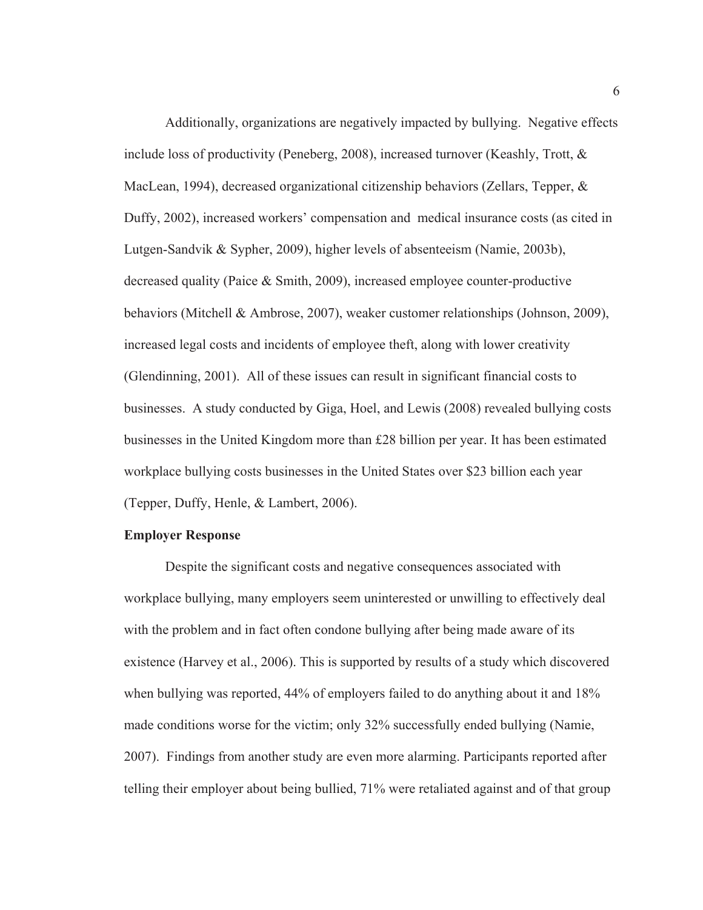Additionally, organizations are negatively impacted by bullying. Negative effects include loss of productivity (Peneberg, 2008), increased turnover (Keashly, Trott, & MacLean, 1994), decreased organizational citizenship behaviors (Zellars, Tepper, & Duffy, 2002), increased workers' compensation and medical insurance costs (as cited in Lutgen-Sandvik & Sypher, 2009), higher levels of absenteeism (Namie, 2003b), decreased quality (Paice & Smith, 2009), increased employee counter-productive behaviors (Mitchell & Ambrose, 2007), weaker customer relationships (Johnson, 2009), increased legal costs and incidents of employee theft, along with lower creativity (Glendinning, 2001). All of these issues can result in significant financial costs to businesses. A study conducted by Giga, Hoel, and Lewis (2008) revealed bullying costs businesses in the United Kingdom more than £28 billion per year. It has been estimated workplace bullying costs businesses in the United States over $23 billion each year (Tepper, Duffy, Henle, & Lambert, 2006).

**Employer Response**

Despite the significant costs and negative consequences associated with workplace bullying, many employers seem uninterested or unwilling to effectively deal with the problem and in fact often condone bullying after being made aware of its existence (Harvey et al., 2006). This is supported by results of a study which discovered when bullying was reported, 44% of employers failed to do anything about it and 18% made conditions worse for the victim; only 32% successfully ended bullying (Namie, 2007). Findings from another study are even more alarming. Participants reported after telling their employer about being bullied, 71% were retaliated against and of that group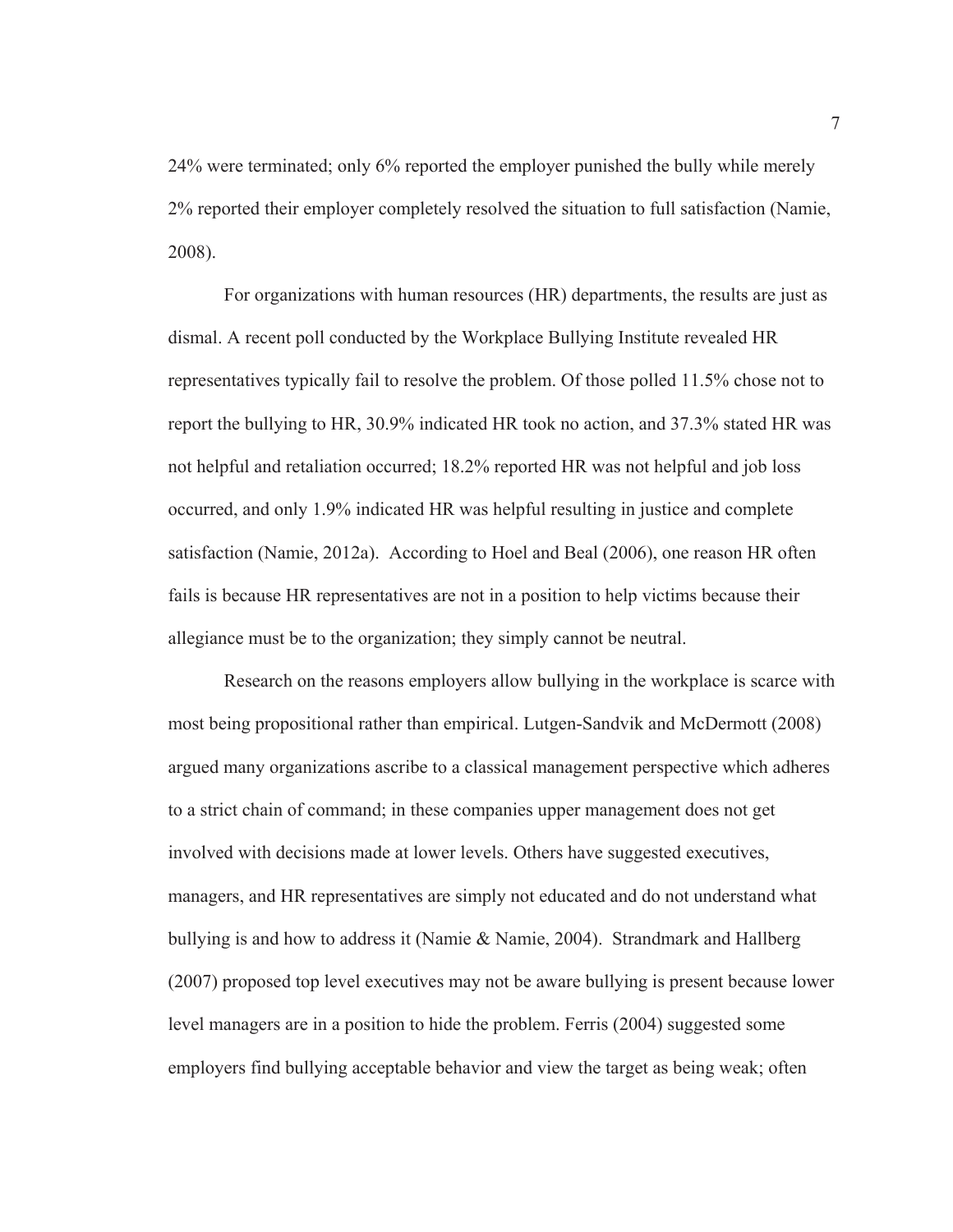24% were terminated; only 6% reported the employer punished the bully while merely 2% reported their employer completely resolved the situation to full satisfaction (Namie, 2008).

For organizations with human resources (HR) departments, the results are just as dismal. A recent poll conducted by the Workplace Bullying Institute revealed HR representatives typically fail to resolve the problem. Of those polled 11.5% chose not to report the bullying to HR, 30.9% indicated HR took no action, and 37.3% stated HR was not helpful and retaliation occurred; 18.2% reported HR was not helpful and job loss occurred, and only 1.9% indicated HR was helpful resulting in justice and complete satisfaction (Namie, 2012a). According to Hoel and Beal (2006), one reason HR often fails is because HR representatives are not in a position to help victims because their allegiance must be to the organization; they simply cannot be neutral.

Research on the reasons employers allow bullying in the workplace is scarce with most being propositional rather than empirical. Lutgen-Sandvik and McDermott (2008) argued many organizations ascribe to a classical management perspective which adheres to a strict chain of command; in these companies upper management does not get involved with decisions made at lower levels. Others have suggested executives, managers, and HR representatives are simply not educated and do not understand what bullying is and how to address it (Namie & Namie, 2004). Strandmark and Hallberg (2007) proposed top level executives may not be aware bullying is present because lower level managers are in a position to hide the problem. Ferris (2004) suggested some employers find bullying acceptable behavior and view the target as being weak; often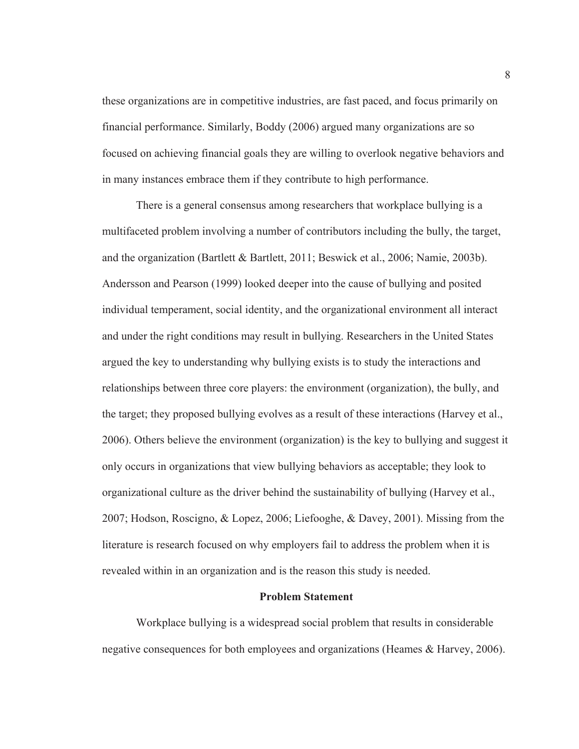these organizations are in competitive industries, are fast paced, and focus primarily on financial performance. Similarly, Boddy (2006) argued many organizations are so focused on achieving financial goals they are willing to overlook negative behaviors and in many instances embrace them if they contribute to high performance.

There is a general consensus among researchers that workplace bullying is a multifaceted problem involving a number of contributors including the bully, the target, and the organization (Bartlett & Bartlett, 2011; Beswick et al., 2006; Namie, 2003b). Andersson and Pearson (1999) looked deeper into the cause of bullying and posited individual temperament, social identity, and the organizational environment all interact and under the right conditions may result in bullying. Researchers in the United States argued the key to understanding why bullying exists is to study the interactions and relationships between three core players: the environment (organization), the bully, and the target; they proposed bullying evolves as a result of these interactions (Harvey et al., 2006). Others believe the environment (organization) is the key to bullying and suggest it only occurs in organizations that view bullying behaviors as acceptable; they look to organizational culture as the driver behind the sustainability of bullying (Harvey et al., 2007; Hodson, Roscigno, & Lopez, 2006; Liefooghe, & Davey, 2001). Missing from the literature is research focused on why employers fail to address the problem when it is revealed within in an organization and is the reason this study is needed.

## Problem Statement

Workplace bullying is a widespread social problem that results in considerable negative consequences for both employees and organizations (Heames & Harvey, 2006).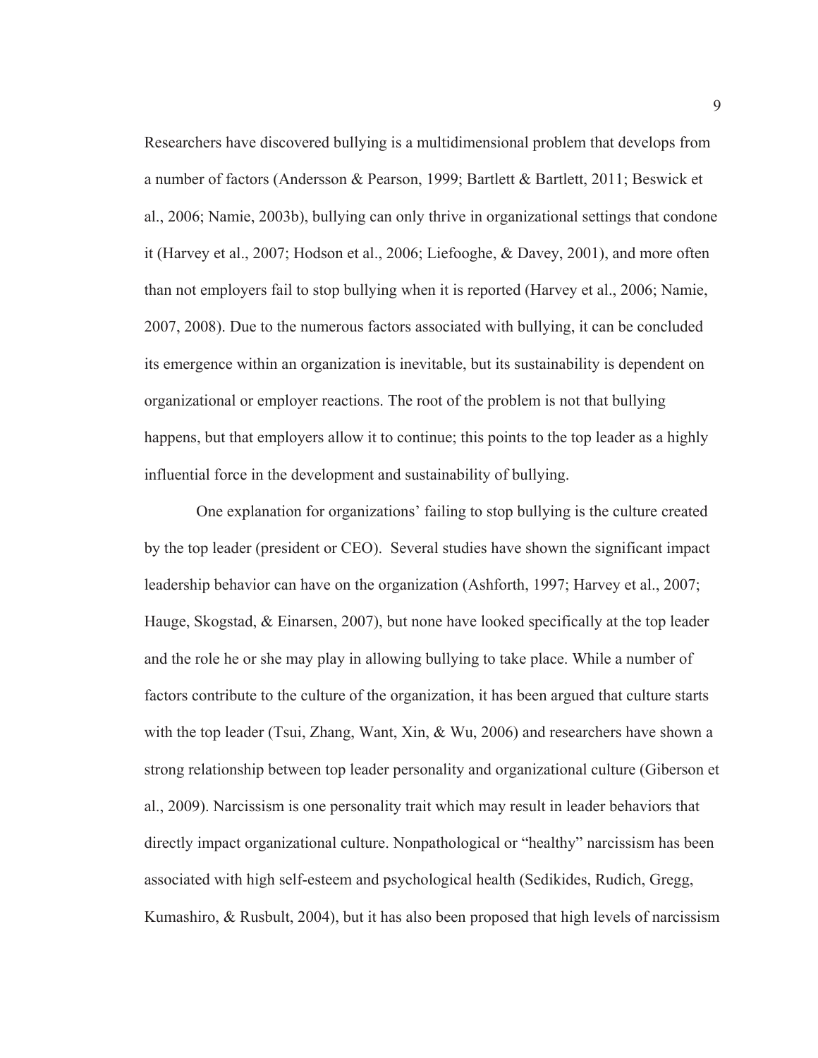Researchers have discovered bullying is a multidimensional problem that develops from a number of factors (Andersson & Pearson, 1999; Bartlett & Bartlett, 2011; Beswick et al., 2006; Namie, 2003b), bullying can only thrive in organizational settings that condone it (Harvey et al., 2007; Hodson et al., 2006; Liefooghe, & Davey, 2001), and more often than not employers fail to stop bullying when it is reported (Harvey et al., 2006; Namie, 2007, 2008). Due to the numerous factors associated with bullying, it can be concluded its emergence within an organization is inevitable, but its sustainability is dependent on organizational or employer reactions. The root of the problem is not that bullying happens, but that employers allow it to continue; this points to the top leader as a highly influential force in the development and sustainability of bullying.

One explanation for organizations' failing to stop bullying is the culture created by the top leader (president or CEO). Several studies have shown the significant impact leadership behavior can have on the organization (Ashforth, 1997; Harvey et al., 2007; Hauge, Skogstad, & Einarsen, 2007), but none have looked specifically at the top leader and the role he or she may play in allowing bullying to take place. While a number of factors contribute to the culture of the organization, it has been argued that culture starts with the top leader (Tsui, Zhang, Want, Xin, & Wu, 2006) and researchers have shown a strong relationship between top leader personality and organizational culture (Giberson et al., 2009). Narcissism is one personality trait which may result in leader behaviors that directly impact organizational culture. Nonpathological or "healthy" narcissism has been associated with high self-esteem and psychological health (Sedikides, Rudich, Gregg, Kumashiro, & Rusbult, 2004), but it has also been proposed that high levels of narcissism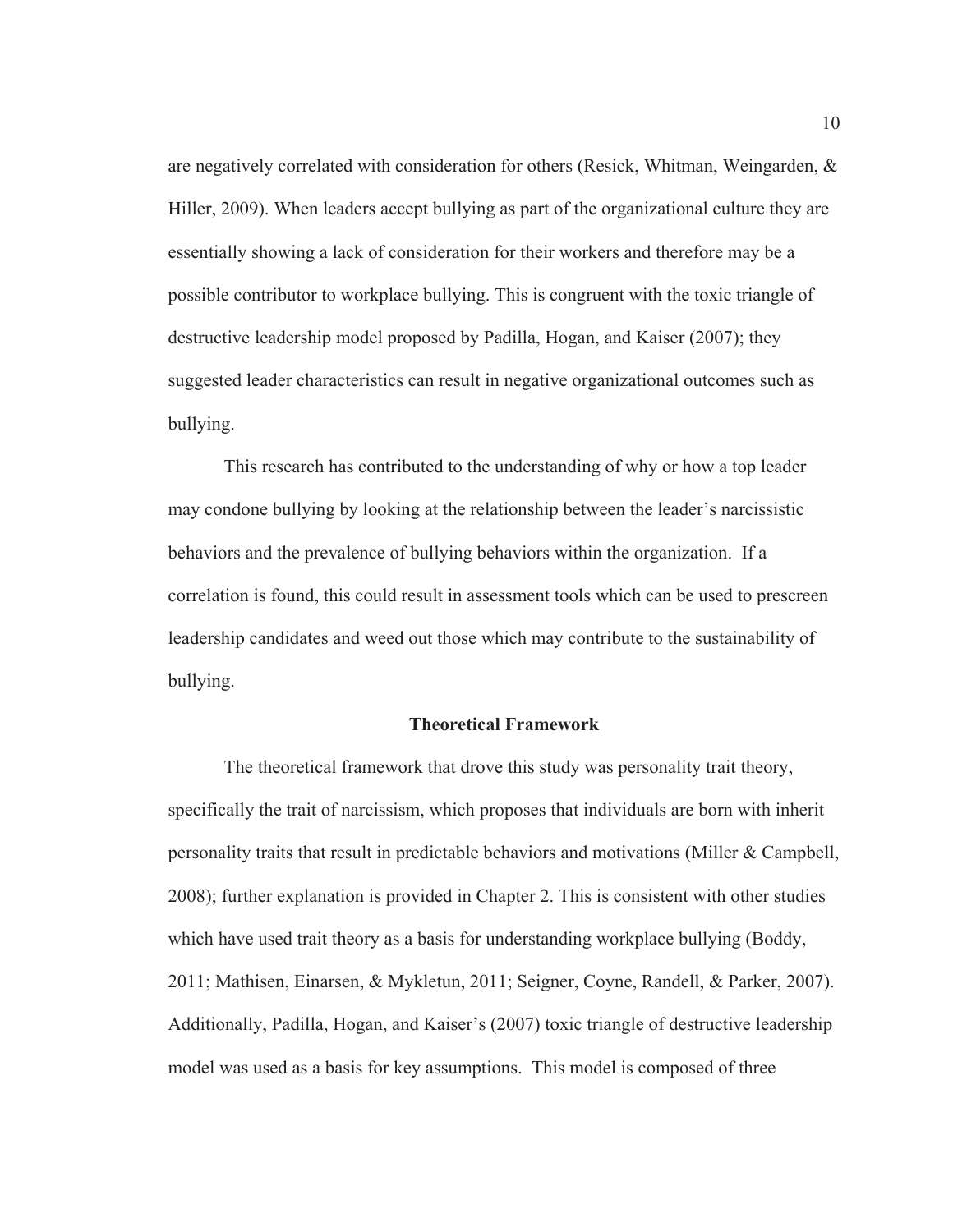are negatively correlated with consideration for others (Resick, Whitman, Weingarden, & Hiller, 2009). When leaders accept bullying as part of the organizational culture they are essentially showing a lack of consideration for their workers and therefore may be a possible contributor to workplace bullying. This is congruent with the toxic triangle of destructive leadership model proposed by Padilla, Hogan, and Kaiser (2007); they suggested leader characteristics can result in negative organizational outcomes such as bullying.

This research has contributed to the understanding of why or how a top leader may condone bullying by looking at the relationship between the leader's narcissistic behaviors and the prevalence of bullying behaviors within the organization. If a correlation is found, this could result in assessment tools which can be used to prescreen leadership candidates and weed out those which may contribute to the sustainability of bullying.

## Theoretical Framework

The theoretical framework that drove this study was personality trait theory, specifically the trait of narcissism, which proposes that individuals are born with inherit personality traits that result in predictable behaviors and motivations (Miller & Campbell, 2008); further explanation is provided in Chapter 2. This is consistent with other studies which have used trait theory as a basis for understanding workplace bullying (Boddy, 2011; Mathisen, Einarsen, & Mykletun, 2011; Seigner, Coyne, Randell, & Parker, 2007). Additionally, Padilla, Hogan, and Kaiser's (2007) toxic triangle of destructive leadership model was used as a basis for key assumptions. This model is composed of three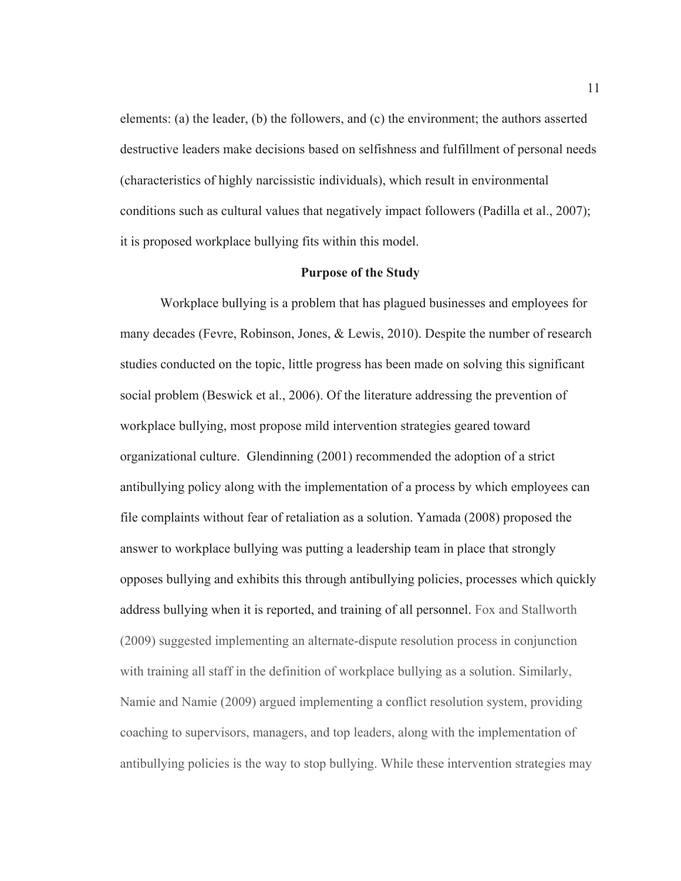elements: (a) the leader, (b) the followers, and (c) the environment; the authors asserted destructive leaders make decisions based on selfishness and fulfillment of personal needs (characteristics of highly narcissistic individuals), which result in environmental conditions such as cultural values that negatively impact followers (Padilla et al., 2007); it is proposed workplace bullying fits within this model.

## Purpose of the Study

Workplace bullying is a problem that has plagued businesses and employees for many decades (Fevre, Robinson, Jones, & Lewis, 2010). Despite the number of research studies conducted on the topic, little progress has been made on solving this significant social problem (Beswick et al., 2006). Of the literature addressing the prevention of workplace bullying, most propose mild intervention strategies geared toward organizational culture. Glendinning (2001) recommended the adoption of a strict antibullying policy along with the implementation of a process by which employees can file complaints without fear of retaliation as a solution. Yamada (2008) proposed the answer to workplace bullying was putting a leadership team in place that strongly opposes bullying and exhibits this through antibullying policies, processes which quickly address bullying when it is reported, and training of all personnel. Fox and Stallworth (2009) suggested implementing an alternate-dispute resolution process in conjunction with training all staff in the definition of workplace bullying as a solution. Similarly, Namie and Namie (2009) argued implementing a conflict resolution system, providing coaching to supervisors, managers, and top leaders, along with the implementation of antibullying policies is the way to stop bullying. While these intervention strategies may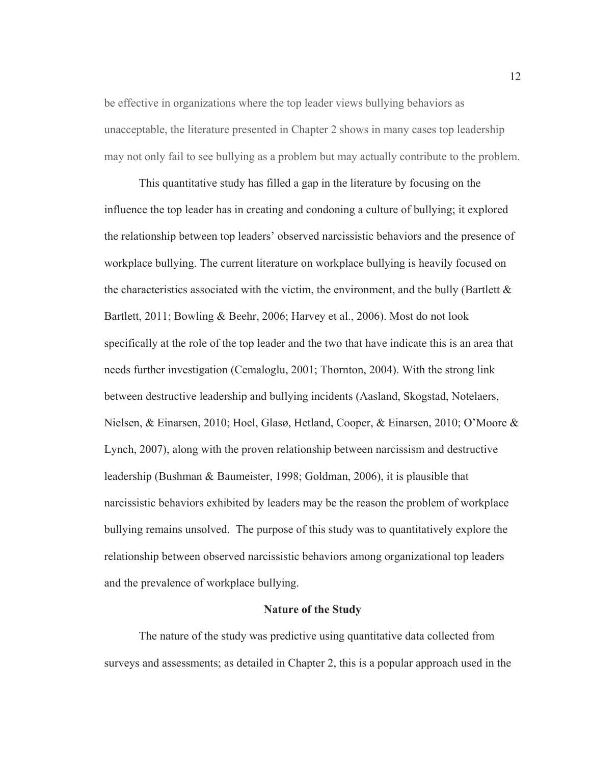be effective in organizations where the top leader views bullying behaviors as unacceptable, the literature presented in Chapter 2 shows in many cases top leadership may not only fail to see bullying as a problem but may actually contribute to the problem.

This quantitative study has filled a gap in the literature by focusing on the influence the top leader has in creating and condoning a culture of bullying; it explored the relationship between top leaders' observed narcissistic behaviors and the presence of workplace bullying. The current literature on workplace bullying is heavily focused on the characteristics associated with the victim, the environment, and the bully (Bartlett & Bartlett, 2011; Bowling & Beehr, 2006; Harvey et al., 2006). Most do not look specifically at the role of the top leader and the two that have indicate this is an area that needs further investigation (Cemaloglu, 2001; Thornton, 2004). With the strong link between destructive leadership and bullying incidents (Aasland, Skogstad, Notelaers, Nielsen, & Einarsen, 2010; Hoel, Glasø, Hetland, Cooper, & Einarsen, 2010; O'Moore & Lynch, 2007), along with the proven relationship between narcissism and destructive leadership (Bushman & Baumeister, 1998; Goldman, 2006), it is plausible that narcissistic behaviors exhibited by leaders may be the reason the problem of workplace bullying remains unsolved. The purpose of this study was to quantitatively explore the relationship between observed narcissistic behaviors among organizational top leaders and the prevalence of workplace bullying.

## Nature of the Study

The nature of the study was predictive using quantitative data collected from surveys and assessments; as detailed in Chapter 2, this is a popular approach used in the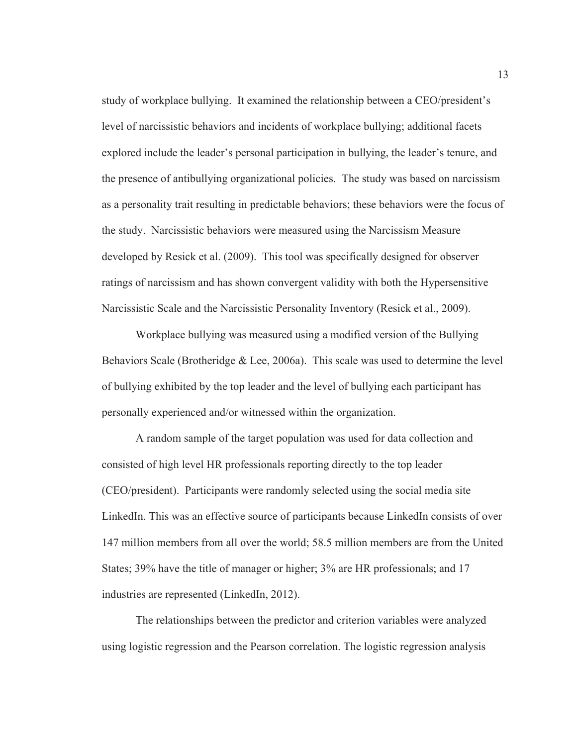study of workplace bullying. It examined the relationship between a CEO/president's level of narcissistic behaviors and incidents of workplace bullying; additional facets explored include the leader's personal participation in bullying, the leader's tenure, and the presence of antibullying organizational policies. The study was based on narcissism as a personality trait resulting in predictable behaviors; these behaviors were the focus of the study. Narcissistic behaviors were measured using the Narcissism Measure developed by Resick et al. (2009). This tool was specifically designed for observer ratings of narcissism and has shown convergent validity with both the Hypersensitive Narcissistic Scale and the Narcissistic Personality Inventory (Resick et al., 2009).

Workplace bullying was measured using a modified version of the Bullying Behaviors Scale (Brotheridge & Lee, 2006a). This scale was used to determine the level of bullying exhibited by the top leader and the level of bullying each participant has personally experienced and/or witnessed within the organization.

A random sample of the target population was used for data collection and consisted of high level HR professionals reporting directly to the top leader (CEO/president). Participants were randomly selected using the social media site LinkedIn. This was an effective source of participants because LinkedIn consists of over 147 million members from all over the world; 58.5 million members are from the United States; 39% have the title of manager or higher; 3% are HR professionals; and 17 industries are represented (LinkedIn, 2012).

The relationships between the predictor and criterion variables were analyzed using logistic regression and the Pearson correlation. The logistic regression analysis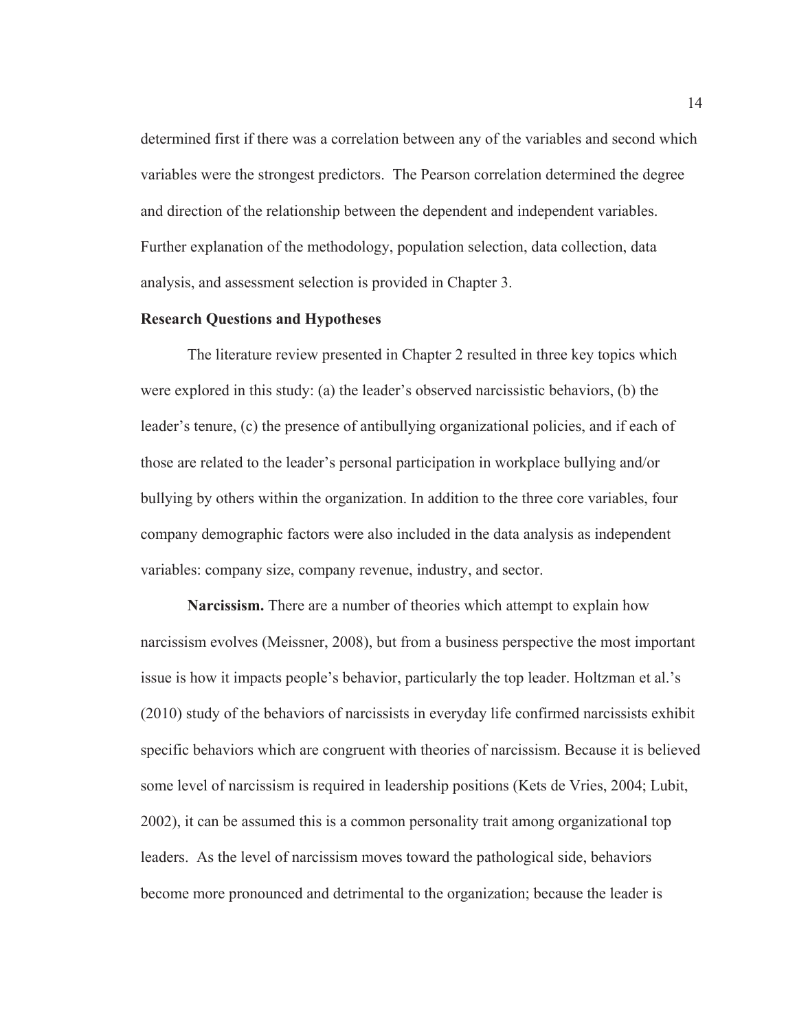determined first if there was a correlation between any of the variables and second which variables were the strongest predictors. The Pearson correlation determined the degree and direction of the relationship between the dependent and independent variables. Further explanation of the methodology, population selection, data collection, data analysis, and assessment selection is provided in Chapter 3.

**Research Questions and Hypotheses**

The literature review presented in Chapter 2 resulted in three key topics which were explored in this study: (a) the leader's observed narcissistic behaviors, (b) the leader's tenure, (c) the presence of antibullying organizational policies, and if each of those are related to the leader's personal participation in workplace bullying and/or bullying by others within the organization. In addition to the three core variables, four company demographic factors were also included in the data analysis as independent variables: company size, company revenue, industry, and sector.

**Narcissism.** There are a number of theories which attempt to explain how narcissism evolves (Meissner, 2008), but from a business perspective the most important issue is how it impacts people's behavior, particularly the top leader. Holtzman et al.'s (2010) study of the behaviors of narcissists in everyday life confirmed narcissists exhibit specific behaviors which are congruent with theories of narcissism. Because it is believed some level of narcissism is required in leadership positions (Kets de Vries, 2004; Lubit, 2002), it can be assumed this is a common personality trait among organizational top leaders. As the level of narcissism moves toward the pathological side, behaviors become more pronounced and detrimental to the organization; because the leader is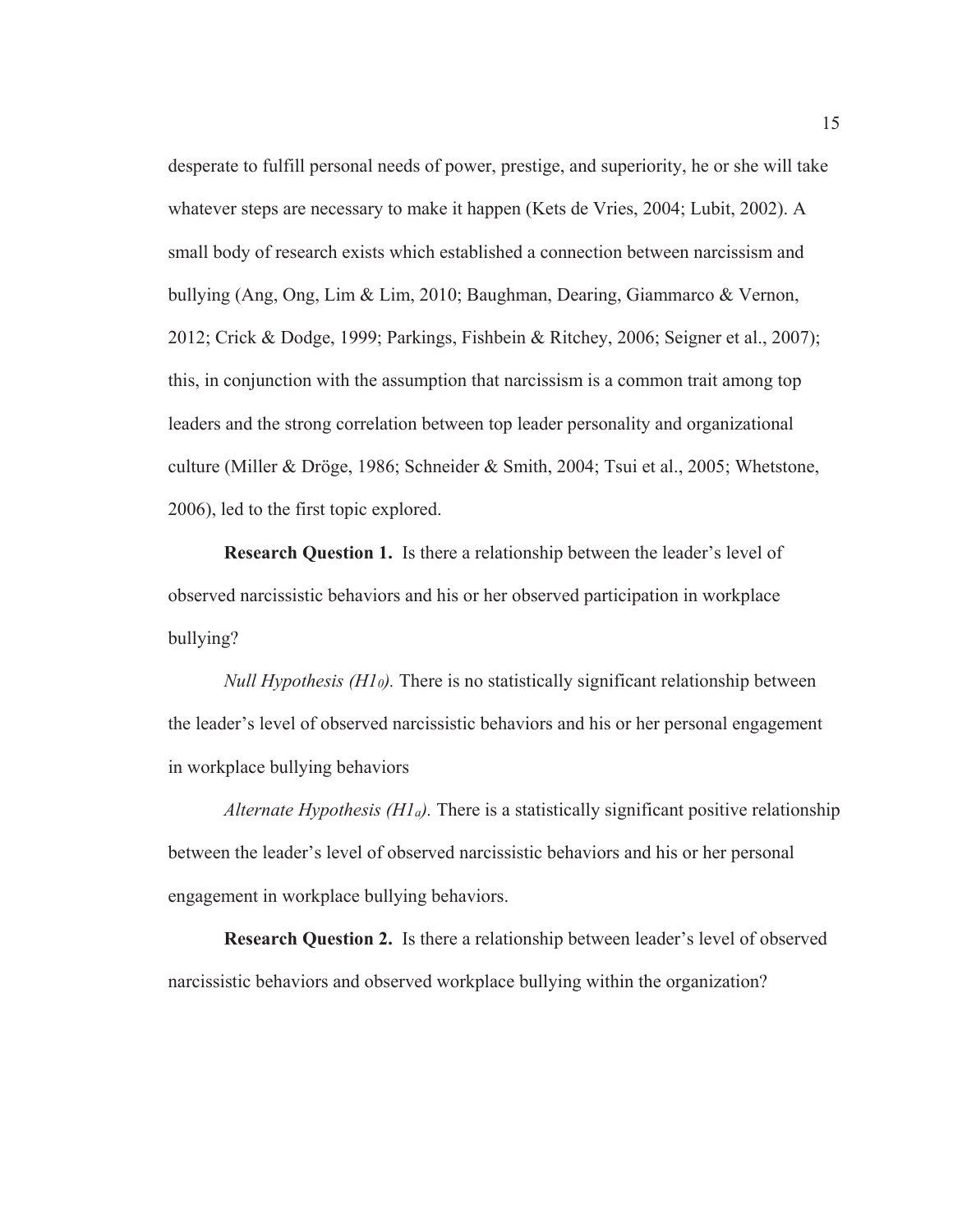desperate to fulfill personal needs of power, prestige, and superiority, he or she will take whatever steps are necessary to make it happen (Kets de Vries, 2004; Lubit, 2002). A small body of research exists which established a connection between narcissism and bullying (Ang, Ong, Lim & Lim, 2010; Baughman, Dearing, Giammarco & Vernon, 2012; Crick & Dodge, 1999; Parkings, Fishbein & Ritchey, 2006; Seigner et al., 2007); this, in conjunction with the assumption that narcissism is a common trait among top leaders and the strong correlation between top leader personality and organizational culture (Miller & Dröge, 1986; Schneider & Smith, 2004; Tsui et al., 2005; Whetstone, 2006), led to the first topic explored.

**Research Question 1.** Is there a relationship between the leader's level of observed narcissistic behaviors and his or her observed participation in workplace bullying?

*Null Hypothesis ($H1_0$).* There is no statistically significant relationship between the leader's level of observed narcissistic behaviors and his or her personal engagement in workplace bullying behaviors

*Alternate Hypothesis ($H1_a$).* There is a statistically significant positive relationship between the leader's level of observed narcissistic behaviors and his or her personal engagement in workplace bullying behaviors.

**Research Question 2.** Is there a relationship between leader's level of observed narcissistic behaviors and observed workplace bullying within the organization?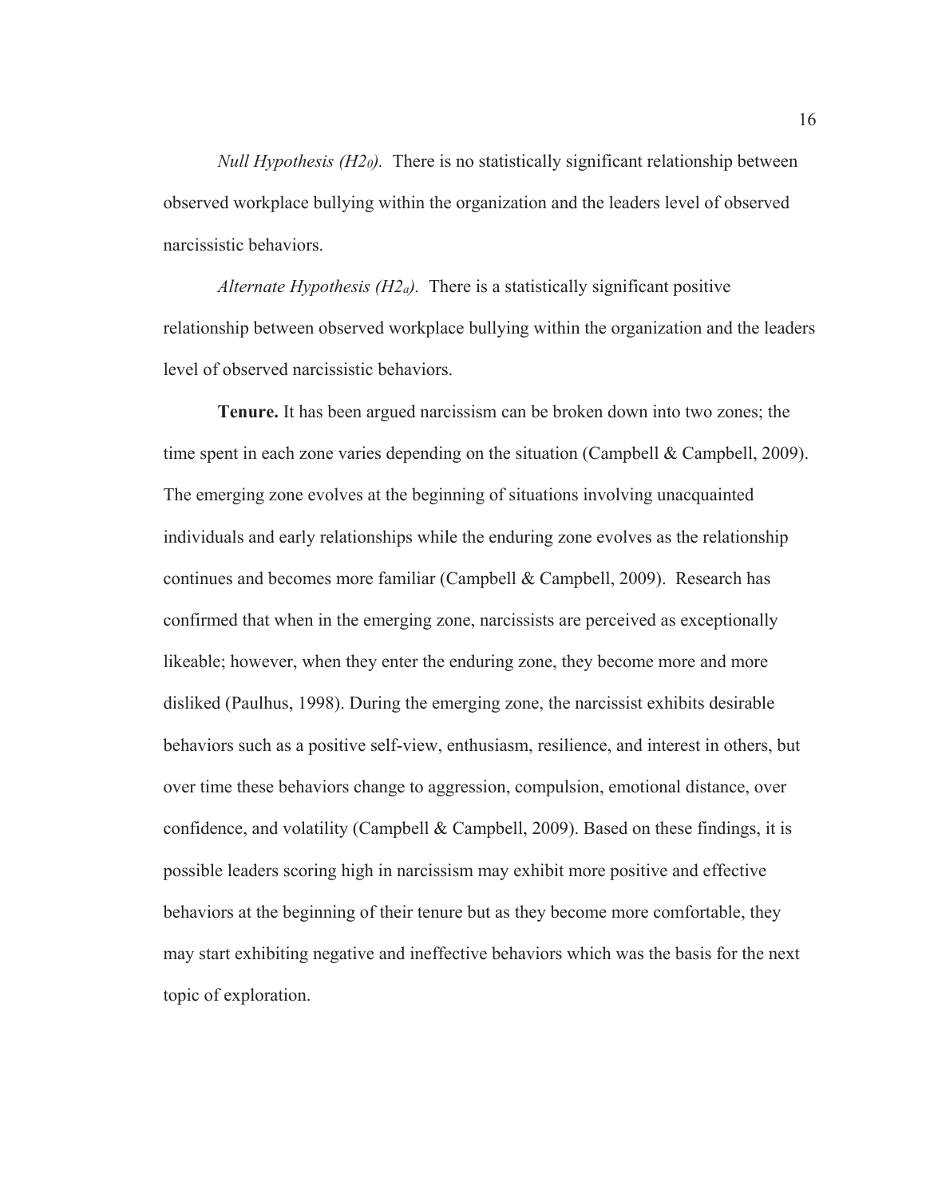*Null Hypothesis ($H2_0$).* There is no statistically significant relationship between observed workplace bullying within the organization and the leaders level of observed narcissistic behaviors.

*Alternate Hypothesis ($H2_a$).* There is a statistically significant positive relationship between observed workplace bullying within the organization and the leaders level of observed narcissistic behaviors.

**Tenure.** It has been argued narcissism can be broken down into two zones; the time spent in each zone varies depending on the situation (Campbell & Campbell, 2009). The emerging zone evolves at the beginning of situations involving unacquainted individuals and early relationships while the enduring zone evolves as the relationship continues and becomes more familiar (Campbell & Campbell, 2009). Research has confirmed that when in the emerging zone, narcissists are perceived as exceptionally likeable; however, when they enter the enduring zone, they become more and more disliked (Paulhus, 1998). During the emerging zone, the narcissist exhibits desirable behaviors such as a positive self-view, enthusiasm, resilience, and interest in others, but over time these behaviors change to aggression, compulsion, emotional distance, over confidence, and volatility (Campbell & Campbell, 2009). Based on these findings, it is possible leaders scoring high in narcissism may exhibit more positive and effective behaviors at the beginning of their tenure but as they become more comfortable, they may start exhibiting negative and ineffective behaviors which was the basis for the next topic of exploration.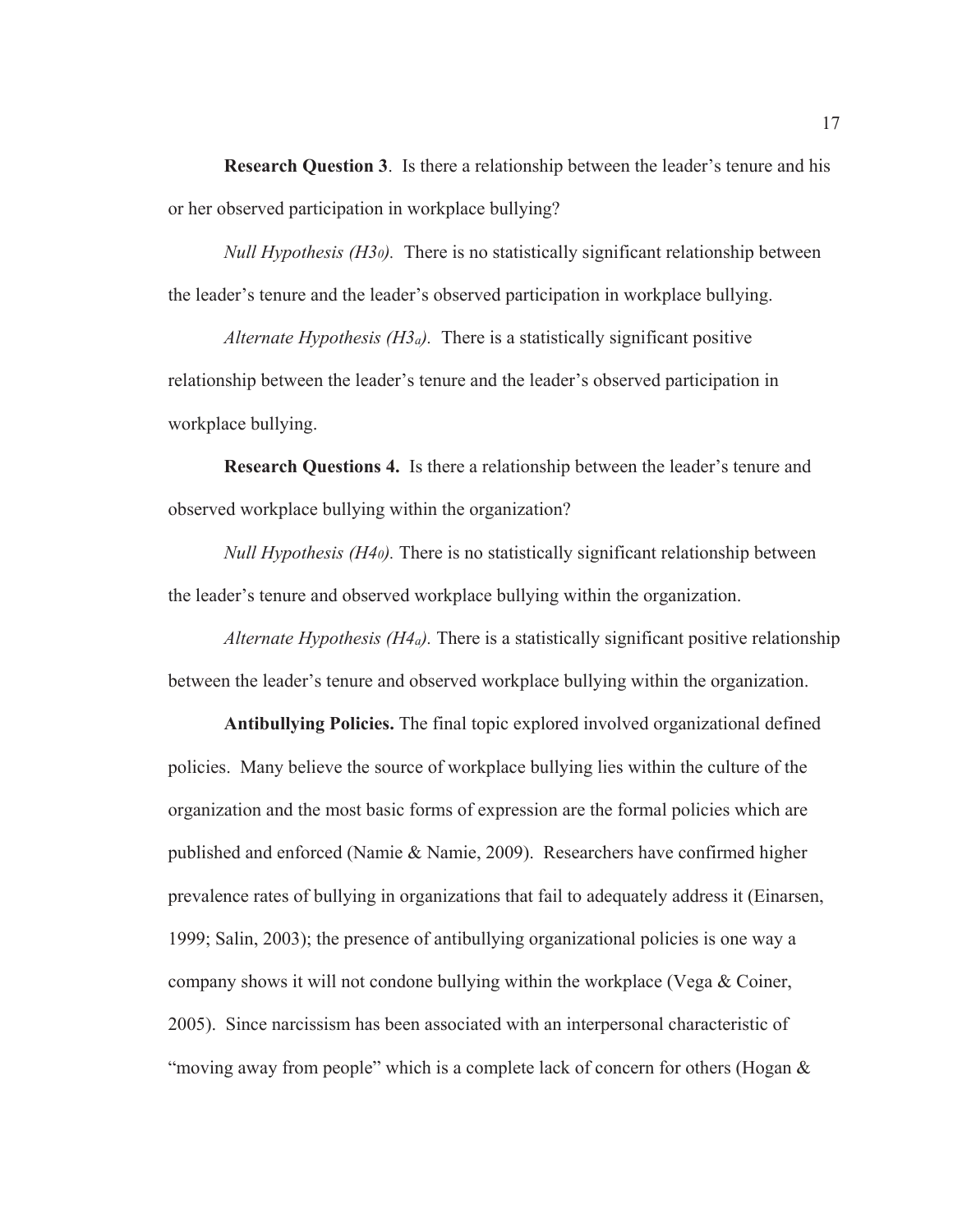**Research Question 3**. Is there a relationship between the leader's tenure and his or her observed participation in workplace bullying?

*Null Hypothesis ($H3_0$).* There is no statistically significant relationship between the leader's tenure and the leader's observed participation in workplace bullying.

*Alternate Hypothesis ($H3_a$).* There is a statistically significant positive relationship between the leader's tenure and the leader's observed participation in workplace bullying.

**Research Questions 4.** Is there a relationship between the leader's tenure and observed workplace bullying within the organization?

*Null Hypothesis ($H4_0$).* There is no statistically significant relationship between the leader's tenure and observed workplace bullying within the organization.

*Alternate Hypothesis ($H4_a$).* There is a statistically significant positive relationship between the leader's tenure and observed workplace bullying within the organization.

**Antibullying Policies.** The final topic explored involved organizational defined policies. Many believe the source of workplace bullying lies within the culture of the organization and the most basic forms of expression are the formal policies which are published and enforced (Namie & Namie, 2009). Researchers have confirmed higher prevalence rates of bullying in organizations that fail to adequately address it (Einarsen, 1999; Salin, 2003); the presence of antibullying organizational policies is one way a company shows it will not condone bullying within the workplace (Vega & Coiner, 2005). Since narcissism has been associated with an interpersonal characteristic of "moving away from people" which is a complete lack of concern for others (Hogan &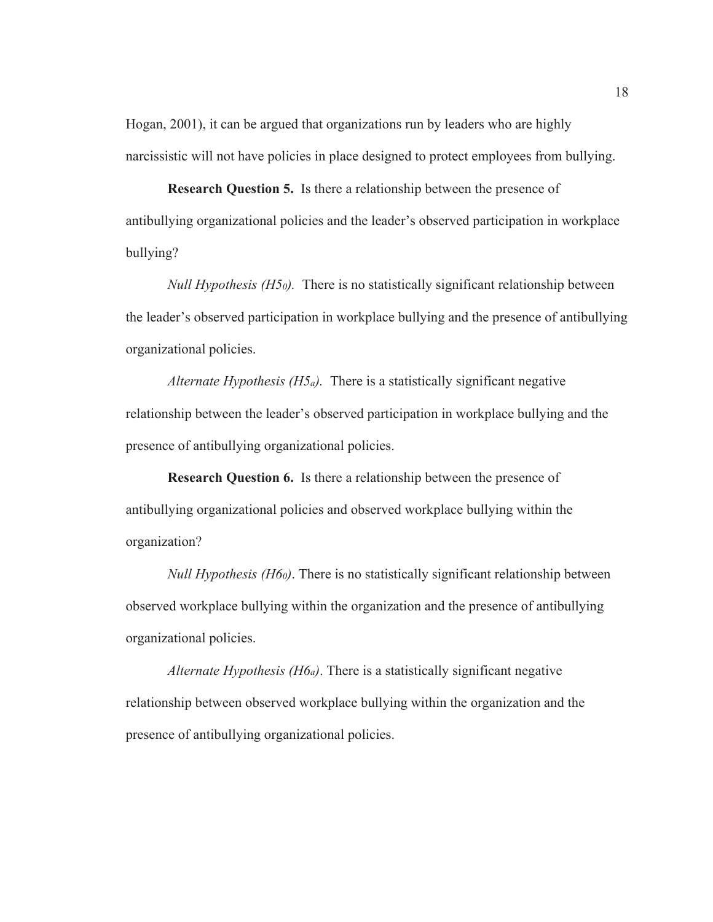Hogan, 2001), it can be argued that organizations run by leaders who are highly narcissistic will not have policies in place designed to protect employees from bullying.

**Research Question 5.** Is there a relationship between the presence of antibullying organizational policies and the leader's observed participation in workplace bullying?

*Null Hypothesis ($H5_0$).* There is no statistically significant relationship between the leader's observed participation in workplace bullying and the presence of antibullying organizational policies.

*Alternate Hypothesis ($H5_a$).* There is a statistically significant negative relationship between the leader's observed participation in workplace bullying and the presence of antibullying organizational policies.

**Research Question 6.** Is there a relationship between the presence of antibullying organizational policies and observed workplace bullying within the organization?

*Null Hypothesis ($H6_0$)*. There is no statistically significant relationship between observed workplace bullying within the organization and the presence of antibullying organizational policies.

*Alternate Hypothesis ($H6_a$)*. There is a statistically significant negative relationship between observed workplace bullying within the organization and the presence of antibullying organizational policies.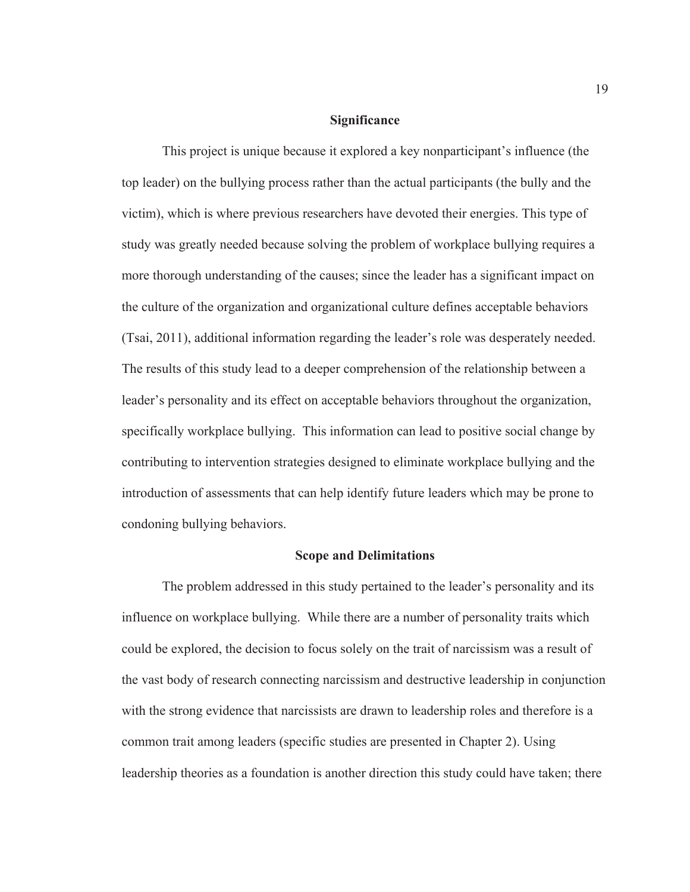## Significance

This project is unique because it explored a key nonparticipant's influence (the top leader) on the bullying process rather than the actual participants (the bully and the victim), which is where previous researchers have devoted their energies. This type of study was greatly needed because solving the problem of workplace bullying requires a more thorough understanding of the causes; since the leader has a significant impact on the culture of the organization and organizational culture defines acceptable behaviors (Tsai, 2011), additional information regarding the leader's role was desperately needed. The results of this study lead to a deeper comprehension of the relationship between a leader's personality and its effect on acceptable behaviors throughout the organization, specifically workplace bullying. This information can lead to positive social change by contributing to intervention strategies designed to eliminate workplace bullying and the introduction of assessments that can help identify future leaders which may be prone to condoning bullying behaviors.

## Scope and Delimitations

The problem addressed in this study pertained to the leader's personality and its influence on workplace bullying. While there are a number of personality traits which could be explored, the decision to focus solely on the trait of narcissism was a result of the vast body of research connecting narcissism and destructive leadership in conjunction with the strong evidence that narcissists are drawn to leadership roles and therefore is a common trait among leaders (specific studies are presented in Chapter 2). Using leadership theories as a foundation is another direction this study could have taken; there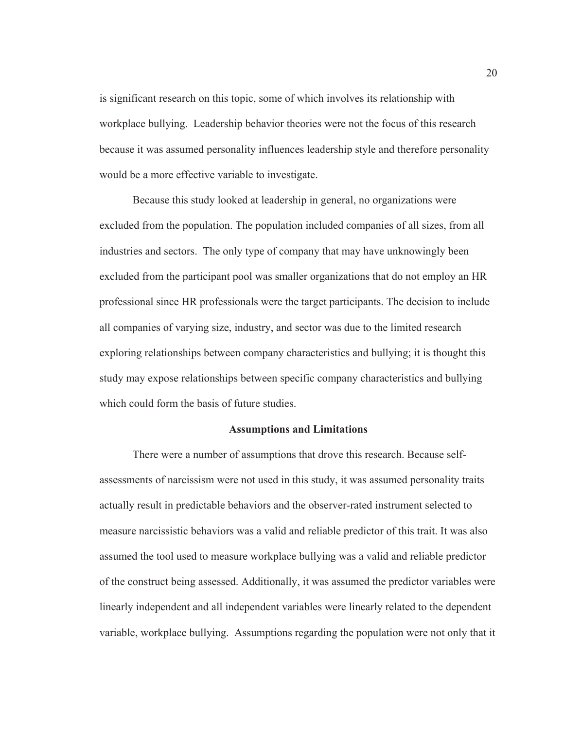is significant research on this topic, some of which involves its relationship with workplace bullying. Leadership behavior theories were not the focus of this research because it was assumed personality influences leadership style and therefore personality would be a more effective variable to investigate.

Because this study looked at leadership in general, no organizations were excluded from the population. The population included companies of all sizes, from all industries and sectors. The only type of company that may have unknowingly been excluded from the participant pool was smaller organizations that do not employ an HR professional since HR professionals were the target participants. The decision to include all companies of varying size, industry, and sector was due to the limited research exploring relationships between company characteristics and bullying; it is thought this study may expose relationships between specific company characteristics and bullying which could form the basis of future studies.

## Assumptions and Limitations

There were a number of assumptions that drove this research. Because self-assessments of narcissism were not used in this study, it was assumed personality traits actually result in predictable behaviors and the observer-rated instrument selected to measure narcissistic behaviors was a valid and reliable predictor of this trait. It was also assumed the tool used to measure workplace bullying was a valid and reliable predictor of the construct being assessed. Additionally, it was assumed the predictor variables were linearly independent and all independent variables were linearly related to the dependent variable, workplace bullying. Assumptions regarding the population were not only that it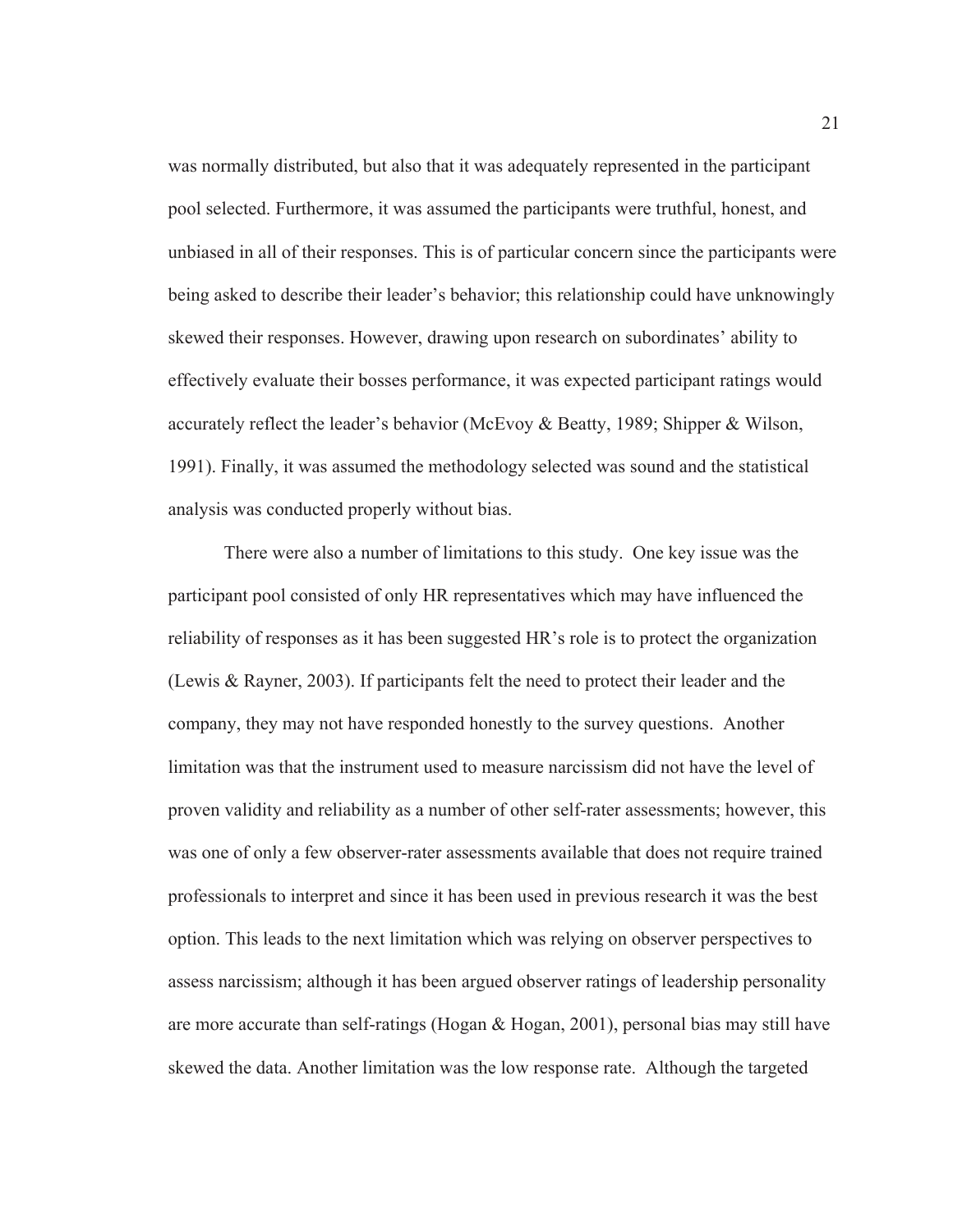was normally distributed, but also that it was adequately represented in the participant pool selected. Furthermore, it was assumed the participants were truthful, honest, and unbiased in all of their responses. This is of particular concern since the participants were being asked to describe their leader's behavior; this relationship could have unknowingly skewed their responses. However, drawing upon research on subordinates' ability to effectively evaluate their bosses performance, it was expected participant ratings would accurately reflect the leader's behavior (McEvoy & Beatty, 1989; Shipper & Wilson, 1991). Finally, it was assumed the methodology selected was sound and the statistical analysis was conducted properly without bias.

There were also a number of limitations to this study. One key issue was the participant pool consisted of only HR representatives which may have influenced the reliability of responses as it has been suggested HR's role is to protect the organization (Lewis & Rayner, 2003). If participants felt the need to protect their leader and the company, they may not have responded honestly to the survey questions. Another limitation was that the instrument used to measure narcissism did not have the level of proven validity and reliability as a number of other self-rater assessments; however, this was one of only a few observer-rater assessments available that does not require trained professionals to interpret and since it has been used in previous research it was the best option. This leads to the next limitation which was relying on observer perspectives to assess narcissism; although it has been argued observer ratings of leadership personality are more accurate than self-ratings (Hogan & Hogan, 2001), personal bias may still have skewed the data. Another limitation was the low response rate. Although the targeted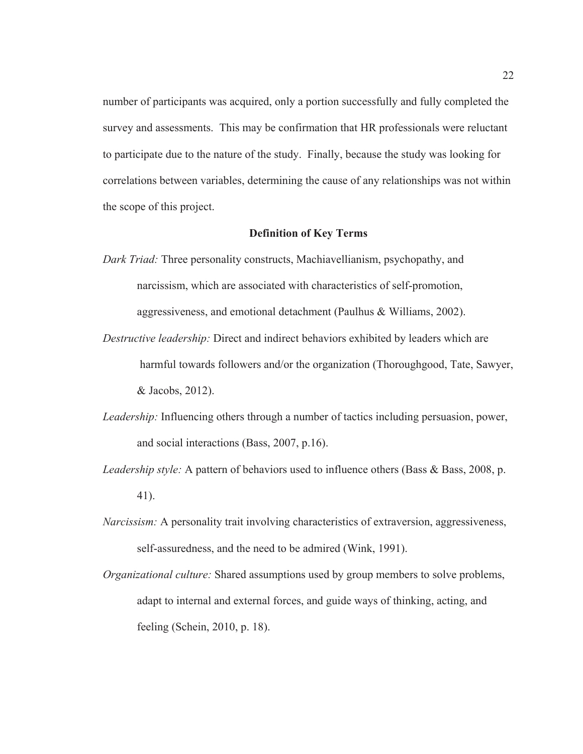number of participants was acquired, only a portion successfully and fully completed the survey and assessments. This may be confirmation that HR professionals were reluctant to participate due to the nature of the study. Finally, because the study was looking for correlations between variables, determining the cause of any relationships was not within the scope of this project.

## Definition of Key Terms

*Dark Triad:* Three personality constructs, Machiavellianism, psychopathy, and narcissism, which are associated with characteristics of self-promotion, aggressiveness, and emotional detachment (Paulhus & Williams, 2002).

*Destructive leadership:* Direct and indirect behaviors exhibited by leaders which are harmful towards followers and/or the organization (Thoroughgood, Tate, Sawyer, & Jacobs, 2012).

*Leadership:* Influencing others through a number of tactics including persuasion, power, and social interactions (Bass, 2007, p.16).

*Leadership style:* A pattern of behaviors used to influence others (Bass & Bass, 2008, p. 41).

*Narcissism:* A personality trait involving characteristics of extraversion, aggressiveness, self-assuredness, and the need to be admired (Wink, 1991).

*Organizational culture:* Shared assumptions used by group members to solve problems, adapt to internal and external forces, and guide ways of thinking, acting, and feeling (Schein, 2010, p. 18).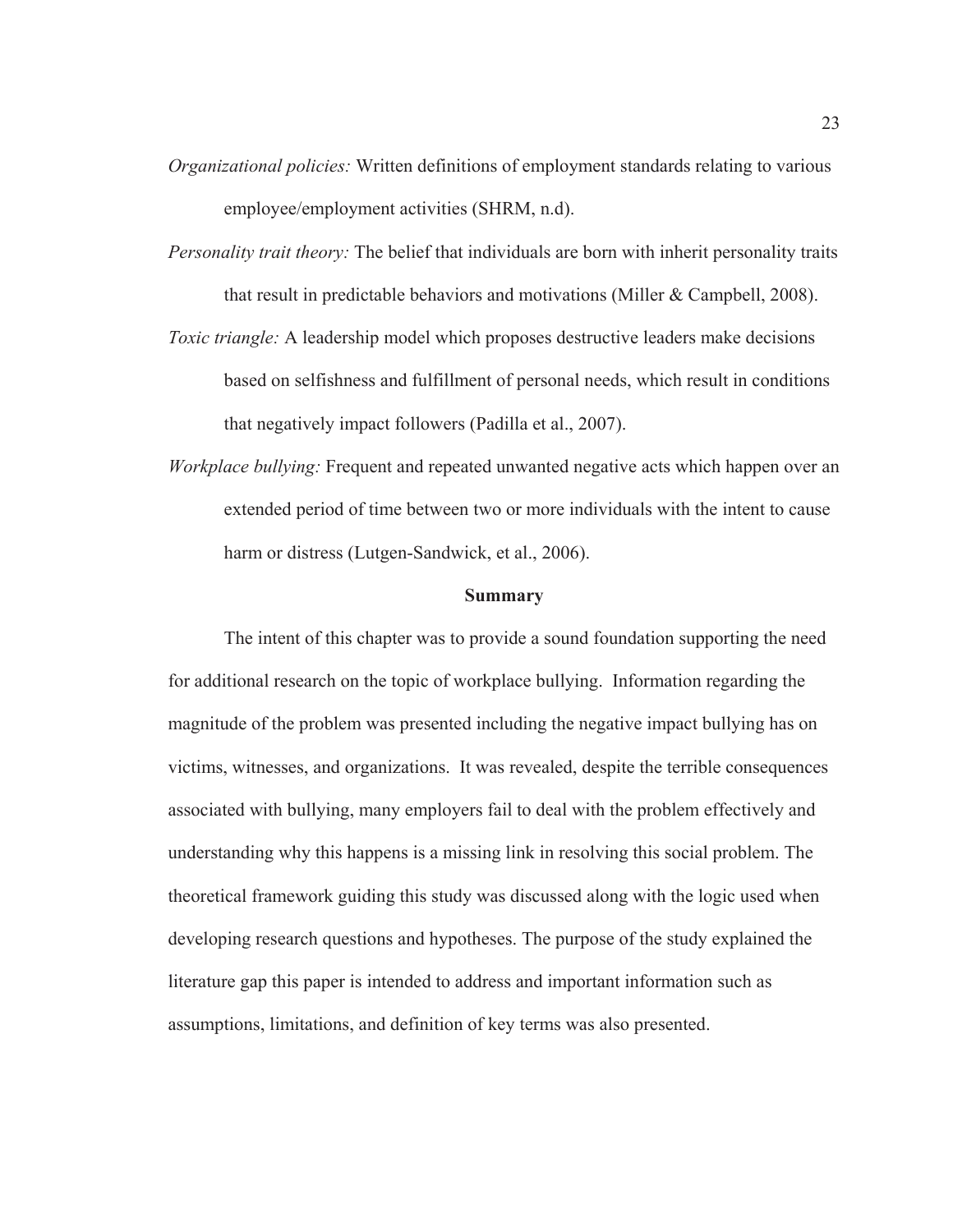*Organizational policies:* Written definitions of employment standards relating to various employee/employment activities (SHRM, n.d).

*Personality trait theory:* The belief that individuals are born with inherit personality traits that result in predictable behaviors and motivations (Miller & Campbell, 2008).

*Toxic triangle:* A leadership model which proposes destructive leaders make decisions based on selfishness and fulfillment of personal needs, which result in conditions that negatively impact followers (Padilla et al., 2007).

*Workplace bullying:* Frequent and repeated unwanted negative acts which happen over an extended period of time between two or more individuals with the intent to cause harm or distress (Lutgen-Sandwick, et al., 2006).

## Summary

The intent of this chapter was to provide a sound foundation supporting the need for additional research on the topic of workplace bullying. Information regarding the magnitude of the problem was presented including the negative impact bullying has on victims, witnesses, and organizations. It was revealed, despite the terrible consequences associated with bullying, many employers fail to deal with the problem effectively and understanding why this happens is a missing link in resolving this social problem. The theoretical framework guiding this study was discussed along with the logic used when developing research questions and hypotheses. The purpose of the study explained the literature gap this paper is intended to address and important information such as assumptions, limitations, and definition of key terms was also presented.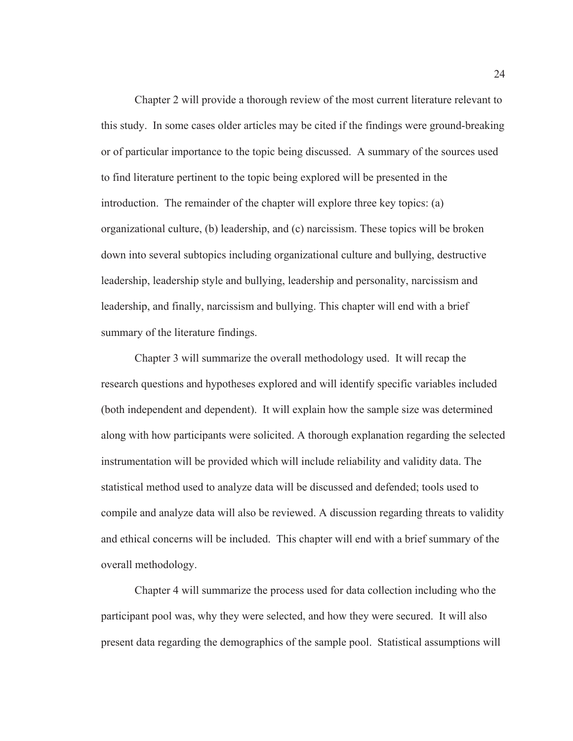Chapter 2 will provide a thorough review of the most current literature relevant to this study. In some cases older articles may be cited if the findings were ground-breaking or of particular importance to the topic being discussed. A summary of the sources used to find literature pertinent to the topic being explored will be presented in the introduction. The remainder of the chapter will explore three key topics: (a) organizational culture, (b) leadership, and (c) narcissism. These topics will be broken down into several subtopics including organizational culture and bullying, destructive leadership, leadership style and bullying, leadership and personality, narcissism and leadership, and finally, narcissism and bullying. This chapter will end with a brief summary of the literature findings.

Chapter 3 will summarize the overall methodology used. It will recap the research questions and hypotheses explored and will identify specific variables included (both independent and dependent). It will explain how the sample size was determined along with how participants were solicited. A thorough explanation regarding the selected instrumentation will be provided which will include reliability and validity data. The statistical method used to analyze data will be discussed and defended; tools used to compile and analyze data will also be reviewed. A discussion regarding threats to validity and ethical concerns will be included. This chapter will end with a brief summary of the overall methodology.

Chapter 4 will summarize the process used for data collection including who the participant pool was, why they were selected, and how they were secured. It will also present data regarding the demographics of the sample pool. Statistical assumptions will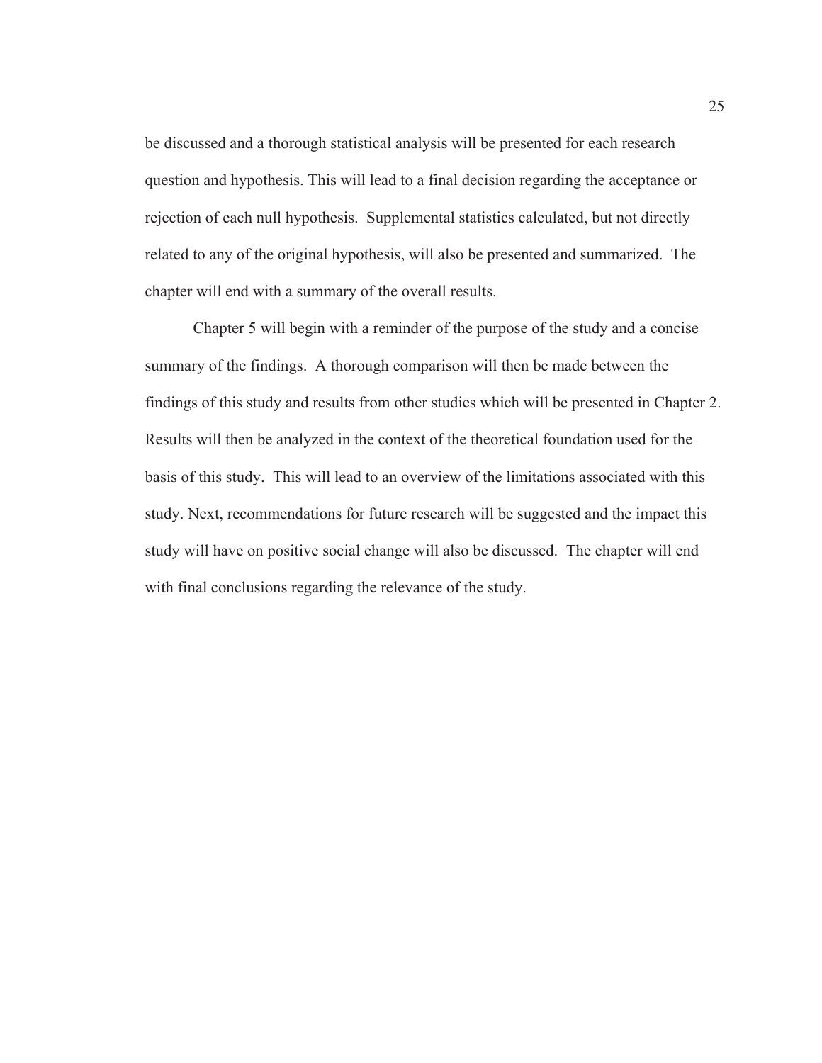be discussed and a thorough statistical analysis will be presented for each research question and hypothesis. This will lead to a final decision regarding the acceptance or rejection of each null hypothesis. Supplemental statistics calculated, but not directly related to any of the original hypothesis, will also be presented and summarized. The chapter will end with a summary of the overall results.

Chapter 5 will begin with a reminder of the purpose of the study and a concise summary of the findings. A thorough comparison will then be made between the findings of this study and results from other studies which will be presented in Chapter 2. Results will then be analyzed in the context of the theoretical foundation used for the basis of this study. This will lead to an overview of the limitations associated with this study. Next, recommendations for future research will be suggested and the impact this study will have on positive social change will also be discussed. The chapter will end with final conclusions regarding the relevance of the study.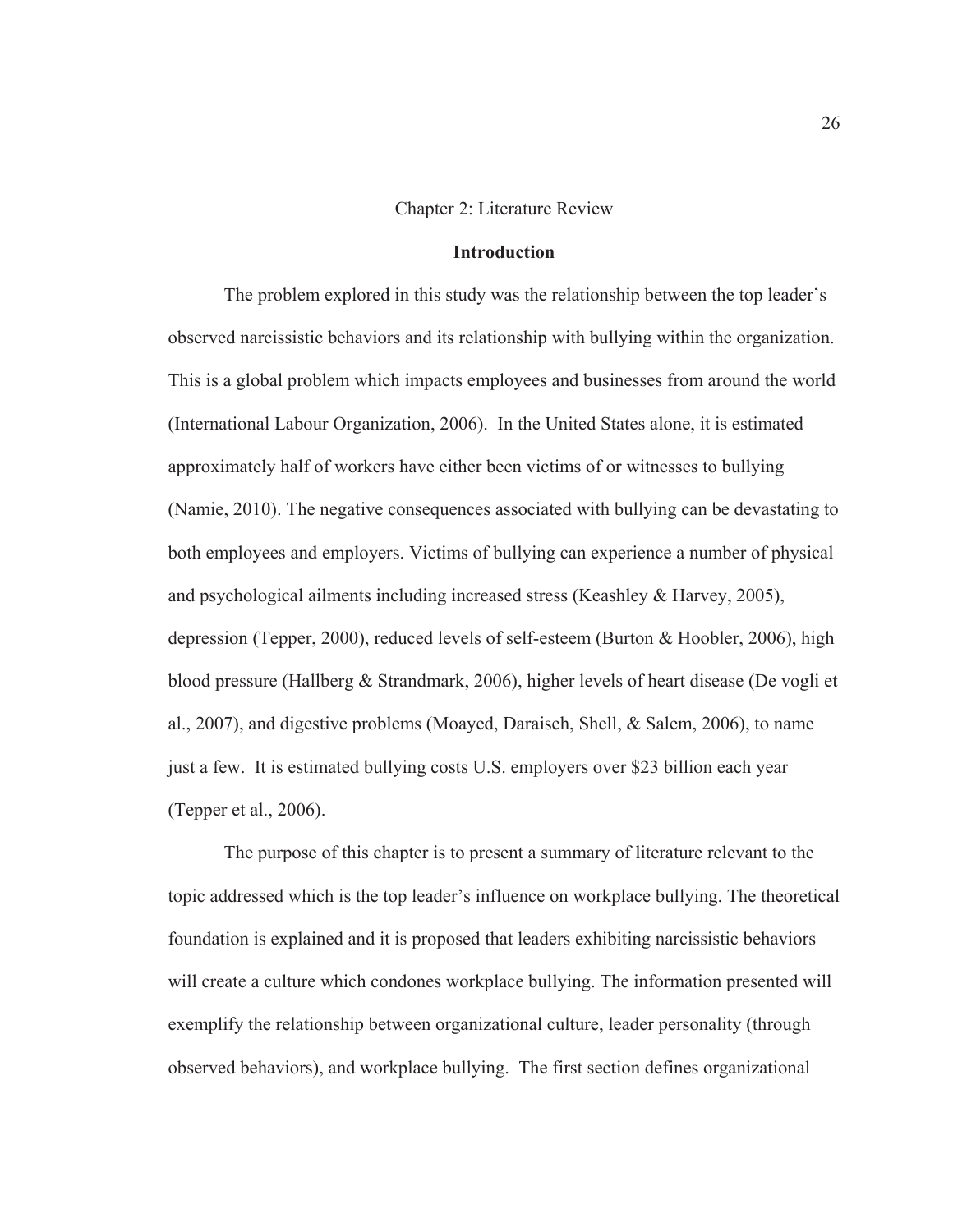# Chapter 2: Literature Review

## Introduction

The problem explored in this study was the relationship between the top leader's observed narcissistic behaviors and its relationship with bullying within the organization. This is a global problem which impacts employees and businesses from around the world (International Labour Organization, 2006). In the United States alone, it is estimated approximately half of workers have either been victims of or witnesses to bullying (Namie, 2010). The negative consequences associated with bullying can be devastating to both employees and employers. Victims of bullying can experience a number of physical and psychological ailments including increased stress (Keashley & Harvey, 2005), depression (Tepper, 2000), reduced levels of self-esteem (Burton & Hoobler, 2006), high blood pressure (Hallberg & Strandmark, 2006), higher levels of heart disease (De vogli et al., 2007), and digestive problems (Moayed, Daraiseh, Shell, & Salem, 2006), to name just a few. It is estimated bullying costs U.S. employers over $23 billion each year (Tepper et al., 2006).

The purpose of this chapter is to present a summary of literature relevant to the topic addressed which is the top leader's influence on workplace bullying. The theoretical foundation is explained and it is proposed that leaders exhibiting narcissistic behaviors will create a culture which condones workplace bullying. The information presented will exemplify the relationship between organizational culture, leader personality (through observed behaviors), and workplace bullying. The first section defines organizational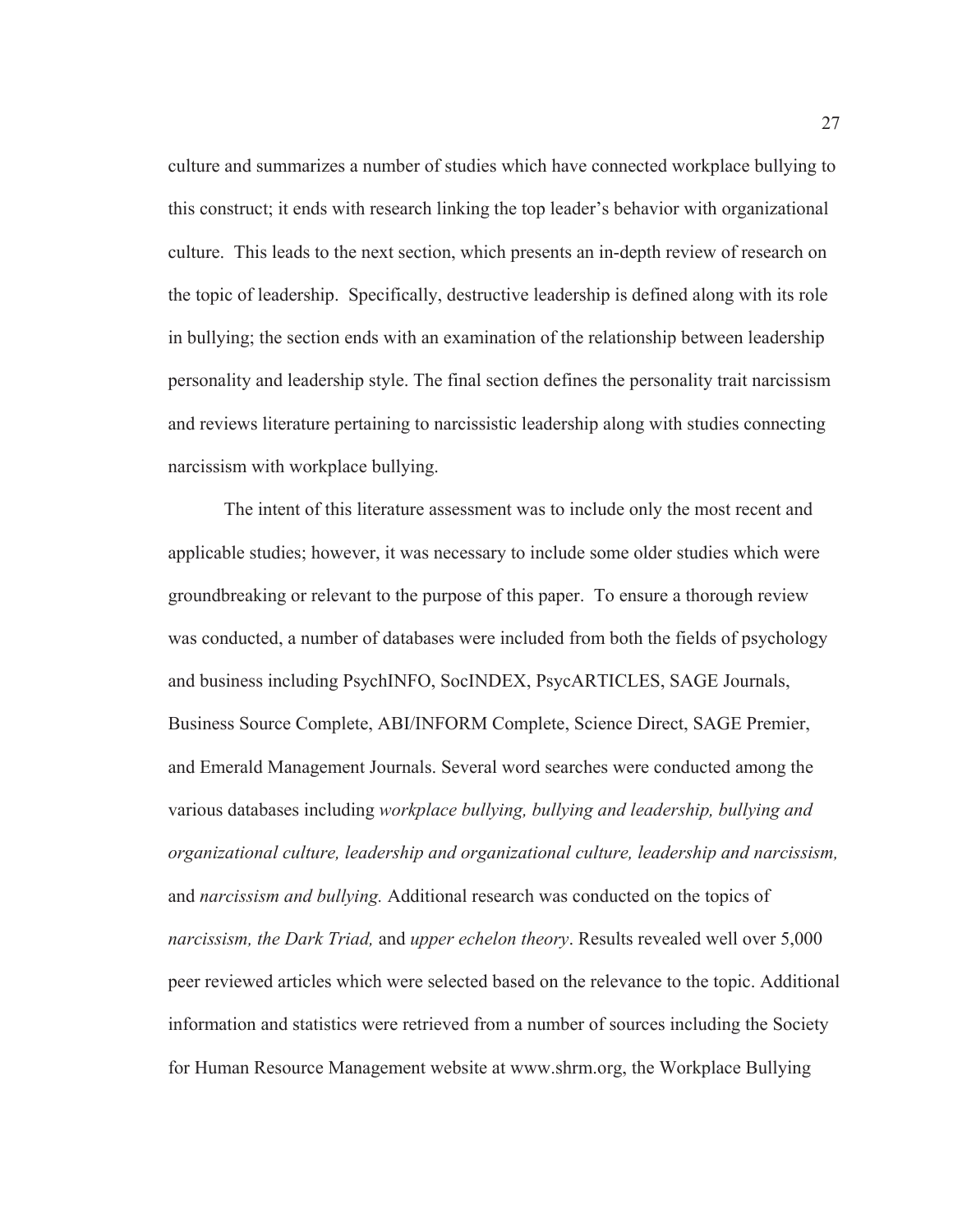culture and summarizes a number of studies which have connected workplace bullying to this construct; it ends with research linking the top leader's behavior with organizational culture. This leads to the next section, which presents an in-depth review of research on the topic of leadership. Specifically, destructive leadership is defined along with its role in bullying; the section ends with an examination of the relationship between leadership personality and leadership style. The final section defines the personality trait narcissism and reviews literature pertaining to narcissistic leadership along with studies connecting narcissism with workplace bullying.

The intent of this literature assessment was to include only the most recent and applicable studies; however, it was necessary to include some older studies which were groundbreaking or relevant to the purpose of this paper. To ensure a thorough review was conducted, a number of databases were included from both the fields of psychology and business including PsychINFO, SocINDEX, PsycARTICLES, SAGE Journals, Business Source Complete, ABI/INFORM Complete, Science Direct, SAGE Premier, and Emerald Management Journals. Several word searches were conducted among the various databases including *workplace bullying, bullying and leadership, bullying and organizational culture, leadership and organizational culture, leadership and narcissism,* and *narcissism and bullying.* Additional research was conducted on the topics of *narcissism, the Dark Triad,* and *upper echelon theory*. Results revealed well over 5,000 peer reviewed articles which were selected based on the relevance to the topic. Additional information and statistics were retrieved from a number of sources including the Society for Human Resource Management website at www.shrm.org, the Workplace Bullying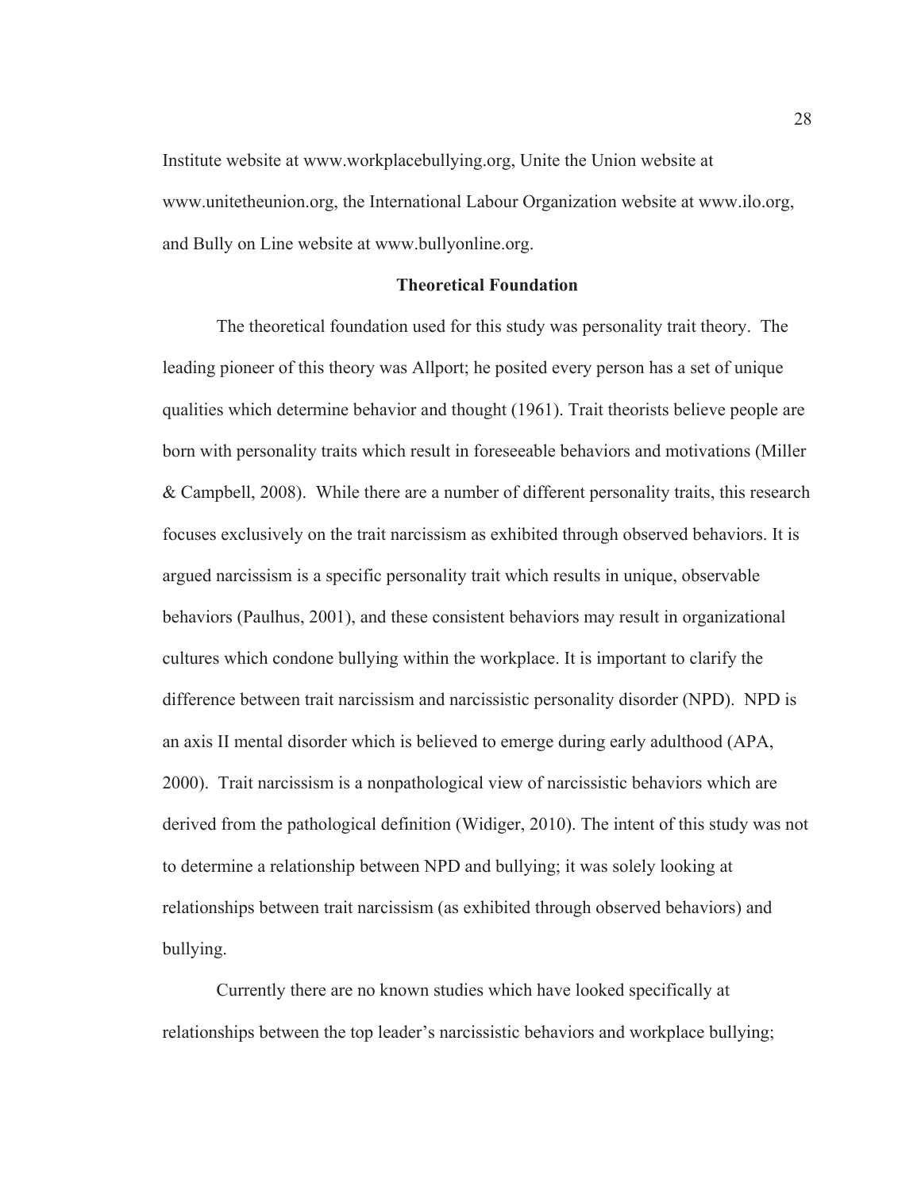Institute website at www.workplacebullying.org, Unite the Union website at www.unitetheunion.org, the International Labour Organization website at www.ilo.org, and Bully on Line website at www.bullyonline.org.

## Theoretical Foundation

The theoretical foundation used for this study was personality trait theory. The leading pioneer of this theory was Allport; he posited every person has a set of unique qualities which determine behavior and thought (1961). Trait theorists believe people are born with personality traits which result in foreseeable behaviors and motivations (Miller & Campbell, 2008). While there are a number of different personality traits, this research focuses exclusively on the trait narcissism as exhibited through observed behaviors. It is argued narcissism is a specific personality trait which results in unique, observable behaviors (Paulhus, 2001), and these consistent behaviors may result in organizational cultures which condone bullying within the workplace. It is important to clarify the difference between trait narcissism and narcissistic personality disorder (NPD). NPD is an axis II mental disorder which is believed to emerge during early adulthood (APA, 2000). Trait narcissism is a nonpathological view of narcissistic behaviors which are derived from the pathological definition (Widiger, 2010). The intent of this study was not to determine a relationship between NPD and bullying; it was solely looking at relationships between trait narcissism (as exhibited through observed behaviors) and bullying.

Currently there are no known studies which have looked specifically at relationships between the top leader's narcissistic behaviors and workplace bullying;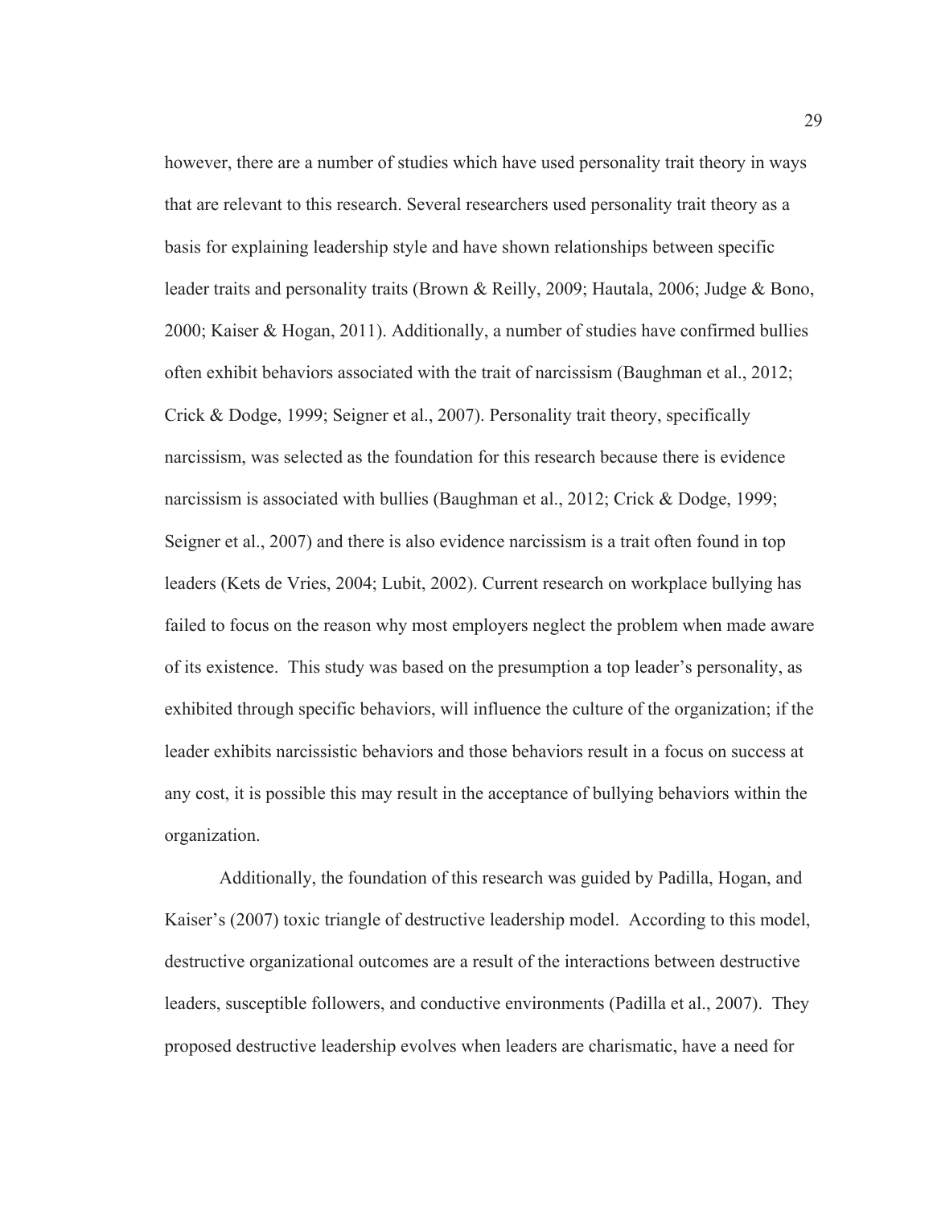however, there are a number of studies which have used personality trait theory in ways that are relevant to this research. Several researchers used personality trait theory as a basis for explaining leadership style and have shown relationships between specific leader traits and personality traits (Brown & Reilly, 2009; Hautala, 2006; Judge & Bono, 2000; Kaiser & Hogan, 2011). Additionally, a number of studies have confirmed bullies often exhibit behaviors associated with the trait of narcissism (Baughman et al., 2012; Crick & Dodge, 1999; Seigner et al., 2007). Personality trait theory, specifically narcissism, was selected as the foundation for this research because there is evidence narcissism is associated with bullies (Baughman et al., 2012; Crick & Dodge, 1999; Seigner et al., 2007) and there is also evidence narcissism is a trait often found in top leaders (Kets de Vries, 2004; Lubit, 2002). Current research on workplace bullying has failed to focus on the reason why most employers neglect the problem when made aware of its existence. This study was based on the presumption a top leader's personality, as exhibited through specific behaviors, will influence the culture of the organization; if the leader exhibits narcissistic behaviors and those behaviors result in a focus on success at any cost, it is possible this may result in the acceptance of bullying behaviors within the organization.

Additionally, the foundation of this research was guided by Padilla, Hogan, and Kaiser's (2007) toxic triangle of destructive leadership model. According to this model, destructive organizational outcomes are a result of the interactions between destructive leaders, susceptible followers, and conductive environments (Padilla et al., 2007). They proposed destructive leadership evolves when leaders are charismatic, have a need for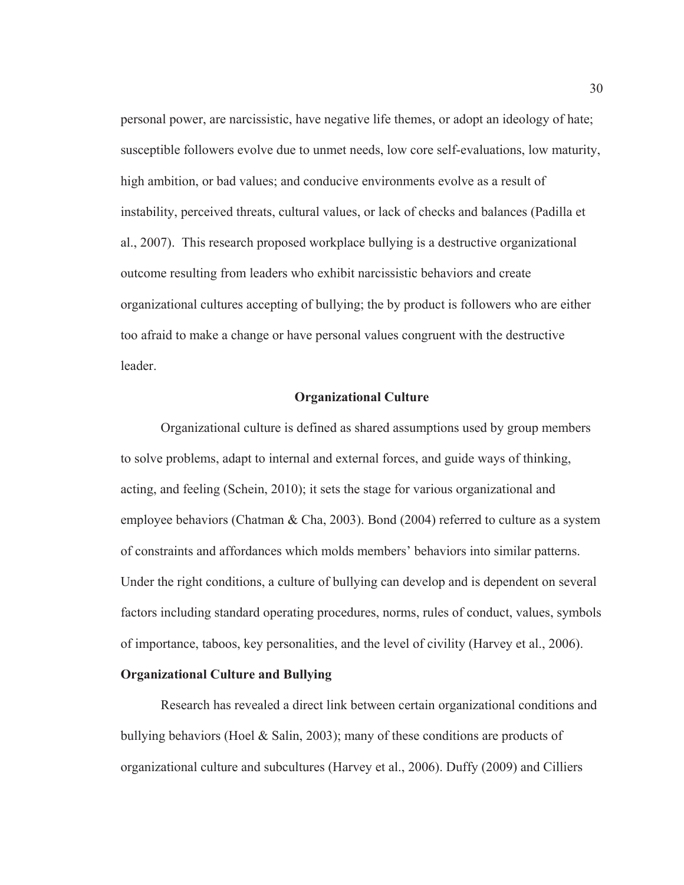personal power, are narcissistic, have negative life themes, or adopt an ideology of hate; susceptible followers evolve due to unmet needs, low core self-evaluations, low maturity, high ambition, or bad values; and conducive environments evolve as a result of instability, perceived threats, cultural values, or lack of checks and balances (Padilla et al., 2007). This research proposed workplace bullying is a destructive organizational outcome resulting from leaders who exhibit narcissistic behaviors and create organizational cultures accepting of bullying; the by product is followers who are either too afraid to make a change or have personal values congruent with the destructive leader.

## Organizational Culture

Organizational culture is defined as shared assumptions used by group members to solve problems, adapt to internal and external forces, and guide ways of thinking, acting, and feeling (Schein, 2010); it sets the stage for various organizational and employee behaviors (Chatman & Cha, 2003). Bond (2004) referred to culture as a system of constraints and affordances which molds members' behaviors into similar patterns. Under the right conditions, a culture of bullying can develop and is dependent on several factors including standard operating procedures, norms, rules of conduct, values, symbols of importance, taboos, key personalities, and the level of civility (Harvey et al., 2006).

### Organizational Culture and Bullying

Research has revealed a direct link between certain organizational conditions and bullying behaviors (Hoel & Salin, 2003); many of these conditions are products of organizational culture and subcultures (Harvey et al., 2006). Duffy (2009) and Cilliers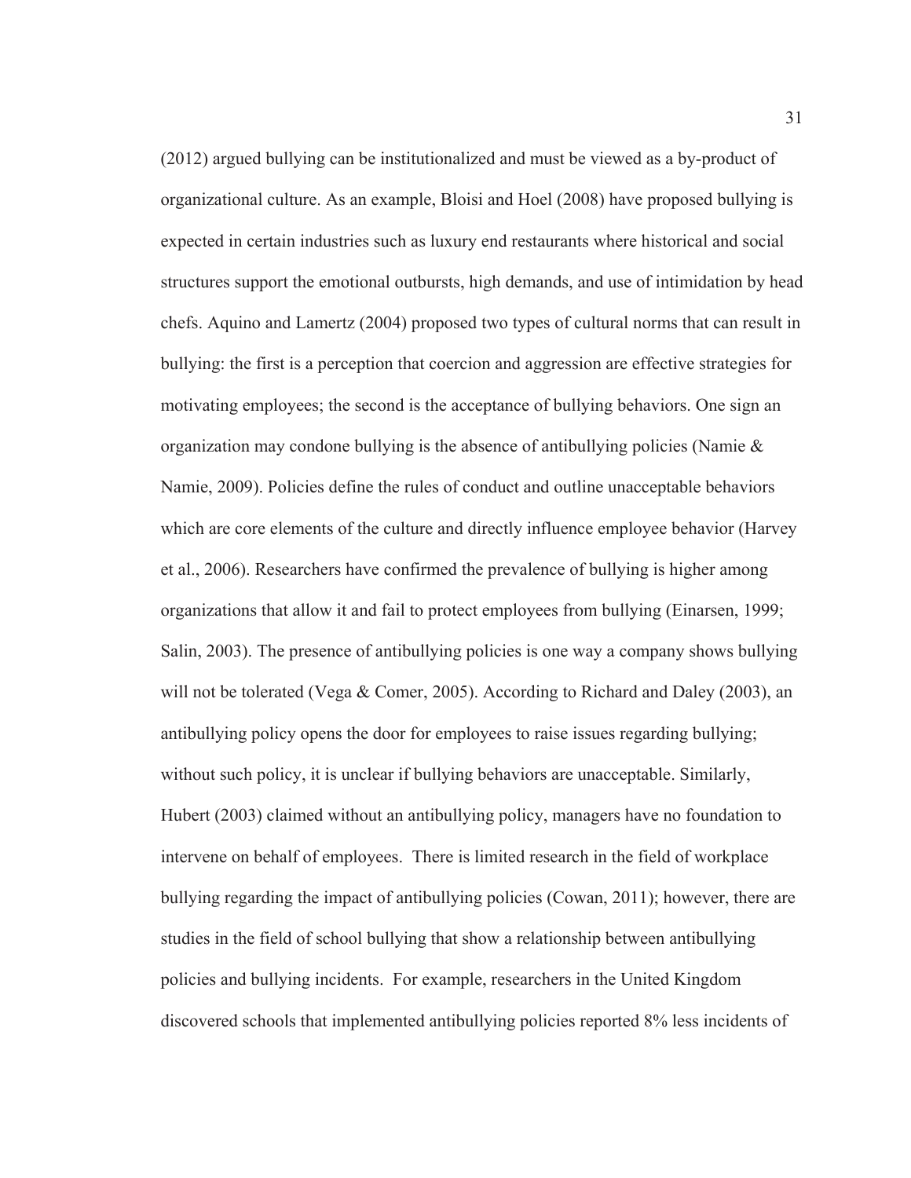(2012) argued bullying can be institutionalized and must be viewed as a by-product of organizational culture. As an example, Bloisi and Hoel (2008) have proposed bullying is expected in certain industries such as luxury end restaurants where historical and social structures support the emotional outbursts, high demands, and use of intimidation by head chefs. Aquino and Lamertz (2004) proposed two types of cultural norms that can result in bullying: the first is a perception that coercion and aggression are effective strategies for motivating employees; the second is the acceptance of bullying behaviors. One sign an organization may condone bullying is the absence of antibullying policies (Namie & Namie, 2009). Policies define the rules of conduct and outline unacceptable behaviors which are core elements of the culture and directly influence employee behavior (Harvey et al., 2006). Researchers have confirmed the prevalence of bullying is higher among organizations that allow it and fail to protect employees from bullying (Einarsen, 1999; Salin, 2003). The presence of antibullying policies is one way a company shows bullying will not be tolerated (Vega & Comer, 2005). According to Richard and Daley (2003), an antibullying policy opens the door for employees to raise issues regarding bullying; without such policy, it is unclear if bullying behaviors are unacceptable. Similarly, Hubert (2003) claimed without an antibullying policy, managers have no foundation to intervene on behalf of employees. There is limited research in the field of workplace bullying regarding the impact of antibullying policies (Cowan, 2011); however, there are studies in the field of school bullying that show a relationship between antibullying policies and bullying incidents. For example, researchers in the United Kingdom discovered schools that implemented antibullying policies reported 8% less incidents of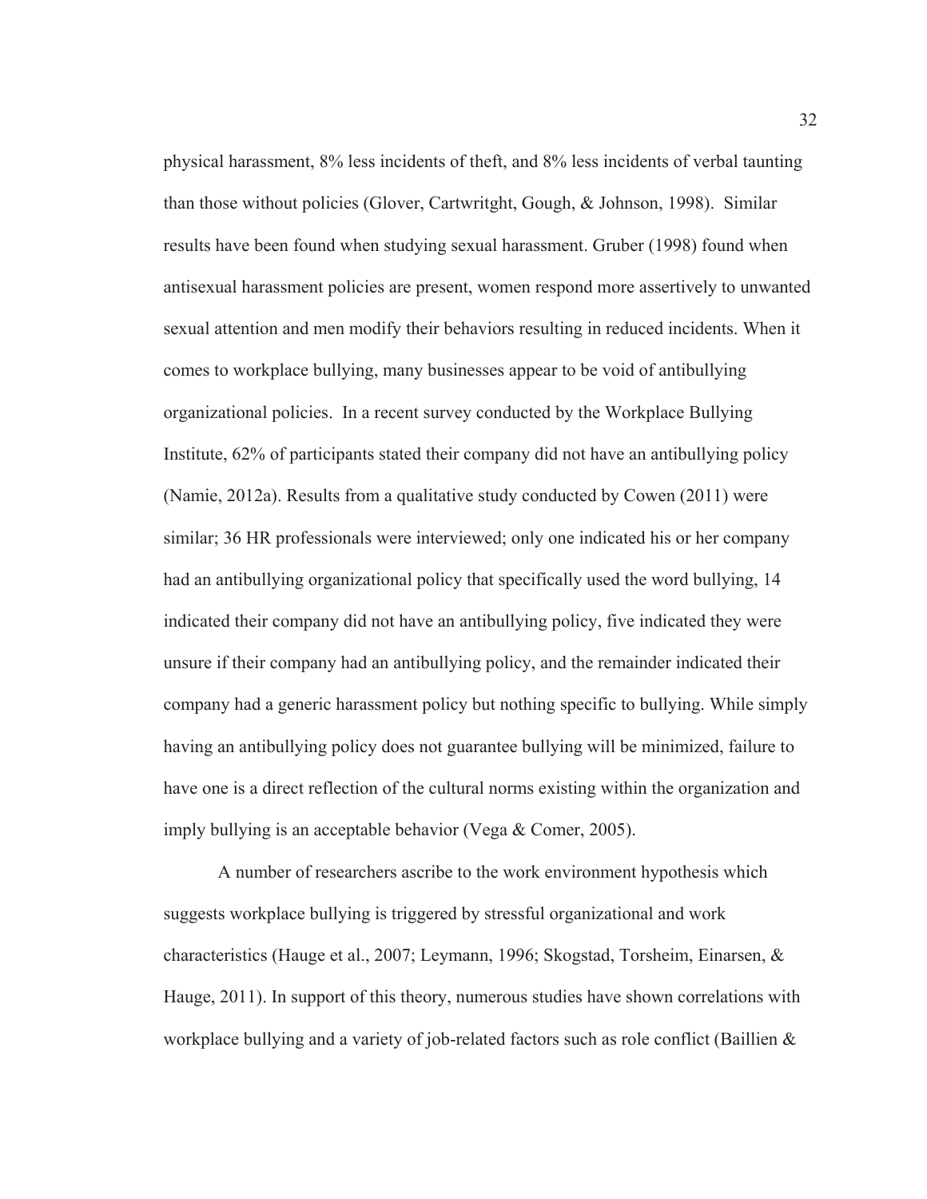physical harassment, 8% less incidents of theft, and 8% less incidents of verbal taunting than those without policies (Glover, Cartwritght, Gough, & Johnson, 1998). Similar results have been found when studying sexual harassment. Gruber (1998) found when antisexual harassment policies are present, women respond more assertively to unwanted sexual attention and men modify their behaviors resulting in reduced incidents. When it comes to workplace bullying, many businesses appear to be void of antibullying organizational policies. In a recent survey conducted by the Workplace Bullying Institute, 62% of participants stated their company did not have an antibullying policy (Namie, 2012a). Results from a qualitative study conducted by Cowen (2011) were similar; 36 HR professionals were interviewed; only one indicated his or her company had an antibullying organizational policy that specifically used the word bullying, 14 indicated their company did not have an antibullying policy, five indicated they were unsure if their company had an antibullying policy, and the remainder indicated their company had a generic harassment policy but nothing specific to bullying. While simply having an antibullying policy does not guarantee bullying will be minimized, failure to have one is a direct reflection of the cultural norms existing within the organization and imply bullying is an acceptable behavior (Vega & Comer, 2005).

A number of researchers ascribe to the work environment hypothesis which suggests workplace bullying is triggered by stressful organizational and work characteristics (Hauge et al., 2007; Leymann, 1996; Skogstad, Torsheim, Einarsen, & Hauge, 2011). In support of this theory, numerous studies have shown correlations with workplace bullying and a variety of job-related factors such as role conflict (Baillien &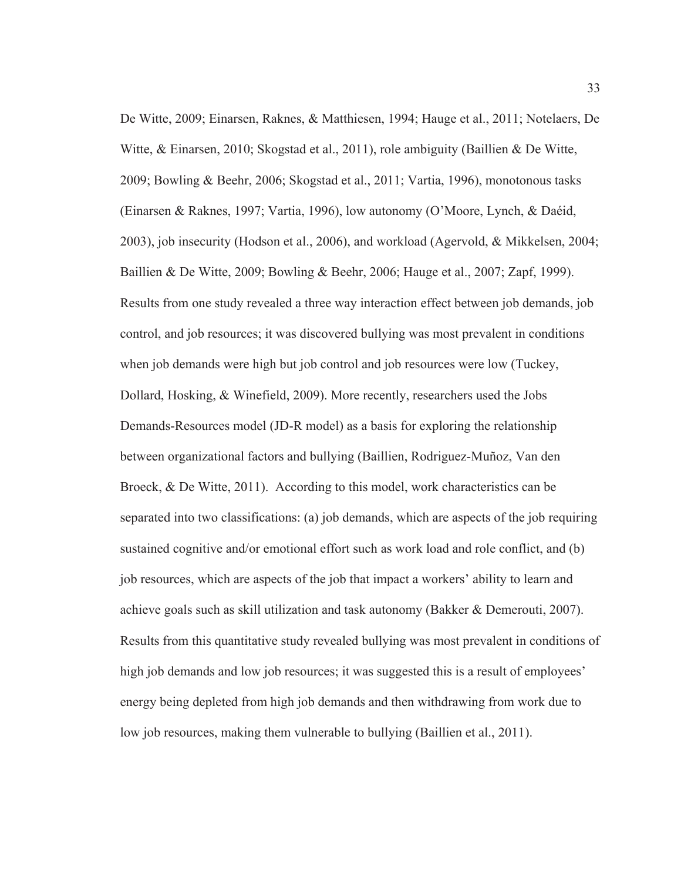De Witte, 2009; Einarsen, Raknes, & Matthiesen, 1994; Hauge et al., 2011; Notelaers, De Witte, & Einarsen, 2010; Skogstad et al., 2011), role ambiguity (Baillien & De Witte, 2009; Bowling & Beehr, 2006; Skogstad et al., 2011; Vartia, 1996), monotonous tasks (Einarsen & Raknes, 1997; Vartia, 1996), low autonomy (O'Moore, Lynch, & Daéid, 2003), job insecurity (Hodson et al., 2006), and workload (Agervold, & Mikkelsen, 2004; Baillien & De Witte, 2009; Bowling & Beehr, 2006; Hauge et al., 2007; Zapf, 1999). Results from one study revealed a three way interaction effect between job demands, job control, and job resources; it was discovered bullying was most prevalent in conditions when job demands were high but job control and job resources were low (Tuckey, Dollard, Hosking, & Winefield, 2009). More recently, researchers used the Jobs Demands-Resources model (JD-R model) as a basis for exploring the relationship between organizational factors and bullying (Baillien, Rodriguez-Muñoz, Van den Broeck, & De Witte, 2011). According to this model, work characteristics can be separated into two classifications: (a) job demands, which are aspects of the job requiring sustained cognitive and/or emotional effort such as work load and role conflict, and (b) job resources, which are aspects of the job that impact a workers' ability to learn and achieve goals such as skill utilization and task autonomy (Bakker & Demerouti, 2007). Results from this quantitative study revealed bullying was most prevalent in conditions of high job demands and low job resources; it was suggested this is a result of employees' energy being depleted from high job demands and then withdrawing from work due to low job resources, making them vulnerable to bullying (Baillien et al., 2011).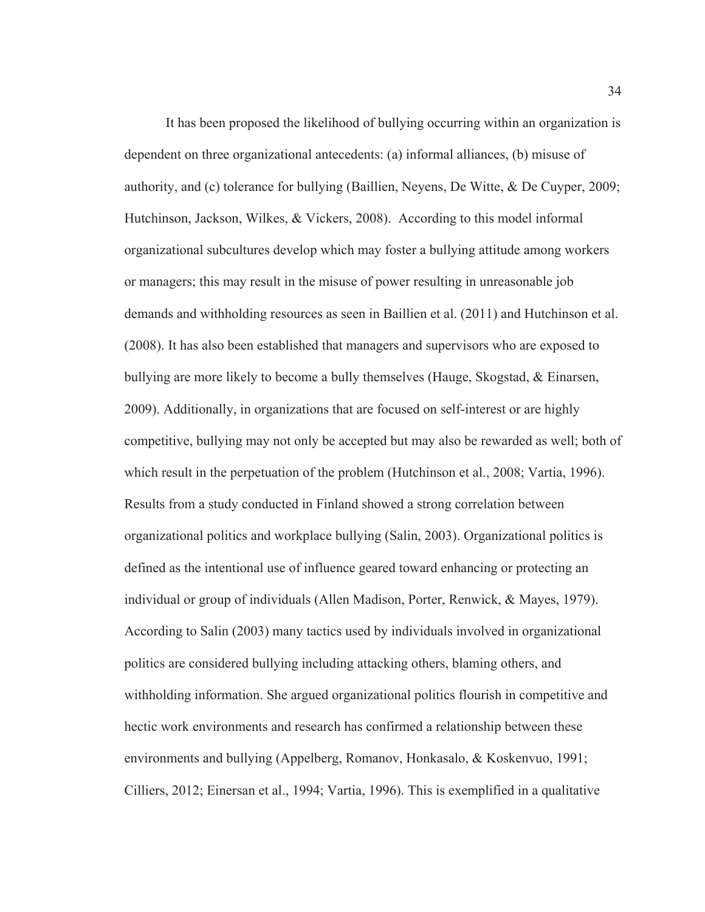It has been proposed the likelihood of bullying occurring within an organization is dependent on three organizational antecedents: (a) informal alliances, (b) misuse of authority, and (c) tolerance for bullying (Baillien, Neyens, De Witte, & De Cuyper, 2009; Hutchinson, Jackson, Wilkes, & Vickers, 2008). According to this model informal organizational subcultures develop which may foster a bullying attitude among workers or managers; this may result in the misuse of power resulting in unreasonable job demands and withholding resources as seen in Baillien et al. (2011) and Hutchinson et al. (2008). It has also been established that managers and supervisors who are exposed to bullying are more likely to become a bully themselves (Hauge, Skogstad, & Einarsen, 2009). Additionally, in organizations that are focused on self-interest or are highly competitive, bullying may not only be accepted but may also be rewarded as well; both of which result in the perpetuation of the problem (Hutchinson et al., 2008; Vartia, 1996). Results from a study conducted in Finland showed a strong correlation between organizational politics and workplace bullying (Salin, 2003). Organizational politics is defined as the intentional use of influence geared toward enhancing or protecting an individual or group of individuals (Allen Madison, Porter, Renwick, & Mayes, 1979). According to Salin (2003) many tactics used by individuals involved in organizational politics are considered bullying including attacking others, blaming others, and withholding information. She argued organizational politics flourish in competitive and hectic work environments and research has confirmed a relationship between these environments and bullying (Appelberg, Romanov, Honkasalo, & Koskenvuo, 1991; Cilliers, 2012; Einersan et al., 1994; Vartia, 1996). This is exemplified in a qualitative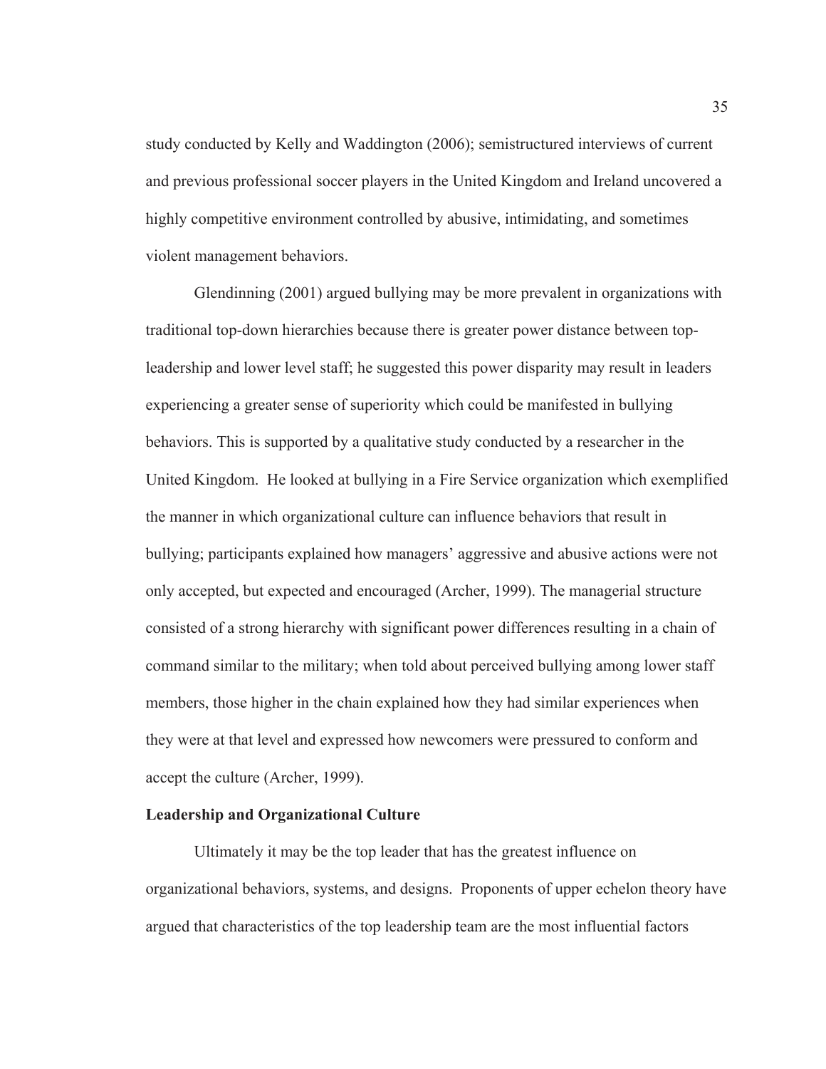study conducted by Kelly and Waddington (2006); semistructured interviews of current and previous professional soccer players in the United Kingdom and Ireland uncovered a highly competitive environment controlled by abusive, intimidating, and sometimes violent management behaviors.

Glendinning (2001) argued bullying may be more prevalent in organizations with traditional top-down hierarchies because there is greater power distance between top-leadership and lower level staff; he suggested this power disparity may result in leaders experiencing a greater sense of superiority which could be manifested in bullying behaviors. This is supported by a qualitative study conducted by a researcher in the United Kingdom. He looked at bullying in a Fire Service organization which exemplified the manner in which organizational culture can influence behaviors that result in bullying; participants explained how managers' aggressive and abusive actions were not only accepted, but expected and encouraged (Archer, 1999). The managerial structure consisted of a strong hierarchy with significant power differences resulting in a chain of command similar to the military; when told about perceived bullying among lower staff members, those higher in the chain explained how they had similar experiences when they were at that level and expressed how newcomers were pressured to conform and accept the culture (Archer, 1999).

**Leadership and Organizational Culture**

Ultimately it may be the top leader that has the greatest influence on organizational behaviors, systems, and designs. Proponents of upper echelon theory have argued that characteristics of the top leadership team are the most influential factors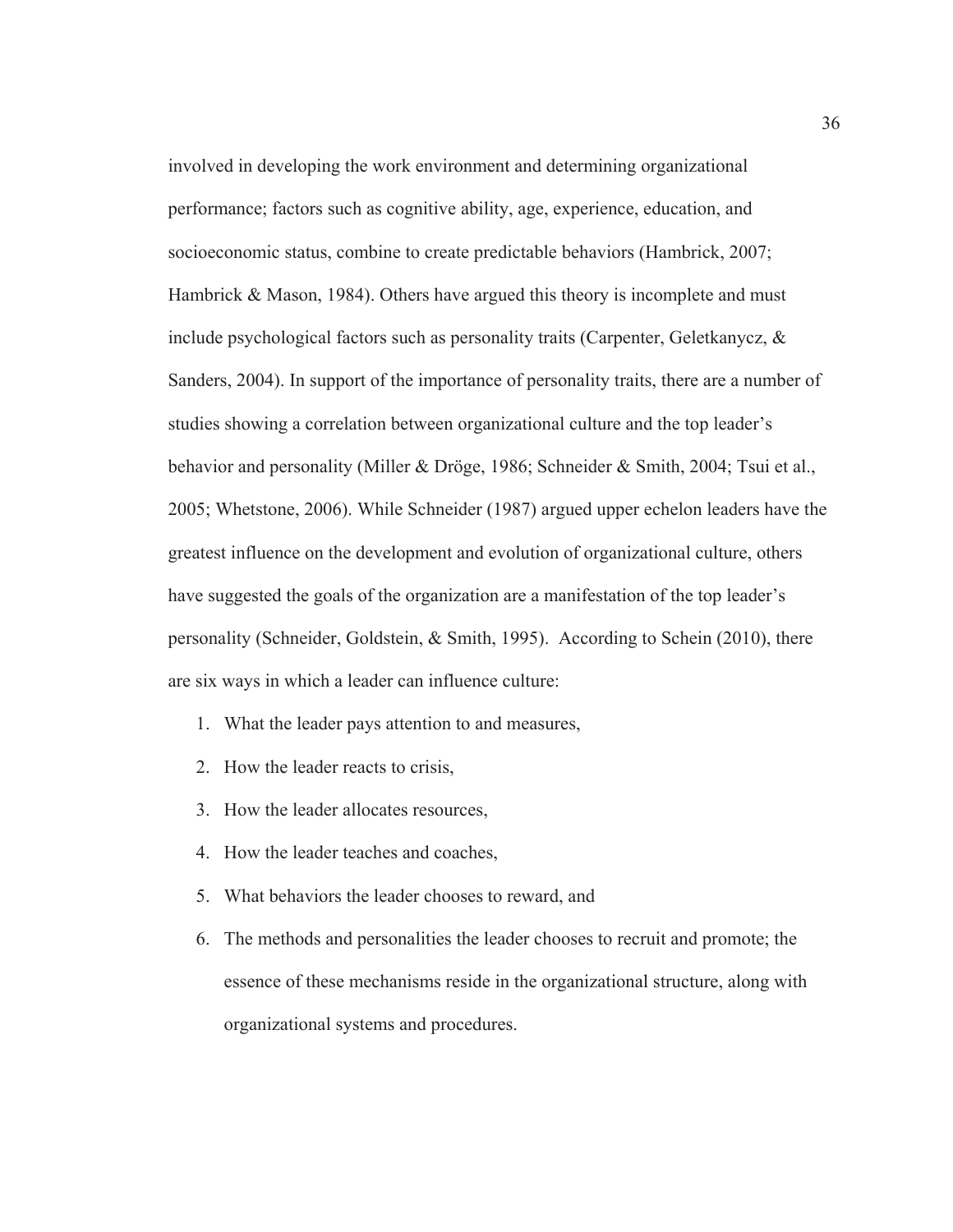involved in developing the work environment and determining organizational performance; factors such as cognitive ability, age, experience, education, and socioeconomic status, combine to create predictable behaviors (Hambrick, 2007; Hambrick & Mason, 1984). Others have argued this theory is incomplete and must include psychological factors such as personality traits (Carpenter, Geletkanycz, & Sanders, 2004). In support of the importance of personality traits, there are a number of studies showing a correlation between organizational culture and the top leader's behavior and personality (Miller & Dröge, 1986; Schneider & Smith, 2004; Tsui et al., 2005; Whetstone, 2006). While Schneider (1987) argued upper echelon leaders have the greatest influence on the development and evolution of organizational culture, others have suggested the goals of the organization are a manifestation of the top leader's personality (Schneider, Goldstein, & Smith, 1995). According to Schein (2010), there are six ways in which a leader can influence culture:

1. What the leader pays attention to and measures,
2. How the leader reacts to crisis,
3. How the leader allocates resources,
4. How the leader teaches and coaches,
5. What behaviors the leader chooses to reward, and
6. The methods and personalities the leader chooses to recruit and promote; the essence of these mechanisms reside in the organizational structure, along with organizational systems and procedures.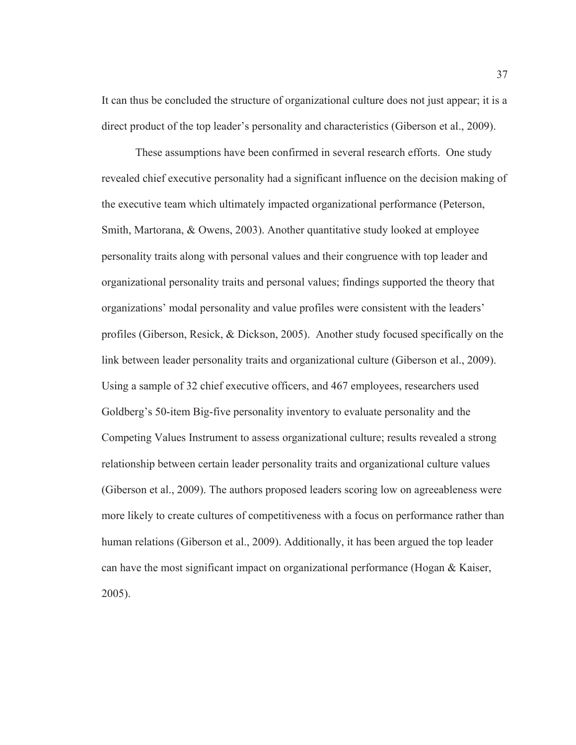It can thus be concluded the structure of organizational culture does not just appear; it is a direct product of the top leader's personality and characteristics (Giberson et al., 2009).

These assumptions have been confirmed in several research efforts. One study revealed chief executive personality had a significant influence on the decision making of the executive team which ultimately impacted organizational performance (Peterson, Smith, Martorana, & Owens, 2003). Another quantitative study looked at employee personality traits along with personal values and their congruence with top leader and organizational personality traits and personal values; findings supported the theory that organizations' modal personality and value profiles were consistent with the leaders' profiles (Giberson, Resick, & Dickson, 2005). Another study focused specifically on the link between leader personality traits and organizational culture (Giberson et al., 2009). Using a sample of 32 chief executive officers, and 467 employees, researchers used Goldberg's 50-item Big-five personality inventory to evaluate personality and the Competing Values Instrument to assess organizational culture; results revealed a strong relationship between certain leader personality traits and organizational culture values (Giberson et al., 2009). The authors proposed leaders scoring low on agreeableness were more likely to create cultures of competitiveness with a focus on performance rather than human relations (Giberson et al., 2009). Additionally, it has been argued the top leader can have the most significant impact on organizational performance (Hogan & Kaiser, 2005).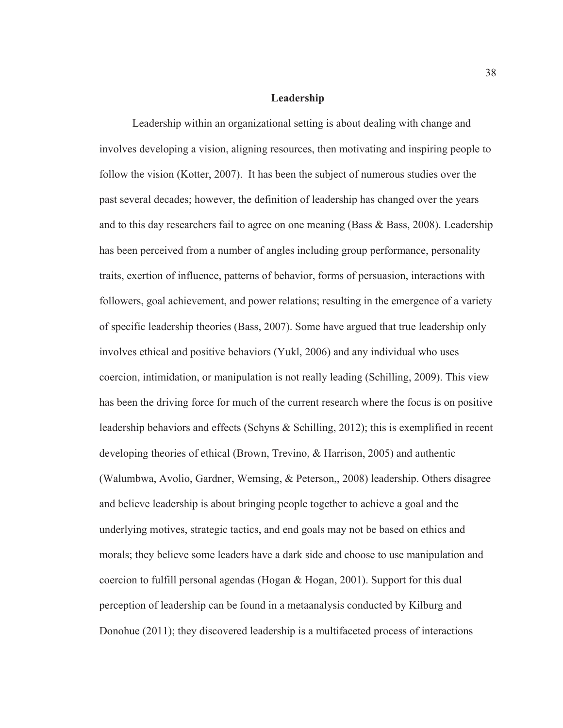## Leadership

Leadership within an organizational setting is about dealing with change and involves developing a vision, aligning resources, then motivating and inspiring people to follow the vision (Kotter, 2007). It has been the subject of numerous studies over the past several decades; however, the definition of leadership has changed over the years and to this day researchers fail to agree on one meaning (Bass & Bass, 2008). Leadership has been perceived from a number of angles including group performance, personality traits, exertion of influence, patterns of behavior, forms of persuasion, interactions with followers, goal achievement, and power relations; resulting in the emergence of a variety of specific leadership theories (Bass, 2007). Some have argued that true leadership only involves ethical and positive behaviors (Yukl, 2006) and any individual who uses coercion, intimidation, or manipulation is not really leading (Schilling, 2009). This view has been the driving force for much of the current research where the focus is on positive leadership behaviors and effects (Schyns & Schilling, 2012); this is exemplified in recent developing theories of ethical (Brown, Trevino, & Harrison, 2005) and authentic (Walumbwa, Avolio, Gardner, Wemsing, & Peterson,, 2008) leadership. Others disagree and believe leadership is about bringing people together to achieve a goal and the underlying motives, strategic tactics, and end goals may not be based on ethics and morals; they believe some leaders have a dark side and choose to use manipulation and coercion to fulfill personal agendas (Hogan & Hogan, 2001). Support for this dual perception of leadership can be found in a metaanalysis conducted by Kilburg and Donohue (2011); they discovered leadership is a multifaceted process of interactions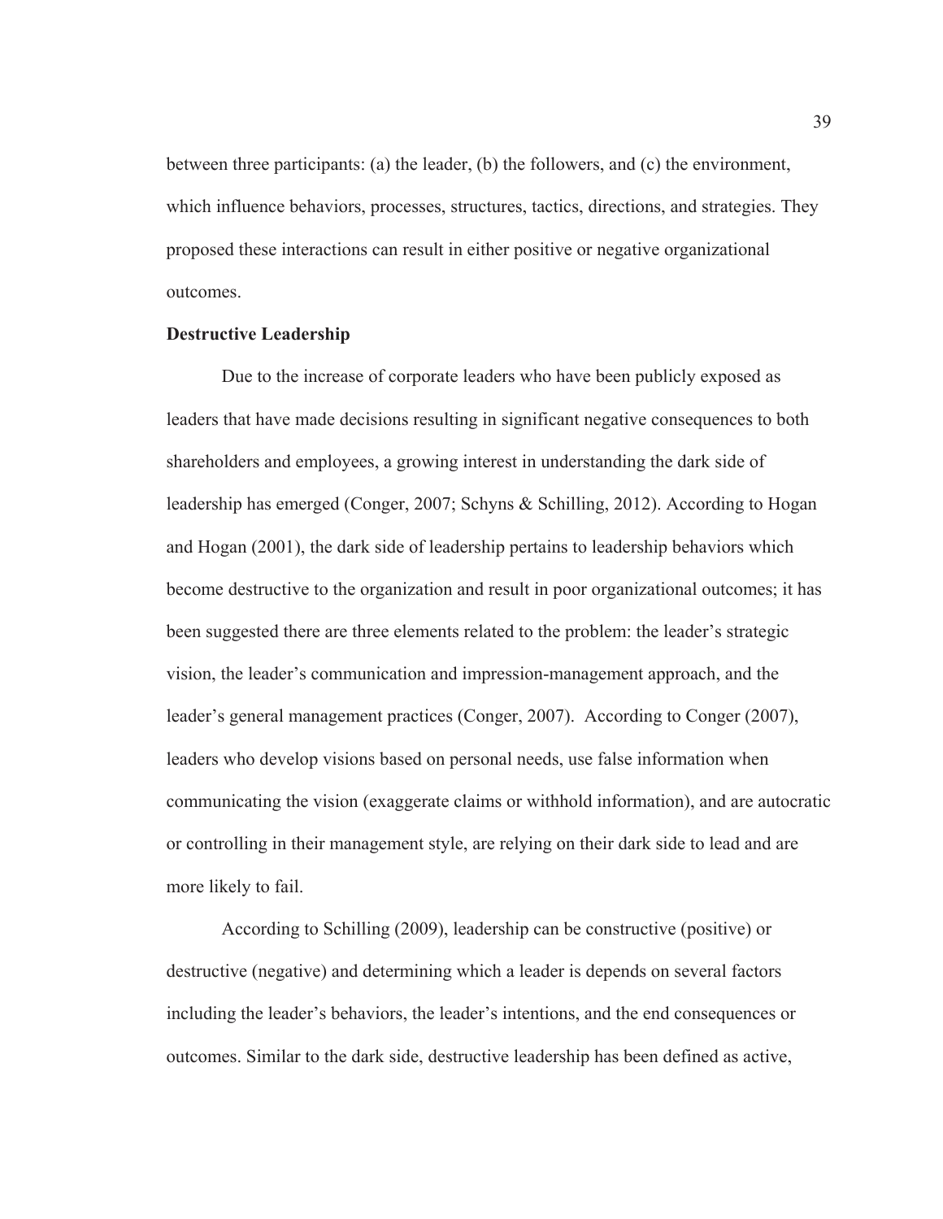between three participants: (a) the leader, (b) the followers, and (c) the environment, which influence behaviors, processes, structures, tactics, directions, and strategies. They proposed these interactions can result in either positive or negative organizational outcomes.

**Destructive Leadership**

Due to the increase of corporate leaders who have been publicly exposed as leaders that have made decisions resulting in significant negative consequences to both shareholders and employees, a growing interest in understanding the dark side of leadership has emerged (Conger, 2007; Schyns & Schilling, 2012). According to Hogan and Hogan (2001), the dark side of leadership pertains to leadership behaviors which become destructive to the organization and result in poor organizational outcomes; it has been suggested there are three elements related to the problem: the leader's strategic vision, the leader's communication and impression-management approach, and the leader's general management practices (Conger, 2007). According to Conger (2007), leaders who develop visions based on personal needs, use false information when communicating the vision (exaggerate claims or withhold information), and are autocratic or controlling in their management style, are relying on their dark side to lead and are more likely to fail.

According to Schilling (2009), leadership can be constructive (positive) or destructive (negative) and determining which a leader is depends on several factors including the leader's behaviors, the leader's intentions, and the end consequences or outcomes. Similar to the dark side, destructive leadership has been defined as active,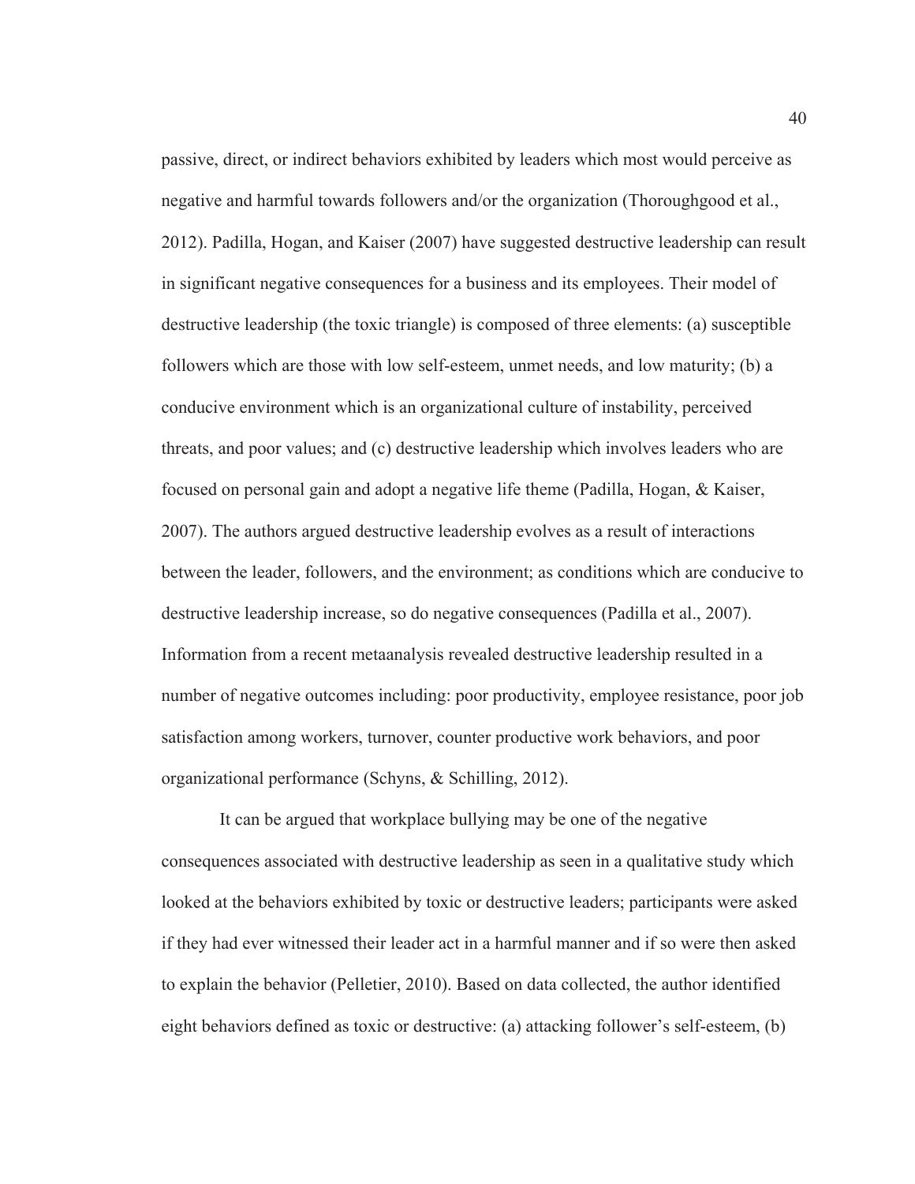passive, direct, or indirect behaviors exhibited by leaders which most would perceive as negative and harmful towards followers and/or the organization (Thoroughgood et al., 2012). Padilla, Hogan, and Kaiser (2007) have suggested destructive leadership can result in significant negative consequences for a business and its employees. Their model of destructive leadership (the toxic triangle) is composed of three elements: (a) susceptible followers which are those with low self-esteem, unmet needs, and low maturity; (b) a conducive environment which is an organizational culture of instability, perceived threats, and poor values; and (c) destructive leadership which involves leaders who are focused on personal gain and adopt a negative life theme (Padilla, Hogan, & Kaiser, 2007). The authors argued destructive leadership evolves as a result of interactions between the leader, followers, and the environment; as conditions which are conducive to destructive leadership increase, so do negative consequences (Padilla et al., 2007). Information from a recent metaanalysis revealed destructive leadership resulted in a number of negative outcomes including: poor productivity, employee resistance, poor job satisfaction among workers, turnover, counter productive work behaviors, and poor organizational performance (Schyns, & Schilling, 2012).

It can be argued that workplace bullying may be one of the negative consequences associated with destructive leadership as seen in a qualitative study which looked at the behaviors exhibited by toxic or destructive leaders; participants were asked if they had ever witnessed their leader act in a harmful manner and if so were then asked to explain the behavior (Pelletier, 2010). Based on data collected, the author identified eight behaviors defined as toxic or destructive: (a) attacking follower's self-esteem, (b)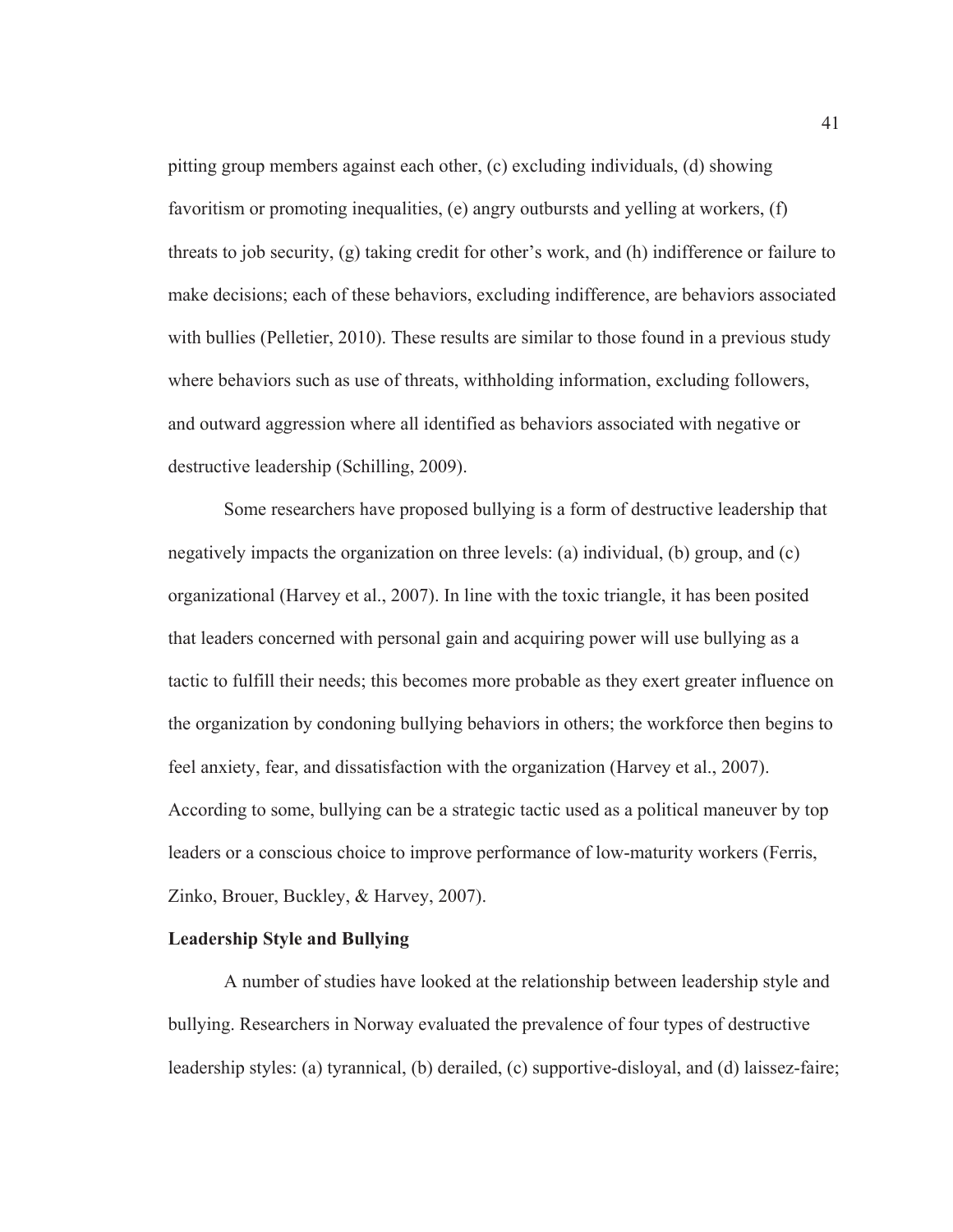pitting group members against each other, (c) excluding individuals, (d) showing favoritism or promoting inequalities, (e) angry outbursts and yelling at workers, (f) threats to job security, (g) taking credit for other's work, and (h) indifference or failure to make decisions; each of these behaviors, excluding indifference, are behaviors associated with bullies (Pelletier, 2010). These results are similar to those found in a previous study where behaviors such as use of threats, withholding information, excluding followers, and outward aggression where all identified as behaviors associated with negative or destructive leadership (Schilling, 2009).

Some researchers have proposed bullying is a form of destructive leadership that negatively impacts the organization on three levels: (a) individual, (b) group, and (c) organizational (Harvey et al., 2007). In line with the toxic triangle, it has been posited that leaders concerned with personal gain and acquiring power will use bullying as a tactic to fulfill their needs; this becomes more probable as they exert greater influence on the organization by condoning bullying behaviors in others; the workforce then begins to feel anxiety, fear, and dissatisfaction with the organization (Harvey et al., 2007). According to some, bullying can be a strategic tactic used as a political maneuver by top leaders or a conscious choice to improve performance of low-maturity workers (Ferris, Zinko, Brouer, Buckley, & Harvey, 2007).

**Leadership Style and Bullying**

A number of studies have looked at the relationship between leadership style and bullying. Researchers in Norway evaluated the prevalence of four types of destructive leadership styles: (a) tyrannical, (b) derailed, (c) supportive-disloyal, and (d) laissez-faire;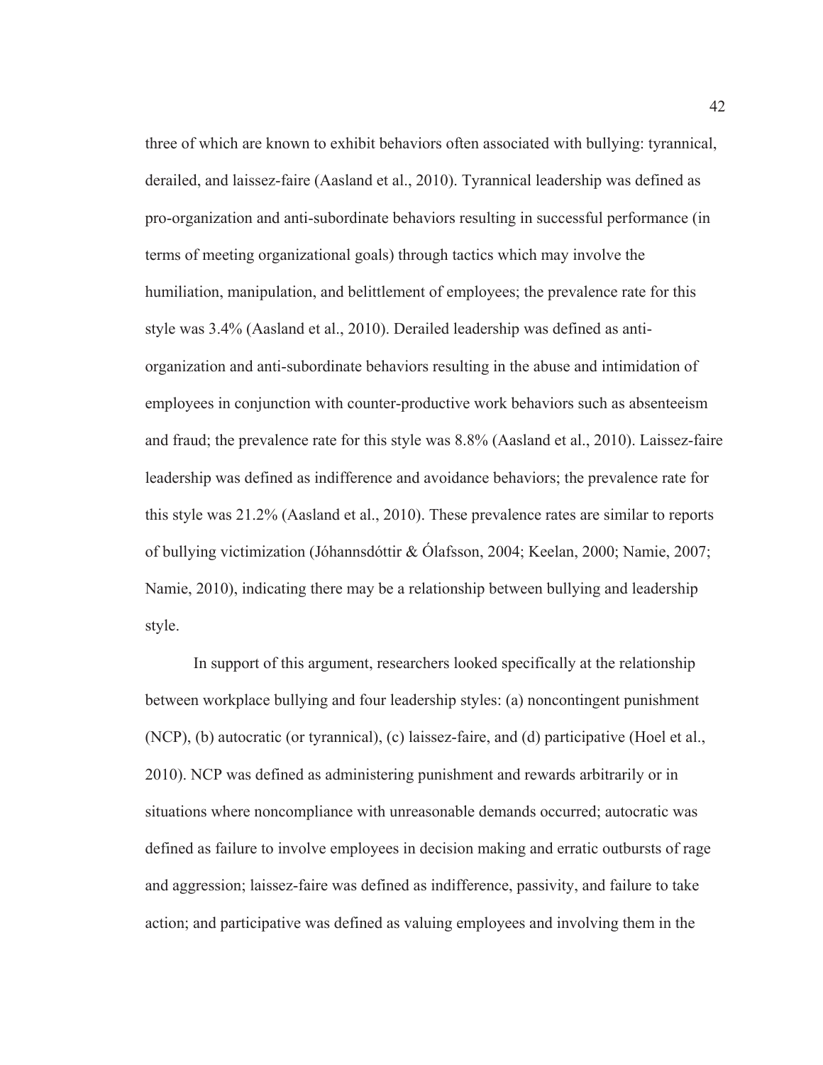three of which are known to exhibit behaviors often associated with bullying: tyrannical, derailed, and laissez-faire (Aasland et al., 2010). Tyrannical leadership was defined as pro-organization and anti-subordinate behaviors resulting in successful performance (in terms of meeting organizational goals) through tactics which may involve the humiliation, manipulation, and belittlement of employees; the prevalence rate for this style was 3.4% (Aasland et al., 2010). Derailed leadership was defined as anti-organization and anti-subordinate behaviors resulting in the abuse and intimidation of employees in conjunction with counter-productive work behaviors such as absenteeism and fraud; the prevalence rate for this style was 8.8% (Aasland et al., 2010). Laissez-faire leadership was defined as indifference and avoidance behaviors; the prevalence rate for this style was 21.2% (Aasland et al., 2010). These prevalence rates are similar to reports of bullying victimization (Jóhannsdóttir & Ólafsson, 2004; Keelan, 2000; Namie, 2007; Namie, 2010), indicating there may be a relationship between bullying and leadership style.

In support of this argument, researchers looked specifically at the relationship between workplace bullying and four leadership styles: (a) noncontingent punishment (NCP), (b) autocratic (or tyrannical), (c) laissez-faire, and (d) participative (Hoel et al., 2010). NCP was defined as administering punishment and rewards arbitrarily or in situations where noncompliance with unreasonable demands occurred; autocratic was defined as failure to involve employees in decision making and erratic outbursts of rage and aggression; laissez-faire was defined as indifference, passivity, and failure to take action; and participative was defined as valuing employees and involving them in the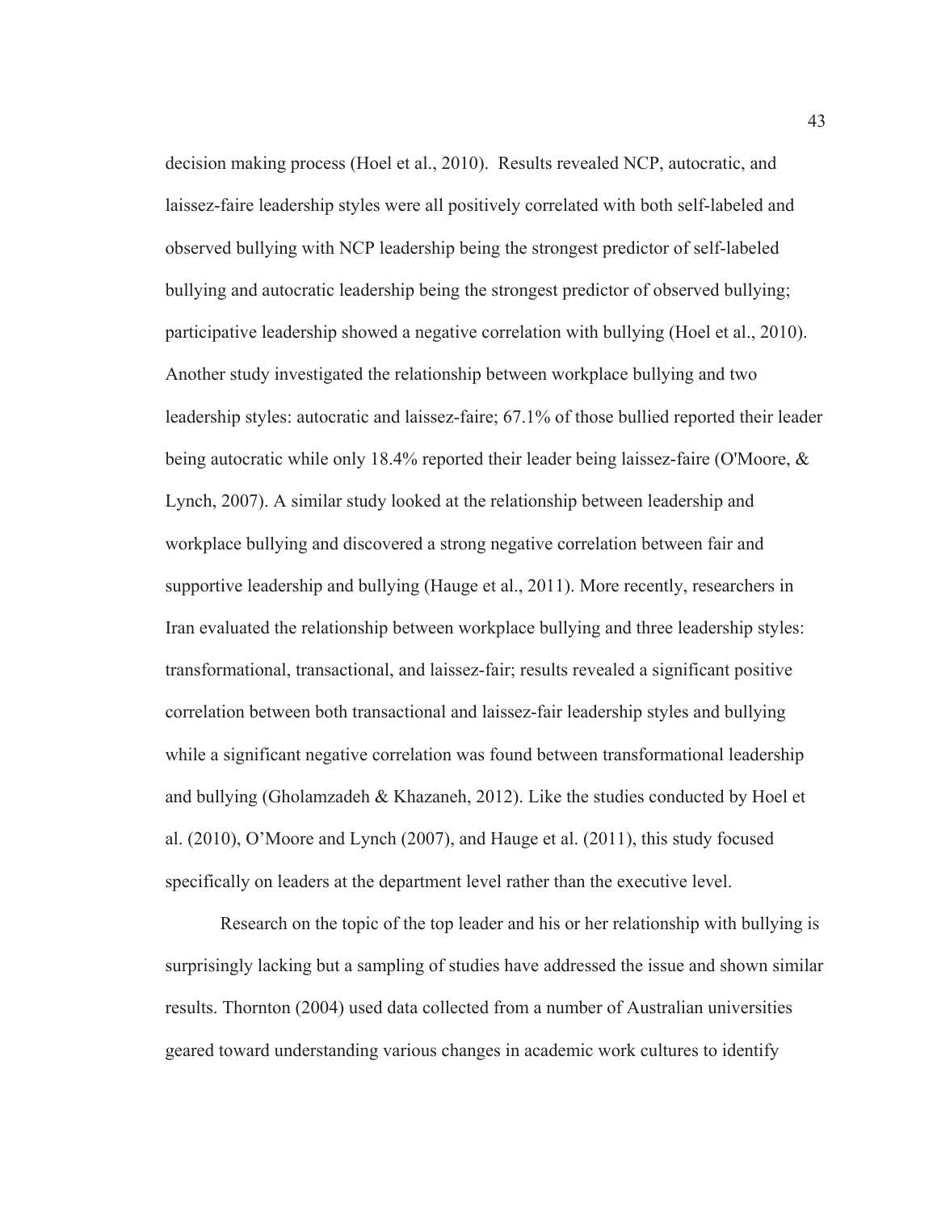decision making process (Hoel et al., 2010). Results revealed NCP, autocratic, and laissez-faire leadership styles were all positively correlated with both self-labeled and observed bullying with NCP leadership being the strongest predictor of self-labeled bullying and autocratic leadership being the strongest predictor of observed bullying; participative leadership showed a negative correlation with bullying (Hoel et al., 2010). Another study investigated the relationship between workplace bullying and two leadership styles: autocratic and laissez-faire; 67.1% of those bullied reported their leader being autocratic while only 18.4% reported their leader being laissez-faire (O'Moore, & Lynch, 2007). A similar study looked at the relationship between leadership and workplace bullying and discovered a strong negative correlation between fair and supportive leadership and bullying (Hauge et al., 2011). More recently, researchers in Iran evaluated the relationship between workplace bullying and three leadership styles: transformational, transactional, and laissez-fair; results revealed a significant positive correlation between both transactional and laissez-fair leadership styles and bullying while a significant negative correlation was found between transformational leadership and bullying (Gholamzadeh & Khazaneh, 2012). Like the studies conducted by Hoel et al. (2010), O'Moore and Lynch (2007), and Hauge et al. (2011), this study focused specifically on leaders at the department level rather than the executive level.

Research on the topic of the top leader and his or her relationship with bullying is surprisingly lacking but a sampling of studies have addressed the issue and shown similar results. Thornton (2004) used data collected from a number of Australian universities geared toward understanding various changes in academic work cultures to identify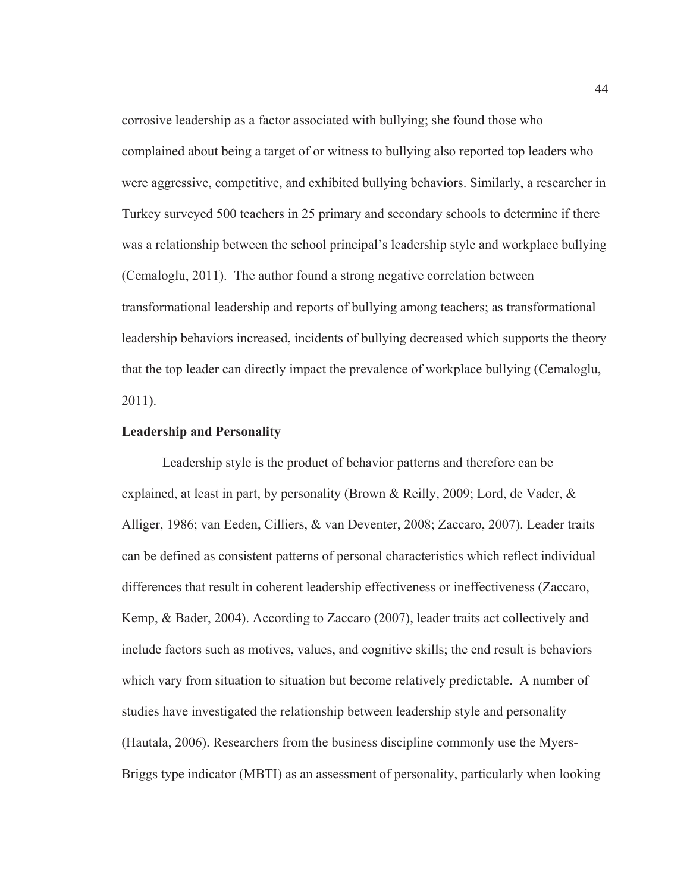corrosive leadership as a factor associated with bullying; she found those who complained about being a target of or witness to bullying also reported top leaders who were aggressive, competitive, and exhibited bullying behaviors. Similarly, a researcher in Turkey surveyed 500 teachers in 25 primary and secondary schools to determine if there was a relationship between the school principal's leadership style and workplace bullying (Cemaloglu, 2011). The author found a strong negative correlation between transformational leadership and reports of bullying among teachers; as transformational leadership behaviors increased, incidents of bullying decreased which supports the theory that the top leader can directly impact the prevalence of workplace bullying (Cemaloglu, 2011).

**Leadership and Personality**

Leadership style is the product of behavior patterns and therefore can be explained, at least in part, by personality (Brown & Reilly, 2009; Lord, de Vader, & Alliger, 1986; van Eeden, Cilliers, & van Deventer, 2008; Zaccaro, 2007). Leader traits can be defined as consistent patterns of personal characteristics which reflect individual differences that result in coherent leadership effectiveness or ineffectiveness (Zaccaro, Kemp, & Bader, 2004). According to Zaccaro (2007), leader traits act collectively and include factors such as motives, values, and cognitive skills; the end result is behaviors which vary from situation to situation but become relatively predictable. A number of studies have investigated the relationship between leadership style and personality (Hautala, 2006). Researchers from the business discipline commonly use the Myers-Briggs type indicator (MBTI) as an assessment of personality, particularly when looking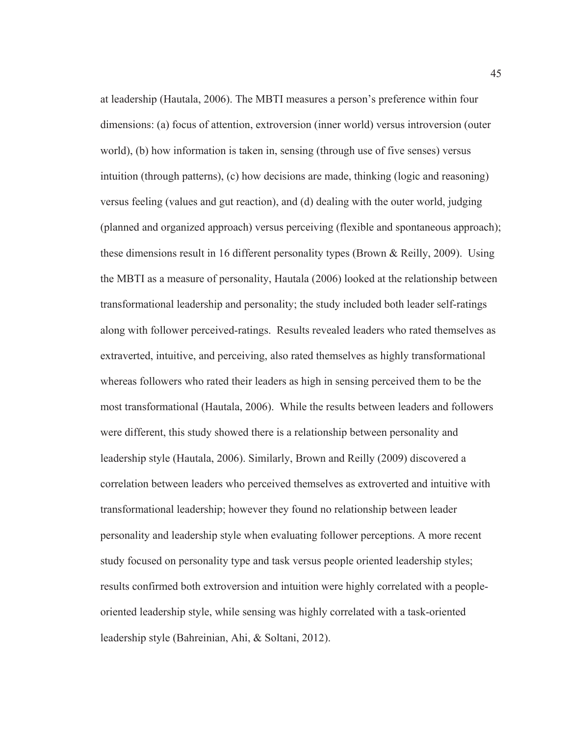at leadership (Hautala, 2006). The MBTI measures a person's preference within four dimensions: (a) focus of attention, extroversion (inner world) versus introversion (outer world), (b) how information is taken in, sensing (through use of five senses) versus intuition (through patterns), (c) how decisions are made, thinking (logic and reasoning) versus feeling (values and gut reaction), and (d) dealing with the outer world, judging (planned and organized approach) versus perceiving (flexible and spontaneous approach); these dimensions result in 16 different personality types (Brown & Reilly, 2009). Using the MBTI as a measure of personality, Hautala (2006) looked at the relationship between transformational leadership and personality; the study included both leader self-ratings along with follower perceived-ratings. Results revealed leaders who rated themselves as extraverted, intuitive, and perceiving, also rated themselves as highly transformational whereas followers who rated their leaders as high in sensing perceived them to be the most transformational (Hautala, 2006). While the results between leaders and followers were different, this study showed there is a relationship between personality and leadership style (Hautala, 2006). Similarly, Brown and Reilly (2009) discovered a correlation between leaders who perceived themselves as extroverted and intuitive with transformational leadership; however they found no relationship between leader personality and leadership style when evaluating follower perceptions. A more recent study focused on personality type and task versus people oriented leadership styles; results confirmed both extroversion and intuition were highly correlated with a people-oriented leadership style, while sensing was highly correlated with a task-oriented leadership style (Bahreinian, Ahi, & Soltani, 2012).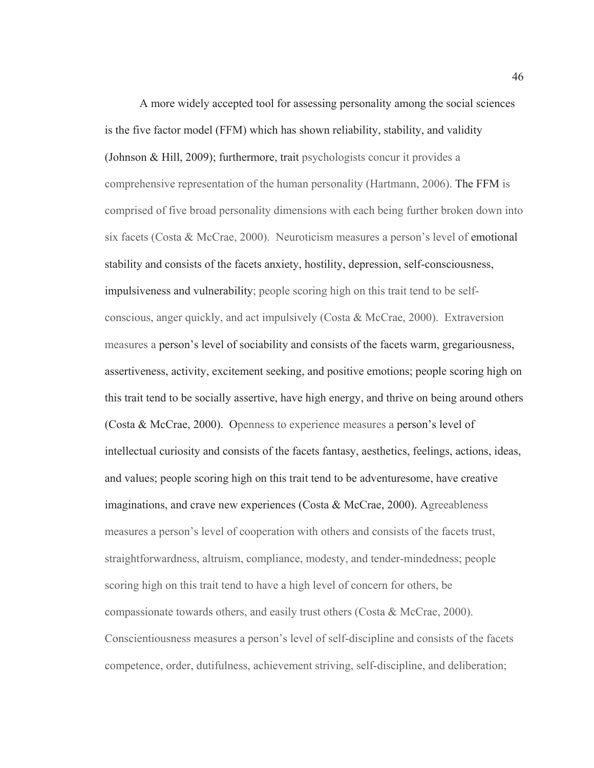A more widely accepted tool for assessing personality among the social sciences is the five factor model (FFM) which has shown reliability, stability, and validity (Johnson & Hill, 2009); furthermore, trait psychologists concur it provides a comprehensive representation of the human personality (Hartmann, 2006). The FFM is comprised of five broad personality dimensions with each being further broken down into six facets (Costa & McCrae, 2000). Neuroticism measures a person's level of emotional stability and consists of the facets anxiety, hostility, depression, self-consciousness, impulsiveness and vulnerability; people scoring high on this trait tend to be self-conscious, anger quickly, and act impulsively (Costa & McCrae, 2000). Extraversion measures a person's level of sociability and consists of the facets warm, gregariousness, assertiveness, activity, excitement seeking, and positive emotions; people scoring high on this trait tend to be socially assertive, have high energy, and thrive on being around others (Costa & McCrae, 2000). Openness to experience measures a person's level of intellectual curiosity and consists of the facets fantasy, aesthetics, feelings, actions, ideas, and values; people scoring high on this trait tend to be adventuresome, have creative imaginations, and crave new experiences (Costa & McCrae, 2000). Agreeableness measures a person's level of cooperation with others and consists of the facets trust, straightforwardness, altruism, compliance, modesty, and tender-mindedness; people scoring high on this trait tend to have a high level of concern for others, be compassionate towards others, and easily trust others (Costa & McCrae, 2000). Conscientiousness measures a person's level of self-discipline and consists of the facets competence, order, dutifulness, achievement striving, self-discipline, and deliberation;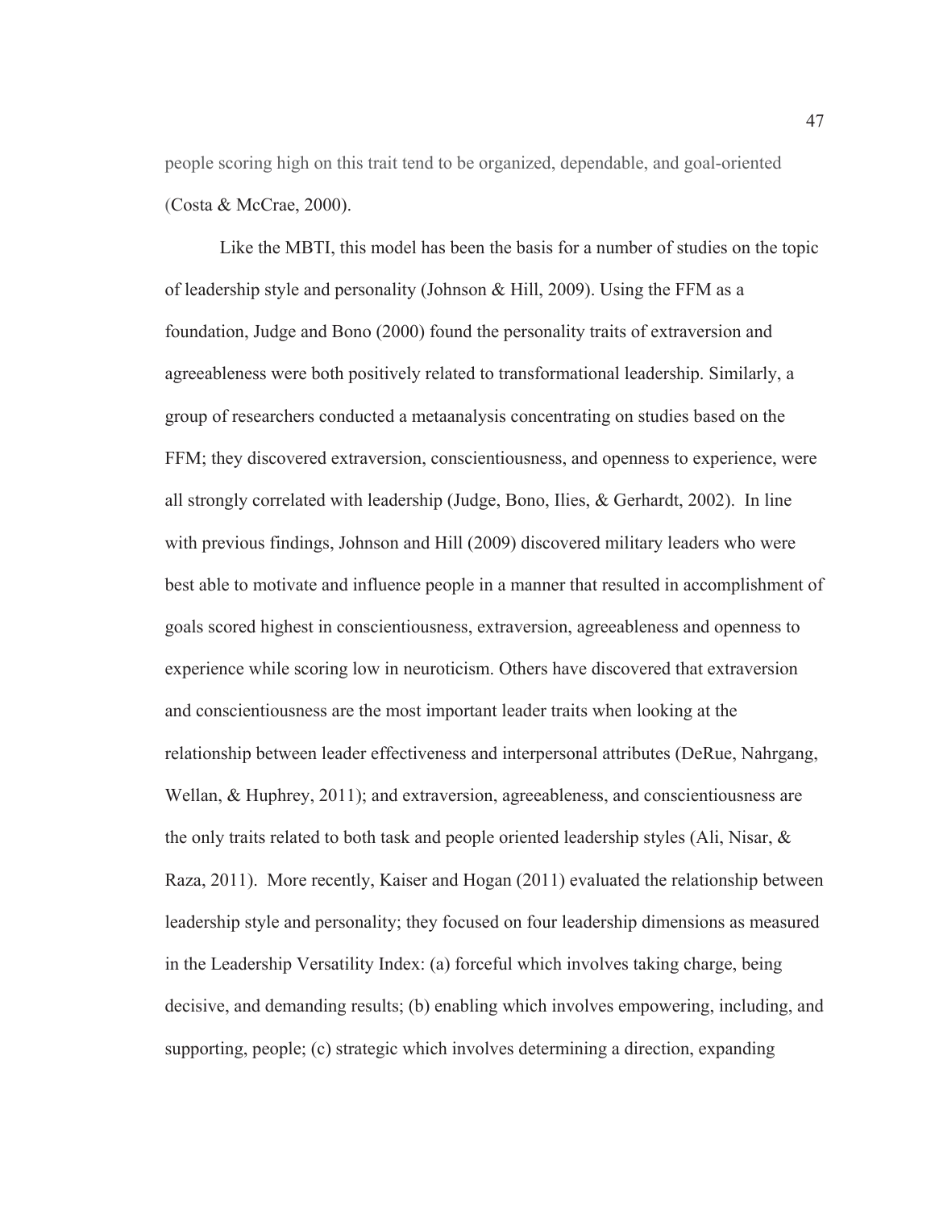people scoring high on this trait tend to be organized, dependable, and goal-oriented (Costa & McCrae, 2000).

Like the MBTI, this model has been the basis for a number of studies on the topic of leadership style and personality (Johnson & Hill, 2009). Using the FFM as a foundation, Judge and Bono (2000) found the personality traits of extraversion and agreeableness were both positively related to transformational leadership. Similarly, a group of researchers conducted a metaanalysis concentrating on studies based on the FFM; they discovered extraversion, conscientiousness, and openness to experience, were all strongly correlated with leadership (Judge, Bono, Ilies, & Gerhardt, 2002). In line with previous findings, Johnson and Hill (2009) discovered military leaders who were best able to motivate and influence people in a manner that resulted in accomplishment of goals scored highest in conscientiousness, extraversion, agreeableness and openness to experience while scoring low in neuroticism. Others have discovered that extraversion and conscientiousness are the most important leader traits when looking at the relationship between leader effectiveness and interpersonal attributes (DeRue, Nahrgang, Wellan, & Huphrey, 2011); and extraversion, agreeableness, and conscientiousness are the only traits related to both task and people oriented leadership styles (Ali, Nisar, & Raza, 2011). More recently, Kaiser and Hogan (2011) evaluated the relationship between leadership style and personality; they focused on four leadership dimensions as measured in the Leadership Versatility Index: (a) forceful which involves taking charge, being decisive, and demanding results; (b) enabling which involves empowering, including, and supporting, people; (c) strategic which involves determining a direction, expanding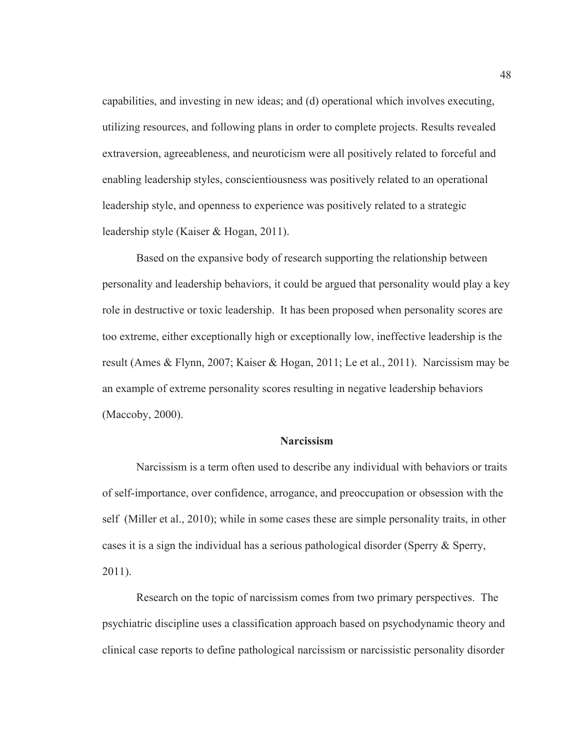capabilities, and investing in new ideas; and (d) operational which involves executing, utilizing resources, and following plans in order to complete projects. Results revealed extraversion, agreeableness, and neuroticism were all positively related to forceful and enabling leadership styles, conscientiousness was positively related to an operational leadership style, and openness to experience was positively related to a strategic leadership style (Kaiser & Hogan, 2011).

Based on the expansive body of research supporting the relationship between personality and leadership behaviors, it could be argued that personality would play a key role in destructive or toxic leadership. It has been proposed when personality scores are too extreme, either exceptionally high or exceptionally low, ineffective leadership is the result (Ames & Flynn, 2007; Kaiser & Hogan, 2011; Le et al., 2011). Narcissism may be an example of extreme personality scores resulting in negative leadership behaviors (Maccoby, 2000).

## Narcissism

Narcissism is a term often used to describe any individual with behaviors or traits of self-importance, over confidence, arrogance, and preoccupation or obsession with the self (Miller et al., 2010); while in some cases these are simple personality traits, in other cases it is a sign the individual has a serious pathological disorder (Sperry & Sperry, 2011).

Research on the topic of narcissism comes from two primary perspectives. The psychiatric discipline uses a classification approach based on psychodynamic theory and clinical case reports to define pathological narcissism or narcissistic personality disorder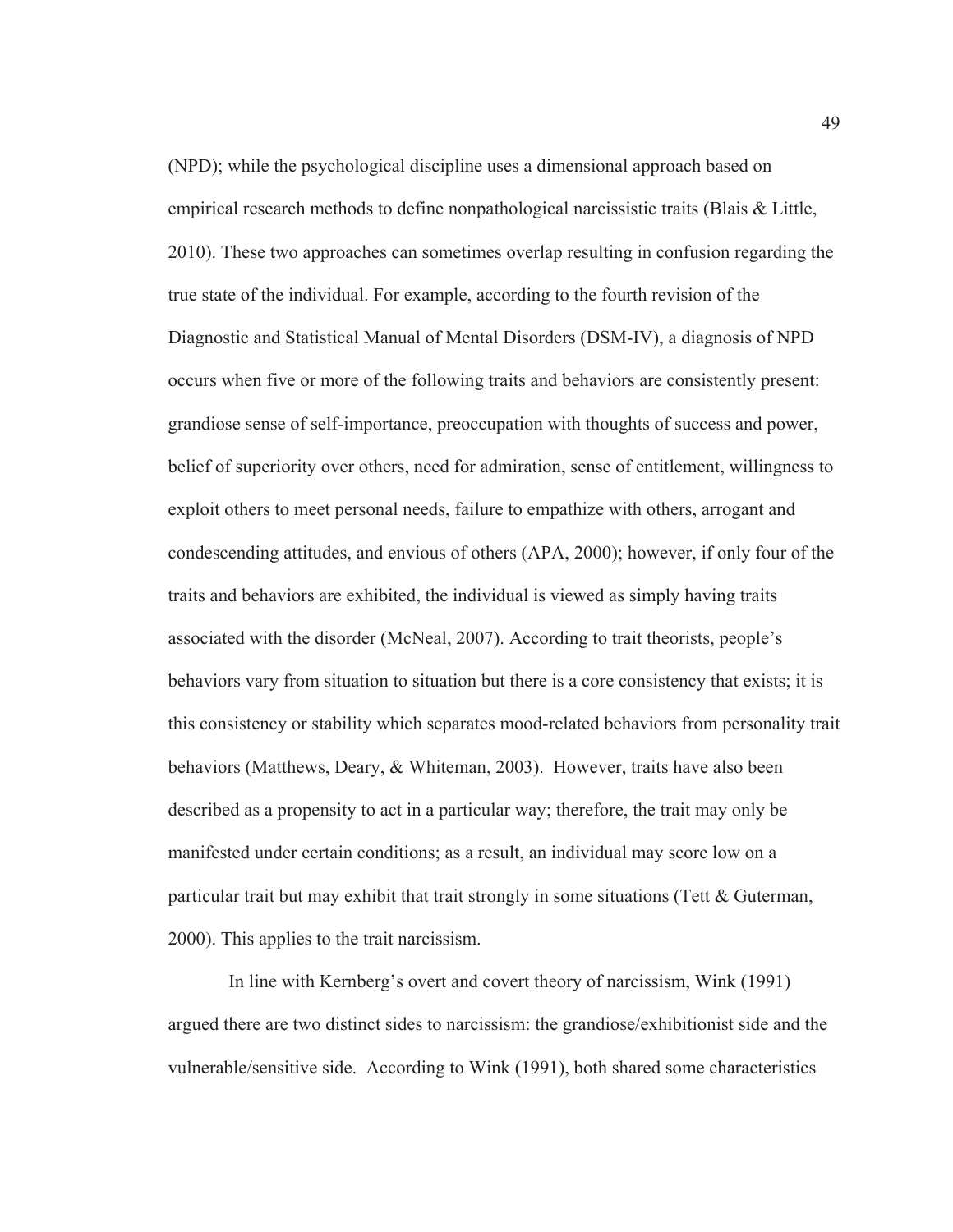(NPD); while the psychological discipline uses a dimensional approach based on empirical research methods to define nonpathological narcissistic traits (Blais & Little, 2010). These two approaches can sometimes overlap resulting in confusion regarding the true state of the individual. For example, according to the fourth revision of the Diagnostic and Statistical Manual of Mental Disorders (DSM-IV), a diagnosis of NPD occurs when five or more of the following traits and behaviors are consistently present: grandiose sense of self-importance, preoccupation with thoughts of success and power, belief of superiority over others, need for admiration, sense of entitlement, willingness to exploit others to meet personal needs, failure to empathize with others, arrogant and condescending attitudes, and envious of others (APA, 2000); however, if only four of the traits and behaviors are exhibited, the individual is viewed as simply having traits associated with the disorder (McNeal, 2007). According to trait theorists, people's behaviors vary from situation to situation but there is a core consistency that exists; it is this consistency or stability which separates mood-related behaviors from personality trait behaviors (Matthews, Deary, & Whiteman, 2003). However, traits have also been described as a propensity to act in a particular way; therefore, the trait may only be manifested under certain conditions; as a result, an individual may score low on a particular trait but may exhibit that trait strongly in some situations (Tett & Guterman, 2000). This applies to the trait narcissism.

In line with Kernberg's overt and covert theory of narcissism, Wink (1991) argued there are two distinct sides to narcissism: the grandiose/exhibitionist side and the vulnerable/sensitive side. According to Wink (1991), both shared some characteristics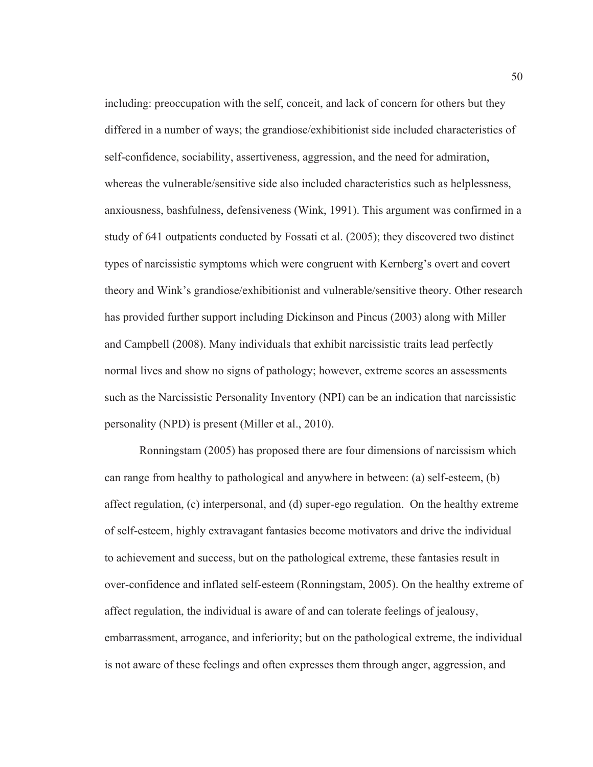including: preoccupation with the self, conceit, and lack of concern for others but they differed in a number of ways; the grandiose/exhibitionist side included characteristics of self-confidence, sociability, assertiveness, aggression, and the need for admiration, whereas the vulnerable/sensitive side also included characteristics such as helplessness, anxiousness, bashfulness, defensiveness (Wink, 1991). This argument was confirmed in a study of 641 outpatients conducted by Fossati et al. (2005); they discovered two distinct types of narcissistic symptoms which were congruent with Kernberg's overt and covert theory and Wink's grandiose/exhibitionist and vulnerable/sensitive theory. Other research has provided further support including Dickinson and Pincus (2003) along with Miller and Campbell (2008). Many individuals that exhibit narcissistic traits lead perfectly normal lives and show no signs of pathology; however, extreme scores an assessments such as the Narcissistic Personality Inventory (NPI) can be an indication that narcissistic personality (NPD) is present (Miller et al., 2010).

Ronningstam (2005) has proposed there are four dimensions of narcissism which can range from healthy to pathological and anywhere in between: (a) self-esteem, (b) affect regulation, (c) interpersonal, and (d) super-ego regulation. On the healthy extreme of self-esteem, highly extravagant fantasies become motivators and drive the individual to achievement and success, but on the pathological extreme, these fantasies result in over-confidence and inflated self-esteem (Ronningstam, 2005). On the healthy extreme of affect regulation, the individual is aware of and can tolerate feelings of jealousy, embarrassment, arrogance, and inferiority; but on the pathological extreme, the individual is not aware of these feelings and often expresses them through anger, aggression, and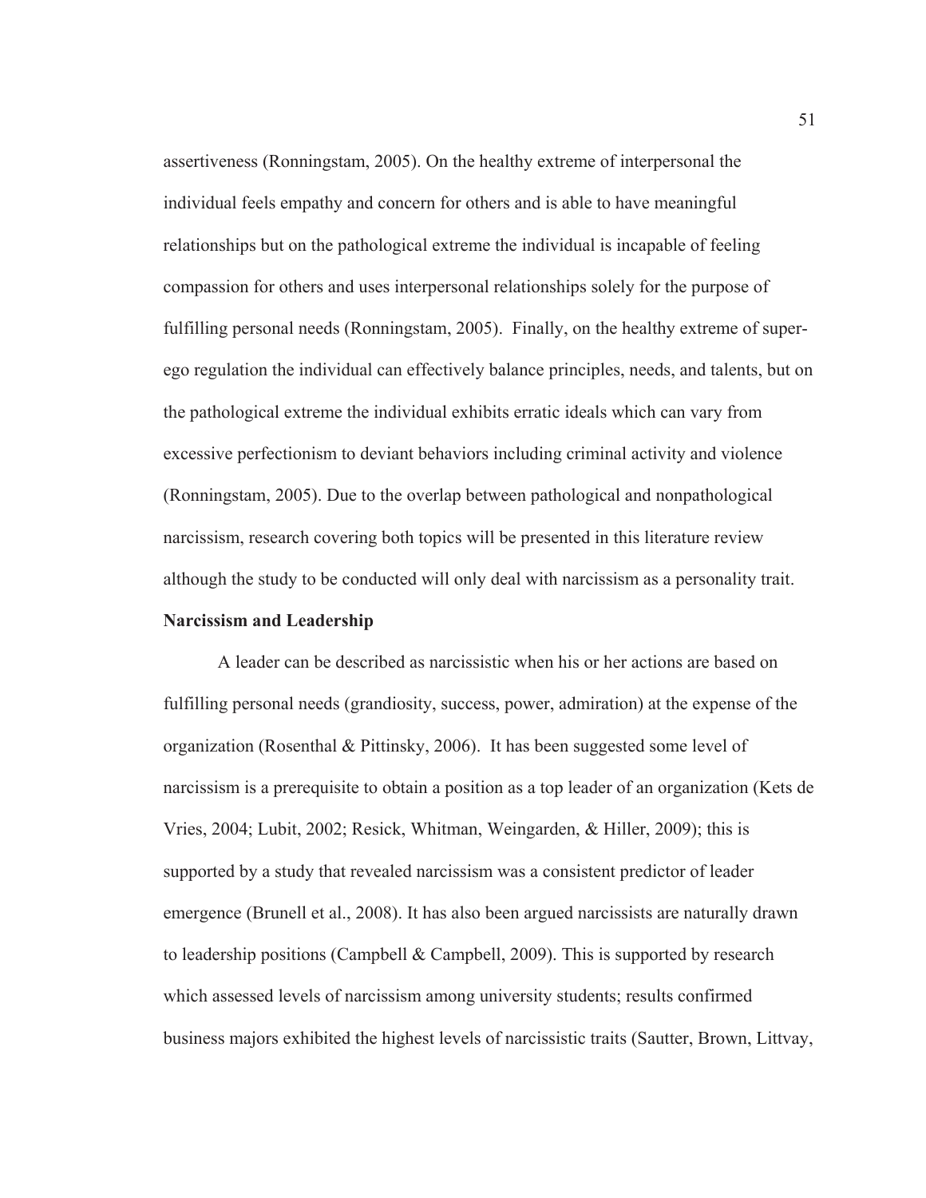assertiveness (Ronningstam, 2005). On the healthy extreme of interpersonal the individual feels empathy and concern for others and is able to have meaningful relationships but on the pathological extreme the individual is incapable of feeling compassion for others and uses interpersonal relationships solely for the purpose of fulfilling personal needs (Ronningstam, 2005). Finally, on the healthy extreme of super-ego regulation the individual can effectively balance principles, needs, and talents, but on the pathological extreme the individual exhibits erratic ideals which can vary from excessive perfectionism to deviant behaviors including criminal activity and violence (Ronningstam, 2005). Due to the overlap between pathological and nonpathological narcissism, research covering both topics will be presented in this literature review although the study to be conducted will only deal with narcissism as a personality trait.

**Narcissism and Leadership**

A leader can be described as narcissistic when his or her actions are based on fulfilling personal needs (grandiosity, success, power, admiration) at the expense of the organization (Rosenthal & Pittinsky, 2006). It has been suggested some level of narcissism is a prerequisite to obtain a position as a top leader of an organization (Kets de Vries, 2004; Lubit, 2002; Resick, Whitman, Weingarden, & Hiller, 2009); this is supported by a study that revealed narcissism was a consistent predictor of leader emergence (Brunell et al., 2008). It has also been argued narcissists are naturally drawn to leadership positions (Campbell & Campbell, 2009). This is supported by research which assessed levels of narcissism among university students; results confirmed business majors exhibited the highest levels of narcissistic traits (Sautter, Brown, Littvay,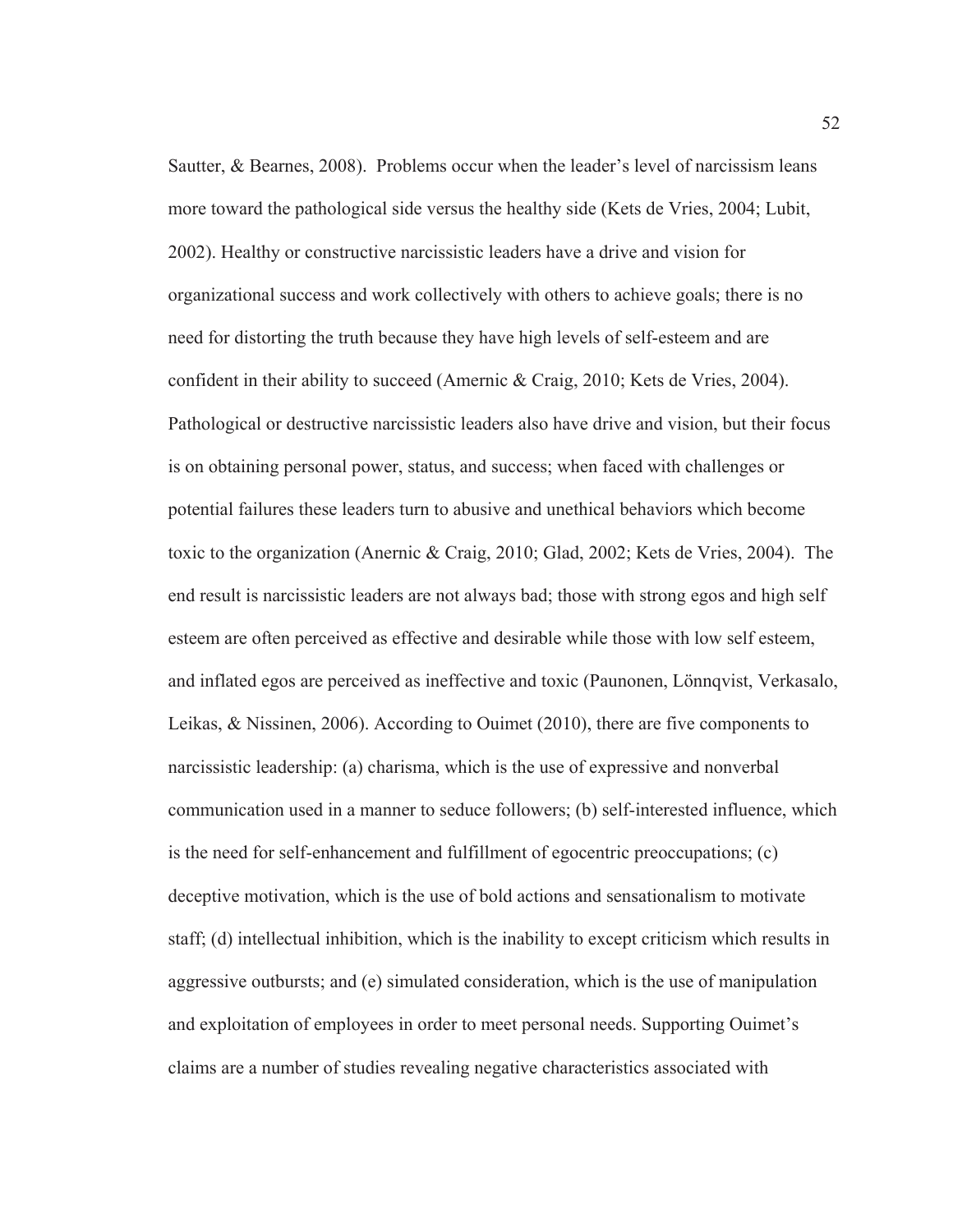Sautter, & Bearnes, 2008). Problems occur when the leader's level of narcissism leans more toward the pathological side versus the healthy side (Kets de Vries, 2004; Lubit, 2002). Healthy or constructive narcissistic leaders have a drive and vision for organizational success and work collectively with others to achieve goals; there is no need for distorting the truth because they have high levels of self-esteem and are confident in their ability to succeed (Amernic & Craig, 2010; Kets de Vries, 2004). Pathological or destructive narcissistic leaders also have drive and vision, but their focus is on obtaining personal power, status, and success; when faced with challenges or potential failures these leaders turn to abusive and unethical behaviors which become toxic to the organization (Anernic & Craig, 2010; Glad, 2002; Kets de Vries, 2004). The end result is narcissistic leaders are not always bad; those with strong egos and high self esteem are often perceived as effective and desirable while those with low self esteem, and inflated egos are perceived as ineffective and toxic (Paunonen, Lönnqvist, Verkasalo, Leikas, & Nissinen, 2006). According to Ouimet (2010), there are five components to narcissistic leadership: (a) charisma, which is the use of expressive and nonverbal communication used in a manner to seduce followers; (b) self-interested influence, which is the need for self-enhancement and fulfillment of egocentric preoccupations; (c) deceptive motivation, which is the use of bold actions and sensationalism to motivate staff; (d) intellectual inhibition, which is the inability to except criticism which results in aggressive outbursts; and (e) simulated consideration, which is the use of manipulation and exploitation of employees in order to meet personal needs. Supporting Ouimet's claims are a number of studies revealing negative characteristics associated with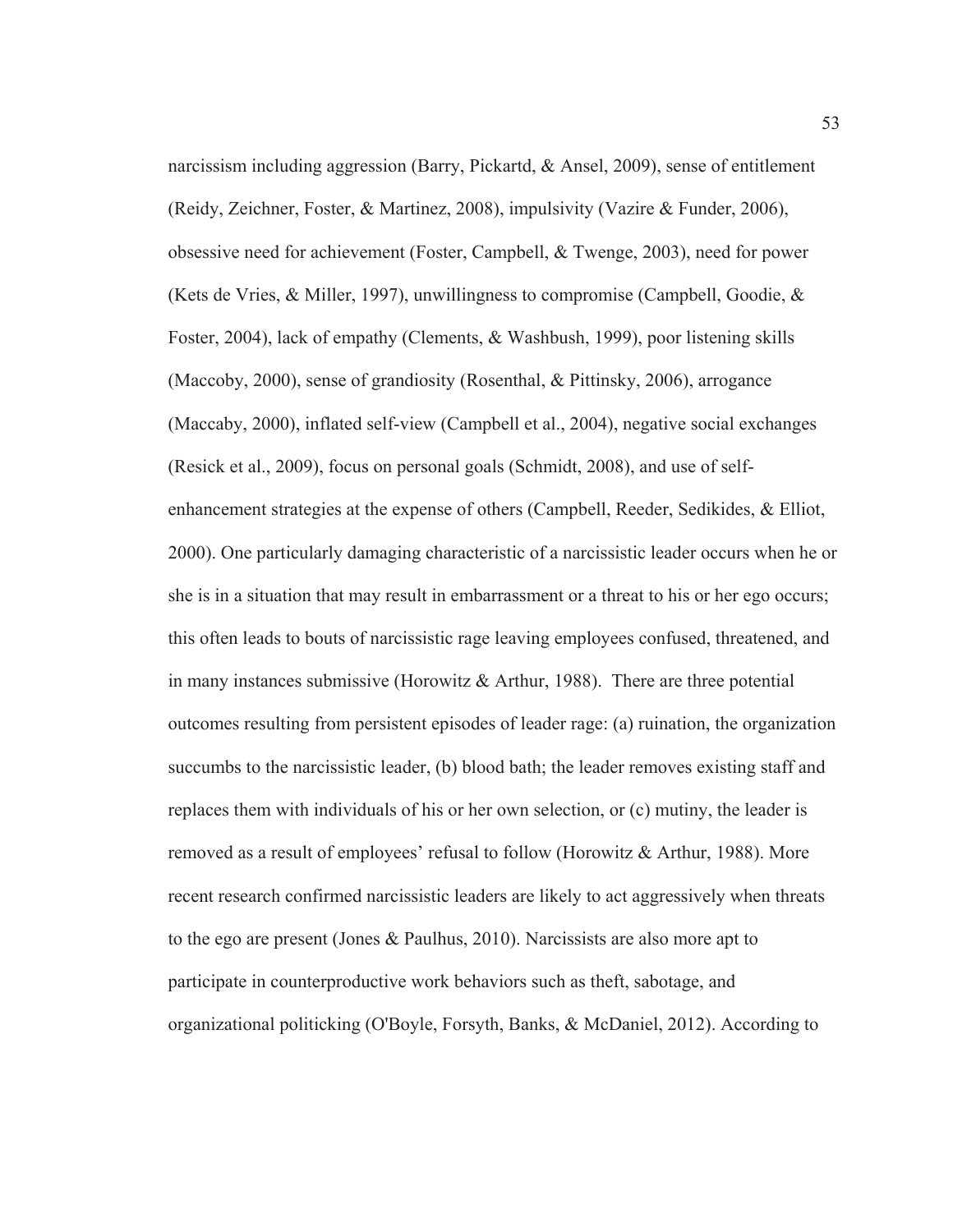narcissism including aggression (Barry, Pickartd, & Ansel, 2009), sense of entitlement (Reidy, Zeichner, Foster, & Martinez, 2008), impulsivity (Vazire & Funder, 2006), obsessive need for achievement (Foster, Campbell, & Twenge, 2003), need for power (Kets de Vries, & Miller, 1997), unwillingness to compromise (Campbell, Goodie, & Foster, 2004), lack of empathy (Clements, & Washbush, 1999), poor listening skills (Maccoby, 2000), sense of grandiosity (Rosenthal, & Pittinsky, 2006), arrogance (Maccaby, 2000), inflated self-view (Campbell et al., 2004), negative social exchanges (Resick et al., 2009), focus on personal goals (Schmidt, 2008), and use of self-enhancement strategies at the expense of others (Campbell, Reeder, Sedikides, & Elliot, 2000). One particularly damaging characteristic of a narcissistic leader occurs when he or she is in a situation that may result in embarrassment or a threat to his or her ego occurs; this often leads to bouts of narcissistic rage leaving employees confused, threatened, and in many instances submissive (Horowitz & Arthur, 1988). There are three potential outcomes resulting from persistent episodes of leader rage: (a) ruination, the organization succumbs to the narcissistic leader, (b) blood bath; the leader removes existing staff and replaces them with individuals of his or her own selection, or (c) mutiny, the leader is removed as a result of employees' refusal to follow (Horowitz & Arthur, 1988). More recent research confirmed narcissistic leaders are likely to act aggressively when threats to the ego are present (Jones & Paulhus, 2010). Narcissists are also more apt to participate in counterproductive work behaviors such as theft, sabotage, and organizational politicking (O'Boyle, Forsyth, Banks, & McDaniel, 2012). According to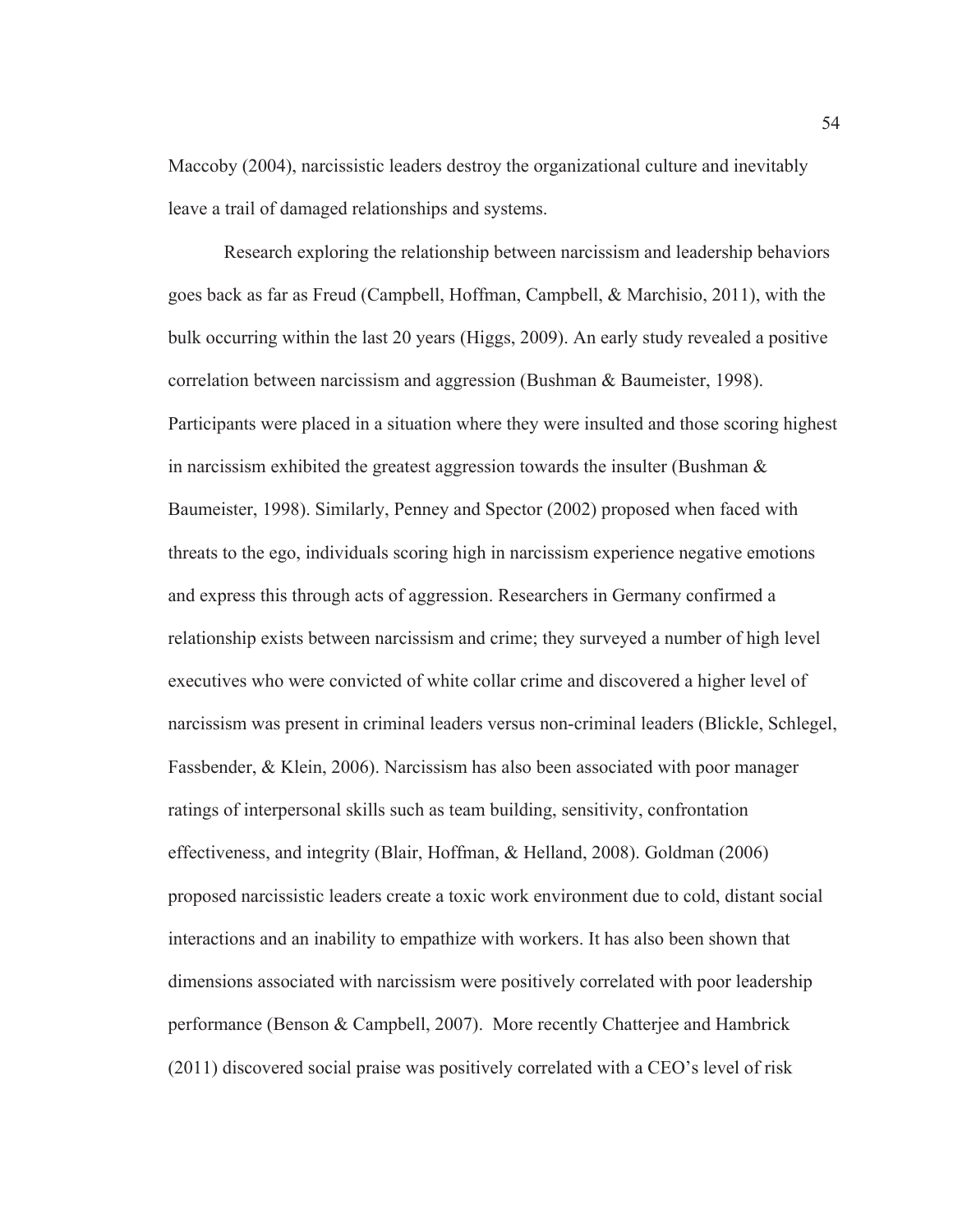Maccoby (2004), narcissistic leaders destroy the organizational culture and inevitably leave a trail of damaged relationships and systems.

Research exploring the relationship between narcissism and leadership behaviors goes back as far as Freud (Campbell, Hoffman, Campbell, & Marchisio, 2011), with the bulk occurring within the last 20 years (Higgs, 2009). An early study revealed a positive correlation between narcissism and aggression (Bushman & Baumeister, 1998). Participants were placed in a situation where they were insulted and those scoring highest in narcissism exhibited the greatest aggression towards the insulter (Bushman & Baumeister, 1998). Similarly, Penney and Spector (2002) proposed when faced with threats to the ego, individuals scoring high in narcissism experience negative emotions and express this through acts of aggression. Researchers in Germany confirmed a relationship exists between narcissism and crime; they surveyed a number of high level executives who were convicted of white collar crime and discovered a higher level of narcissism was present in criminal leaders versus non-criminal leaders (Blickle, Schlegel, Fassbender, & Klein, 2006). Narcissism has also been associated with poor manager ratings of interpersonal skills such as team building, sensitivity, confrontation effectiveness, and integrity (Blair, Hoffman, & Helland, 2008). Goldman (2006) proposed narcissistic leaders create a toxic work environment due to cold, distant social interactions and an inability to empathize with workers. It has also been shown that dimensions associated with narcissism were positively correlated with poor leadership performance (Benson & Campbell, 2007). More recently Chatterjee and Hambrick (2011) discovered social praise was positively correlated with a CEO's level of risk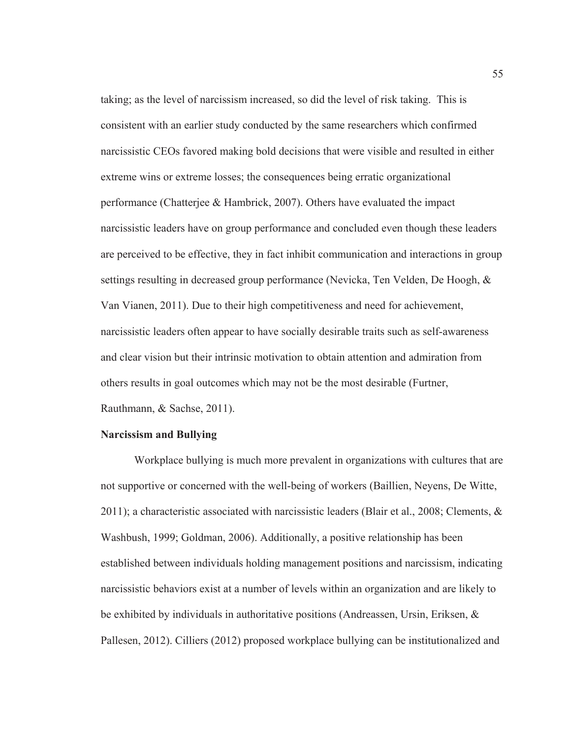taking; as the level of narcissism increased, so did the level of risk taking.  This is consistent with an earlier study conducted by the same researchers which confirmed narcissistic CEOs favored making bold decisions that were visible and resulted in either extreme wins or extreme losses; the consequences being erratic organizational performance (Chatterjee & Hambrick, 2007). Others have evaluated the impact narcissistic leaders have on group performance and concluded even though these leaders are perceived to be effective, they in fact inhibit communication and interactions in group settings resulting in decreased group performance (Nevicka, Ten Velden, De Hoogh, & Van Vianen, 2011). Due to their high competitiveness and need for achievement, narcissistic leaders often appear to have socially desirable traits such as self-awareness and clear vision but their intrinsic motivation to obtain attention and admiration from others results in goal outcomes which may not be the most desirable (Furtner, Rauthmann, & Sachse, 2011).

**Narcissism and Bullying**

Workplace bullying is much more prevalent in organizations with cultures that are not supportive or concerned with the well-being of workers (Baillien, Neyens, De Witte, 2011); a characteristic associated with narcissistic leaders (Blair et al., 2008; Clements, & Washbush, 1999; Goldman, 2006). Additionally, a positive relationship has been established between individuals holding management positions and narcissism, indicating narcissistic behaviors exist at a number of levels within an organization and are likely to be exhibited by individuals in authoritative positions (Andreassen, Ursin, Eriksen, & Pallesen, 2012). Cilliers (2012) proposed workplace bullying can be institutionalized and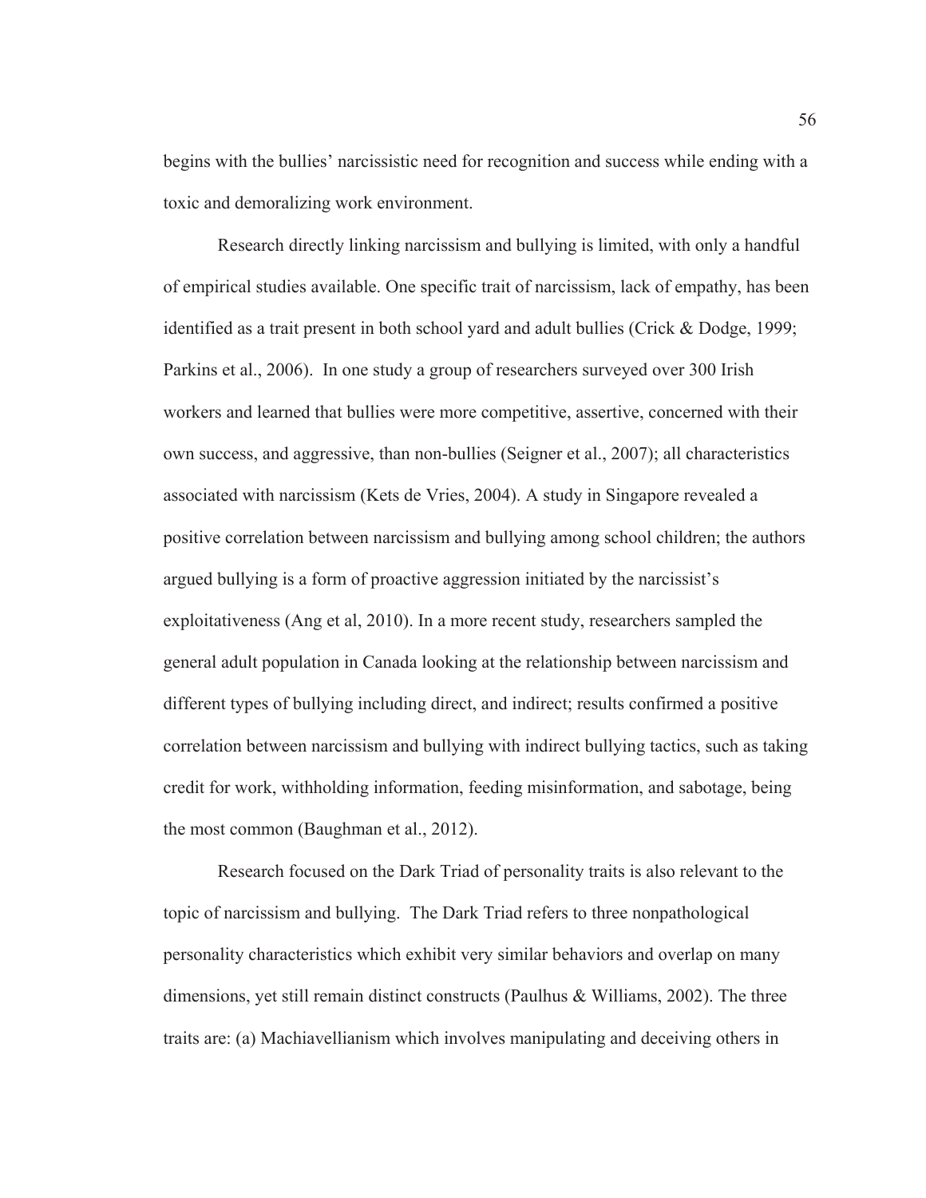begins with the bullies' narcissistic need for recognition and success while ending with a toxic and demoralizing work environment.

Research directly linking narcissism and bullying is limited, with only a handful of empirical studies available. One specific trait of narcissism, lack of empathy, has been identified as a trait present in both school yard and adult bullies (Crick & Dodge, 1999; Parkins et al., 2006). In one study a group of researchers surveyed over 300 Irish workers and learned that bullies were more competitive, assertive, concerned with their own success, and aggressive, than non-bullies (Seigner et al., 2007); all characteristics associated with narcissism (Kets de Vries, 2004). A study in Singapore revealed a positive correlation between narcissism and bullying among school children; the authors argued bullying is a form of proactive aggression initiated by the narcissist's exploitativeness (Ang et al, 2010). In a more recent study, researchers sampled the general adult population in Canada looking at the relationship between narcissism and different types of bullying including direct, and indirect; results confirmed a positive correlation between narcissism and bullying with indirect bullying tactics, such as taking credit for work, withholding information, feeding misinformation, and sabotage, being the most common (Baughman et al., 2012).

Research focused on the Dark Triad of personality traits is also relevant to the topic of narcissism and bullying. The Dark Triad refers to three nonpathological personality characteristics which exhibit very similar behaviors and overlap on many dimensions, yet still remain distinct constructs (Paulhus & Williams, 2002). The three traits are: (a) Machiavellianism which involves manipulating and deceiving others in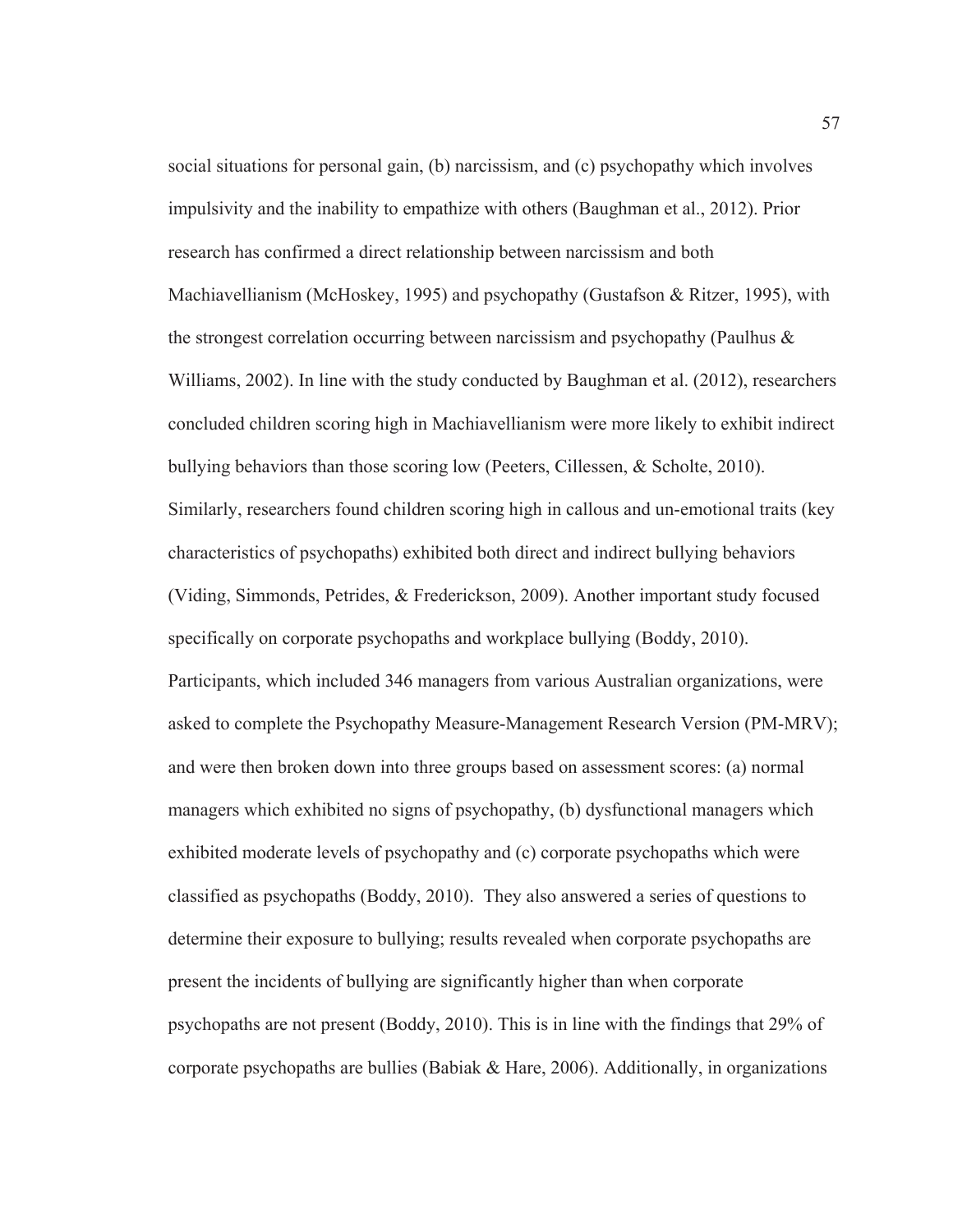social situations for personal gain, (b) narcissism, and (c) psychopathy which involves impulsivity and the inability to empathize with others (Baughman et al., 2012). Prior research has confirmed a direct relationship between narcissism and both Machiavellianism (McHoskey, 1995) and psychopathy (Gustafson & Ritzer, 1995), with the strongest correlation occurring between narcissism and psychopathy (Paulhus & Williams, 2002). In line with the study conducted by Baughman et al. (2012), researchers concluded children scoring high in Machiavellianism were more likely to exhibit indirect bullying behaviors than those scoring low (Peeters, Cillessen, & Scholte, 2010). Similarly, researchers found children scoring high in callous and un-emotional traits (key characteristics of psychopaths) exhibited both direct and indirect bullying behaviors (Viding, Simmonds, Petrides, & Frederickson, 2009). Another important study focused specifically on corporate psychopaths and workplace bullying (Boddy, 2010). Participants, which included 346 managers from various Australian organizations, were asked to complete the Psychopathy Measure-Management Research Version (PM-MRV); and were then broken down into three groups based on assessment scores: (a) normal managers which exhibited no signs of psychopathy, (b) dysfunctional managers which exhibited moderate levels of psychopathy and (c) corporate psychopaths which were classified as psychopaths (Boddy, 2010). They also answered a series of questions to determine their exposure to bullying; results revealed when corporate psychopaths are present the incidents of bullying are significantly higher than when corporate psychopaths are not present (Boddy, 2010). This is in line with the findings that 29% of corporate psychopaths are bullies (Babiak & Hare, 2006). Additionally, in organizations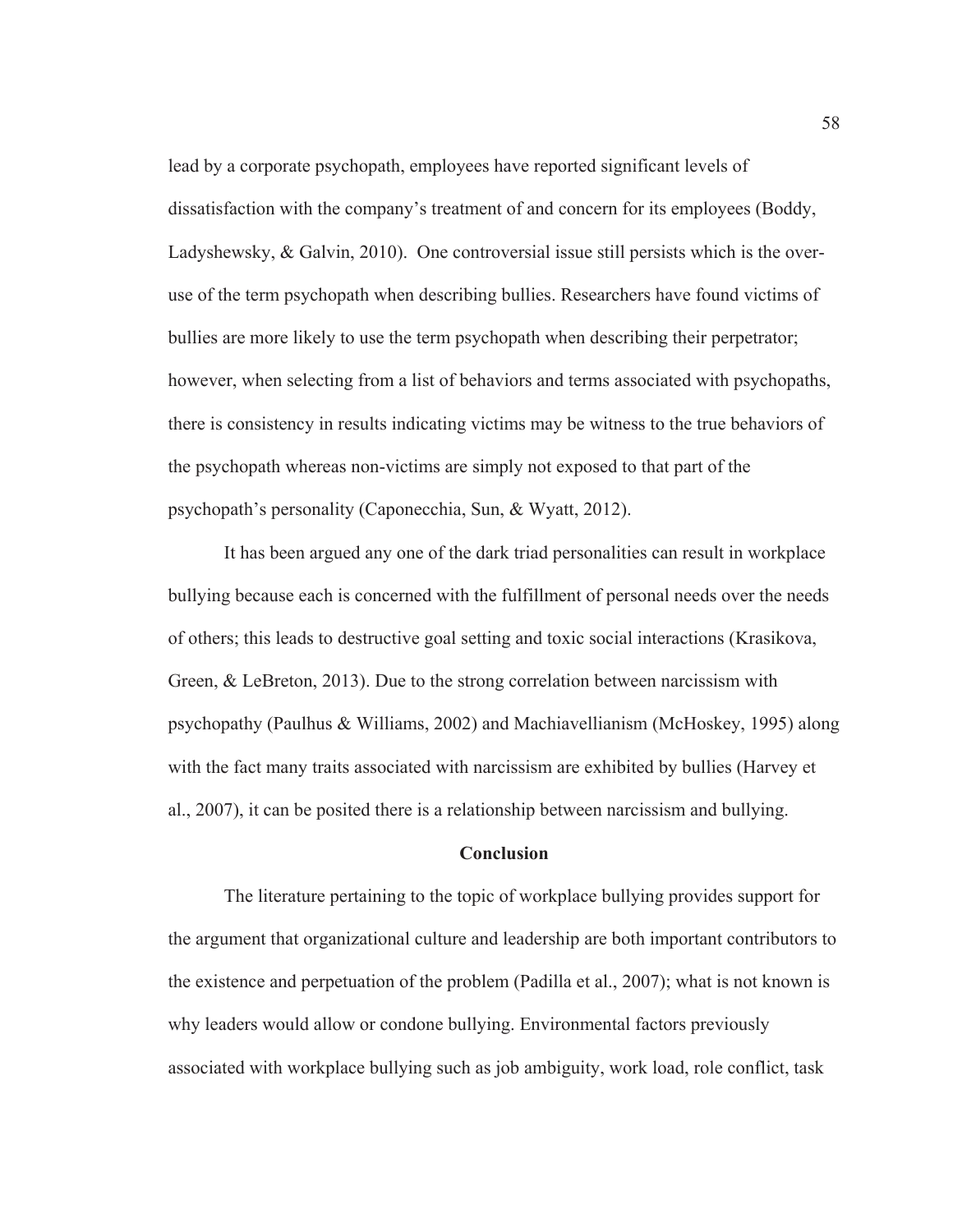lead by a corporate psychopath, employees have reported significant levels of dissatisfaction with the company's treatment of and concern for its employees (Boddy, Ladyshewsky, & Galvin, 2010). One controversial issue still persists which is the over-use of the term psychopath when describing bullies. Researchers have found victims of bullies are more likely to use the term psychopath when describing their perpetrator; however, when selecting from a list of behaviors and terms associated with psychopaths, there is consistency in results indicating victims may be witness to the true behaviors of the psychopath whereas non-victims are simply not exposed to that part of the psychopath's personality (Caponecchia, Sun, & Wyatt, 2012).

It has been argued any one of the dark triad personalities can result in workplace bullying because each is concerned with the fulfillment of personal needs over the needs of others; this leads to destructive goal setting and toxic social interactions (Krasikova, Green, & LeBreton, 2013). Due to the strong correlation between narcissism with psychopathy (Paulhus & Williams, 2002) and Machiavellianism (McHoskey, 1995) along with the fact many traits associated with narcissism are exhibited by bullies (Harvey et al., 2007), it can be posited there is a relationship between narcissism and bullying.

## Conclusion

The literature pertaining to the topic of workplace bullying provides support for the argument that organizational culture and leadership are both important contributors to the existence and perpetuation of the problem (Padilla et al., 2007); what is not known is why leaders would allow or condone bullying. Environmental factors previously associated with workplace bullying such as job ambiguity, work load, role conflict, task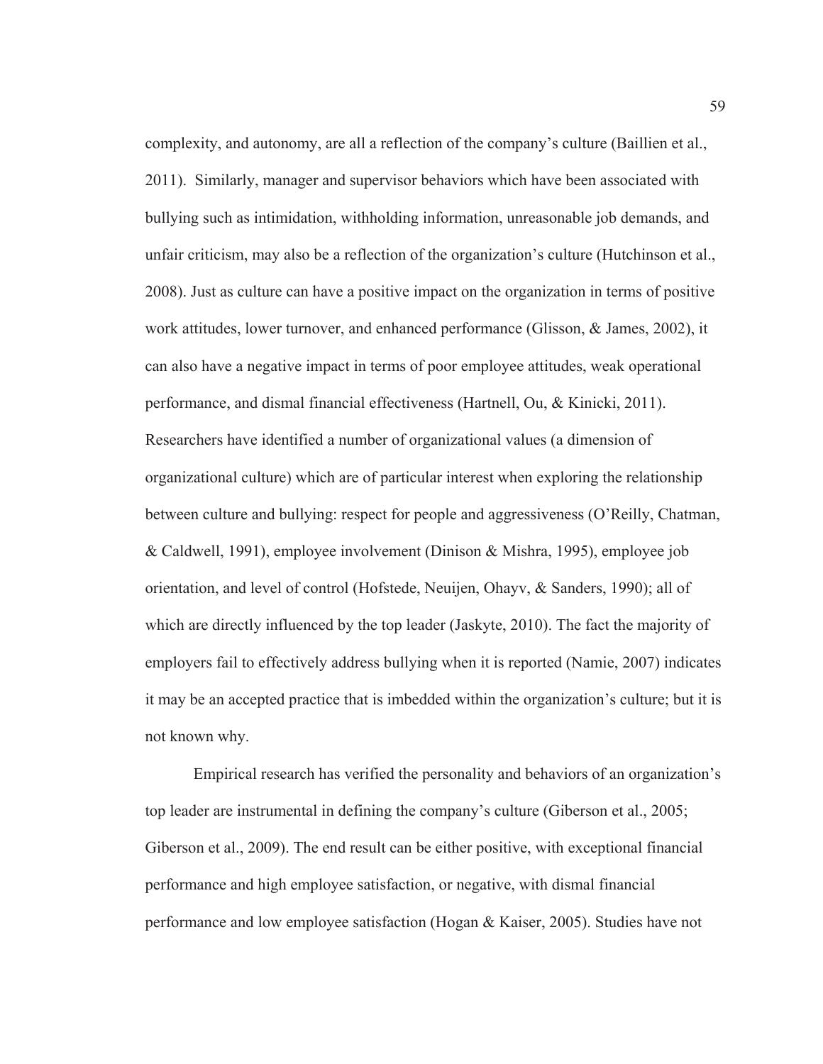complexity, and autonomy, are all a reflection of the company's culture (Baillien et al., 2011). Similarly, manager and supervisor behaviors which have been associated with bullying such as intimidation, withholding information, unreasonable job demands, and unfair criticism, may also be a reflection of the organization's culture (Hutchinson et al., 2008). Just as culture can have a positive impact on the organization in terms of positive work attitudes, lower turnover, and enhanced performance (Glisson, & James, 2002), it can also have a negative impact in terms of poor employee attitudes, weak operational performance, and dismal financial effectiveness (Hartnell, Ou, & Kinicki, 2011). Researchers have identified a number of organizational values (a dimension of organizational culture) which are of particular interest when exploring the relationship between culture and bullying: respect for people and aggressiveness (O'Reilly, Chatman, & Caldwell, 1991), employee involvement (Dinison & Mishra, 1995), employee job orientation, and level of control (Hofstede, Neuijen, Ohayv, & Sanders, 1990); all of which are directly influenced by the top leader (Jaskyte, 2010). The fact the majority of employers fail to effectively address bullying when it is reported (Namie, 2007) indicates it may be an accepted practice that is imbedded within the organization's culture; but it is not known why.

Empirical research has verified the personality and behaviors of an organization's top leader are instrumental in defining the company's culture (Giberson et al., 2005; Giberson et al., 2009). The end result can be either positive, with exceptional financial performance and high employee satisfaction, or negative, with dismal financial performance and low employee satisfaction (Hogan & Kaiser, 2005). Studies have not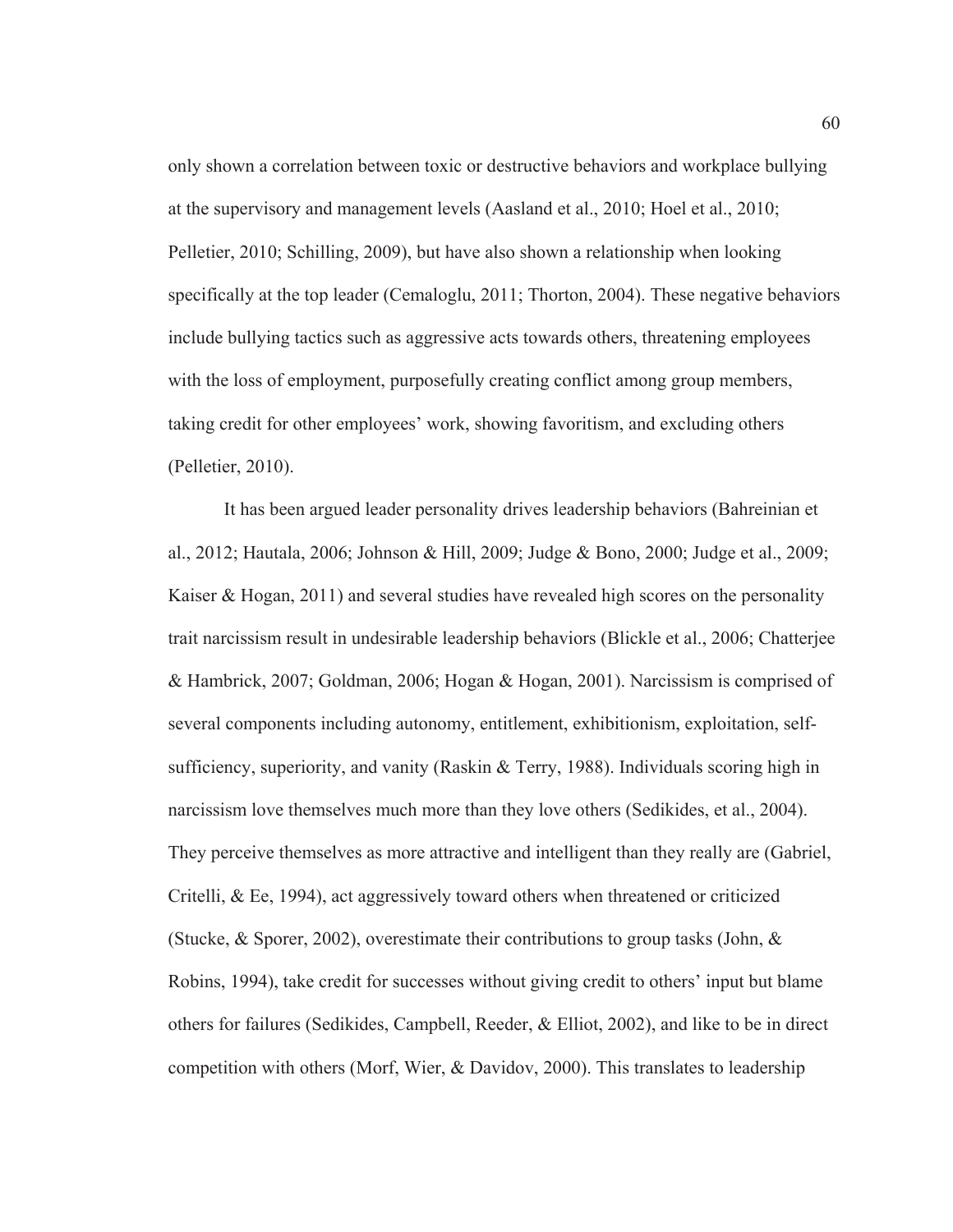only shown a correlation between toxic or destructive behaviors and workplace bullying at the supervisory and management levels (Aasland et al., 2010; Hoel et al., 2010; Pelletier, 2010; Schilling, 2009), but have also shown a relationship when looking specifically at the top leader (Cemaloglu, 2011; Thorton, 2004). These negative behaviors include bullying tactics such as aggressive acts towards others, threatening employees with the loss of employment, purposefully creating conflict among group members, taking credit for other employees' work, showing favoritism, and excluding others (Pelletier, 2010).

It has been argued leader personality drives leadership behaviors (Bahreinian et al., 2012; Hautala, 2006; Johnson & Hill, 2009; Judge & Bono, 2000; Judge et al., 2009; Kaiser & Hogan, 2011) and several studies have revealed high scores on the personality trait narcissism result in undesirable leadership behaviors (Blickle et al., 2006; Chatterjee & Hambrick, 2007; Goldman, 2006; Hogan & Hogan, 2001). Narcissism is comprised of several components including autonomy, entitlement, exhibitionism, exploitation, self-sufficiency, superiority, and vanity (Raskin & Terry, 1988). Individuals scoring high in narcissism love themselves much more than they love others (Sedikides, et al., 2004). They perceive themselves as more attractive and intelligent than they really are (Gabriel, Critelli, & Ee, 1994), act aggressively toward others when threatened or criticized (Stucke, & Sporer, 2002), overestimate their contributions to group tasks (John, & Robins, 1994), take credit for successes without giving credit to others' input but blame others for failures (Sedikides, Campbell, Reeder, & Elliot, 2002), and like to be in direct competition with others (Morf, Wier, & Davidov, 2000). This translates to leadership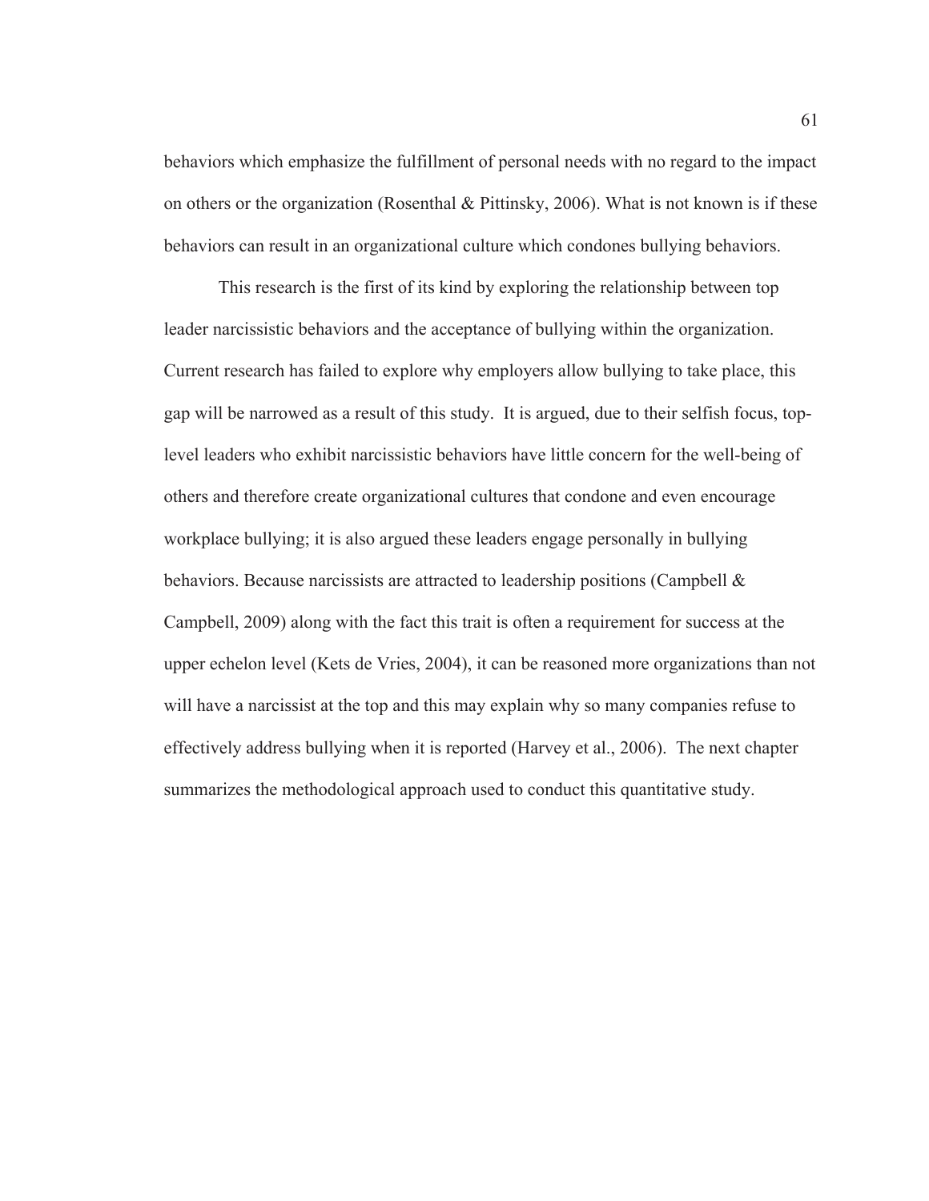behaviors which emphasize the fulfillment of personal needs with no regard to the impact on others or the organization (Rosenthal & Pittinsky, 2006). What is not known is if these behaviors can result in an organizational culture which condones bullying behaviors.

This research is the first of its kind by exploring the relationship between top leader narcissistic behaviors and the acceptance of bullying within the organization. Current research has failed to explore why employers allow bullying to take place, this gap will be narrowed as a result of this study. It is argued, due to their selfish focus, top-level leaders who exhibit narcissistic behaviors have little concern for the well-being of others and therefore create organizational cultures that condone and even encourage workplace bullying; it is also argued these leaders engage personally in bullying behaviors. Because narcissists are attracted to leadership positions (Campbell & Campbell, 2009) along with the fact this trait is often a requirement for success at the upper echelon level (Kets de Vries, 2004), it can be reasoned more organizations than not will have a narcissist at the top and this may explain why so many companies refuse to effectively address bullying when it is reported (Harvey et al., 2006). The next chapter summarizes the methodological approach used to conduct this quantitative study.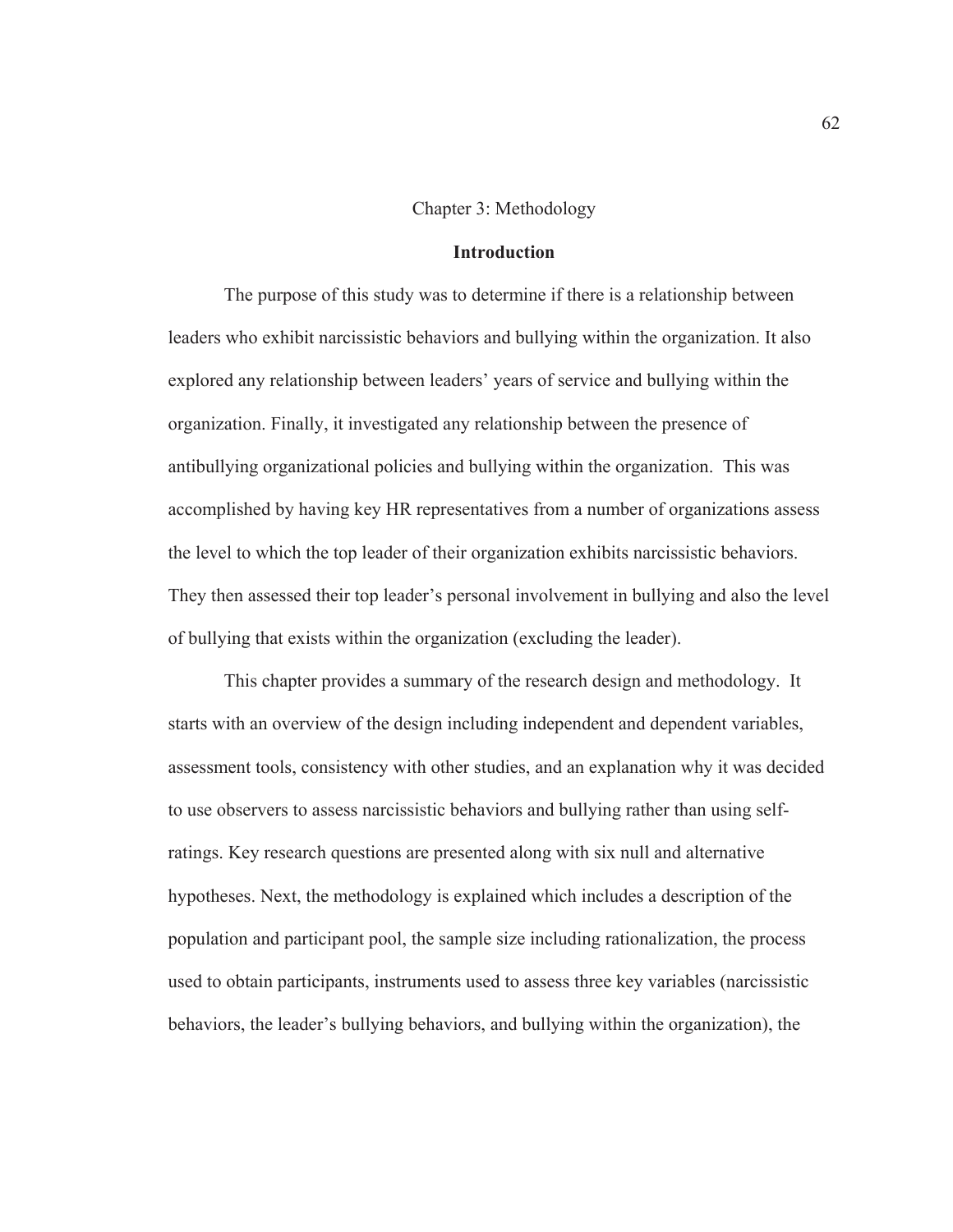# Chapter 3: Methodology

## Introduction

The purpose of this study was to determine if there is a relationship between leaders who exhibit narcissistic behaviors and bullying within the organization. It also explored any relationship between leaders' years of service and bullying within the organization. Finally, it investigated any relationship between the presence of antibullying organizational policies and bullying within the organization. This was accomplished by having key HR representatives from a number of organizations assess the level to which the top leader of their organization exhibits narcissistic behaviors. They then assessed their top leader's personal involvement in bullying and also the level of bullying that exists within the organization (excluding the leader).

This chapter provides a summary of the research design and methodology. It starts with an overview of the design including independent and dependent variables, assessment tools, consistency with other studies, and an explanation why it was decided to use observers to assess narcissistic behaviors and bullying rather than using self-ratings. Key research questions are presented along with six null and alternative hypotheses. Next, the methodology is explained which includes a description of the population and participant pool, the sample size including rationalization, the process used to obtain participants, instruments used to assess three key variables (narcissistic behaviors, the leader's bullying behaviors, and bullying within the organization), the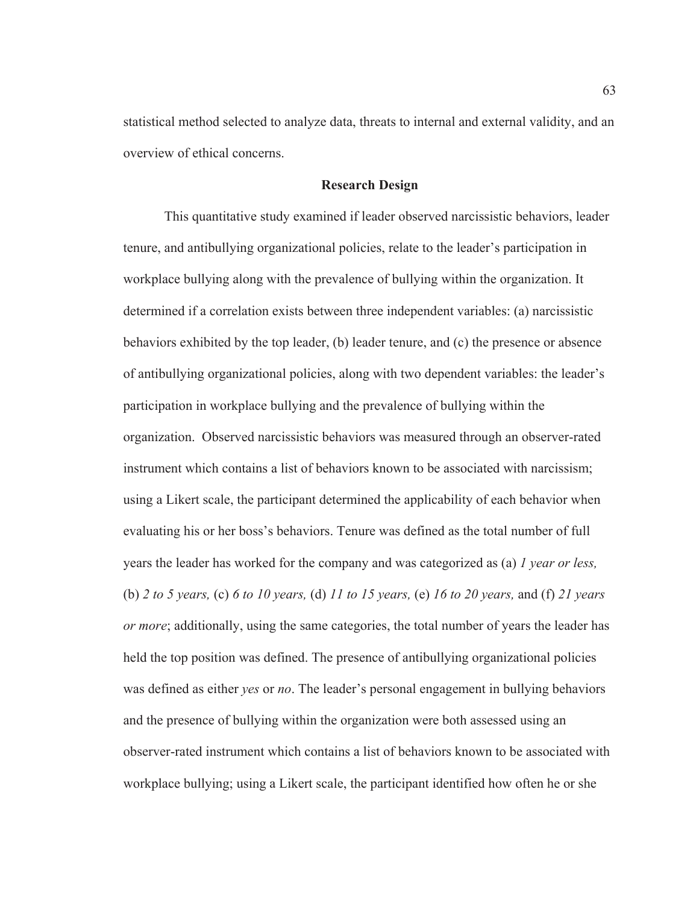statistical method selected to analyze data, threats to internal and external validity, and an overview of ethical concerns.

## Research Design

This quantitative study examined if leader observed narcissistic behaviors, leader tenure, and antibullying organizational policies, relate to the leader's participation in workplace bullying along with the prevalence of bullying within the organization. It determined if a correlation exists between three independent variables: (a) narcissistic behaviors exhibited by the top leader, (b) leader tenure, and (c) the presence or absence of antibullying organizational policies, along with two dependent variables: the leader's participation in workplace bullying and the prevalence of bullying within the organization. Observed narcissistic behaviors was measured through an observer-rated instrument which contains a list of behaviors known to be associated with narcissism; using a Likert scale, the participant determined the applicability of each behavior when evaluating his or her boss's behaviors. Tenure was defined as the total number of full years the leader has worked for the company and was categorized as (a) *1 year or less,* (b) *2 to 5 years,* (c) *6 to 10 years,* (d) *11 to 15 years,* (e) *16 to 20 years,* and (f) *21 years or more*; additionally, using the same categories, the total number of years the leader has held the top position was defined. The presence of antibullying organizational policies was defined as either *yes* or *no*. The leader's personal engagement in bullying behaviors and the presence of bullying within the organization were both assessed using an observer-rated instrument which contains a list of behaviors known to be associated with workplace bullying; using a Likert scale, the participant identified how often he or she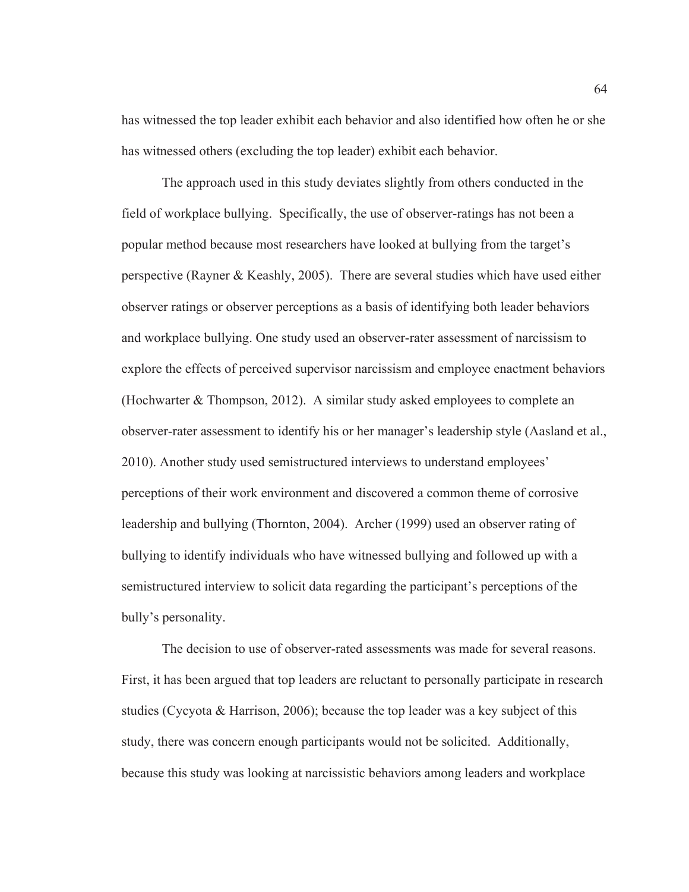has witnessed the top leader exhibit each behavior and also identified how often he or she has witnessed others (excluding the top leader) exhibit each behavior.

The approach used in this study deviates slightly from others conducted in the field of workplace bullying. Specifically, the use of observer-ratings has not been a popular method because most researchers have looked at bullying from the target's perspective (Rayner & Keashly, 2005). There are several studies which have used either observer ratings or observer perceptions as a basis of identifying both leader behaviors and workplace bullying. One study used an observer-rater assessment of narcissism to explore the effects of perceived supervisor narcissism and employee enactment behaviors (Hochwarter & Thompson, 2012). A similar study asked employees to complete an observer-rater assessment to identify his or her manager's leadership style (Aasland et al., 2010). Another study used semistructured interviews to understand employees' perceptions of their work environment and discovered a common theme of corrosive leadership and bullying (Thornton, 2004). Archer (1999) used an observer rating of bullying to identify individuals who have witnessed bullying and followed up with a semistructured interview to solicit data regarding the participant's perceptions of the bully's personality.

The decision to use of observer-rated assessments was made for several reasons. First, it has been argued that top leaders are reluctant to personally participate in research studies (Cycyota & Harrison, 2006); because the top leader was a key subject of this study, there was concern enough participants would not be solicited. Additionally, because this study was looking at narcissistic behaviors among leaders and workplace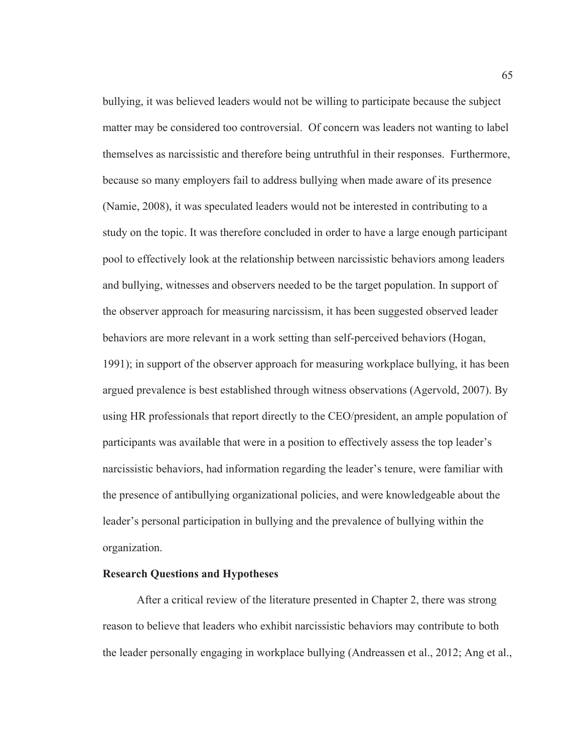bullying, it was believed leaders would not be willing to participate because the subject matter may be considered too controversial. Of concern was leaders not wanting to label themselves as narcissistic and therefore being untruthful in their responses. Furthermore, because so many employers fail to address bullying when made aware of its presence (Namie, 2008), it was speculated leaders would not be interested in contributing to a study on the topic. It was therefore concluded in order to have a large enough participant pool to effectively look at the relationship between narcissistic behaviors among leaders and bullying, witnesses and observers needed to be the target population. In support of the observer approach for measuring narcissism, it has been suggested observed leader behaviors are more relevant in a work setting than self-perceived behaviors (Hogan, 1991); in support of the observer approach for measuring workplace bullying, it has been argued prevalence is best established through witness observations (Agervold, 2007). By using HR professionals that report directly to the CEO/president, an ample population of participants was available that were in a position to effectively assess the top leader's narcissistic behaviors, had information regarding the leader's tenure, were familiar with the presence of antibullying organizational policies, and were knowledgeable about the leader's personal participation in bullying and the prevalence of bullying within the organization.

**Research Questions and Hypotheses**

After a critical review of the literature presented in Chapter 2, there was strong reason to believe that leaders who exhibit narcissistic behaviors may contribute to both the leader personally engaging in workplace bullying (Andreassen et al., 2012; Ang et al.,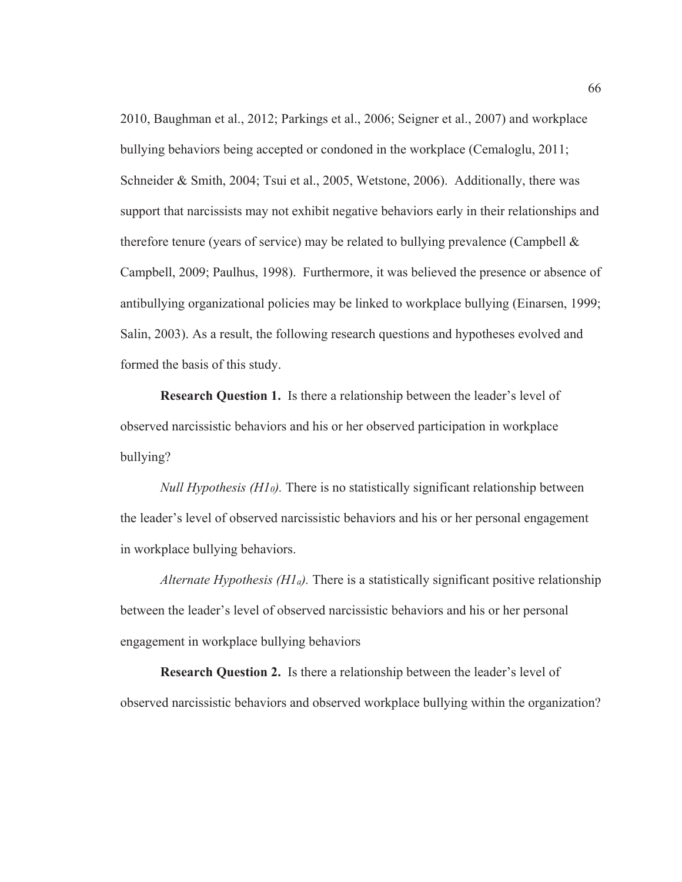2010, Baughman et al., 2012; Parkings et al., 2006; Seigner et al., 2007) and workplace bullying behaviors being accepted or condoned in the workplace (Cemaloglu, 2011; Schneider & Smith, 2004; Tsui et al., 2005, Wetstone, 2006). Additionally, there was support that narcissists may not exhibit negative behaviors early in their relationships and therefore tenure (years of service) may be related to bullying prevalence (Campbell & Campbell, 2009; Paulhus, 1998). Furthermore, it was believed the presence or absence of antibullying organizational policies may be linked to workplace bullying (Einarsen, 1999; Salin, 2003). As a result, the following research questions and hypotheses evolved and formed the basis of this study.

**Research Question 1.** Is there a relationship between the leader's level of observed narcissistic behaviors and his or her observed participation in workplace bullying?

*Null Hypothesis ($H1_0$).* There is no statistically significant relationship between the leader's level of observed narcissistic behaviors and his or her personal engagement in workplace bullying behaviors.

*Alternate Hypothesis ($H1_a$).* There is a statistically significant positive relationship between the leader's level of observed narcissistic behaviors and his or her personal engagement in workplace bullying behaviors

**Research Question 2.** Is there a relationship between the leader's level of observed narcissistic behaviors and observed workplace bullying within the organization?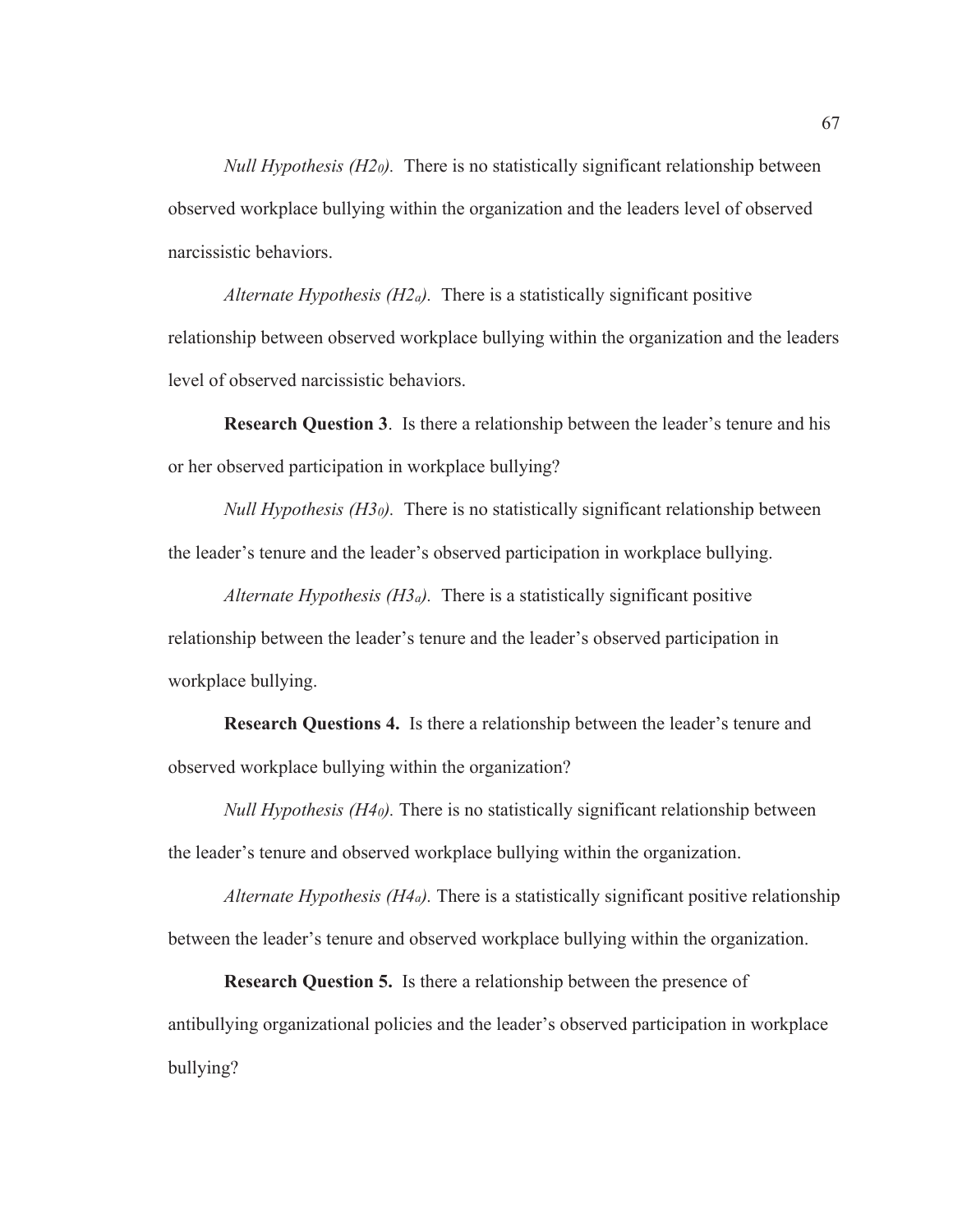*Null Hypothesis ($H2_0$).* There is no statistically significant relationship between observed workplace bullying within the organization and the leaders level of observed narcissistic behaviors.

*Alternate Hypothesis ($H2_a$).* There is a statistically significant positive relationship between observed workplace bullying within the organization and the leaders level of observed narcissistic behaviors.

**Research Question 3**. Is there a relationship between the leader's tenure and his or her observed participation in workplace bullying?

*Null Hypothesis ($H3_0$).* There is no statistically significant relationship between the leader's tenure and the leader's observed participation in workplace bullying.

*Alternate Hypothesis ($H3_a$).* There is a statistically significant positive relationship between the leader's tenure and the leader's observed participation in workplace bullying.

**Research Questions 4.** Is there a relationship between the leader's tenure and observed workplace bullying within the organization?

*Null Hypothesis ($H4_0$).* There is no statistically significant relationship between the leader's tenure and observed workplace bullying within the organization.

*Alternate Hypothesis ($H4_a$).* There is a statistically significant positive relationship between the leader's tenure and observed workplace bullying within the organization.

**Research Question 5.** Is there a relationship between the presence of antibullying organizational policies and the leader's observed participation in workplace bullying?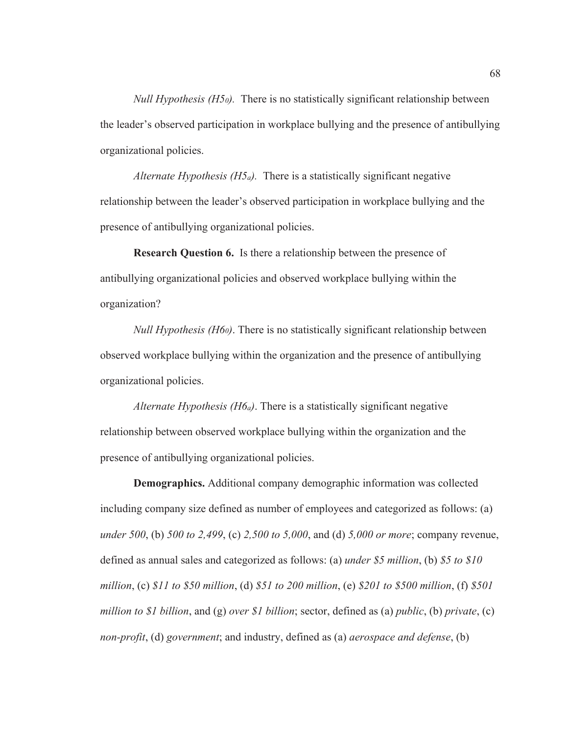*Null Hypothesis ($H5_0$).* There is no statistically significant relationship between the leader's observed participation in workplace bullying and the presence of antibullying organizational policies.

*Alternate Hypothesis ($H5_a$).* There is a statistically significant negative relationship between the leader's observed participation in workplace bullying and the presence of antibullying organizational policies.

**Research Question 6.** Is there a relationship between the presence of antibullying organizational policies and observed workplace bullying within the organization?

*Null Hypothesis ($H6_0$)*. There is no statistically significant relationship between observed workplace bullying within the organization and the presence of antibullying organizational policies.

*Alternate Hypothesis ($H6_a$)*. There is a statistically significant negative relationship between observed workplace bullying within the organization and the presence of antibullying organizational policies.

**Demographics.** Additional company demographic information was collected including company size defined as number of employees and categorized as follows: (a) *under 500*, (b) *500 to 2,499*, (c) *2,500 to 5,000*, and (d) *5,000 or more*; company revenue, defined as annual sales and categorized as follows: (a) *under $5 million*, (b) *$5 to $10 million*, (c) *$11 to $50 million*, (d) *$51 to 200 million*, (e) *$201 to $500 million*, (f) *$501 million to $1 billion*, and (g) *over $1 billion*; sector, defined as (a) *public*, (b) *private*, (c) *non-profit*, (d) *government*; and industry, defined as (a) *aerospace and defense*, (b)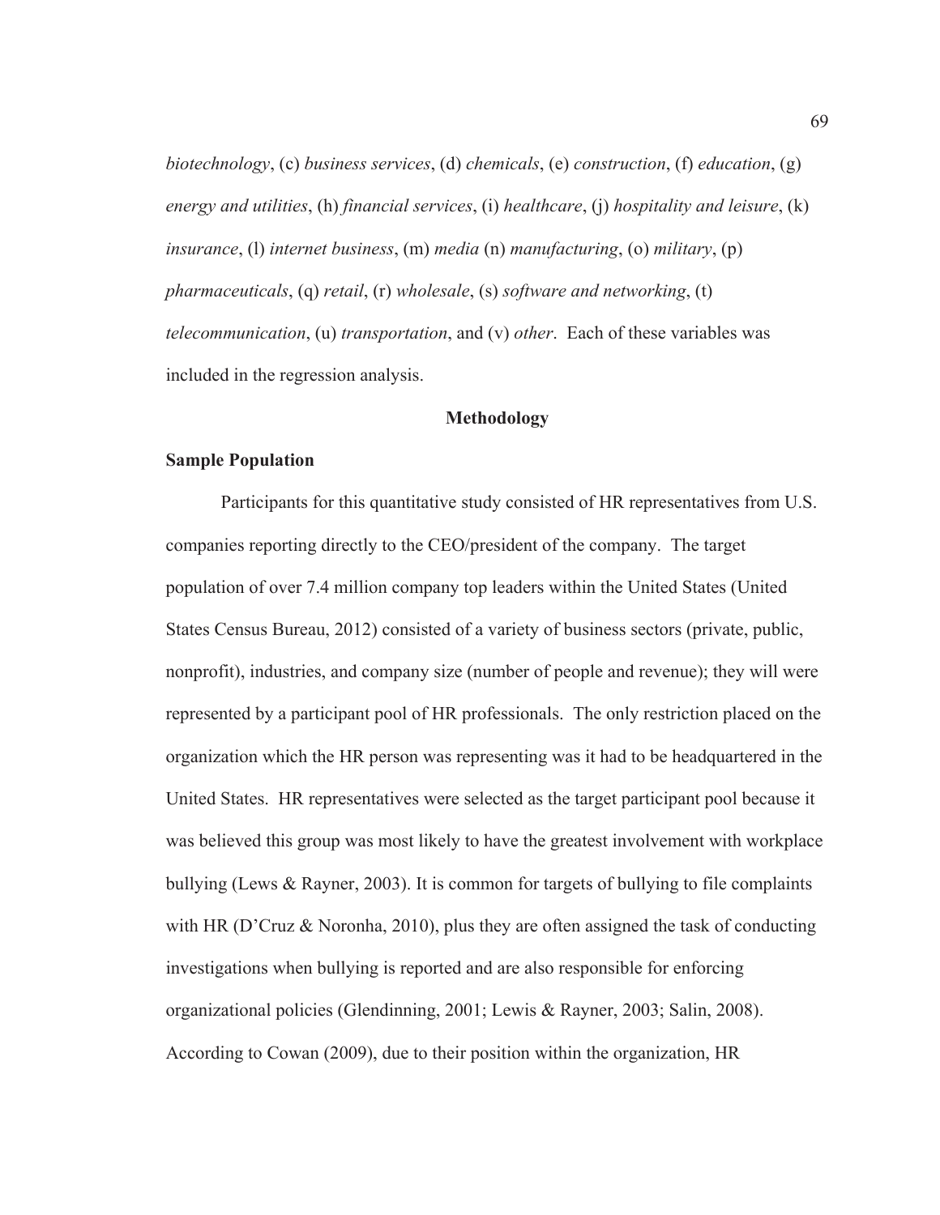*biotechnology*, (c) *business services*, (d) *chemicals*, (e) *construction*, (f) *education*, (g) *energy and utilities*, (h) *financial services*, (i) *healthcare*, (j) *hospitality and leisure*, (k) *insurance*, (l) *internet business*, (m) *media* (n) *manufacturing*, (o) *military*, (p) *pharmaceuticals*, (q) *retail*, (r) *wholesale*, (s) *software and networking*, (t) *telecommunication*, (u) *transportation*, and (v) *other*. Each of these variables was included in the regression analysis.

## Methodology

### Sample Population

Participants for this quantitative study consisted of HR representatives from U.S. companies reporting directly to the CEO/president of the company. The target population of over 7.4 million company top leaders within the United States (United States Census Bureau, 2012) consisted of a variety of business sectors (private, public, nonprofit), industries, and company size (number of people and revenue); they will were represented by a participant pool of HR professionals. The only restriction placed on the organization which the HR person was representing was it had to be headquartered in the United States. HR representatives were selected as the target participant pool because it was believed this group was most likely to have the greatest involvement with workplace bullying (Lews & Rayner, 2003). It is common for targets of bullying to file complaints with HR (D'Cruz & Noronha, 2010), plus they are often assigned the task of conducting investigations when bullying is reported and are also responsible for enforcing organizational policies (Glendinning, 2001; Lewis & Rayner, 2003; Salin, 2008). According to Cowan (2009), due to their position within the organization, HR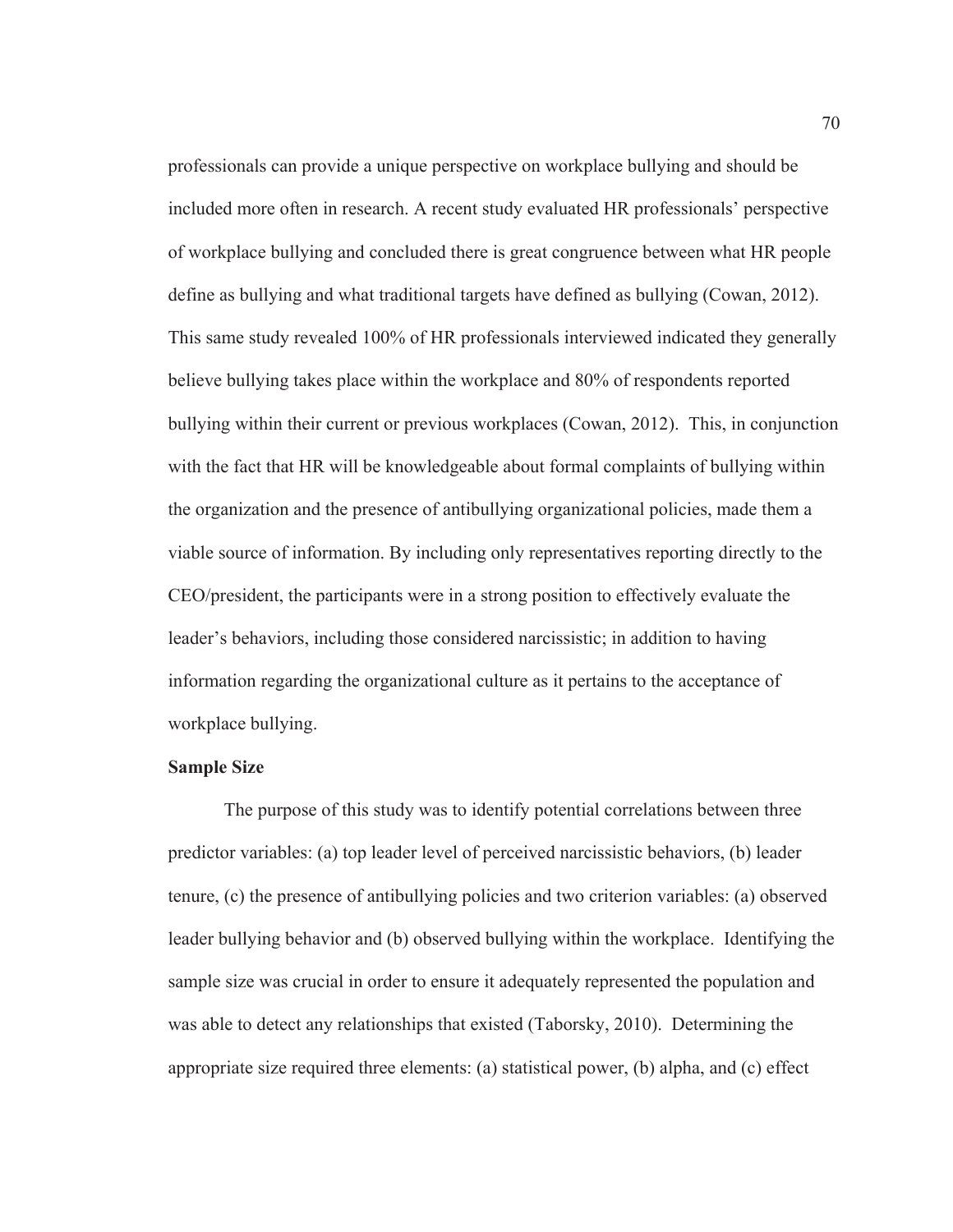professionals can provide a unique perspective on workplace bullying and should be included more often in research. A recent study evaluated HR professionals' perspective of workplace bullying and concluded there is great congruence between what HR people define as bullying and what traditional targets have defined as bullying (Cowan, 2012). This same study revealed 100% of HR professionals interviewed indicated they generally believe bullying takes place within the workplace and 80% of respondents reported bullying within their current or previous workplaces (Cowan, 2012). This, in conjunction with the fact that HR will be knowledgeable about formal complaints of bullying within the organization and the presence of antibullying organizational policies, made them a viable source of information. By including only representatives reporting directly to the CEO/president, the participants were in a strong position to effectively evaluate the leader's behaviors, including those considered narcissistic; in addition to having information regarding the organizational culture as it pertains to the acceptance of workplace bullying.

**Sample Size**

The purpose of this study was to identify potential correlations between three predictor variables: (a) top leader level of perceived narcissistic behaviors, (b) leader tenure, (c) the presence of antibullying policies and two criterion variables: (a) observed leader bullying behavior and (b) observed bullying within the workplace. Identifying the sample size was crucial in order to ensure it adequately represented the population and was able to detect any relationships that existed (Taborsky, 2010). Determining the appropriate size required three elements: (a) statistical power, (b) alpha, and (c) effect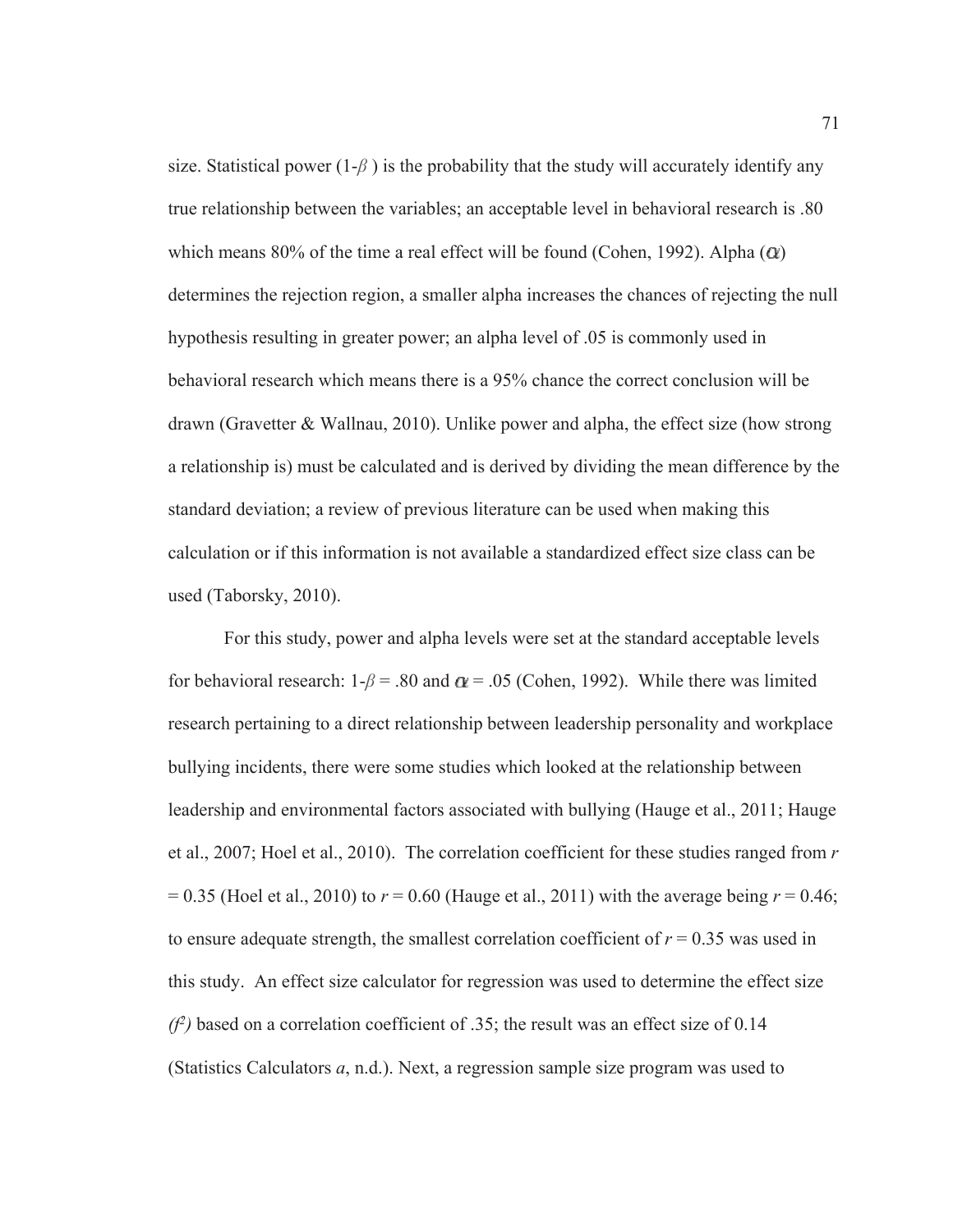size. Statistical power ($1-\beta$) is the probability that the study will accurately identify any true relationship between the variables; an acceptable level in behavioral research is .80 which means 80% of the time a real effect will be found (Cohen, 1992). Alpha ($\alpha$) determines the rejection region, a smaller alpha increases the chances of rejecting the null hypothesis resulting in greater power; an alpha level of .05 is commonly used in behavioral research which means there is a 95% chance the correct conclusion will be drawn (Gravetter & Wallnau, 2010). Unlike power and alpha, the effect size (how strong a relationship is) must be calculated and is derived by dividing the mean difference by the standard deviation; a review of previous literature can be used when making this calculation or if this information is not available a standardized effect size class can be used (Taborsky, 2010).

For this study, power and alpha levels were set at the standard acceptable levels for behavioral research: $1-\beta = .80$ and $\alpha = .05$ (Cohen, 1992). While there was limited research pertaining to a direct relationship between leadership personality and workplace bullying incidents, there were some studies which looked at the relationship between leadership and environmental factors associated with bullying (Hauge et al., 2011; Hauge et al., 2007; Hoel et al., 2010). The correlation coefficient for these studies ranged from $r = 0.35$ (Hoel et al., 2010) to $r = 0.60$ (Hauge et al., 2011) with the average being $r = 0.46$; to ensure adequate strength, the smallest correlation coefficient of $r = 0.35$ was used in this study. An effect size calculator for regression was used to determine the effect size ($f^2$) based on a correlation coefficient of .35; the result was an effect size of 0.14 (Statistics Calculators *a*, n.d.). Next, a regression sample size program was used to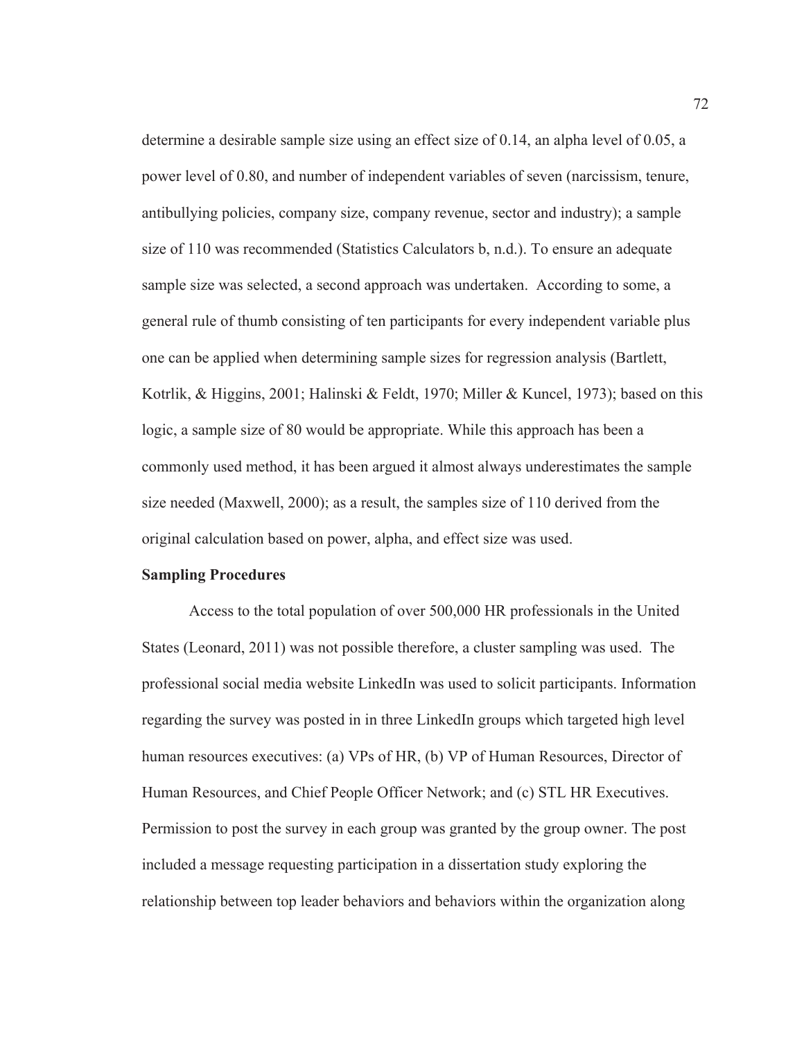determine a desirable sample size using an effect size of 0.14, an alpha level of 0.05, a power level of 0.80, and number of independent variables of seven (narcissism, tenure, antibullying policies, company size, company revenue, sector and industry); a sample size of 110 was recommended (Statistics Calculators b, n.d.). To ensure an adequate sample size was selected, a second approach was undertaken. According to some, a general rule of thumb consisting of ten participants for every independent variable plus one can be applied when determining sample sizes for regression analysis (Bartlett, Kotrlik, & Higgins, 2001; Halinski & Feldt, 1970; Miller & Kuncel, 1973); based on this logic, a sample size of 80 would be appropriate. While this approach has been a commonly used method, it has been argued it almost always underestimates the sample size needed (Maxwell, 2000); as a result, the samples size of 110 derived from the original calculation based on power, alpha, and effect size was used.

**Sampling Procedures**

Access to the total population of over 500,000 HR professionals in the United States (Leonard, 2011) was not possible therefore, a cluster sampling was used. The professional social media website LinkedIn was used to solicit participants. Information regarding the survey was posted in in three LinkedIn groups which targeted high level human resources executives: (a) VPs of HR, (b) VP of Human Resources, Director of Human Resources, and Chief People Officer Network; and (c) STL HR Executives. Permission to post the survey in each group was granted by the group owner. The post included a message requesting participation in a dissertation study exploring the relationship between top leader behaviors and behaviors within the organization along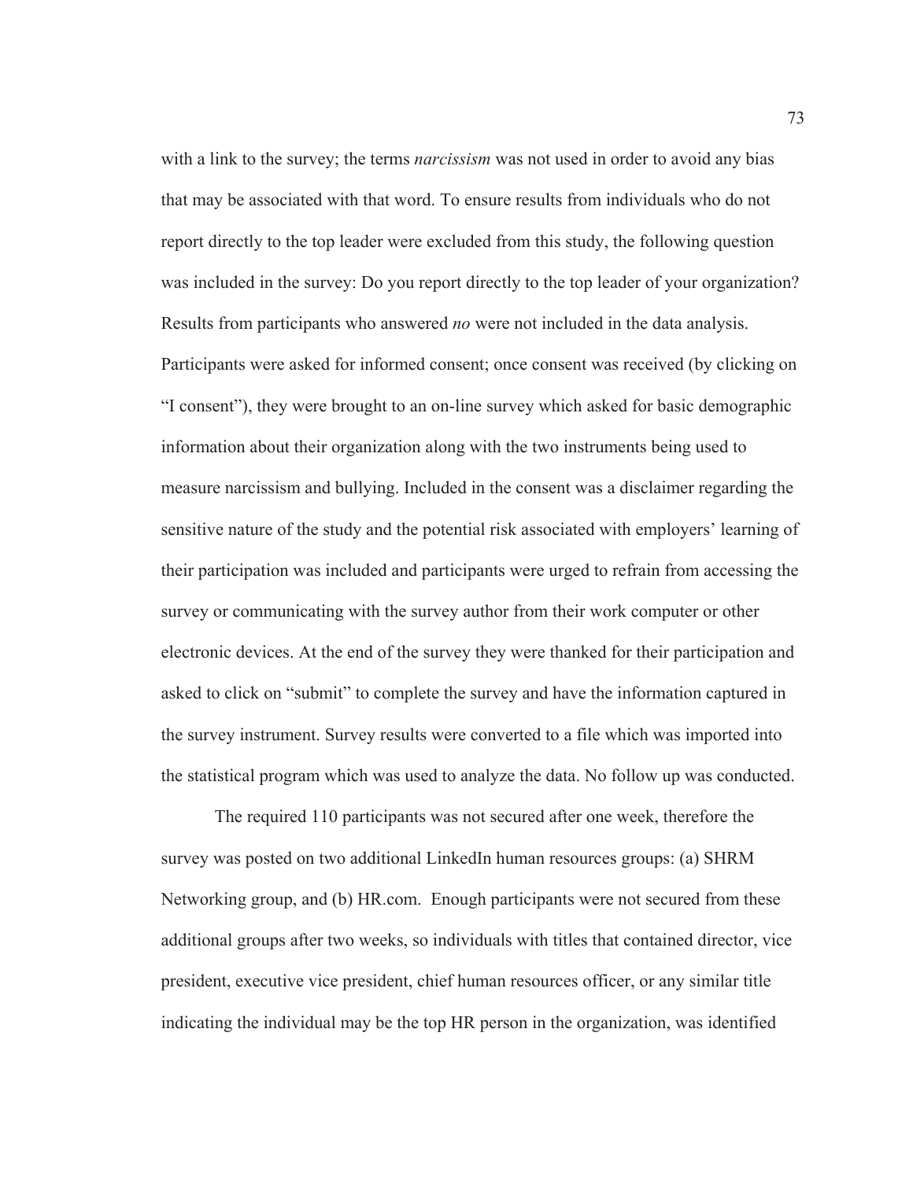with a link to the survey; the terms *narcissism* was not used in order to avoid any bias that may be associated with that word. To ensure results from individuals who do not report directly to the top leader were excluded from this study, the following question was included in the survey: Do you report directly to the top leader of your organization? Results from participants who answered *no* were not included in the data analysis. Participants were asked for informed consent; once consent was received (by clicking on "I consent"), they were brought to an on-line survey which asked for basic demographic information about their organization along with the two instruments being used to measure narcissism and bullying. Included in the consent was a disclaimer regarding the sensitive nature of the study and the potential risk associated with employers' learning of their participation was included and participants were urged to refrain from accessing the survey or communicating with the survey author from their work computer or other electronic devices. At the end of the survey they were thanked for their participation and asked to click on "submit" to complete the survey and have the information captured in the survey instrument. Survey results were converted to a file which was imported into the statistical program which was used to analyze the data. No follow up was conducted.

The required 110 participants was not secured after one week, therefore the survey was posted on two additional LinkedIn human resources groups: (a) SHRM Networking group, and (b) HR.com. Enough participants were not secured from these additional groups after two weeks, so individuals with titles that contained director, vice president, executive vice president, chief human resources officer, or any similar title indicating the individual may be the top HR person in the organization, was identified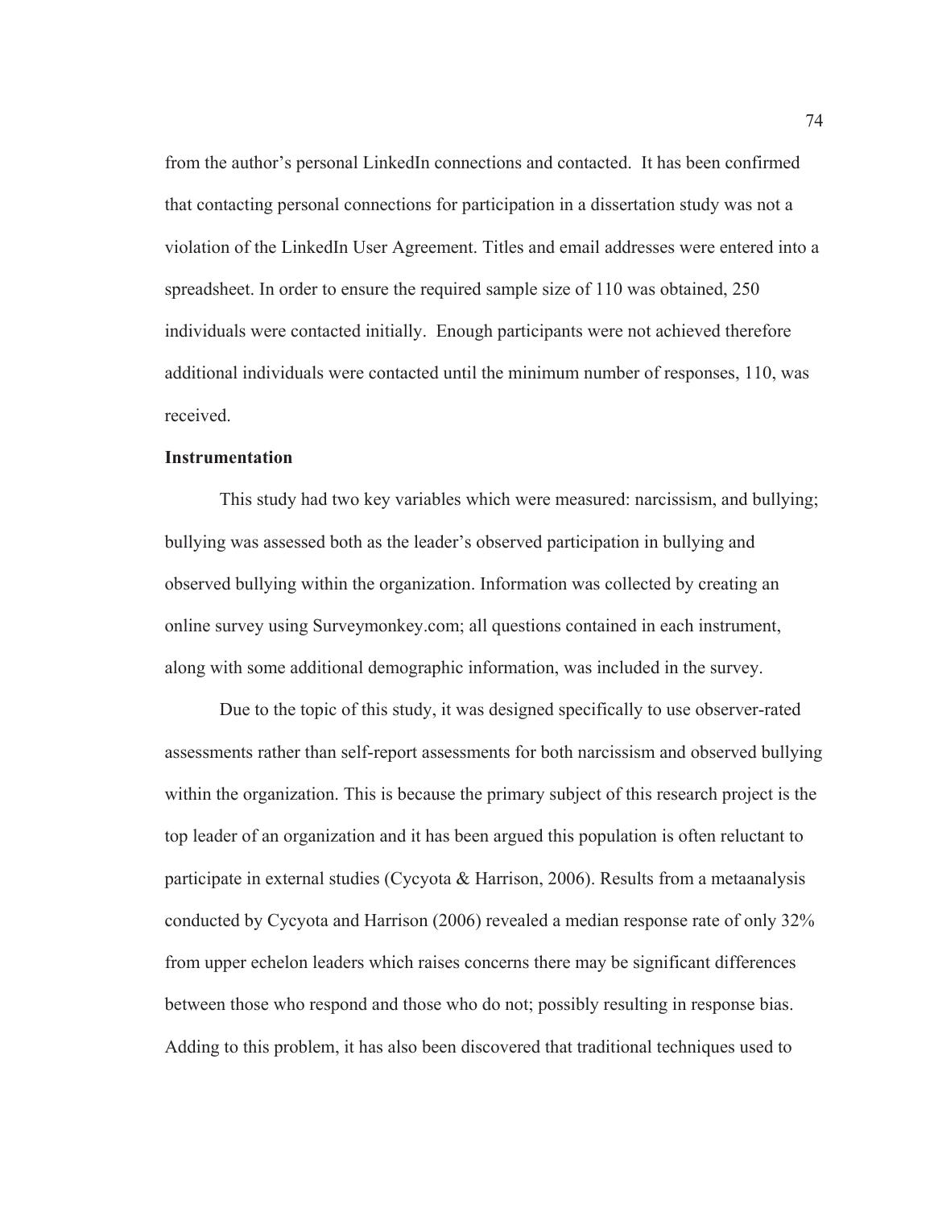from the author's personal LinkedIn connections and contacted. It has been confirmed that contacting personal connections for participation in a dissertation study was not a violation of the LinkedIn User Agreement. Titles and email addresses were entered into a spreadsheet. In order to ensure the required sample size of 110 was obtained, 250 individuals were contacted initially. Enough participants were not achieved therefore additional individuals were contacted until the minimum number of responses, 110, was received.

**Instrumentation**

This study had two key variables which were measured: narcissism, and bullying; bullying was assessed both as the leader's observed participation in bullying and observed bullying within the organization. Information was collected by creating an online survey using Surveymonkey.com; all questions contained in each instrument, along with some additional demographic information, was included in the survey.

Due to the topic of this study, it was designed specifically to use observer-rated assessments rather than self-report assessments for both narcissism and observed bullying within the organization. This is because the primary subject of this research project is the top leader of an organization and it has been argued this population is often reluctant to participate in external studies (Cycyota & Harrison, 2006). Results from a metaanalysis conducted by Cycyota and Harrison (2006) revealed a median response rate of only 32% from upper echelon leaders which raises concerns there may be significant differences between those who respond and those who do not; possibly resulting in response bias. Adding to this problem, it has also been discovered that traditional techniques used to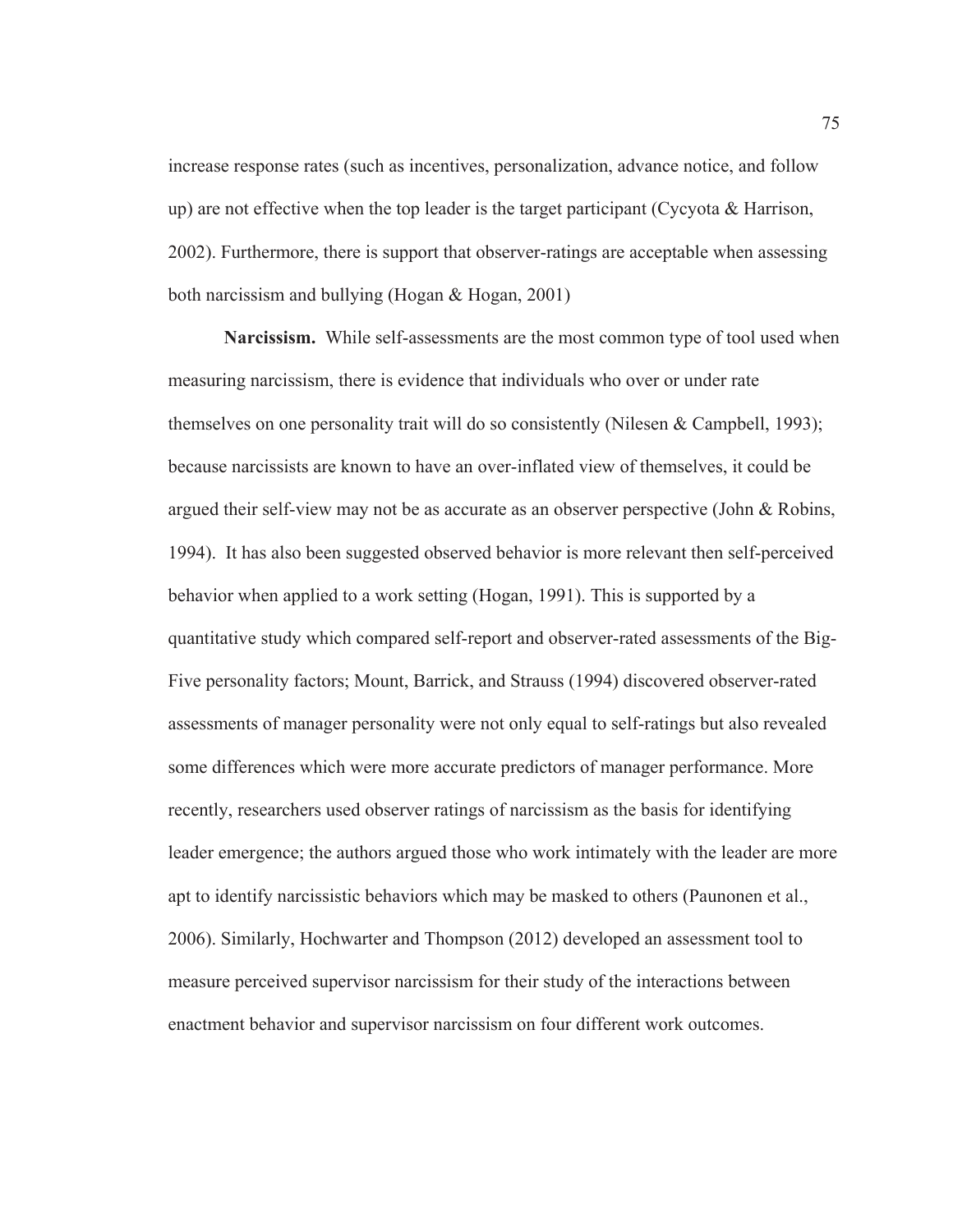increase response rates (such as incentives, personalization, advance notice, and follow up) are not effective when the top leader is the target participant (Cycyota & Harrison, 2002). Furthermore, there is support that observer-ratings are acceptable when assessing both narcissism and bullying (Hogan & Hogan, 2001)

**Narcissism.** While self-assessments are the most common type of tool used when measuring narcissism, there is evidence that individuals who over or under rate themselves on one personality trait will do so consistently (Nilesen & Campbell, 1993); because narcissists are known to have an over-inflated view of themselves, it could be argued their self-view may not be as accurate as an observer perspective (John & Robins, 1994). It has also been suggested observed behavior is more relevant then self-perceived behavior when applied to a work setting (Hogan, 1991). This is supported by a quantitative study which compared self-report and observer-rated assessments of the Big-Five personality factors; Mount, Barrick, and Strauss (1994) discovered observer-rated assessments of manager personality were not only equal to self-ratings but also revealed some differences which were more accurate predictors of manager performance. More recently, researchers used observer ratings of narcissism as the basis for identifying leader emergence; the authors argued those who work intimately with the leader are more apt to identify narcissistic behaviors which may be masked to others (Paunonen et al., 2006). Similarly, Hochwarter and Thompson (2012) developed an assessment tool to measure perceived supervisor narcissism for their study of the interactions between enactment behavior and supervisor narcissism on four different work outcomes.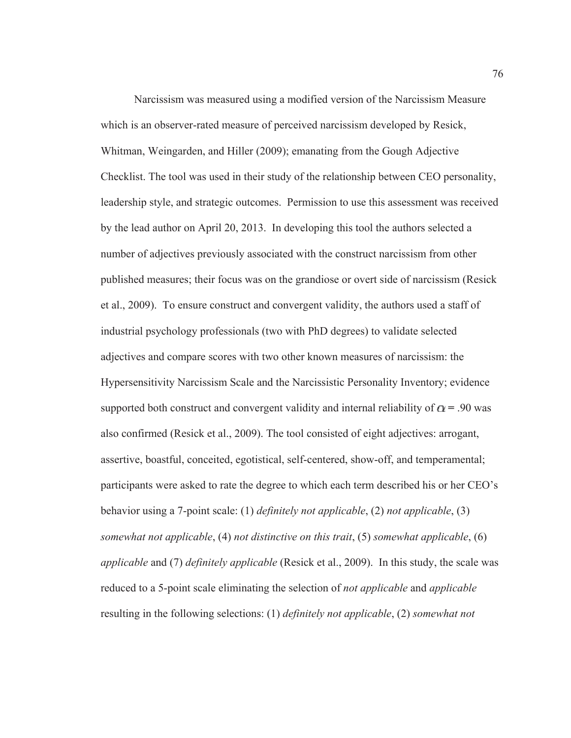Narcissism was measured using a modified version of the Narcissism Measure which is an observer-rated measure of perceived narcissism developed by Resick, Whitman, Weingarden, and Hiller (2009); emanating from the Gough Adjective Checklist. The tool was used in their study of the relationship between CEO personality, leadership style, and strategic outcomes. Permission to use this assessment was received by the lead author on April 20, 2013. In developing this tool the authors selected a number of adjectives previously associated with the construct narcissism from other published measures; their focus was on the grandiose or overt side of narcissism (Resick et al., 2009). To ensure construct and convergent validity, the authors used a staff of industrial psychology professionals (two with PhD degrees) to validate selected adjectives and compare scores with two other known measures of narcissism: the Hypersensitivity Narcissism Scale and the Narcissistic Personality Inventory; evidence supported both construct and convergent validity and internal reliability of $\alpha = .90$ was also confirmed (Resick et al., 2009). The tool consisted of eight adjectives: arrogant, assertive, boastful, conceited, egotistical, self-centered, show-off, and temperamental; participants were asked to rate the degree to which each term described his or her CEO's behavior using a 7-point scale: (1) *definitely not applicable*, (2) *not applicable*, (3) *somewhat not applicable*, (4) *not distinctive on this trait*, (5) *somewhat applicable*, (6) *applicable* and (7) *definitely applicable* (Resick et al., 2009). In this study, the scale was reduced to a 5-point scale eliminating the selection of *not applicable* and *applicable* resulting in the following selections: (1) *definitely not applicable*, (2) *somewhat not*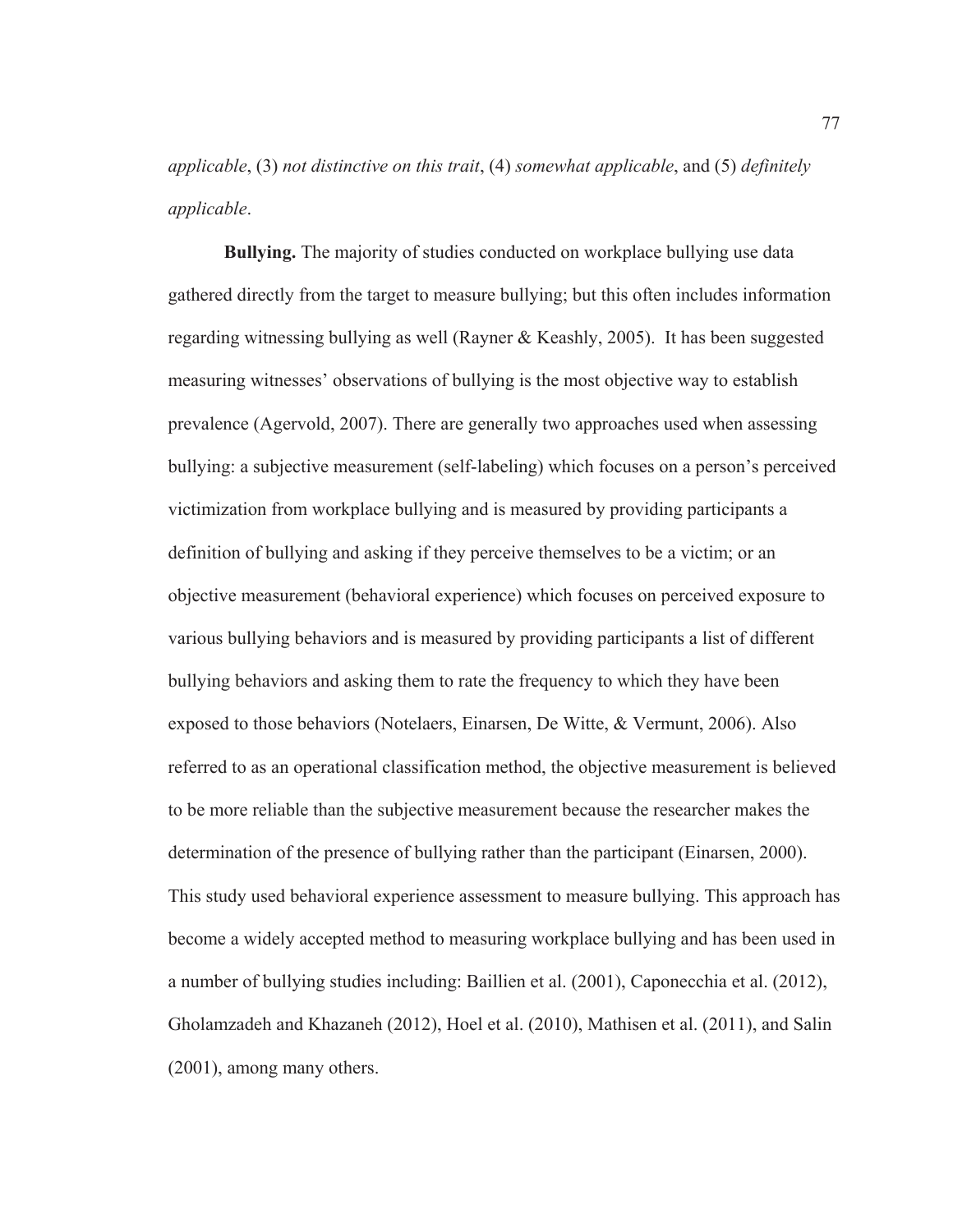*applicable*, (3) *not distinctive on this trait*, (4) *somewhat applicable*, and (5) *definitely applicable*.

**Bullying.** The majority of studies conducted on workplace bullying use data gathered directly from the target to measure bullying; but this often includes information regarding witnessing bullying as well (Rayner & Keashly, 2005). It has been suggested measuring witnesses' observations of bullying is the most objective way to establish prevalence (Agervold, 2007). There are generally two approaches used when assessing bullying: a subjective measurement (self-labeling) which focuses on a person's perceived victimization from workplace bullying and is measured by providing participants a definition of bullying and asking if they perceive themselves to be a victim; or an objective measurement (behavioral experience) which focuses on perceived exposure to various bullying behaviors and is measured by providing participants a list of different bullying behaviors and asking them to rate the frequency to which they have been exposed to those behaviors (Notelaers, Einarsen, De Witte, & Vermunt, 2006). Also referred to as an operational classification method, the objective measurement is believed to be more reliable than the subjective measurement because the researcher makes the determination of the presence of bullying rather than the participant (Einarsen, 2000). This study used behavioral experience assessment to measure bullying. This approach has become a widely accepted method to measuring workplace bullying and has been used in a number of bullying studies including: Baillien et al. (2001), Caponecchia et al. (2012), Gholamzadeh and Khazaneh (2012), Hoel et al. (2010), Mathisen et al. (2011), and Salin (2001), among many others.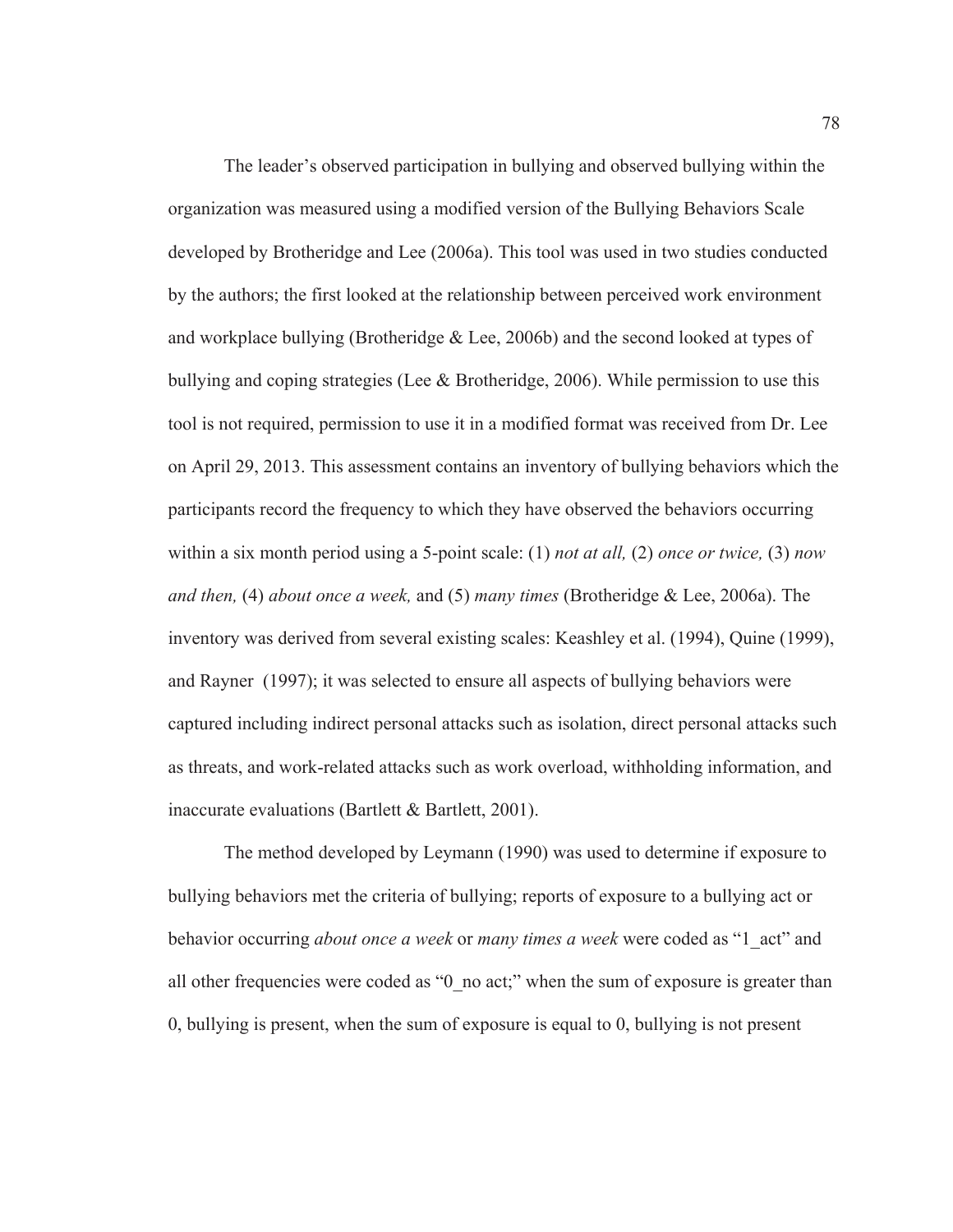The leader's observed participation in bullying and observed bullying within the organization was measured using a modified version of the Bullying Behaviors Scale developed by Brotheridge and Lee (2006a). This tool was used in two studies conducted by the authors; the first looked at the relationship between perceived work environment and workplace bullying (Brotheridge & Lee, 2006b) and the second looked at types of bullying and coping strategies (Lee & Brotheridge, 2006). While permission to use this tool is not required, permission to use it in a modified format was received from Dr. Lee on April 29, 2013. This assessment contains an inventory of bullying behaviors which the participants record the frequency to which they have observed the behaviors occurring within a six month period using a 5-point scale: (1) *not at all,* (2) *once or twice,* (3) *now and then,* (4) *about once a week,* and (5) *many times* (Brotheridge & Lee, 2006a). The inventory was derived from several existing scales: Keashley et al. (1994), Quine (1999), and Rayner (1997); it was selected to ensure all aspects of bullying behaviors were captured including indirect personal attacks such as isolation, direct personal attacks such as threats, and work-related attacks such as work overload, withholding information, and inaccurate evaluations (Bartlett & Bartlett, 2001).

The method developed by Leymann (1990) was used to determine if exposure to bullying behaviors met the criteria of bullying; reports of exposure to a bullying act or behavior occurring *about once a week* or *many times a week* were coded as "1_act" and all other frequencies were coded as "0_no act;" when the sum of exposure is greater than 0, bullying is present, when the sum of exposure is equal to 0, bullying is not present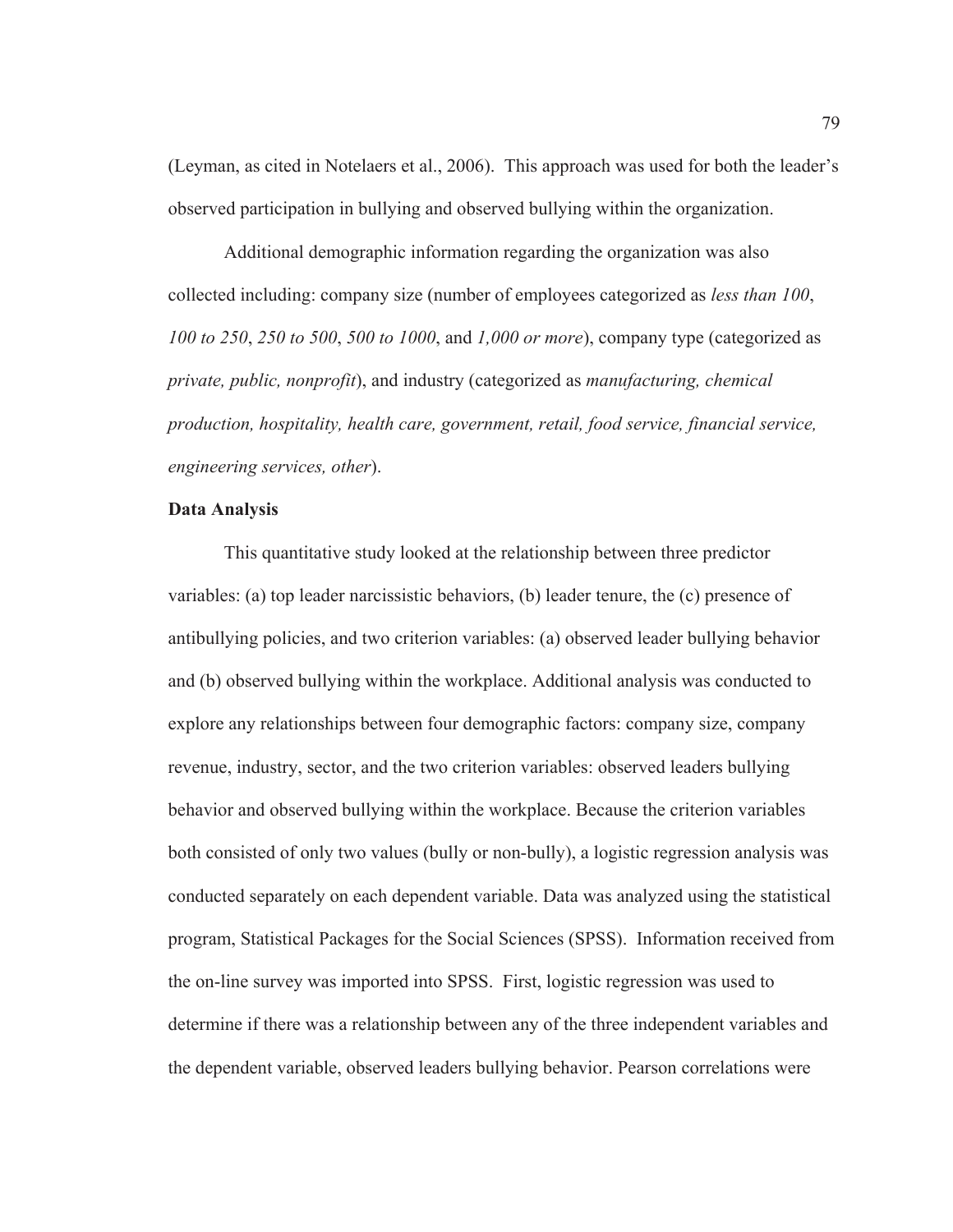(Leyman, as cited in Notelaers et al., 2006). This approach was used for both the leader's observed participation in bullying and observed bullying within the organization.

Additional demographic information regarding the organization was also collected including: company size (number of employees categorized as *less than 100*, *100 to 250*, *250 to 500*, *500 to 1000*, and *1,000 or more*), company type (categorized as *private, public, nonprofit*), and industry (categorized as *manufacturing, chemical production, hospitality, health care, government, retail, food service, financial service, engineering services, other*).

**Data Analysis**

This quantitative study looked at the relationship between three predictor variables: (a) top leader narcissistic behaviors, (b) leader tenure, the (c) presence of antibullying policies, and two criterion variables: (a) observed leader bullying behavior and (b) observed bullying within the workplace. Additional analysis was conducted to explore any relationships between four demographic factors: company size, company revenue, industry, sector, and the two criterion variables: observed leaders bullying behavior and observed bullying within the workplace. Because the criterion variables both consisted of only two values (bully or non-bully), a logistic regression analysis was conducted separately on each dependent variable. Data was analyzed using the statistical program, Statistical Packages for the Social Sciences (SPSS). Information received from the on-line survey was imported into SPSS. First, logistic regression was used to determine if there was a relationship between any of the three independent variables and the dependent variable, observed leaders bullying behavior. Pearson correlations were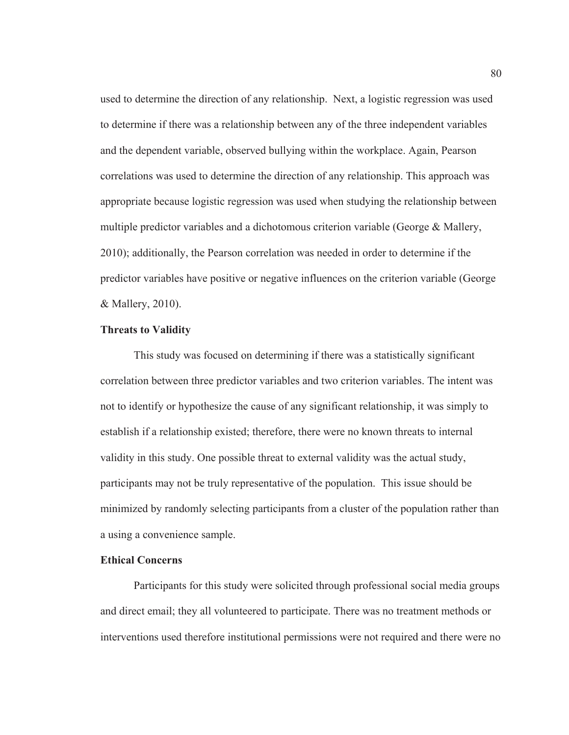used to determine the direction of any relationship. Next, a logistic regression was used to determine if there was a relationship between any of the three independent variables and the dependent variable, observed bullying within the workplace. Again, Pearson correlations was used to determine the direction of any relationship. This approach was appropriate because logistic regression was used when studying the relationship between multiple predictor variables and a dichotomous criterion variable (George & Mallery, 2010); additionally, the Pearson correlation was needed in order to determine if the predictor variables have positive or negative influences on the criterion variable (George & Mallery, 2010).

**Threats to Validity**

This study was focused on determining if there was a statistically significant correlation between three predictor variables and two criterion variables. The intent was not to identify or hypothesize the cause of any significant relationship, it was simply to establish if a relationship existed; therefore, there were no known threats to internal validity in this study. One possible threat to external validity was the actual study, participants may not be truly representative of the population. This issue should be minimized by randomly selecting participants from a cluster of the population rather than a using a convenience sample.

**Ethical Concerns**

Participants for this study were solicited through professional social media groups and direct email; they all volunteered to participate. There was no treatment methods or interventions used therefore institutional permissions were not required and there were no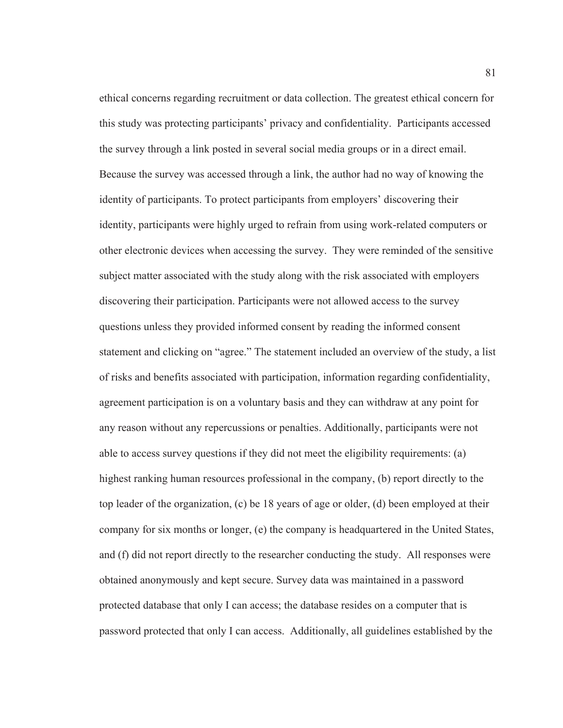ethical concerns regarding recruitment or data collection. The greatest ethical concern for this study was protecting participants' privacy and confidentiality. Participants accessed the survey through a link posted in several social media groups or in a direct email. Because the survey was accessed through a link, the author had no way of knowing the identity of participants. To protect participants from employers' discovering their identity, participants were highly urged to refrain from using work-related computers or other electronic devices when accessing the survey. They were reminded of the sensitive subject matter associated with the study along with the risk associated with employers discovering their participation. Participants were not allowed access to the survey questions unless they provided informed consent by reading the informed consent statement and clicking on "agree." The statement included an overview of the study, a list of risks and benefits associated with participation, information regarding confidentiality, agreement participation is on a voluntary basis and they can withdraw at any point for any reason without any repercussions or penalties. Additionally, participants were not able to access survey questions if they did not meet the eligibility requirements: (a) highest ranking human resources professional in the company, (b) report directly to the top leader of the organization, (c) be 18 years of age or older, (d) been employed at their company for six months or longer, (e) the company is headquartered in the United States, and (f) did not report directly to the researcher conducting the study. All responses were obtained anonymously and kept secure. Survey data was maintained in a password protected database that only I can access; the database resides on a computer that is password protected that only I can access. Additionally, all guidelines established by the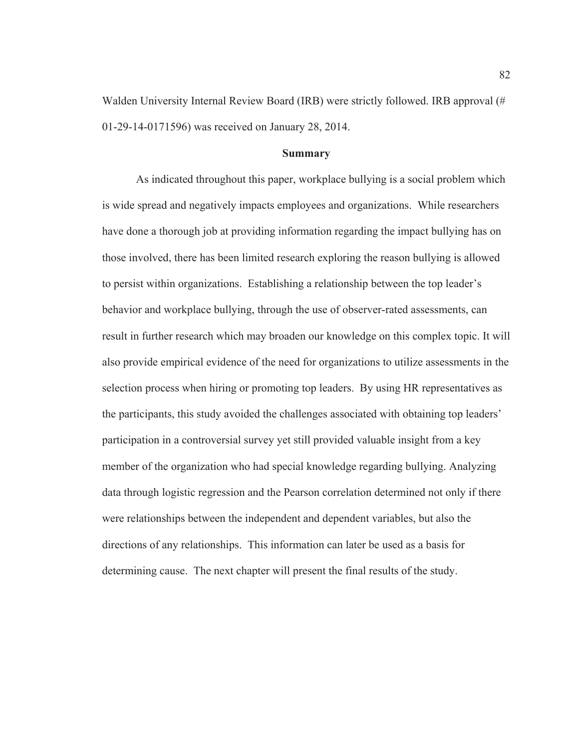Walden University Internal Review Board (IRB) were strictly followed. IRB approval (# 01-29-14-0171596) was received on January 28, 2014.

## Summary

As indicated throughout this paper, workplace bullying is a social problem which is wide spread and negatively impacts employees and organizations. While researchers have done a thorough job at providing information regarding the impact bullying has on those involved, there has been limited research exploring the reason bullying is allowed to persist within organizations. Establishing a relationship between the top leader's behavior and workplace bullying, through the use of observer-rated assessments, can result in further research which may broaden our knowledge on this complex topic. It will also provide empirical evidence of the need for organizations to utilize assessments in the selection process when hiring or promoting top leaders. By using HR representatives as the participants, this study avoided the challenges associated with obtaining top leaders' participation in a controversial survey yet still provided valuable insight from a key member of the organization who had special knowledge regarding bullying. Analyzing data through logistic regression and the Pearson correlation determined not only if there were relationships between the independent and dependent variables, but also the directions of any relationships. This information can later be used as a basis for determining cause. The next chapter will present the final results of the study.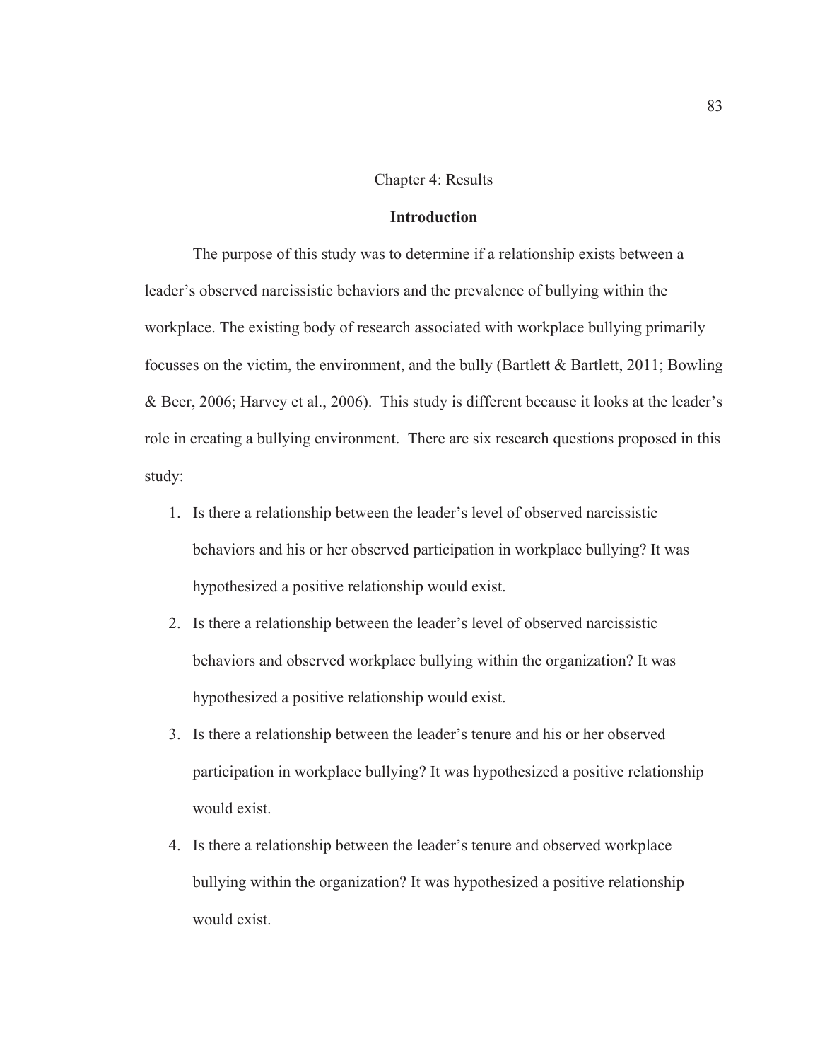# Chapter 4: Results

## Introduction

The purpose of this study was to determine if a relationship exists between a leader's observed narcissistic behaviors and the prevalence of bullying within the workplace. The existing body of research associated with workplace bullying primarily focusses on the victim, the environment, and the bully (Bartlett & Bartlett, 2011; Bowling & Beer, 2006; Harvey et al., 2006). This study is different because it looks at the leader's role in creating a bullying environment. There are six research questions proposed in this study:

1. Is there a relationship between the leader's level of observed narcissistic behaviors and his or her observed participation in workplace bullying? It was hypothesized a positive relationship would exist.
2. Is there a relationship between the leader's level of observed narcissistic behaviors and observed workplace bullying within the organization? It was hypothesized a positive relationship would exist.
3. Is there a relationship between the leader's tenure and his or her observed participation in workplace bullying? It was hypothesized a positive relationship would exist.
4. Is there a relationship between the leader's tenure and observed workplace bullying within the organization? It was hypothesized a positive relationship would exist.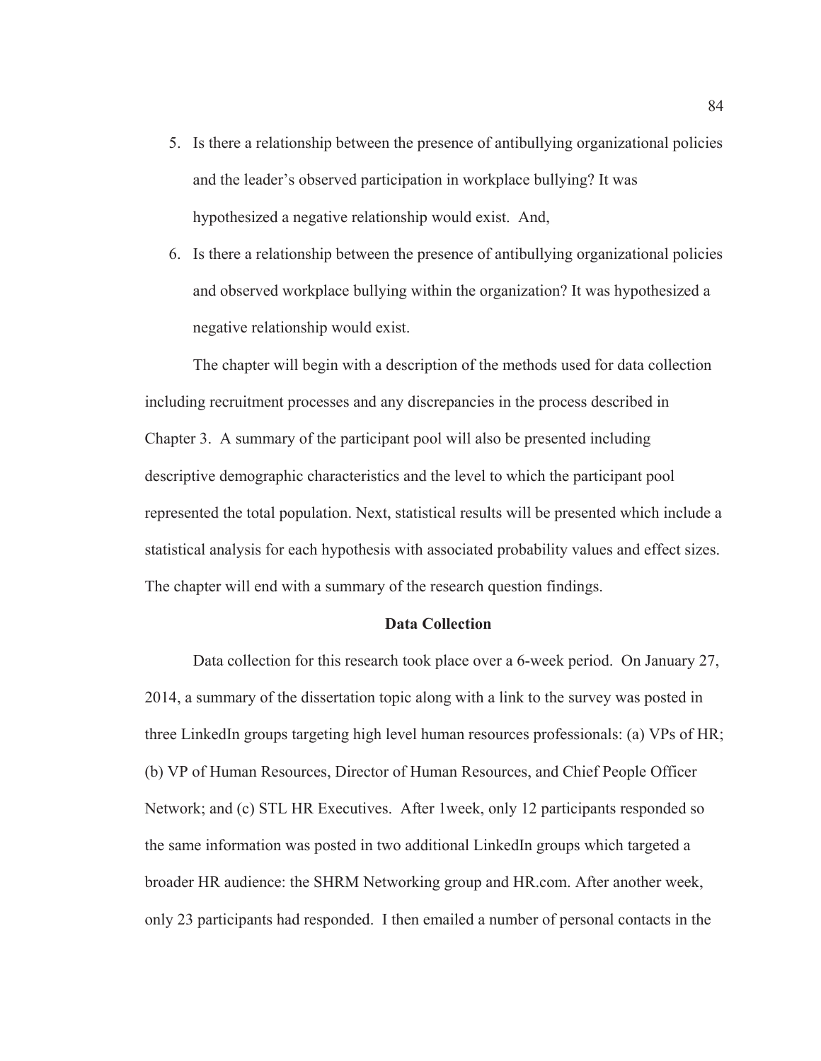5. Is there a relationship between the presence of antibullying organizational policies and the leader's observed participation in workplace bullying? It was hypothesized a negative relationship would exist. And,

6. Is there a relationship between the presence of antibullying organizational policies and observed workplace bullying within the organization? It was hypothesized a negative relationship would exist.

The chapter will begin with a description of the methods used for data collection including recruitment processes and any discrepancies in the process described in Chapter 3. A summary of the participant pool will also be presented including descriptive demographic characteristics and the level to which the participant pool represented the total population. Next, statistical results will be presented which include a statistical analysis for each hypothesis with associated probability values and effect sizes. The chapter will end with a summary of the research question findings.

## Data Collection

Data collection for this research took place over a 6-week period. On January 27, 2014, a summary of the dissertation topic along with a link to the survey was posted in three LinkedIn groups targeting high level human resources professionals: (a) VPs of HR; (b) VP of Human Resources, Director of Human Resources, and Chief People Officer Network; and (c) STL HR Executives. After 1week, only 12 participants responded so the same information was posted in two additional LinkedIn groups which targeted a broader HR audience: the SHRM Networking group and HR.com. After another week, only 23 participants had responded. I then emailed a number of personal contacts in the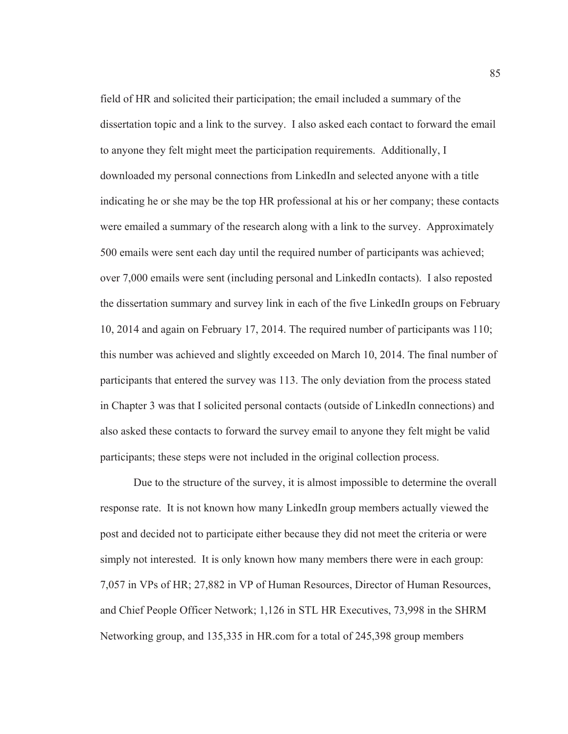field of HR and solicited their participation; the email included a summary of the dissertation topic and a link to the survey. I also asked each contact to forward the email to anyone they felt might meet the participation requirements. Additionally, I downloaded my personal connections from LinkedIn and selected anyone with a title indicating he or she may be the top HR professional at his or her company; these contacts were emailed a summary of the research along with a link to the survey. Approximately 500 emails were sent each day until the required number of participants was achieved; over 7,000 emails were sent (including personal and LinkedIn contacts). I also reposted the dissertation summary and survey link in each of the five LinkedIn groups on February 10, 2014 and again on February 17, 2014. The required number of participants was 110; this number was achieved and slightly exceeded on March 10, 2014. The final number of participants that entered the survey was 113. The only deviation from the process stated in Chapter 3 was that I solicited personal contacts (outside of LinkedIn connections) and also asked these contacts to forward the survey email to anyone they felt might be valid participants; these steps were not included in the original collection process.

Due to the structure of the survey, it is almost impossible to determine the overall response rate. It is not known how many LinkedIn group members actually viewed the post and decided not to participate either because they did not meet the criteria or were simply not interested. It is only known how many members there were in each group: 7,057 in VPs of HR; 27,882 in VP of Human Resources, Director of Human Resources, and Chief People Officer Network; 1,126 in STL HR Executives, 73,998 in the SHRM Networking group, and 135,335 in HR.com for a total of 245,398 group members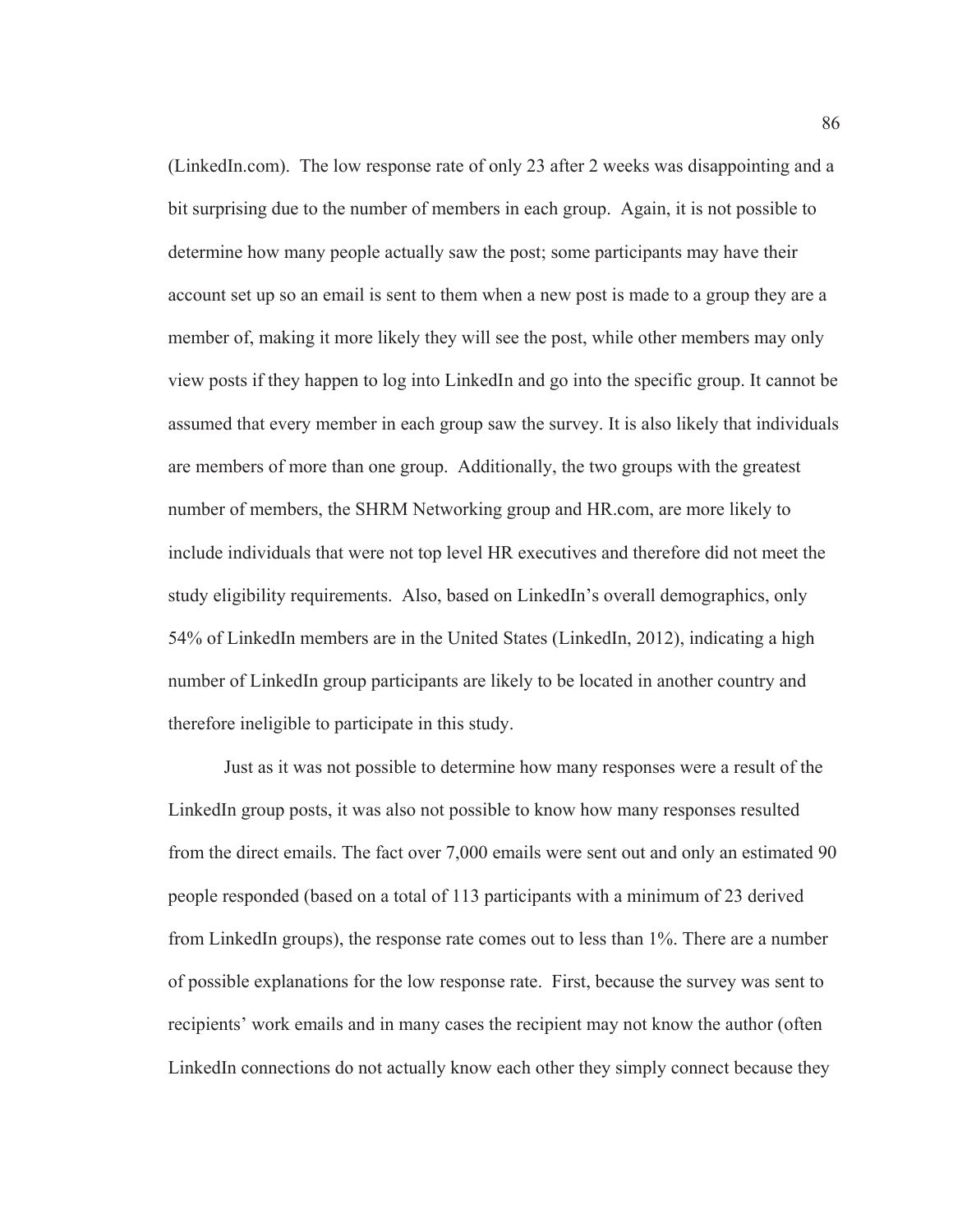(LinkedIn.com). The low response rate of only 23 after 2 weeks was disappointing and a bit surprising due to the number of members in each group. Again, it is not possible to determine how many people actually saw the post; some participants may have their account set up so an email is sent to them when a new post is made to a group they are a member of, making it more likely they will see the post, while other members may only view posts if they happen to log into LinkedIn and go into the specific group. It cannot be assumed that every member in each group saw the survey. It is also likely that individuals are members of more than one group. Additionally, the two groups with the greatest number of members, the SHRM Networking group and HR.com, are more likely to include individuals that were not top level HR executives and therefore did not meet the study eligibility requirements. Also, based on LinkedIn's overall demographics, only 54% of LinkedIn members are in the United States (LinkedIn, 2012), indicating a high number of LinkedIn group participants are likely to be located in another country and therefore ineligible to participate in this study.

Just as it was not possible to determine how many responses were a result of the LinkedIn group posts, it was also not possible to know how many responses resulted from the direct emails. The fact over 7,000 emails were sent out and only an estimated 90 people responded (based on a total of 113 participants with a minimum of 23 derived from LinkedIn groups), the response rate comes out to less than 1%. There are a number of possible explanations for the low response rate. First, because the survey was sent to recipients' work emails and in many cases the recipient may not know the author (often LinkedIn connections do not actually know each other they simply connect because they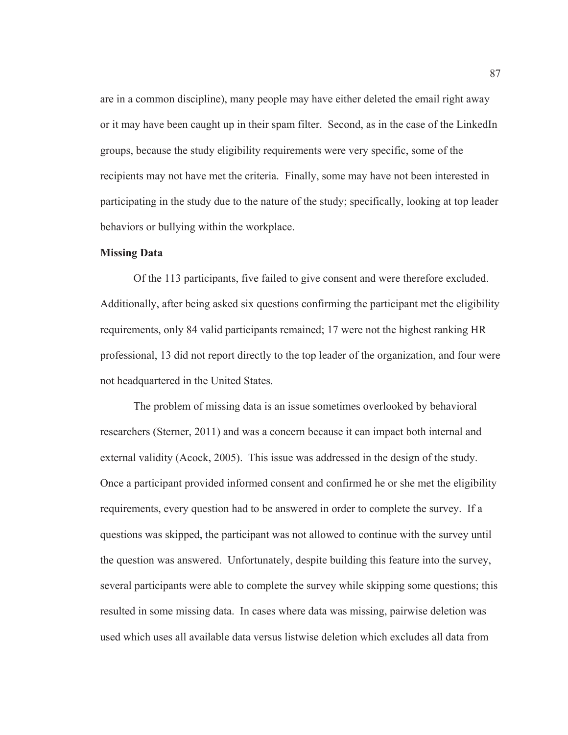are in a common discipline), many people may have either deleted the email right away or it may have been caught up in their spam filter. Second, as in the case of the LinkedIn groups, because the study eligibility requirements were very specific, some of the recipients may not have met the criteria. Finally, some may have not been interested in participating in the study due to the nature of the study; specifically, looking at top leader behaviors or bullying within the workplace.

**Missing Data**

Of the 113 participants, five failed to give consent and were therefore excluded. Additionally, after being asked six questions confirming the participant met the eligibility requirements, only 84 valid participants remained; 17 were not the highest ranking HR professional, 13 did not report directly to the top leader of the organization, and four were not headquartered in the United States.

The problem of missing data is an issue sometimes overlooked by behavioral researchers (Sterner, 2011) and was a concern because it can impact both internal and external validity (Acock, 2005). This issue was addressed in the design of the study. Once a participant provided informed consent and confirmed he or she met the eligibility requirements, every question had to be answered in order to complete the survey. If a questions was skipped, the participant was not allowed to continue with the survey until the question was answered. Unfortunately, despite building this feature into the survey, several participants were able to complete the survey while skipping some questions; this resulted in some missing data. In cases where data was missing, pairwise deletion was used which uses all available data versus listwise deletion which excludes all data from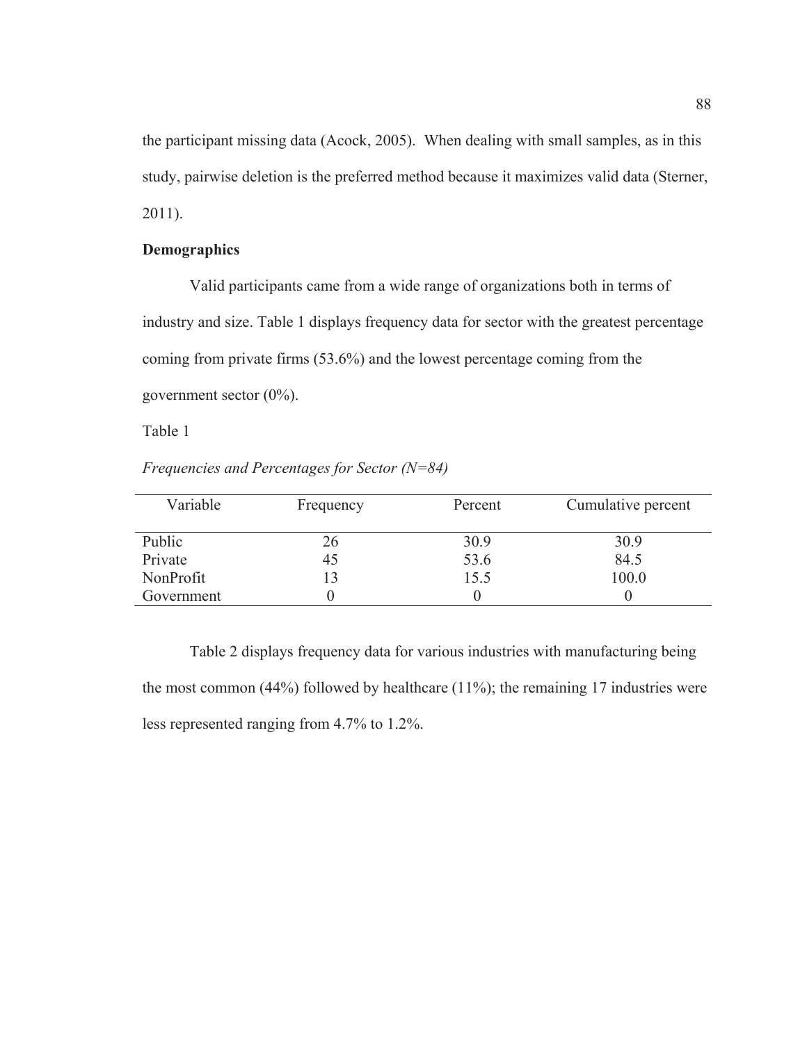the participant missing data (Acock, 2005). When dealing with small samples, as in this study, pairwise deletion is the preferred method because it maximizes valid data (Sterner, 2011).

**Demographics**

Valid participants came from a wide range of organizations both in terms of industry and size. Table 1 displays frequency data for sector with the greatest percentage coming from private firms (53.6%) and the lowest percentage coming from the government sector (0%).

Table 1

*Frequencies and Percentages for Sector (N=84)*

| Variable | Frequency | Percent | Cumulative percent |
|---|---|---|---|
| Public | 26 | 30.9 | 30.9 |
| Private | 45 | 53.6 | 84.5 |
| NonProfit | 13 | 15.5 | 100.0 |
| Government | 0 | 0 | 0 |

Table 2 displays frequency data for various industries with manufacturing being the most common (44%) followed by healthcare (11%); the remaining 17 industries were less represented ranging from 4.7% to 1.2%.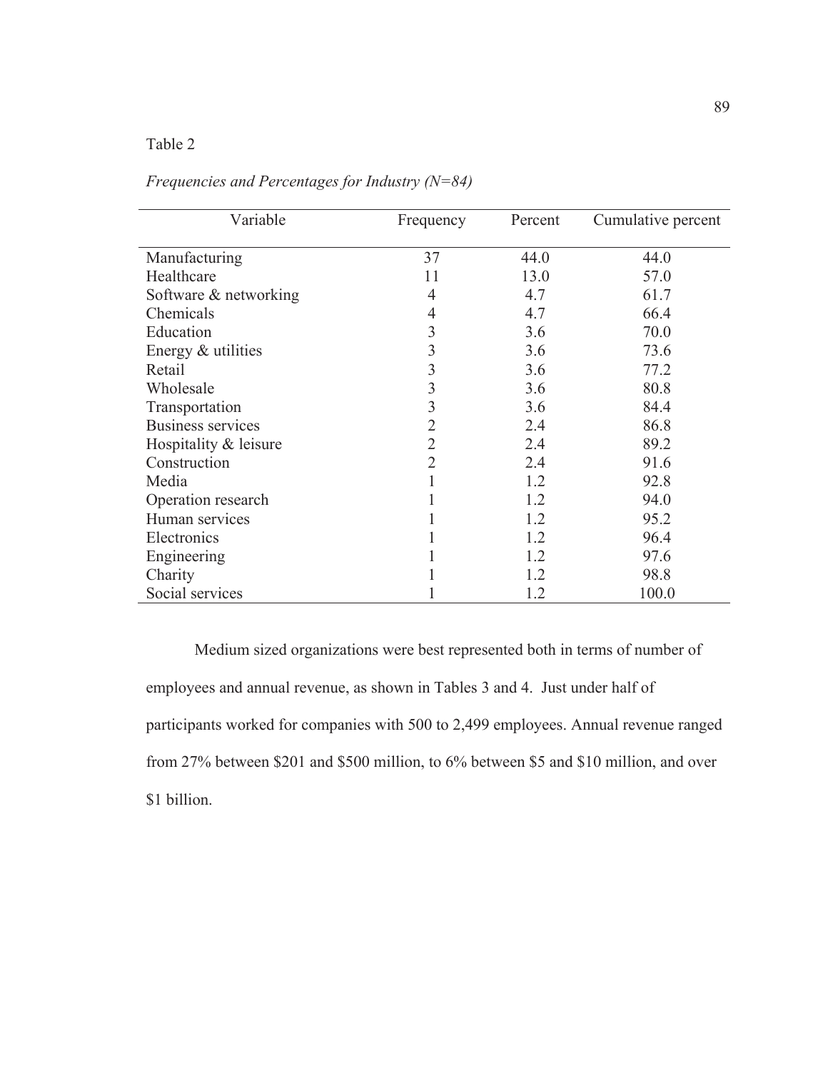Table 2

*Frequencies and Percentages for Industry (N=84)*

| Variable | Frequency | Percent | Cumulative percent |
|---|---|---|---|
| Manufacturing | 37 | 44.0 | 44.0 |
| Healthcare | 11 | 13.0 | 57.0 |
| Software & networking | 4 | 4.7 | 61.7 |
| Chemicals | 4 | 4.7 | 66.4 |
| Education | 3 | 3.6 | 70.0 |
| Energy & utilities | 3 | 3.6 | 73.6 |
| Retail | 3 | 3.6 | 77.2 |
| Wholesale | 3 | 3.6 | 80.8 |
| Transportation | 3 | 3.6 | 84.4 |
| Business services | 2 | 2.4 | 86.8 |
| Hospitality & leisure | 2 | 2.4 | 89.2 |
| Construction | 2 | 2.4 | 91.6 |
| Media | 1 | 1.2 | 92.8 |
| Operation research | 1 | 1.2 | 94.0 |
| Human services | 1 | 1.2 | 95.2 |
| Electronics | 1 | 1.2 | 96.4 |
| Engineering | 1 | 1.2 | 97.6 |
| Charity | 1 | 1.2 | 98.8 |
| Social services | 1 | 1.2 | 100.0 |

Medium sized organizations were best represented both in terms of number of employees and annual revenue, as shown in Tables 3 and 4. Just under half of participants worked for companies with 500 to 2,499 employees. Annual revenue ranged from 27% between $201 and $500 million, to 6% between $5 and $10 million, and over $1 billion.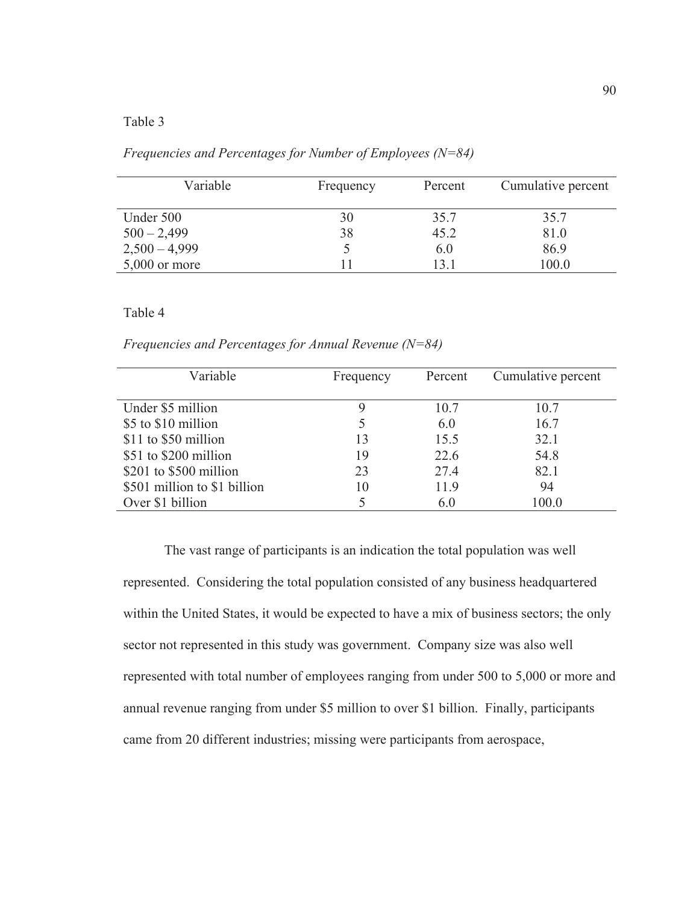Table 3

*Frequencies and Percentages for Number of Employees (N=84)*

| Variable | Frequency | Percent | Cumulative percent |
|---|---|---|---|
| Under 500 | 30 | 35.7 | 35.7 |
| 500 – 2,499 | 38 | 45.2 | 81.0 |
| 2,500 – 4,999 | 5 | 6.0 | 86.9 |
| 5,000 or more | 11 | 13.1 | 100.0 |

Table 4

*Frequencies and Percentages for Annual Revenue (N=84)*

| Variable | Frequency | Percent | Cumulative percent |
|---|---|---|---|
| Under $5 million | 9 | 10.7 | 10.7 |
| $5 to $10 million | 5 | 6.0 | 16.7 |
| $11 to $50 million | 13 | 15.5 | 32.1 |
| $51 to $200 million | 19 | 22.6 | 54.8 |
| $201 to $500 million | 23 | 27.4 | 82.1 |
| $501 million to $1 billion | 10 | 11.9 | 94 |
| Over $1 billion | 5 | 6.0 | 100.0 |

The vast range of participants is an indication the total population was well represented. Considering the total population consisted of any business headquartered within the United States, it would be expected to have a mix of business sectors; the only sector not represented in this study was government. Company size was also well represented with total number of employees ranging from under 500 to 5,000 or more and annual revenue ranging from under $5 million to over $1 billion. Finally, participants came from 20 different industries; missing were participants from aerospace,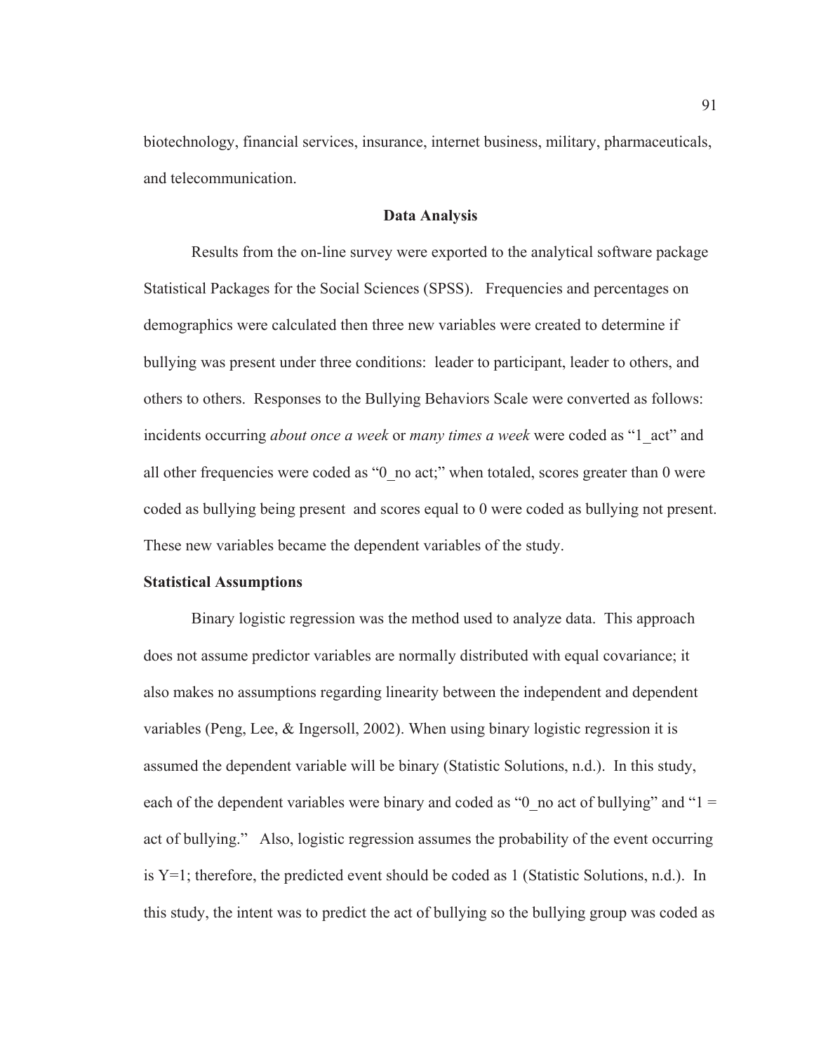biotechnology, financial services, insurance, internet business, military, pharmaceuticals, and telecommunication.

## Data Analysis

Results from the on-line survey were exported to the analytical software package Statistical Packages for the Social Sciences (SPSS). Frequencies and percentages on demographics were calculated then three new variables were created to determine if bullying was present under three conditions: leader to participant, leader to others, and others to others. Responses to the Bullying Behaviors Scale were converted as follows: incidents occurring *about once a week* or *many times a week* were coded as "1_act" and all other frequencies were coded as "0_no act;" when totaled, scores greater than 0 were coded as bullying being present and scores equal to 0 were coded as bullying not present. These new variables became the dependent variables of the study.

### Statistical Assumptions

Binary logistic regression was the method used to analyze data. This approach does not assume predictor variables are normally distributed with equal covariance; it also makes no assumptions regarding linearity between the independent and dependent variables (Peng, Lee, & Ingersoll, 2002). When using binary logistic regression it is assumed the dependent variable will be binary (Statistic Solutions, n.d.). In this study, each of the dependent variables were binary and coded as "0_no act of bullying" and "1 = act of bullying." Also, logistic regression assumes the probability of the event occurring is Y=1; therefore, the predicted event should be coded as 1 (Statistic Solutions, n.d.). In this study, the intent was to predict the act of bullying so the bullying group was coded as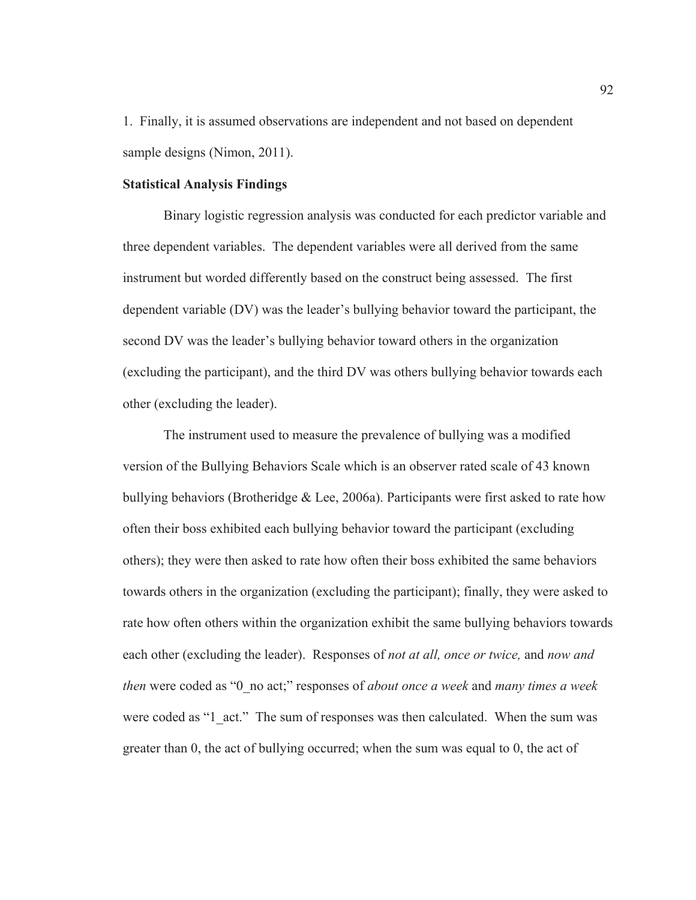1. Finally, it is assumed observations are independent and not based on dependent sample designs (Nimon, 2011).

**Statistical Analysis Findings**

Binary logistic regression analysis was conducted for each predictor variable and three dependent variables. The dependent variables were all derived from the same instrument but worded differently based on the construct being assessed. The first dependent variable (DV) was the leader's bullying behavior toward the participant, the second DV was the leader's bullying behavior toward others in the organization (excluding the participant), and the third DV was others bullying behavior towards each other (excluding the leader).

The instrument used to measure the prevalence of bullying was a modified version of the Bullying Behaviors Scale which is an observer rated scale of 43 known bullying behaviors (Brotheridge & Lee, 2006a). Participants were first asked to rate how often their boss exhibited each bullying behavior toward the participant (excluding others); they were then asked to rate how often their boss exhibited the same behaviors towards others in the organization (excluding the participant); finally, they were asked to rate how often others within the organization exhibit the same bullying behaviors towards each other (excluding the leader). Responses of *not at all, once or twice,* and *now and then* were coded as "0_no act;" responses of *about once a week* and *many times a week* were coded as "1_act." The sum of responses was then calculated. When the sum was greater than 0, the act of bullying occurred; when the sum was equal to 0, the act of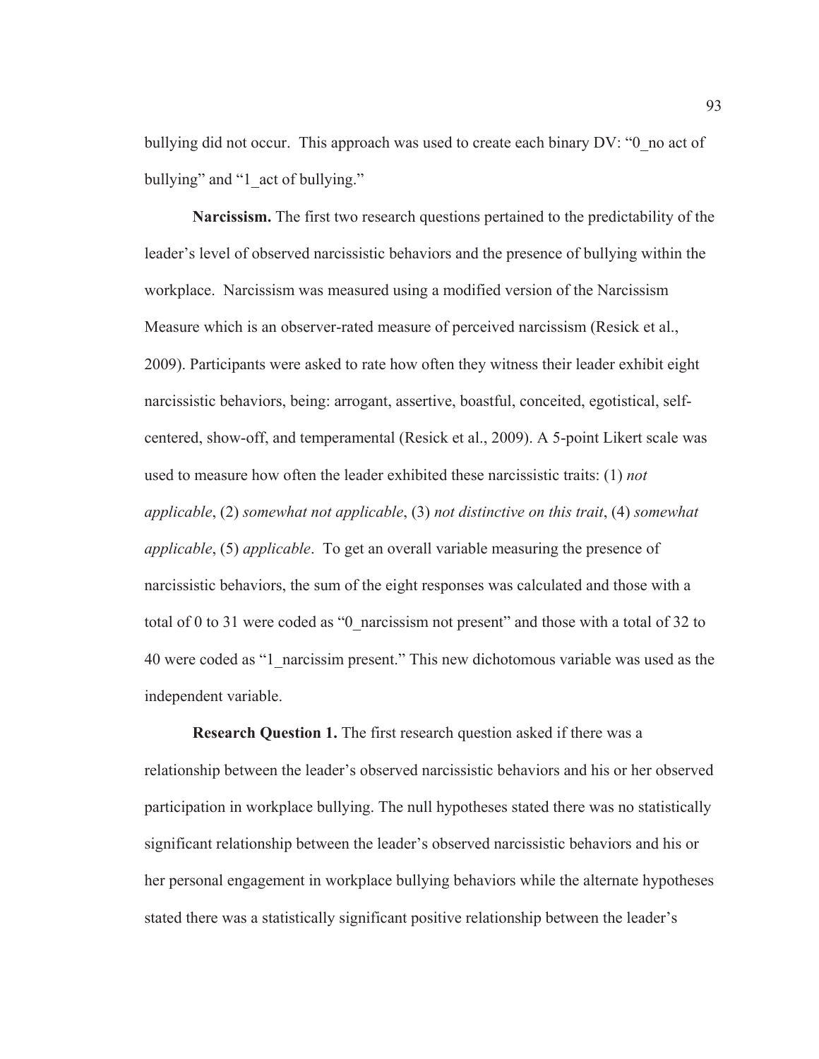bullying did not occur. This approach was used to create each binary DV: "0_no act of bullying" and "1_act of bullying."

**Narcissism.** The first two research questions pertained to the predictability of the leader's level of observed narcissistic behaviors and the presence of bullying within the workplace. Narcissism was measured using a modified version of the Narcissism Measure which is an observer-rated measure of perceived narcissism (Resick et al., 2009). Participants were asked to rate how often they witness their leader exhibit eight narcissistic behaviors, being: arrogant, assertive, boastful, conceited, egotistical, self-centered, show-off, and temperamental (Resick et al., 2009). A 5-point Likert scale was used to measure how often the leader exhibited these narcissistic traits: (1) *not applicable*, (2) *somewhat not applicable*, (3) *not distinctive on this trait*, (4) *somewhat applicable*, (5) *applicable*. To get an overall variable measuring the presence of narcissistic behaviors, the sum of the eight responses was calculated and those with a total of 0 to 31 were coded as "0_narcissism not present" and those with a total of 32 to 40 were coded as "1_narcissim present." This new dichotomous variable was used as the independent variable.

**Research Question 1.** The first research question asked if there was a relationship between the leader's observed narcissistic behaviors and his or her observed participation in workplace bullying. The null hypotheses stated there was no statistically significant relationship between the leader's observed narcissistic behaviors and his or her personal engagement in workplace bullying behaviors while the alternate hypotheses stated there was a statistically significant positive relationship between the leader's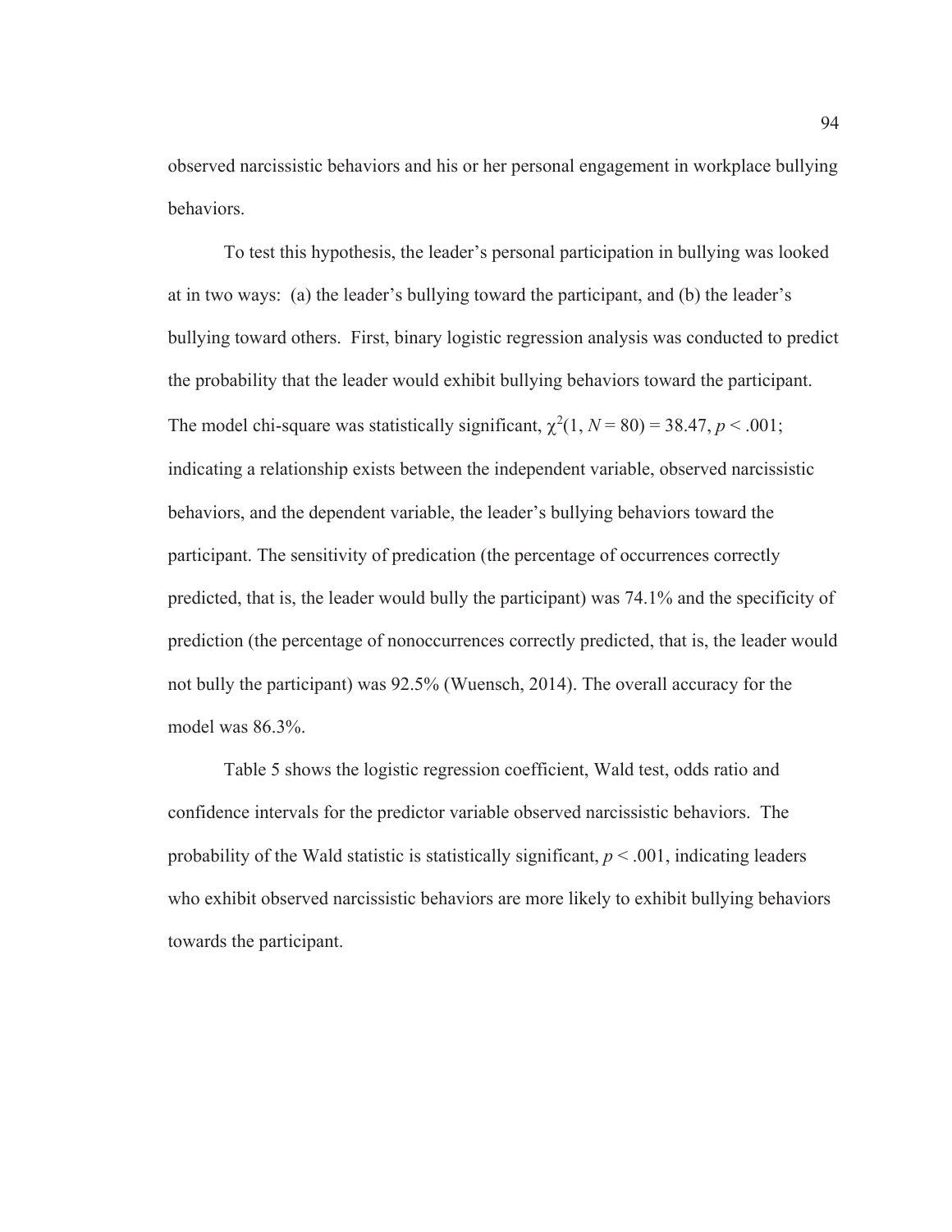observed narcissistic behaviors and his or her personal engagement in workplace bullying behaviors.

To test this hypothesis, the leader's personal participation in bullying was looked at in two ways: (a) the leader's bullying toward the participant, and (b) the leader's bullying toward others. First, binary logistic regression analysis was conducted to predict the probability that the leader would exhibit bullying behaviors toward the participant. The model chi-square was statistically significant, $\chi^2(1, N = 80) = 38.47, p < .001$; indicating a relationship exists between the independent variable, observed narcissistic behaviors, and the dependent variable, the leader's bullying behaviors toward the participant. The sensitivity of predication (the percentage of occurrences correctly predicted, that is, the leader would bully the participant) was 74.1% and the specificity of prediction (the percentage of nonoccurrences correctly predicted, that is, the leader would not bully the participant) was 92.5% (Wuensch, 2014). The overall accuracy for the model was 86.3%.

Table 5 shows the logistic regression coefficient, Wald test, odds ratio and confidence intervals for the predictor variable observed narcissistic behaviors. The probability of the Wald statistic is statistically significant, $p < .001$, indicating leaders who exhibit observed narcissistic behaviors are more likely to exhibit bullying behaviors towards the participant.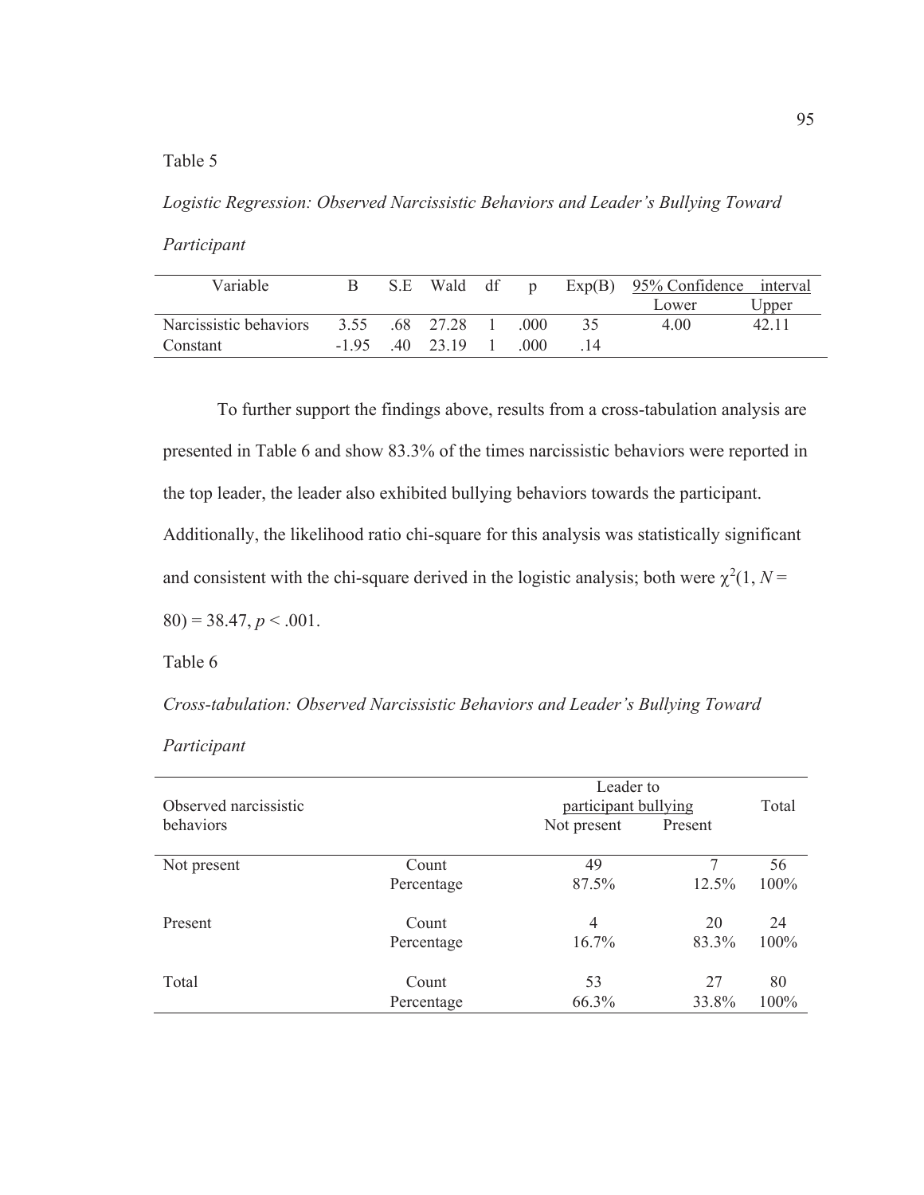Table 5

*Logistic Regression: Observed Narcissistic Behaviors and Leader's Bullying Toward Participant*

| Variable | B | S.E | Wald | df | p | Exp(B) | 95% Confidence interval | |
|---|---|---|---|---|---|---|---|---|
| | | | | | | | Lower | Upper |
| Narcissistic behaviors | 3.55 | .68 | 27.28 | 1 | .000 | 35 | 4.00 | 42.11 |
| Constant | -1.95 | .40 | 23.19 | 1 | .000 | .14 | | |

To further support the findings above, results from a cross-tabulation analysis are presented in Table 6 and show 83.3% of the times narcissistic behaviors were reported in the top leader, the leader also exhibited bullying behaviors towards the participant. Additionally, the likelihood ratio chi-square for this analysis was statistically significant and consistent with the chi-square derived in the logistic analysis; both were $\chi^2(1, N = 80) = 38.47, p < .001$.

Table 6

*Cross-tabulation: Observed Narcissistic Behaviors and Leader's Bullying Toward Participant*

| Observed narcissistic behaviors | | Leader to participant bullying | | Total |
|---|---|---|---|---|
| | | Not present | Present | |
| Not present | Count | 49 | 7 | 56 |
| | Percentage | 87.5% | 12.5% | 100% |
| Present | Count | 4 | 20 | 24 |
| | Percentage | 16.7% | 83.3% | 100% |
| Total | Count | 53 | 27 | 80 |
| | Percentage | 66.3% | 33.8% | 100% |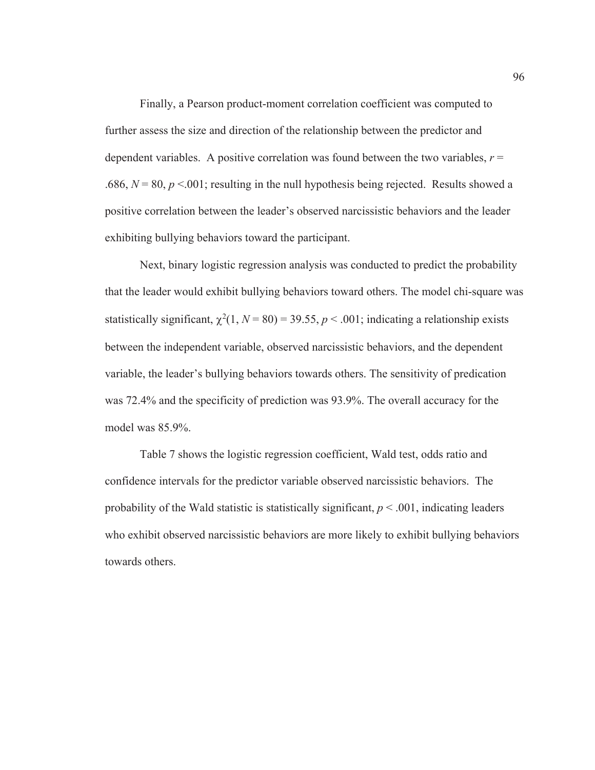Finally, a Pearson product-moment correlation coefficient was computed to further assess the size and direction of the relationship between the predictor and dependent variables. A positive correlation was found between the two variables, $r = .686$, $N = 80$, $p < .001$; resulting in the null hypothesis being rejected. Results showed a positive correlation between the leader's observed narcissistic behaviors and the leader exhibiting bullying behaviors toward the participant.

Next, binary logistic regression analysis was conducted to predict the probability that the leader would exhibit bullying behaviors toward others. The model chi-square was statistically significant, $\chi^2(1, N = 80) = 39.55$, $p < .001$; indicating a relationship exists between the independent variable, observed narcissistic behaviors, and the dependent variable, the leader's bullying behaviors towards others. The sensitivity of predication was 72.4% and the specificity of prediction was 93.9%. The overall accuracy for the model was 85.9%.

Table 7 shows the logistic regression coefficient, Wald test, odds ratio and confidence intervals for the predictor variable observed narcissistic behaviors. The probability of the Wald statistic is statistically significant, $p < .001$, indicating leaders who exhibit observed narcissistic behaviors are more likely to exhibit bullying behaviors towards others.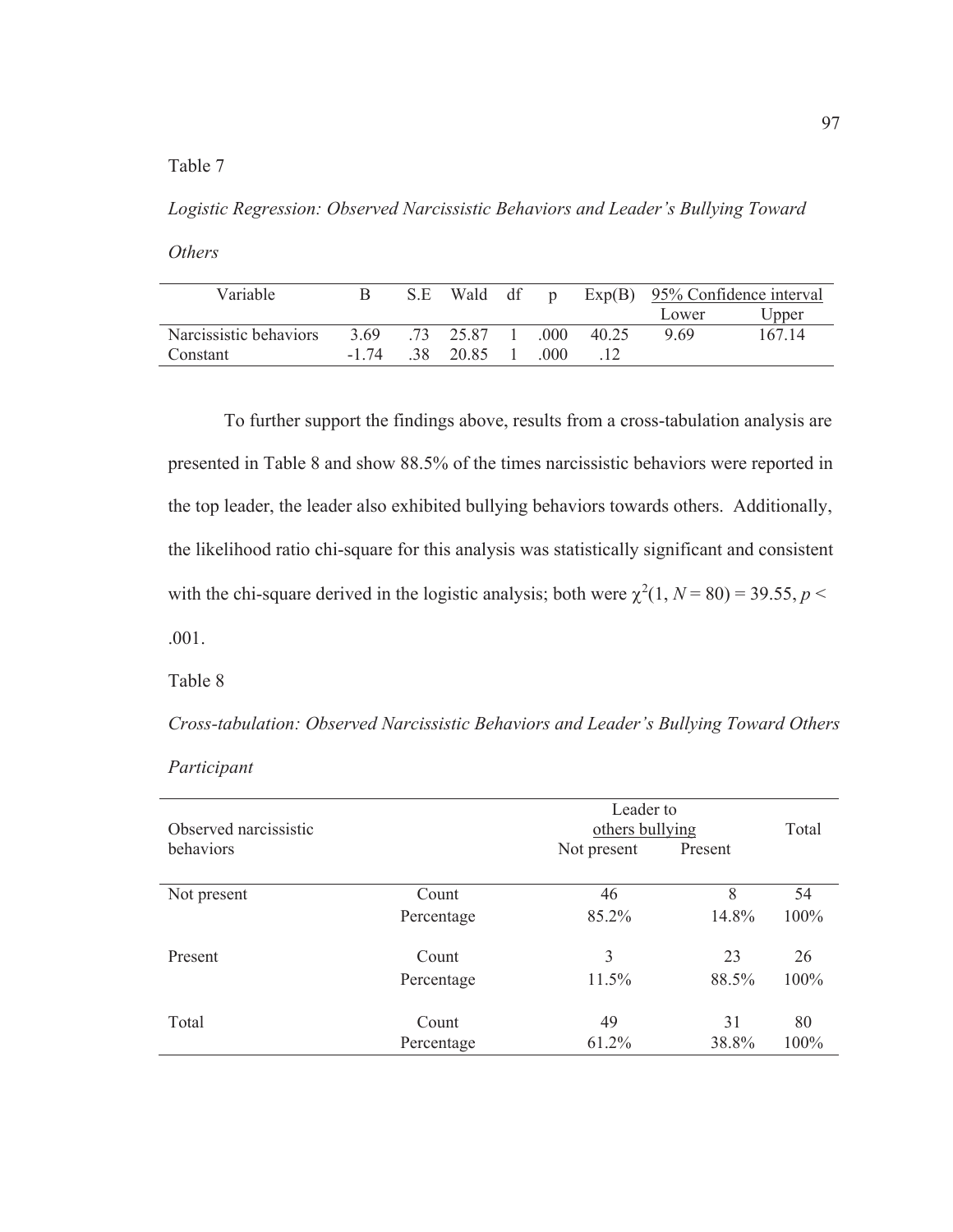Table 7

*Logistic Regression: Observed Narcissistic Behaviors and Leader's Bullying Toward Others*

| Variable | B | S.E | Wald | df | p | Exp(B) | 95% Confidence interval | |
|---|---|---|---|---|---|---|---|---|
| | | | | | | | Lower | Upper |
| Narcissistic behaviors | 3.69 | .73 | 25.87 | 1 | .000 | 40.25 | 9.69 | 167.14 |
| Constant | -1.74 | .38 | 20.85 | 1 | .000 | .12 | | |

To further support the findings above, results from a cross-tabulation analysis are presented in Table 8 and show 88.5% of the times narcissistic behaviors were reported in the top leader, the leader also exhibited bullying behaviors towards others. Additionally, the likelihood ratio chi-square for this analysis was statistically significant and consistent with the chi-square derived in the logistic analysis; both were $\chi^2(1, N = 80) = 39.55$, $p < .001$.

Table 8

*Cross-tabulation: Observed Narcissistic Behaviors and Leader's Bullying Toward Others Participant*

| Observed narcissistic behaviors | | Leader to others bullying | | Total |
|---|---|---|---|---|
| | | Not present | Present | |
| Not present | Count | 46 | 8 | 54 |
| | Percentage | 85.2% | 14.8% | 100% |
| Present | Count | 3 | 23 | 26 |
| | Percentage | 11.5% | 88.5% | 100% |
| Total | Count | 49 | 31 | 80 |
| | Percentage | 61.2% | 38.8% | 100% |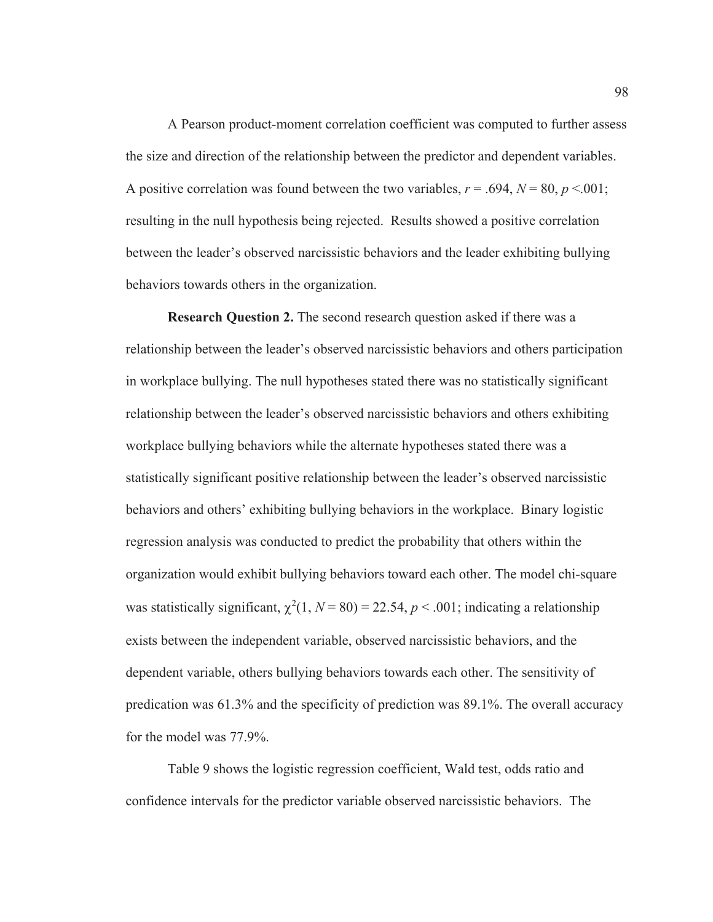A Pearson product-moment correlation coefficient was computed to further assess the size and direction of the relationship between the predictor and dependent variables. A positive correlation was found between the two variables, $r = .694$, $N = 80$, $p < .001$; resulting in the null hypothesis being rejected. Results showed a positive correlation between the leader's observed narcissistic behaviors and the leader exhibiting bullying behaviors towards others in the organization.

**Research Question 2.** The second research question asked if there was a relationship between the leader's observed narcissistic behaviors and others participation in workplace bullying. The null hypotheses stated there was no statistically significant relationship between the leader's observed narcissistic behaviors and others exhibiting workplace bullying behaviors while the alternate hypotheses stated there was a statistically significant positive relationship between the leader's observed narcissistic behaviors and others' exhibiting bullying behaviors in the workplace. Binary logistic regression analysis was conducted to predict the probability that others within the organization would exhibit bullying behaviors toward each other. The model chi-square was statistically significant, $\chi^2(1, N = 80) = 22.54$, $p < .001$; indicating a relationship exists between the independent variable, observed narcissistic behaviors, and the dependent variable, others bullying behaviors towards each other. The sensitivity of predication was 61.3% and the specificity of prediction was 89.1%. The overall accuracy for the model was 77.9%.

Table 9 shows the logistic regression coefficient, Wald test, odds ratio and confidence intervals for the predictor variable observed narcissistic behaviors. The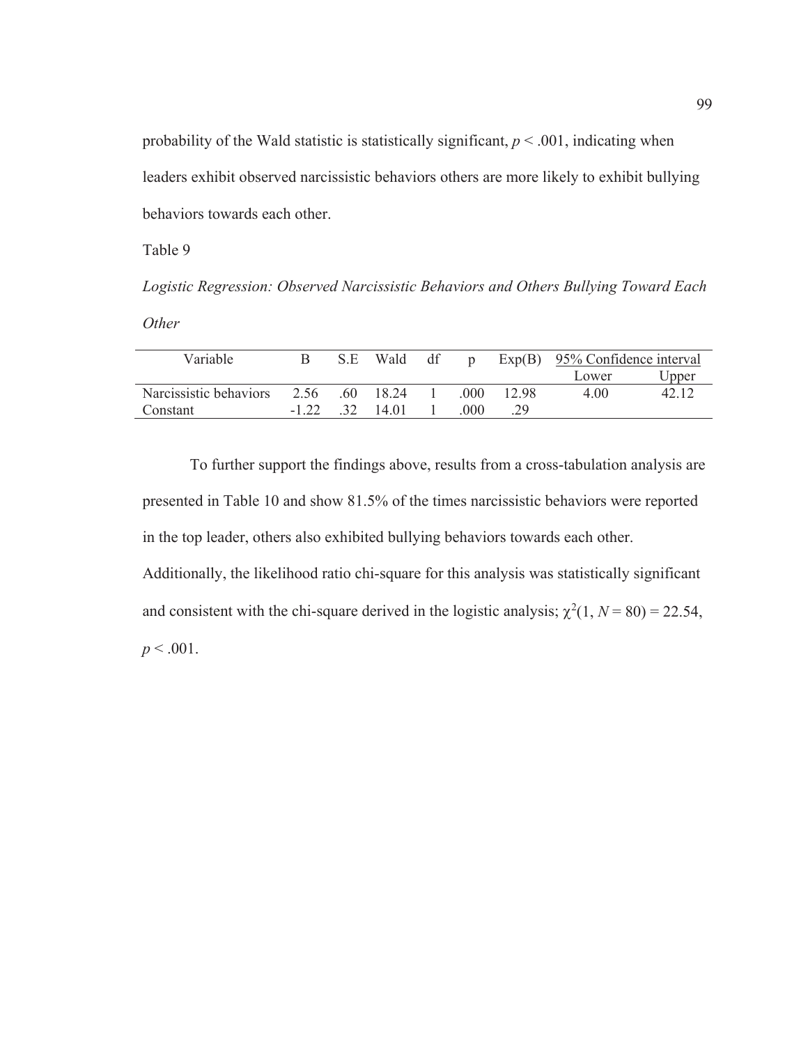probability of the Wald statistic is statistically significant, $p < .001$, indicating when leaders exhibit observed narcissistic behaviors others are more likely to exhibit bullying behaviors towards each other.

Table 9

*Logistic Regression: Observed Narcissistic Behaviors and Others Bullying Toward Each Other*

| Variable | B | S.E | Wald | df | p | Exp(B) | 95% Confidence interval | |
|---|---|---|---|---|---|---|---|---|
| | | | | | | | Lower | Upper |
| Narcissistic behaviors | 2.56 | .60 | 18.24 | 1 | .000 | 12.98 | 4.00 | 42.12 |
| Constant | -1.22 | .32 | 14.01 | 1 | .000 | .29 | | |

To further support the findings above, results from a cross-tabulation analysis are presented in Table 10 and show 81.5% of the times narcissistic behaviors were reported in the top leader, others also exhibited bullying behaviors towards each other. Additionally, the likelihood ratio chi-square for this analysis was statistically significant and consistent with the chi-square derived in the logistic analysis; $\chi^2(1, N = 80) = 22.54$, $p < .001$.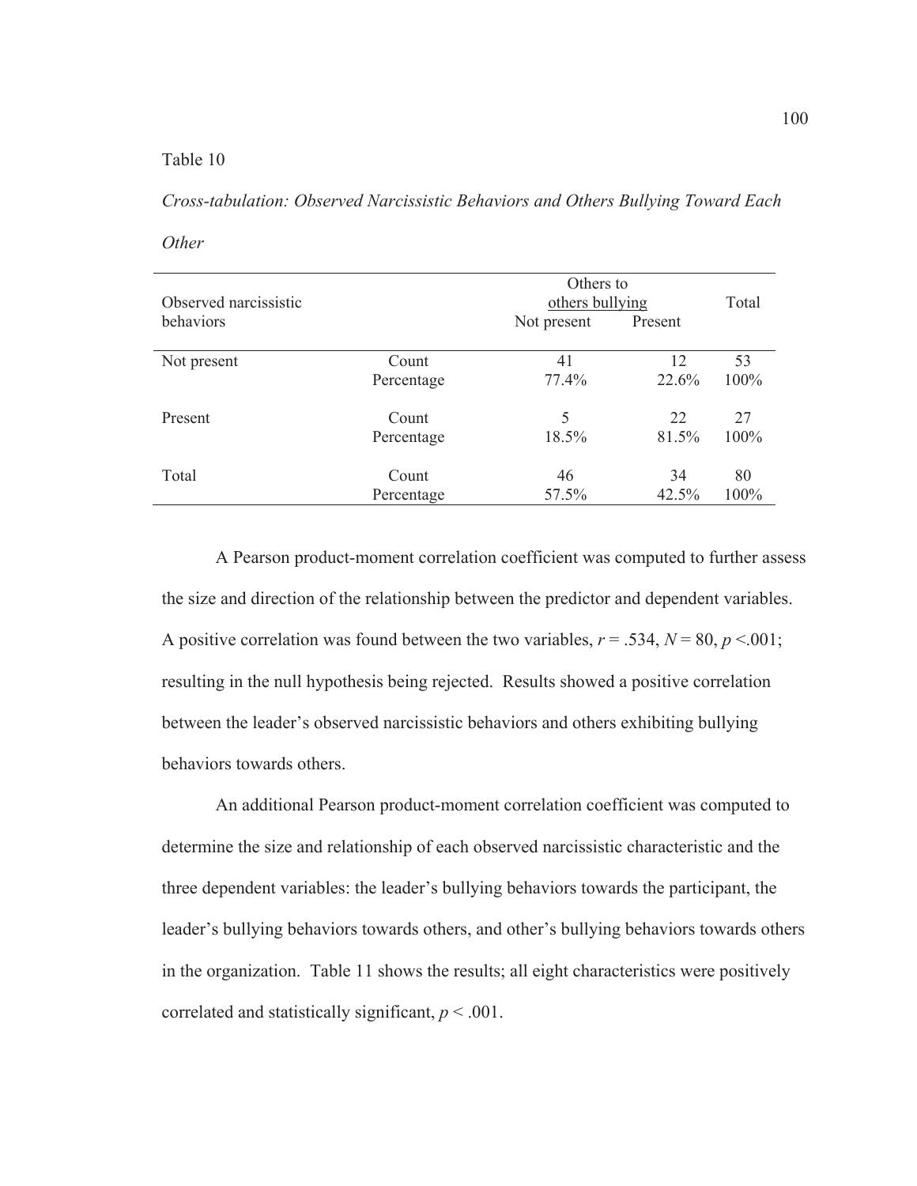Table 10

*Cross-tabulation: Observed Narcissistic Behaviors and Others Bullying Toward Each Other*

| Observed narcissistic behaviors | | Others to others bullying | | Total |
|---|---|---|---|---|
| | | Not present | Present | |
| Not present | Count | 41 | 12 | 53 |
| | Percentage | 77.4% | 22.6% | 100% |
| Present | Count | 5 | 22 | 27 |
| | Percentage | 18.5% | 81.5% | 100% |
| Total | Count | 46 | 34 | 80 |
| | Percentage | 57.5% | 42.5% | 100% |

A Pearson product-moment correlation coefficient was computed to further assess the size and direction of the relationship between the predictor and dependent variables. A positive correlation was found between the two variables, $r = .534$, $N = 80$, $p < .001$; resulting in the null hypothesis being rejected. Results showed a positive correlation between the leader's observed narcissistic behaviors and others exhibiting bullying behaviors towards others.

An additional Pearson product-moment correlation coefficient was computed to determine the size and relationship of each observed narcissistic characteristic and the three dependent variables: the leader's bullying behaviors towards the participant, the leader's bullying behaviors towards others, and other's bullying behaviors towards others in the organization. Table 11 shows the results; all eight characteristics were positively correlated and statistically significant, $p < .001$.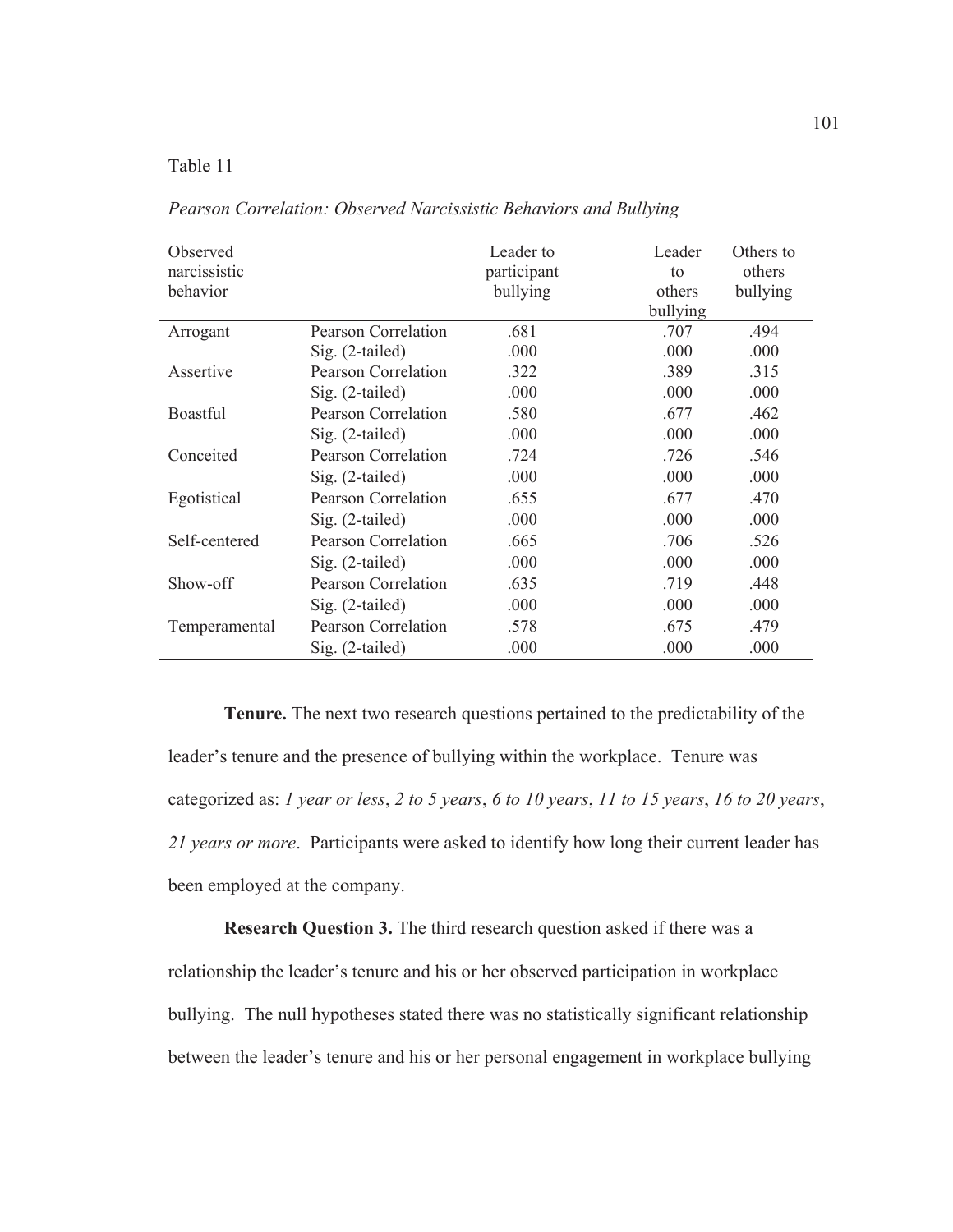Table 11

*Pearson Correlation: Observed Narcissistic Behaviors and Bullying*

| Observed narcissistic behavior | | Leader to participant bullying | Leader to others bullying | Others to others bullying |
|---|---|---|---|---|
| Arrogant | Pearson Correlation | .681 | .707 | .494 |
| | Sig. (2-tailed) | .000 | .000 | .000 |
| Assertive | Pearson Correlation | .322 | .389 | .315 |
| | Sig. (2-tailed) | .000 | .000 | .000 |
| Boastful | Pearson Correlation | .580 | .677 | .462 |
| | Sig. (2-tailed) | .000 | .000 | .000 |
| Conceited | Pearson Correlation | .724 | .726 | .546 |
| | Sig. (2-tailed) | .000 | .000 | .000 |
| Egotistical | Pearson Correlation | .655 | .677 | .470 |
| | Sig. (2-tailed) | .000 | .000 | .000 |
| Self-centered | Pearson Correlation | .665 | .706 | .526 |
| | Sig. (2-tailed) | .000 | .000 | .000 |
| Show-off | Pearson Correlation | .635 | .719 | .448 |
| | Sig. (2-tailed) | .000 | .000 | .000 |
| Temperamental | Pearson Correlation | .578 | .675 | .479 |
| | Sig. (2-tailed) | .000 | .000 | .000 |

**Tenure.** The next two research questions pertained to the predictability of the leader's tenure and the presence of bullying within the workplace. Tenure was categorized as: *1 year or less*, *2 to 5 years*, *6 to 10 years*, *11 to 15 years*, *16 to 20 years*, *21 years or more*. Participants were asked to identify how long their current leader has been employed at the company.

**Research Question 3.** The third research question asked if there was a relationship the leader's tenure and his or her observed participation in workplace bullying. The null hypotheses stated there was no statistically significant relationship between the leader's tenure and his or her personal engagement in workplace bullying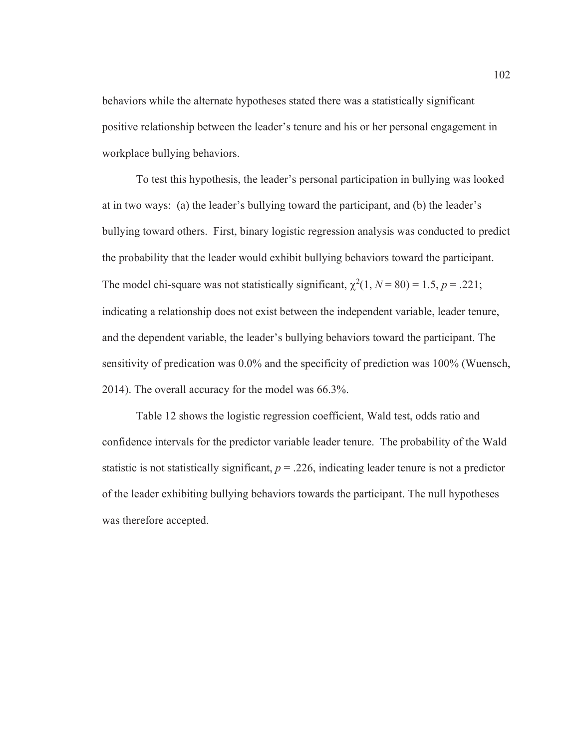behaviors while the alternate hypotheses stated there was a statistically significant positive relationship between the leader's tenure and his or her personal engagement in workplace bullying behaviors.

To test this hypothesis, the leader's personal participation in bullying was looked at in two ways: (a) the leader's bullying toward the participant, and (b) the leader's bullying toward others. First, binary logistic regression analysis was conducted to predict the probability that the leader would exhibit bullying behaviors toward the participant. The model chi-square was not statistically significant, $\chi^2(1, N = 80) = 1.5$, $p = .221$; indicating a relationship does not exist between the independent variable, leader tenure, and the dependent variable, the leader's bullying behaviors toward the participant. The sensitivity of predication was 0.0% and the specificity of prediction was 100% (Wuensch, 2014). The overall accuracy for the model was 66.3%.

Table 12 shows the logistic regression coefficient, Wald test, odds ratio and confidence intervals for the predictor variable leader tenure. The probability of the Wald statistic is not statistically significant, $p = .226$, indicating leader tenure is not a predictor of the leader exhibiting bullying behaviors towards the participant. The null hypotheses was therefore accepted.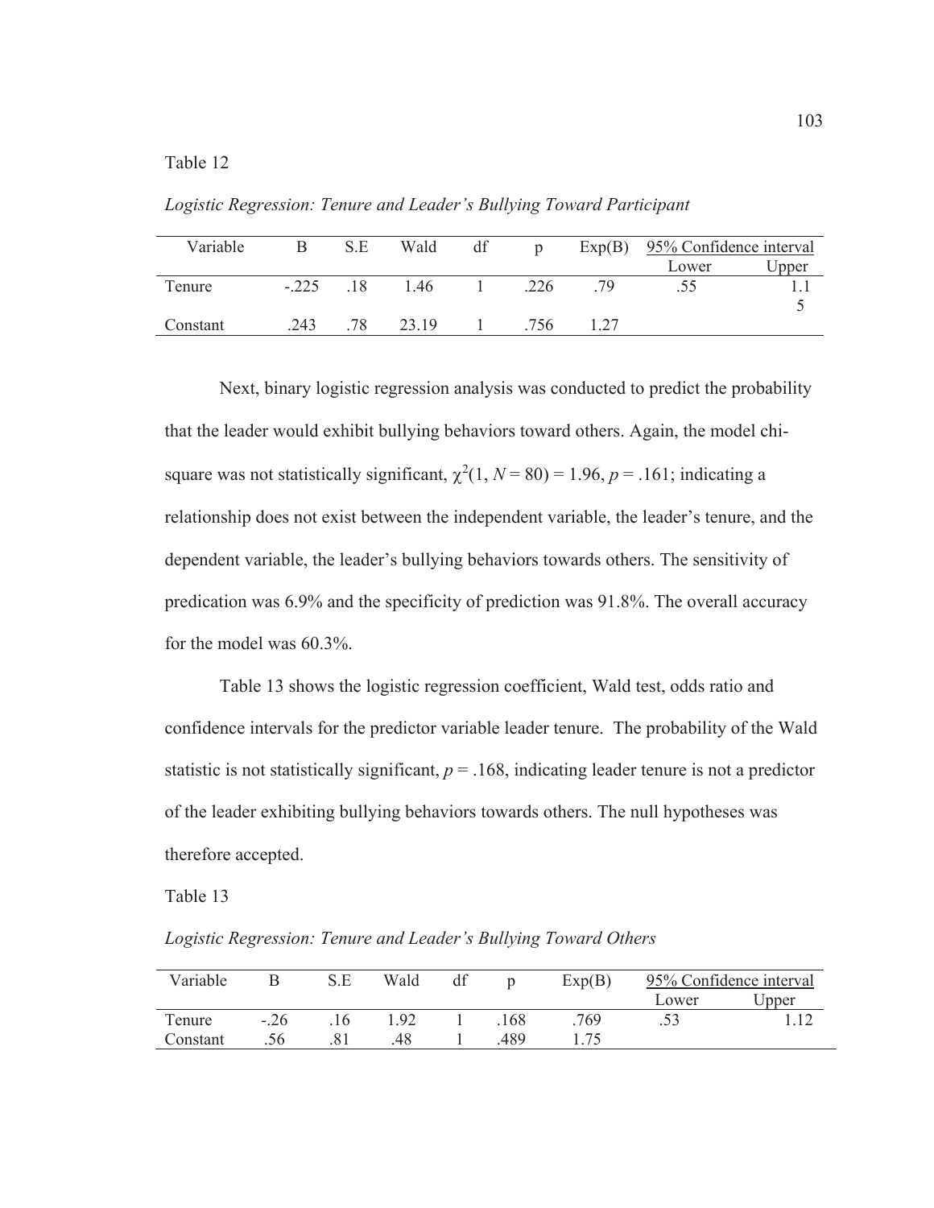Table 12

*Logistic Regression: Tenure and Leader's Bullying Toward Participant*

| Variable | B | S.E | Wald | df | p | Exp(B) | 95% Confidence interval | |
|---|---|---|---|---|---|---|---|---|
| | | | | | | | Lower | Upper |
| Tenure | -.225 | .18 | 1.46 | 1 | .226 | .79 | .55 | 1.15 |
| Constant | .243 | .78 | 23.19 | 1 | .756 | 1.27 | | |

Next, binary logistic regression analysis was conducted to predict the probability that the leader would exhibit bullying behaviors toward others. Again, the model chi-square was not statistically significant, $\chi^2(1, N = 80) = 1.96$, $p = .161$; indicating a relationship does not exist between the independent variable, the leader's tenure, and the dependent variable, the leader's bullying behaviors towards others. The sensitivity of predication was 6.9% and the specificity of prediction was 91.8%. The overall accuracy for the model was 60.3%.

Table 13 shows the logistic regression coefficient, Wald test, odds ratio and confidence intervals for the predictor variable leader tenure. The probability of the Wald statistic is not statistically significant, $p = .168$, indicating leader tenure is not a predictor of the leader exhibiting bullying behaviors towards others. The null hypotheses was therefore accepted.

Table 13

*Logistic Regression: Tenure and Leader's Bullying Toward Others*

| Variable | B | S.E | Wald | df | p | Exp(B) | 95% Confidence interval | |
|---|---|---|---|---|---|---|---|---|
| | | | | | | | Lower | Upper |
| Tenure | -.26 | .16 | 1.92 | 1 | .168 | .769 | .53 | 1.12 |
| Constant | .56 | .81 | .48 | 1 | .489 | 1.75 | | |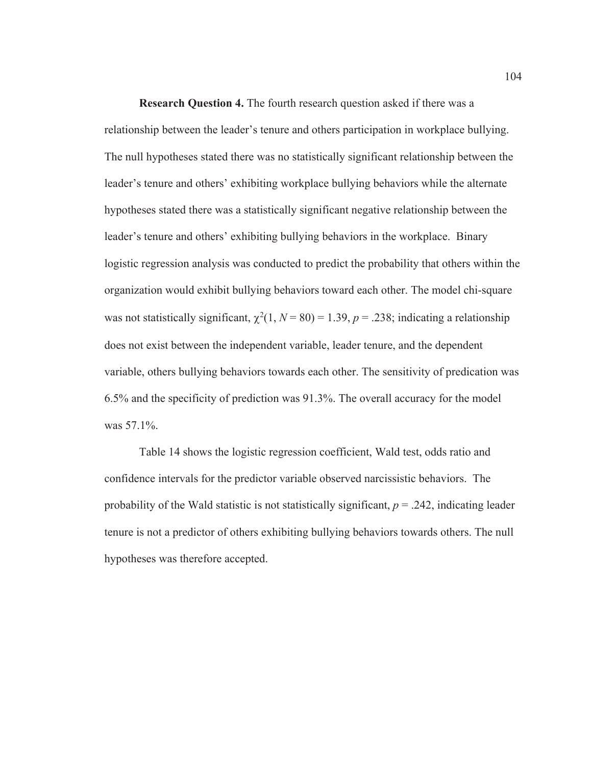**Research Question 4.** The fourth research question asked if there was a relationship between the leader's tenure and others participation in workplace bullying. The null hypotheses stated there was no statistically significant relationship between the leader's tenure and others' exhibiting workplace bullying behaviors while the alternate hypotheses stated there was a statistically significant negative relationship between the leader's tenure and others' exhibiting bullying behaviors in the workplace. Binary logistic regression analysis was conducted to predict the probability that others within the organization would exhibit bullying behaviors toward each other. The model chi-square was not statistically significant, $\chi^2(1, N = 80) = 1.39$, $p = .238$; indicating a relationship does not exist between the independent variable, leader tenure, and the dependent variable, others bullying behaviors towards each other. The sensitivity of predication was 6.5% and the specificity of prediction was 91.3%. The overall accuracy for the model was 57.1%.

Table 14 shows the logistic regression coefficient, Wald test, odds ratio and confidence intervals for the predictor variable observed narcissistic behaviors. The probability of the Wald statistic is not statistically significant, $p = .242$, indicating leader tenure is not a predictor of others exhibiting bullying behaviors towards others. The null hypotheses was therefore accepted.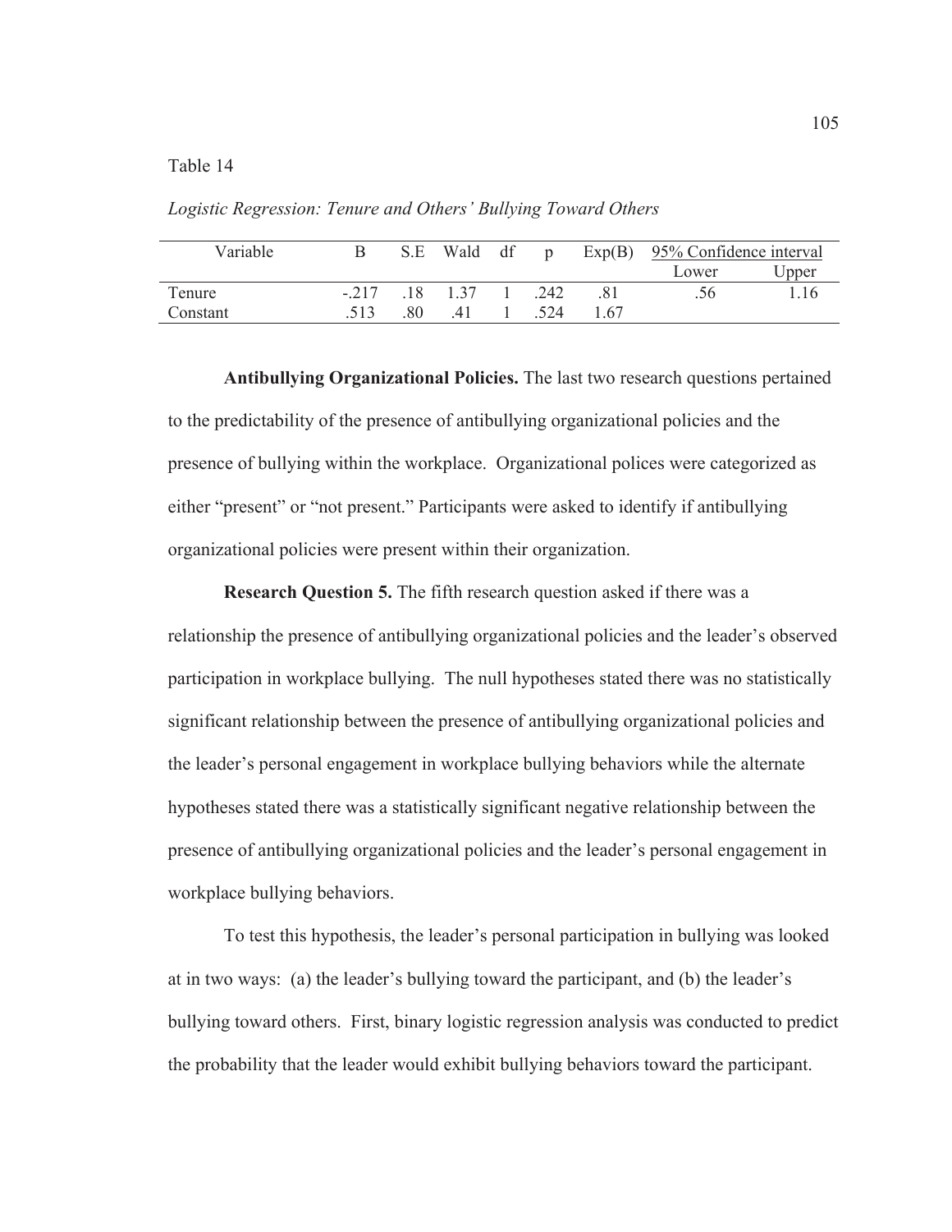Table 14

*Logistic Regression: Tenure and Others' Bullying Toward Others*

| Variable | B | S.E | Wald | df | p | Exp(B) | 95% Confidence interval | |
|---|---|---|---|---|---|---|---|---|
| | | | | | | | Lower | Upper |
| Tenure | -.217 | .18 | 1.37 | 1 | .242 | .81 | .56 | 1.16 |
| Constant | .513 | .80 | .41 | 1 | .524 | 1.67 | | |

**Antibullying Organizational Policies.** The last two research questions pertained to the predictability of the presence of antibullying organizational policies and the presence of bullying within the workplace. Organizational polices were categorized as either "present" or "not present." Participants were asked to identify if antibullying organizational policies were present within their organization.

**Research Question 5.** The fifth research question asked if there was a relationship the presence of antibullying organizational policies and the leader's observed participation in workplace bullying. The null hypotheses stated there was no statistically significant relationship between the presence of antibullying organizational policies and the leader's personal engagement in workplace bullying behaviors while the alternate hypotheses stated there was a statistically significant negative relationship between the presence of antibullying organizational policies and the leader's personal engagement in workplace bullying behaviors.

To test this hypothesis, the leader's personal participation in bullying was looked at in two ways: (a) the leader's bullying toward the participant, and (b) the leader's bullying toward others. First, binary logistic regression analysis was conducted to predict the probability that the leader would exhibit bullying behaviors toward the participant.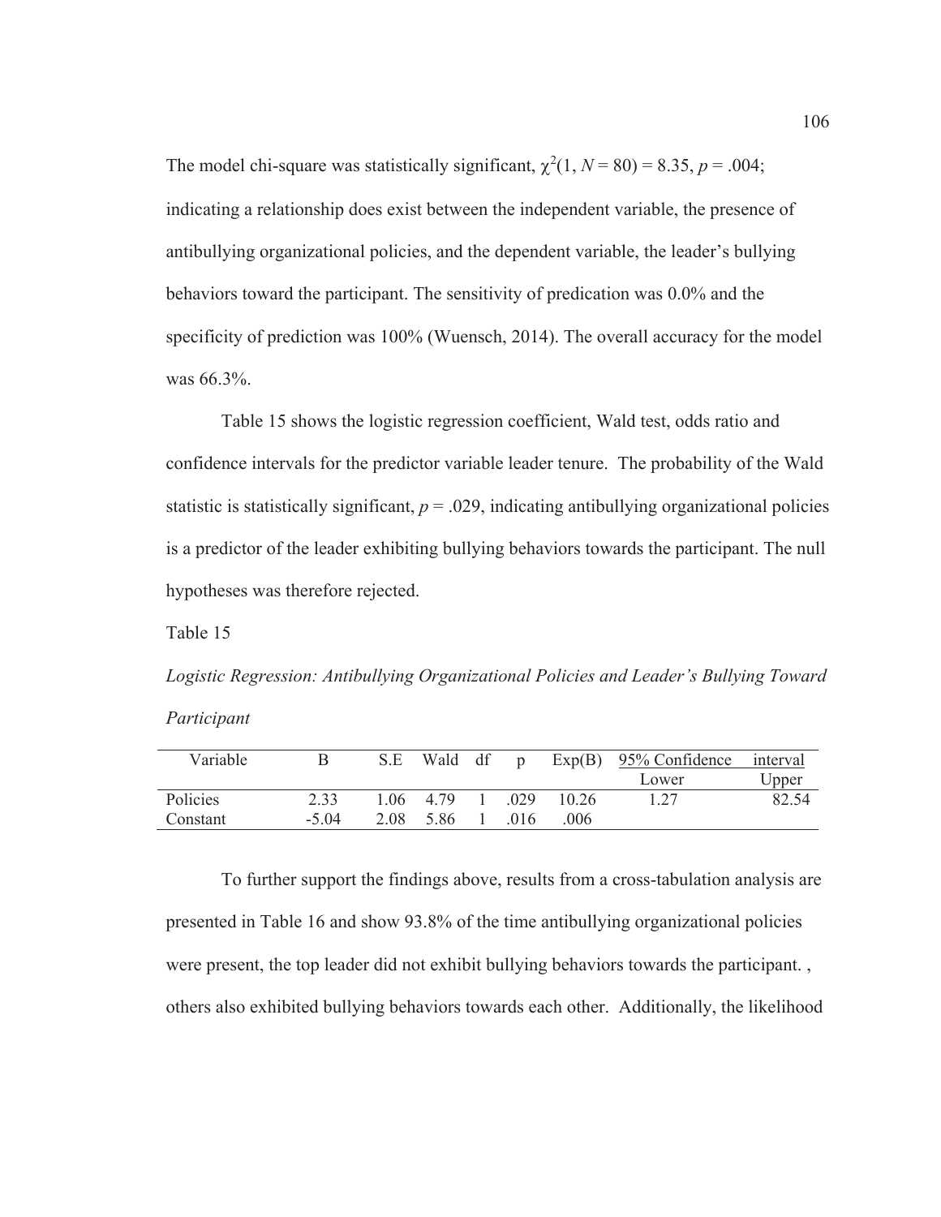The model chi-square was statistically significant, $\chi^2(1, N = 80) = 8.35$, $p = .004$; indicating a relationship does exist between the independent variable, the presence of antibullying organizational policies, and the dependent variable, the leader's bullying behaviors toward the participant. The sensitivity of predication was 0.0% and the specificity of prediction was 100% (Wuensch, 2014). The overall accuracy for the model was 66.3%.

Table 15 shows the logistic regression coefficient, Wald test, odds ratio and confidence intervals for the predictor variable leader tenure. The probability of the Wald statistic is statistically significant, $p = .029$, indicating antibullying organizational policies is a predictor of the leader exhibiting bullying behaviors towards the participant. The null hypotheses was therefore rejected.

Table 15

*Logistic Regression: Antibullying Organizational Policies and Leader's Bullying Toward Participant*

| Variable | B | S.E | Wald | df | p | Exp(B) | 95% Confidence | interval |
|---|---|---|---|---|---|---|---|---|
| | | | | | | | Lower | Upper |
| Policies | 2.33 | 1.06 | 4.79 | 1 | .029 | 10.26 | 1.27 | 82.54 |
| Constant | -5.04 | 2.08 | 5.86 | 1 | .016 | .006 | | |

To further support the findings above, results from a cross-tabulation analysis are presented in Table 16 and show 93.8% of the time antibullying organizational policies were present, the top leader did not exhibit bullying behaviors towards the participant. , others also exhibited bullying behaviors towards each other. Additionally, the likelihood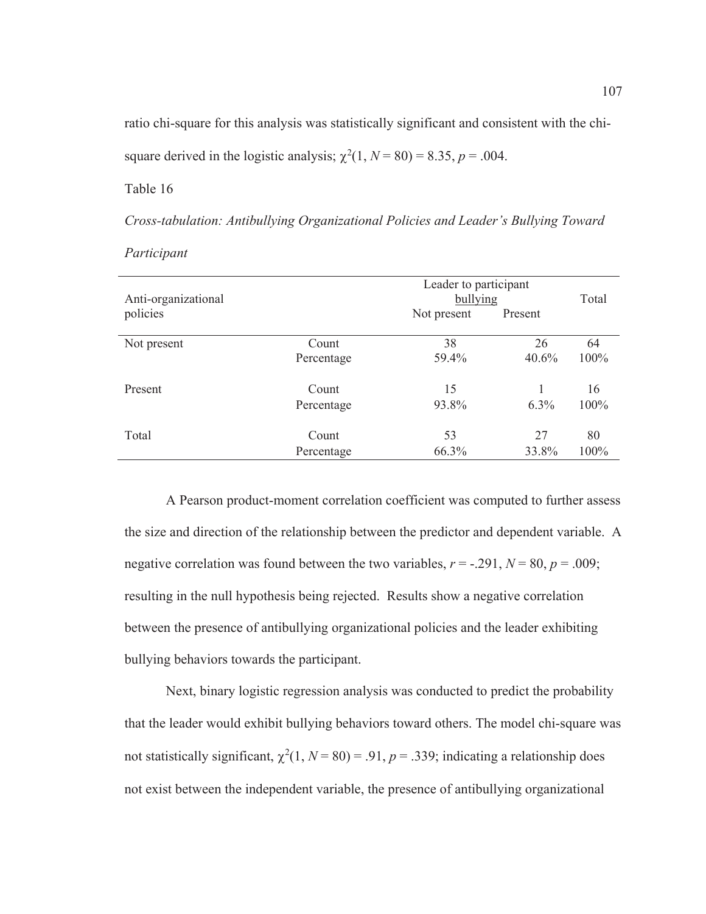ratio chi-square for this analysis was statistically significant and consistent with the chi-square derived in the logistic analysis; $\chi^2(1, N = 80) = 8.35, p = .004$.

Table 16

*Cross-tabulation: Antibullying Organizational Policies and Leader's Bullying Toward Participant*

| Anti-organizational policies | | Leader to participant bullying: Not present | Leader to participant bullying: Present | Total |
|---|---|---|---|---|
| Not present | Count | 38 | 26 | 64 |
| | Percentage | 59.4% | 40.6% | 100% |
| Present | Count | 15 | 1 | 16 |
| | Percentage | 93.8% | 6.3% | 100% |
| Total | Count | 53 | 27 | 80 |
| | Percentage | 66.3% | 33.8% | 100% |

A Pearson product-moment correlation coefficient was computed to further assess the size and direction of the relationship between the predictor and dependent variable. A negative correlation was found between the two variables, $r = -.291, N = 80, p = .009$; resulting in the null hypothesis being rejected. Results show a negative correlation between the presence of antibullying organizational policies and the leader exhibiting bullying behaviors towards the participant.

Next, binary logistic regression analysis was conducted to predict the probability that the leader would exhibit bullying behaviors toward others. The model chi-square was not statistically significant, $\chi^2(1, N = 80) = .91, p = .339$; indicating a relationship does not exist between the independent variable, the presence of antibullying organizational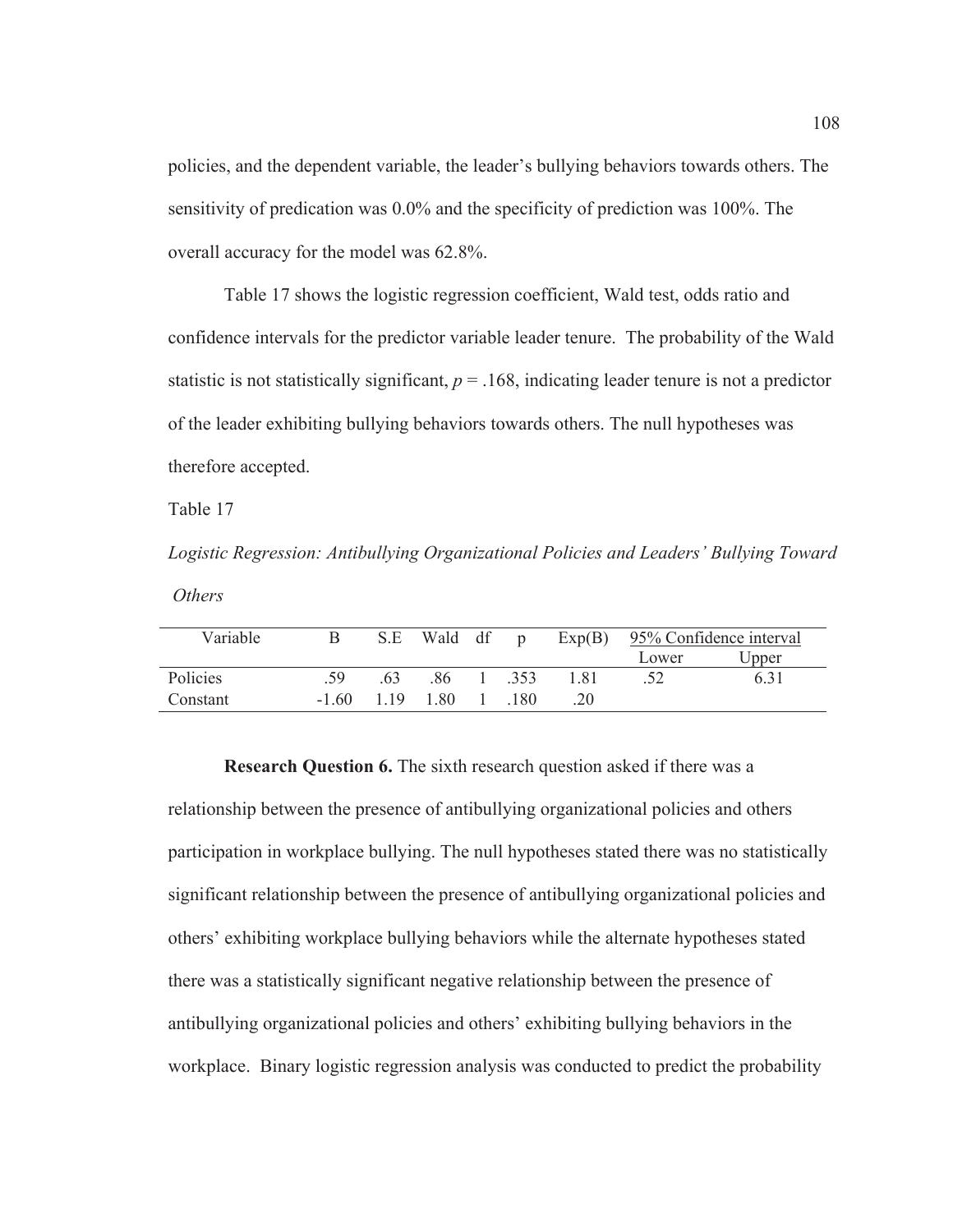policies, and the dependent variable, the leader's bullying behaviors towards others. The sensitivity of predication was 0.0% and the specificity of prediction was 100%. The overall accuracy for the model was 62.8%.

Table 17 shows the logistic regression coefficient, Wald test, odds ratio and confidence intervals for the predictor variable leader tenure. The probability of the Wald statistic is not statistically significant, $p = .168$, indicating leader tenure is not a predictor of the leader exhibiting bullying behaviors towards others. The null hypotheses was therefore accepted.

Table 17

*Logistic Regression: Antibullying Organizational Policies and Leaders' Bullying Toward Others*

| Variable | B | S.E | Wald | df | p | Exp(B) | 95% Confidence interval | |
|---|---|---|---|---|---|---|---|---|
| | | | | | | | Lower | Upper |
| Policies | .59 | .63 | .86 | 1 | .353 | 1.81 | .52 | 6.31 |
| Constant | -1.60 | 1.19 | 1.80 | 1 | .180 | .20 | | |

**Research Question 6.** The sixth research question asked if there was a relationship between the presence of antibullying organizational policies and others participation in workplace bullying. The null hypotheses stated there was no statistically significant relationship between the presence of antibullying organizational policies and others' exhibiting workplace bullying behaviors while the alternate hypotheses stated there was a statistically significant negative relationship between the presence of antibullying organizational policies and others' exhibiting bullying behaviors in the workplace. Binary logistic regression analysis was conducted to predict the probability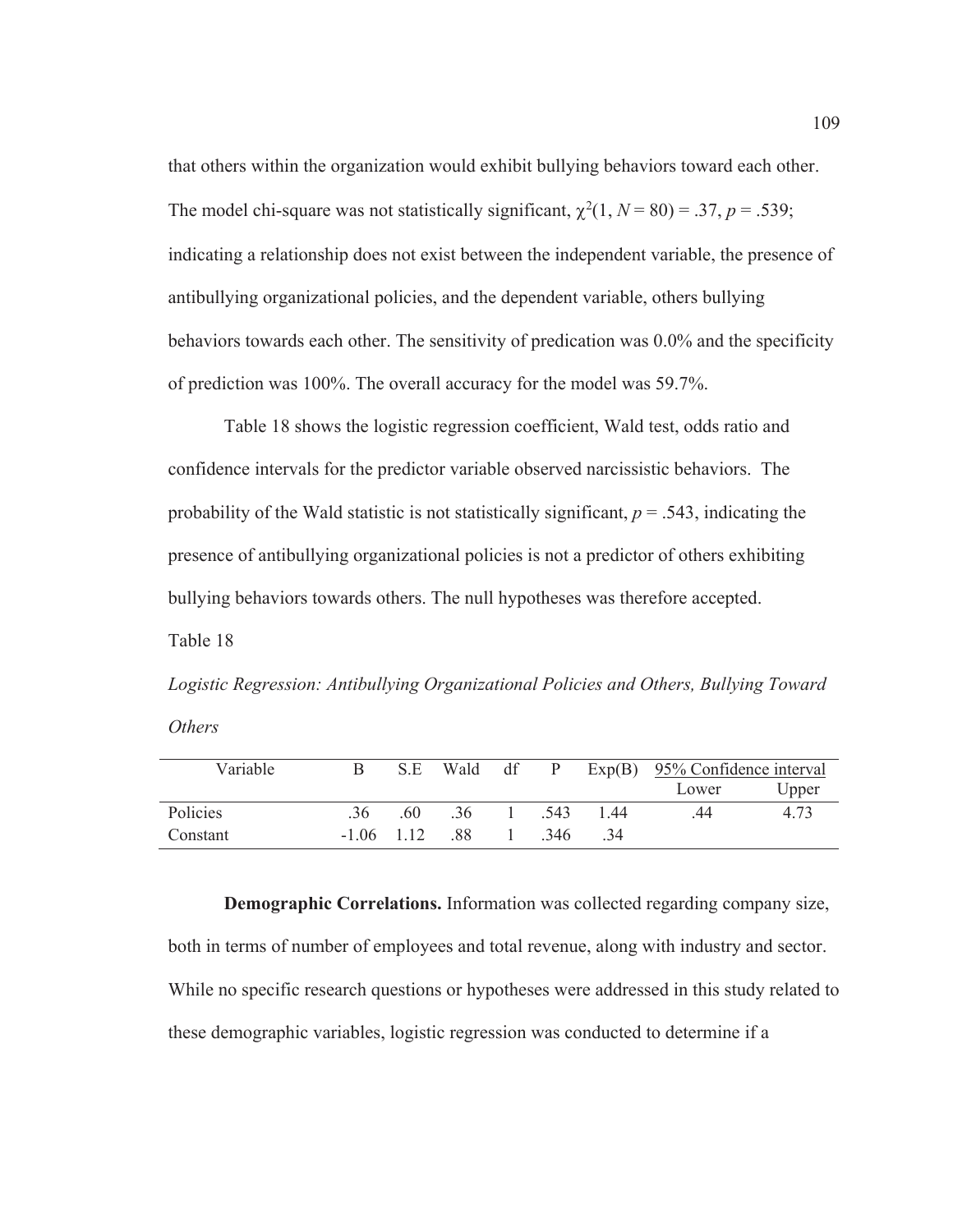that others within the organization would exhibit bullying behaviors toward each other. The model chi-square was not statistically significant, $\chi^2(1, N = 80) = .37, p = .539$; indicating a relationship does not exist between the independent variable, the presence of antibullying organizational policies, and the dependent variable, others bullying behaviors towards each other. The sensitivity of predication was 0.0% and the specificity of prediction was 100%. The overall accuracy for the model was 59.7%.

Table 18 shows the logistic regression coefficient, Wald test, odds ratio and confidence intervals for the predictor variable observed narcissistic behaviors. The probability of the Wald statistic is not statistically significant, $p = .543$, indicating the presence of antibullying organizational policies is not a predictor of others exhibiting bullying behaviors towards others. The null hypotheses was therefore accepted.

Table 18

*Logistic Regression: Antibullying Organizational Policies and Others, Bullying Toward Others*

| Variable | B | S.E | Wald | df | P | Exp(B) | 95% Confidence interval | |
|---|---|---|---|---|---|---|---|---|
| | | | | | | | Lower | Upper |
| Policies | .36 | .60 | .36 | 1 | .543 | 1.44 | .44 | 4.73 |
| Constant | -1.06 | 1.12 | .88 | 1 | .346 | .34 | | |

**Demographic Correlations.** Information was collected regarding company size, both in terms of number of employees and total revenue, along with industry and sector. While no specific research questions or hypotheses were addressed in this study related to these demographic variables, logistic regression was conducted to determine if a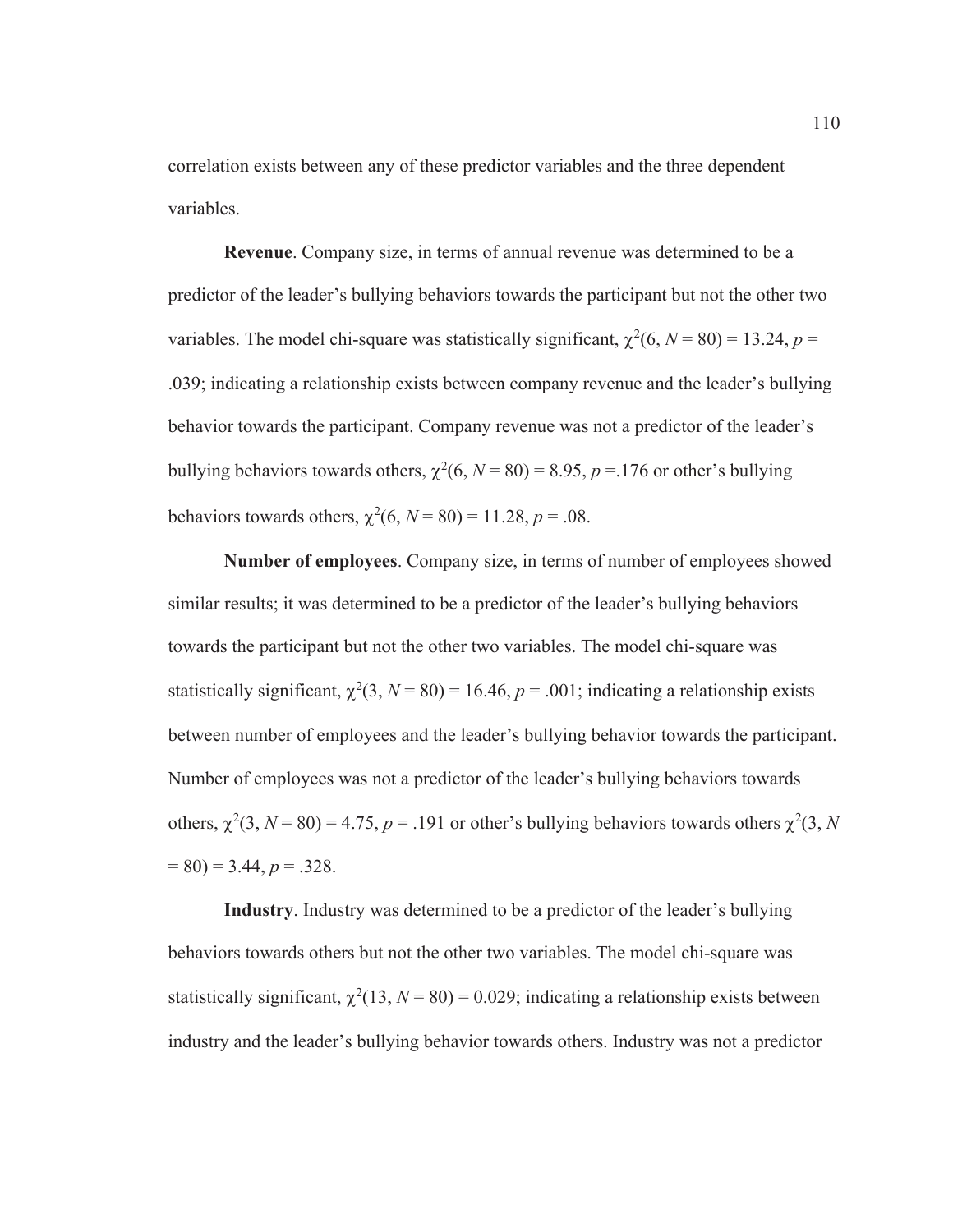correlation exists between any of these predictor variables and the three dependent variables.

**Revenue**. Company size, in terms of annual revenue was determined to be a predictor of the leader's bullying behaviors towards the participant but not the other two variables. The model chi-square was statistically significant, $\chi^2(6, N = 80) = 13.24$, $p = .039$; indicating a relationship exists between company revenue and the leader's bullying behavior towards the participant. Company revenue was not a predictor of the leader's bullying behaviors towards others, $\chi^2(6, N = 80) = 8.95$, $p =.176$ or other's bullying behaviors towards others, $\chi^2(6, N = 80) = 11.28$, $p = .08$.

**Number of employees**. Company size, in terms of number of employees showed similar results; it was determined to be a predictor of the leader's bullying behaviors towards the participant but not the other two variables. The model chi-square was statistically significant, $\chi^2(3, N = 80) = 16.46$, $p = .001$; indicating a relationship exists between number of employees and the leader's bullying behavior towards the participant. Number of employees was not a predictor of the leader's bullying behaviors towards others, $\chi^2(3, N = 80) = 4.75$, $p = .191$ or other's bullying behaviors towards others $\chi^2(3, N = 80) = 3.44$, $p = .328$.

**Industry**. Industry was determined to be a predictor of the leader's bullying behaviors towards others but not the other two variables. The model chi-square was statistically significant, $\chi^2(13, N = 80) = 0.029$; indicating a relationship exists between industry and the leader's bullying behavior towards others. Industry was not a predictor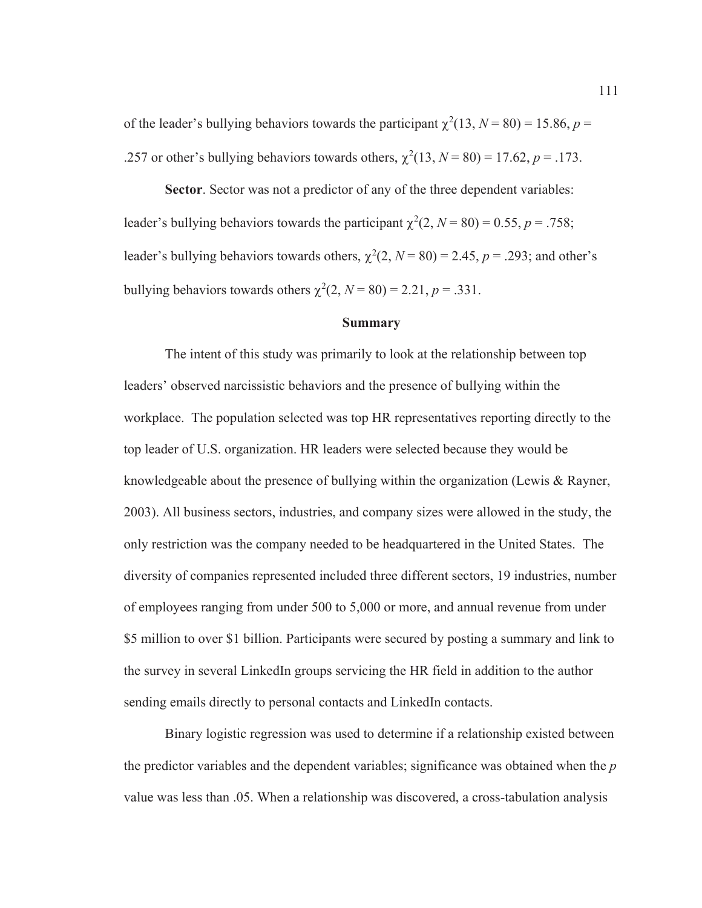of the leader's bullying behaviors towards the participant $\chi^2(13, N = 80) = 15.86, p = .257$ or other's bullying behaviors towards others, $\chi^2(13, N = 80) = 17.62, p = .173$.

**Sector**. Sector was not a predictor of any of the three dependent variables: leader's bullying behaviors towards the participant $\chi^2(2, N = 80) = 0.55, p = .758$; leader's bullying behaviors towards others, $\chi^2(2, N = 80) = 2.45, p = .293$; and other's bullying behaviors towards others $\chi^2(2, N = 80) = 2.21, p = .331$.

## Summary

The intent of this study was primarily to look at the relationship between top leaders' observed narcissistic behaviors and the presence of bullying within the workplace. The population selected was top HR representatives reporting directly to the top leader of U.S. organization. HR leaders were selected because they would be knowledgeable about the presence of bullying within the organization (Lewis & Rayner, 2003). All business sectors, industries, and company sizes were allowed in the study, the only restriction was the company needed to be headquartered in the United States. The diversity of companies represented included three different sectors, 19 industries, number of employees ranging from under 500 to 5,000 or more, and annual revenue from under \$5 million to over \$1 billion. Participants were secured by posting a summary and link to the survey in several LinkedIn groups servicing the HR field in addition to the author sending emails directly to personal contacts and LinkedIn contacts.

Binary logistic regression was used to determine if a relationship existed between the predictor variables and the dependent variables; significance was obtained when the *p* value was less than .05. When a relationship was discovered, a cross-tabulation analysis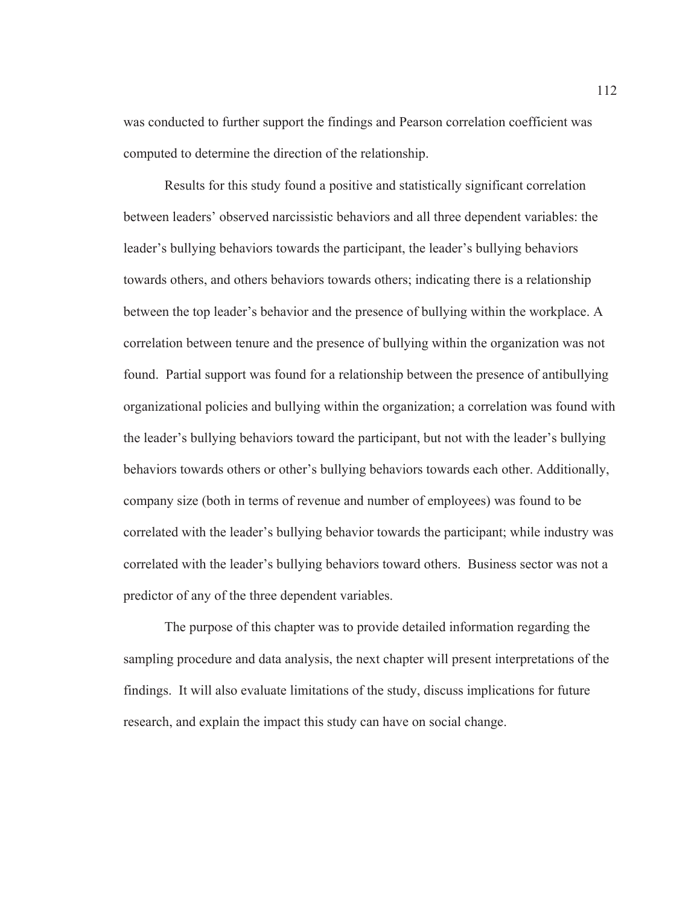was conducted to further support the findings and Pearson correlation coefficient was computed to determine the direction of the relationship.

Results for this study found a positive and statistically significant correlation between leaders' observed narcissistic behaviors and all three dependent variables: the leader's bullying behaviors towards the participant, the leader's bullying behaviors towards others, and others behaviors towards others; indicating there is a relationship between the top leader's behavior and the presence of bullying within the workplace. A correlation between tenure and the presence of bullying within the organization was not found. Partial support was found for a relationship between the presence of antibullying organizational policies and bullying within the organization; a correlation was found with the leader's bullying behaviors toward the participant, but not with the leader's bullying behaviors towards others or other's bullying behaviors towards each other. Additionally, company size (both in terms of revenue and number of employees) was found to be correlated with the leader's bullying behavior towards the participant; while industry was correlated with the leader's bullying behaviors toward others. Business sector was not a predictor of any of the three dependent variables.

The purpose of this chapter was to provide detailed information regarding the sampling procedure and data analysis, the next chapter will present interpretations of the findings. It will also evaluate limitations of the study, discuss implications for future research, and explain the impact this study can have on social change.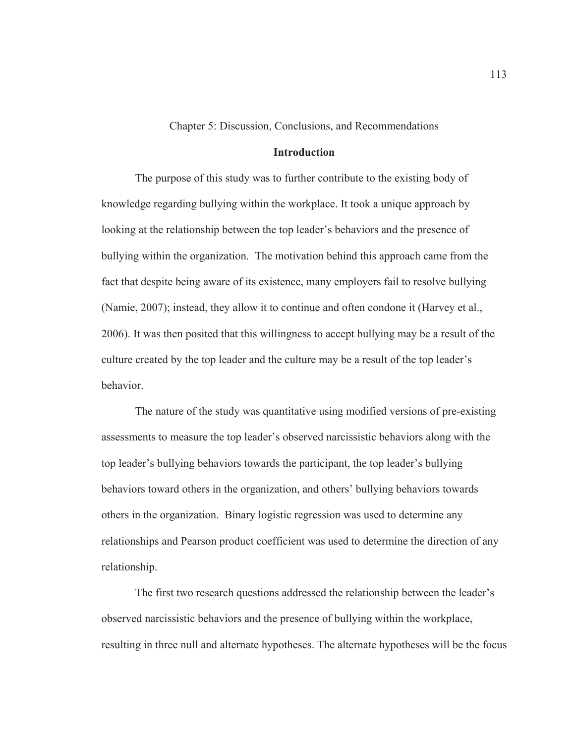# Chapter 5: Discussion, Conclusions, and Recommendations

## Introduction

The purpose of this study was to further contribute to the existing body of knowledge regarding bullying within the workplace. It took a unique approach by looking at the relationship between the top leader's behaviors and the presence of bullying within the organization.  The motivation behind this approach came from the fact that despite being aware of its existence, many employers fail to resolve bullying (Namie, 2007); instead, they allow it to continue and often condone it (Harvey et al., 2006). It was then posited that this willingness to accept bullying may be a result of the culture created by the top leader and the culture may be a result of the top leader's behavior.

The nature of the study was quantitative using modified versions of pre-existing assessments to measure the top leader's observed narcissistic behaviors along with the top leader's bullying behaviors towards the participant, the top leader's bullying behaviors toward others in the organization, and others' bullying behaviors towards others in the organization.  Binary logistic regression was used to determine any relationships and Pearson product coefficient was used to determine the direction of any relationship.

The first two research questions addressed the relationship between the leader's observed narcissistic behaviors and the presence of bullying within the workplace, resulting in three null and alternate hypotheses. The alternate hypotheses will be the focus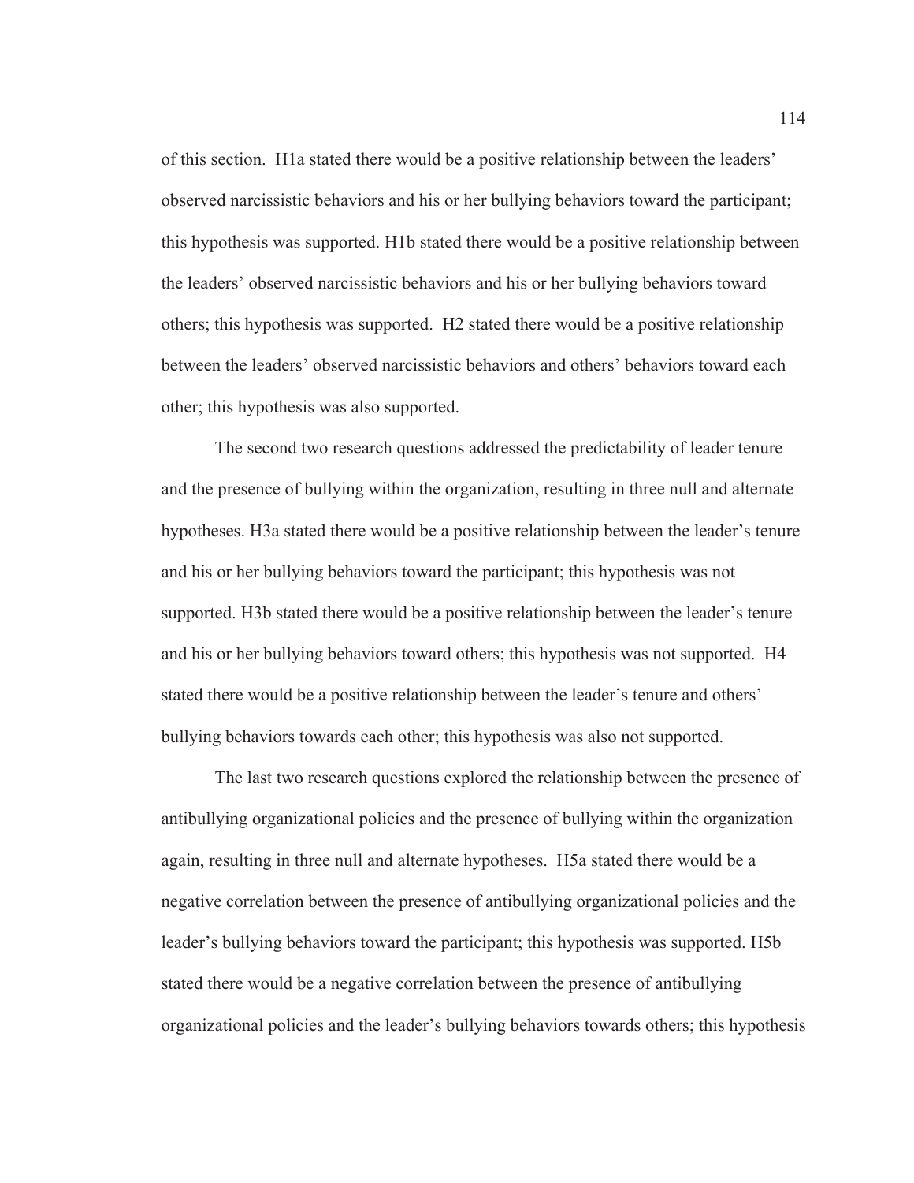of this section. H1a stated there would be a positive relationship between the leaders' observed narcissistic behaviors and his or her bullying behaviors toward the participant; this hypothesis was supported. H1b stated there would be a positive relationship between the leaders' observed narcissistic behaviors and his or her bullying behaviors toward others; this hypothesis was supported. H2 stated there would be a positive relationship between the leaders' observed narcissistic behaviors and others' behaviors toward each other; this hypothesis was also supported.

The second two research questions addressed the predictability of leader tenure and the presence of bullying within the organization, resulting in three null and alternate hypotheses. H3a stated there would be a positive relationship between the leader's tenure and his or her bullying behaviors toward the participant; this hypothesis was not supported. H3b stated there would be a positive relationship between the leader's tenure and his or her bullying behaviors toward others; this hypothesis was not supported. H4 stated there would be a positive relationship between the leader's tenure and others' bullying behaviors towards each other; this hypothesis was also not supported.

The last two research questions explored the relationship between the presence of antibullying organizational policies and the presence of bullying within the organization again, resulting in three null and alternate hypotheses. H5a stated there would be a negative correlation between the presence of antibullying organizational policies and the leader's bullying behaviors toward the participant; this hypothesis was supported. H5b stated there would be a negative correlation between the presence of antibullying organizational policies and the leader's bullying behaviors towards others; this hypothesis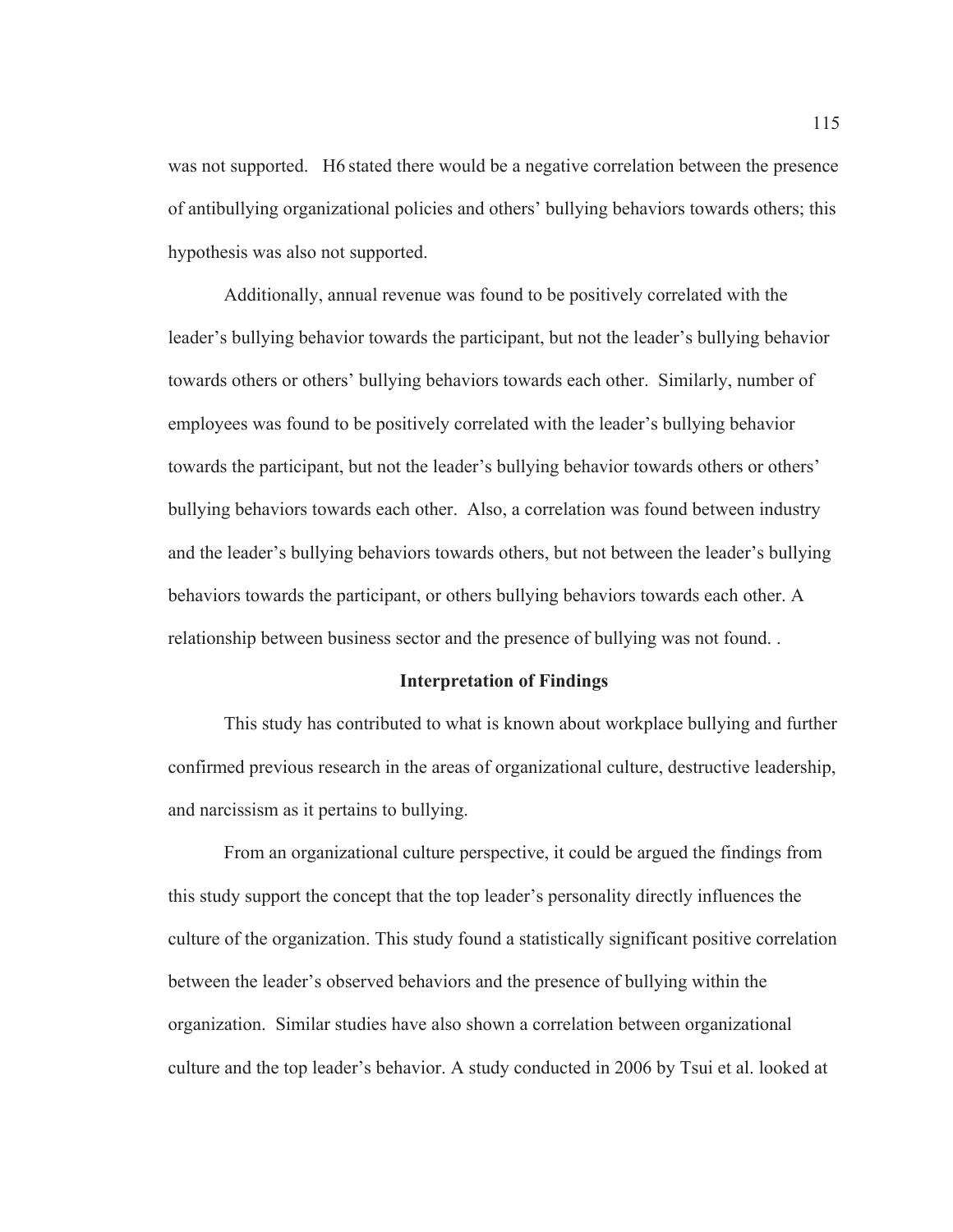was not supported. H6 stated there would be a negative correlation between the presence of antibullying organizational policies and others' bullying behaviors towards others; this hypothesis was also not supported.

Additionally, annual revenue was found to be positively correlated with the leader's bullying behavior towards the participant, but not the leader's bullying behavior towards others or others' bullying behaviors towards each other. Similarly, number of employees was found to be positively correlated with the leader's bullying behavior towards the participant, but not the leader's bullying behavior towards others or others' bullying behaviors towards each other. Also, a correlation was found between industry and the leader's bullying behaviors towards others, but not between the leader's bullying behaviors towards the participant, or others bullying behaviors towards each other. A relationship between business sector and the presence of bullying was not found. .

## Interpretation of Findings

This study has contributed to what is known about workplace bullying and further confirmed previous research in the areas of organizational culture, destructive leadership, and narcissism as it pertains to bullying.

From an organizational culture perspective, it could be argued the findings from this study support the concept that the top leader's personality directly influences the culture of the organization. This study found a statistically significant positive correlation between the leader's observed behaviors and the presence of bullying within the organization. Similar studies have also shown a correlation between organizational culture and the top leader's behavior. A study conducted in 2006 by Tsui et al. looked at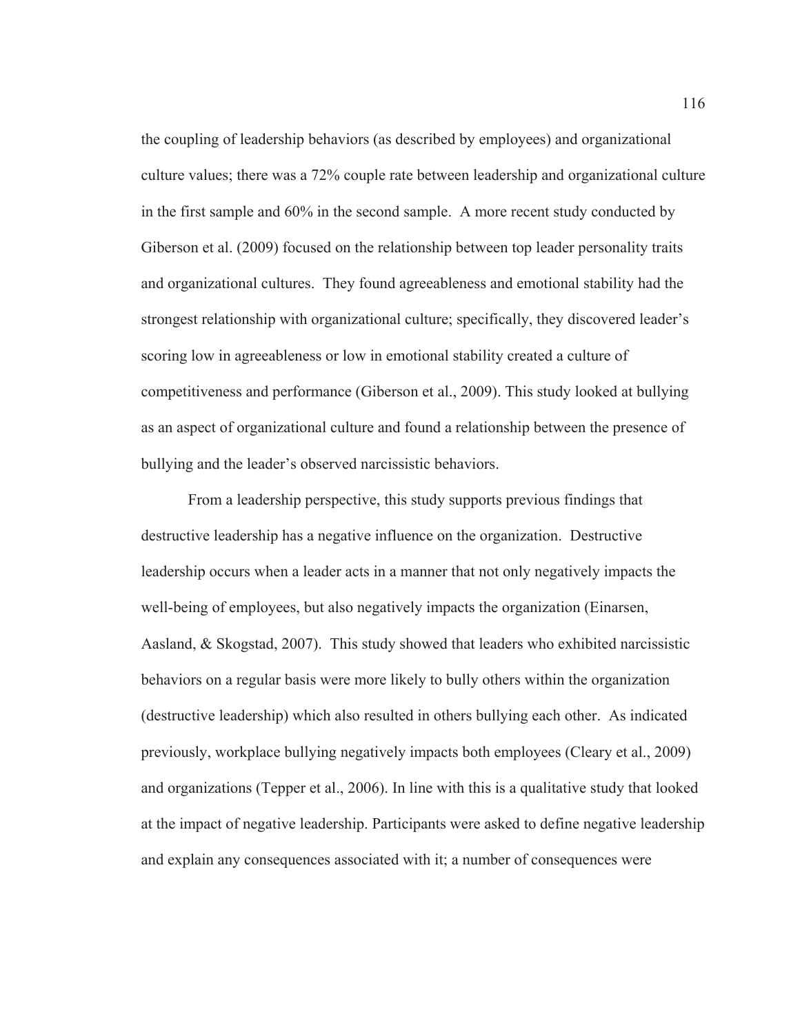the coupling of leadership behaviors (as described by employees) and organizational culture values; there was a 72% couple rate between leadership and organizational culture in the first sample and 60% in the second sample. A more recent study conducted by Giberson et al. (2009) focused on the relationship between top leader personality traits and organizational cultures. They found agreeableness and emotional stability had the strongest relationship with organizational culture; specifically, they discovered leader's scoring low in agreeableness or low in emotional stability created a culture of competitiveness and performance (Giberson et al., 2009). This study looked at bullying as an aspect of organizational culture and found a relationship between the presence of bullying and the leader's observed narcissistic behaviors.

From a leadership perspective, this study supports previous findings that destructive leadership has a negative influence on the organization. Destructive leadership occurs when a leader acts in a manner that not only negatively impacts the well-being of employees, but also negatively impacts the organization (Einarsen, Aasland, & Skogstad, 2007). This study showed that leaders who exhibited narcissistic behaviors on a regular basis were more likely to bully others within the organization (destructive leadership) which also resulted in others bullying each other. As indicated previously, workplace bullying negatively impacts both employees (Cleary et al., 2009) and organizations (Tepper et al., 2006). In line with this is a qualitative study that looked at the impact of negative leadership. Participants were asked to define negative leadership and explain any consequences associated with it; a number of consequences were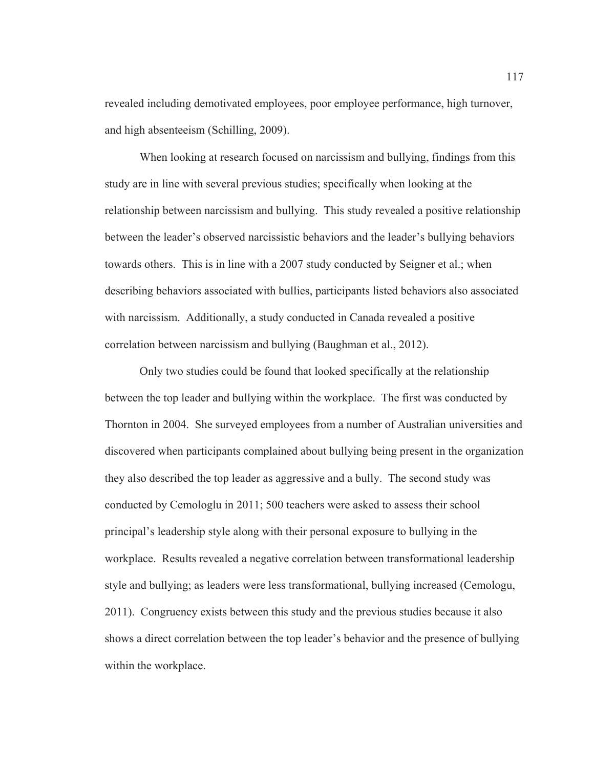revealed including demotivated employees, poor employee performance, high turnover, and high absenteeism (Schilling, 2009).

When looking at research focused on narcissism and bullying, findings from this study are in line with several previous studies; specifically when looking at the relationship between narcissism and bullying. This study revealed a positive relationship between the leader's observed narcissistic behaviors and the leader's bullying behaviors towards others. This is in line with a 2007 study conducted by Seigner et al.; when describing behaviors associated with bullies, participants listed behaviors also associated with narcissism. Additionally, a study conducted in Canada revealed a positive correlation between narcissism and bullying (Baughman et al., 2012).

Only two studies could be found that looked specifically at the relationship between the top leader and bullying within the workplace. The first was conducted by Thornton in 2004. She surveyed employees from a number of Australian universities and discovered when participants complained about bullying being present in the organization they also described the top leader as aggressive and a bully. The second study was conducted by Cemologlu in 2011; 500 teachers were asked to assess their school principal's leadership style along with their personal exposure to bullying in the workplace. Results revealed a negative correlation between transformational leadership style and bullying; as leaders were less transformational, bullying increased (Cemologu, 2011). Congruency exists between this study and the previous studies because it also shows a direct correlation between the top leader's behavior and the presence of bullying within the workplace.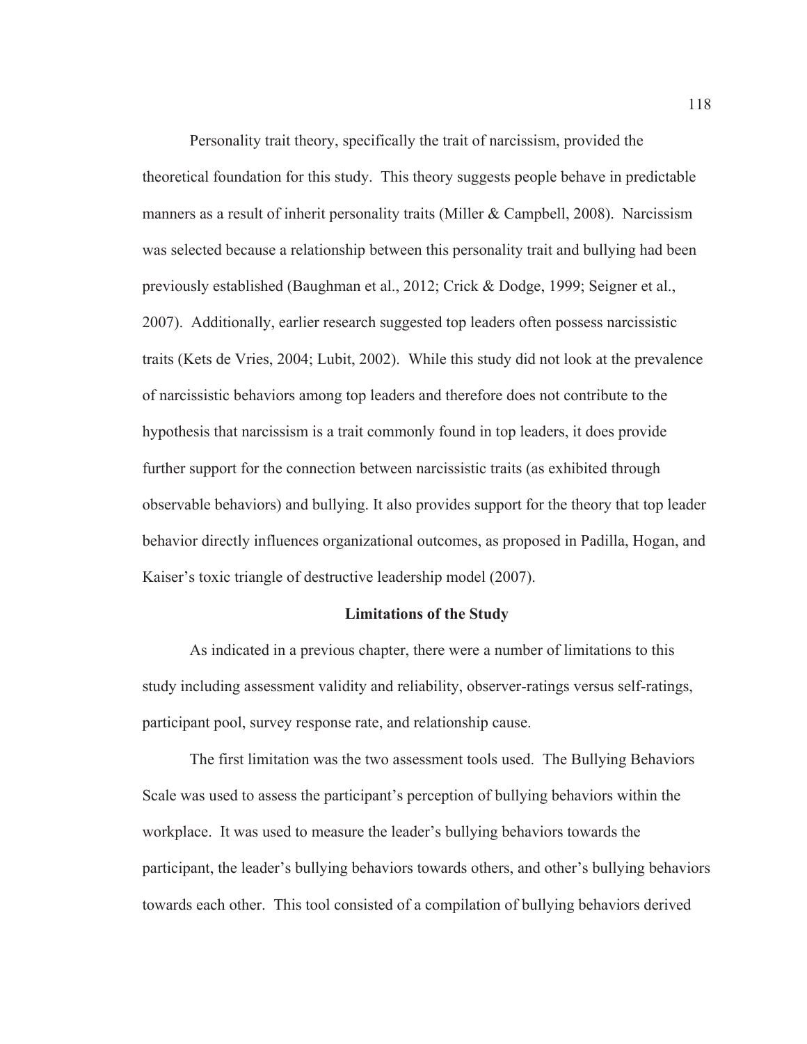Personality trait theory, specifically the trait of narcissism, provided the theoretical foundation for this study. This theory suggests people behave in predictable manners as a result of inherit personality traits (Miller & Campbell, 2008). Narcissism was selected because a relationship between this personality trait and bullying had been previously established (Baughman et al., 2012; Crick & Dodge, 1999; Seigner et al., 2007). Additionally, earlier research suggested top leaders often possess narcissistic traits (Kets de Vries, 2004; Lubit, 2002). While this study did not look at the prevalence of narcissistic behaviors among top leaders and therefore does not contribute to the hypothesis that narcissism is a trait commonly found in top leaders, it does provide further support for the connection between narcissistic traits (as exhibited through observable behaviors) and bullying. It also provides support for the theory that top leader behavior directly influences organizational outcomes, as proposed in Padilla, Hogan, and Kaiser's toxic triangle of destructive leadership model (2007).

## Limitations of the Study

As indicated in a previous chapter, there were a number of limitations to this study including assessment validity and reliability, observer-ratings versus self-ratings, participant pool, survey response rate, and relationship cause.

The first limitation was the two assessment tools used. The Bullying Behaviors Scale was used to assess the participant's perception of bullying behaviors within the workplace. It was used to measure the leader's bullying behaviors towards the participant, the leader's bullying behaviors towards others, and other's bullying behaviors towards each other. This tool consisted of a compilation of bullying behaviors derived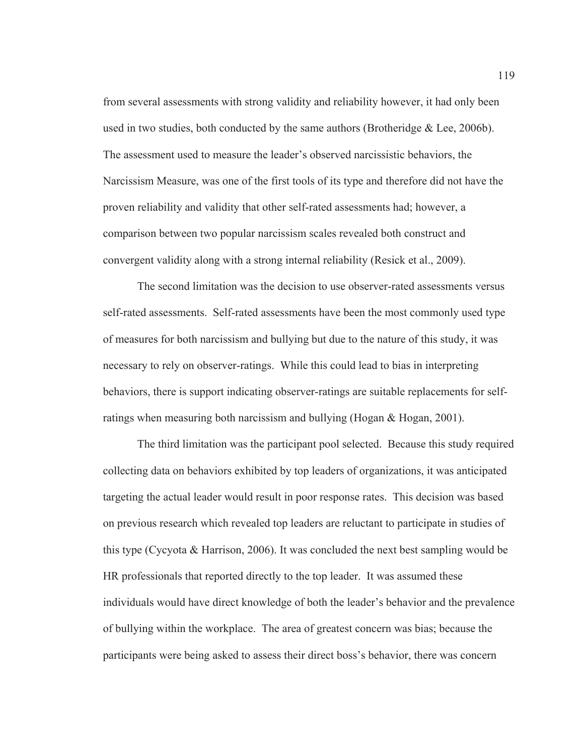from several assessments with strong validity and reliability however, it had only been used in two studies, both conducted by the same authors (Brotheridge & Lee, 2006b). The assessment used to measure the leader's observed narcissistic behaviors, the Narcissism Measure, was one of the first tools of its type and therefore did not have the proven reliability and validity that other self-rated assessments had; however, a comparison between two popular narcissism scales revealed both construct and convergent validity along with a strong internal reliability (Resick et al., 2009).

The second limitation was the decision to use observer-rated assessments versus self-rated assessments. Self-rated assessments have been the most commonly used type of measures for both narcissism and bullying but due to the nature of this study, it was necessary to rely on observer-ratings. While this could lead to bias in interpreting behaviors, there is support indicating observer-ratings are suitable replacements for self-ratings when measuring both narcissism and bullying (Hogan & Hogan, 2001).

The third limitation was the participant pool selected. Because this study required collecting data on behaviors exhibited by top leaders of organizations, it was anticipated targeting the actual leader would result in poor response rates. This decision was based on previous research which revealed top leaders are reluctant to participate in studies of this type (Cycyota & Harrison, 2006). It was concluded the next best sampling would be HR professionals that reported directly to the top leader. It was assumed these individuals would have direct knowledge of both the leader's behavior and the prevalence of bullying within the workplace. The area of greatest concern was bias; because the participants were being asked to assess their direct boss's behavior, there was concern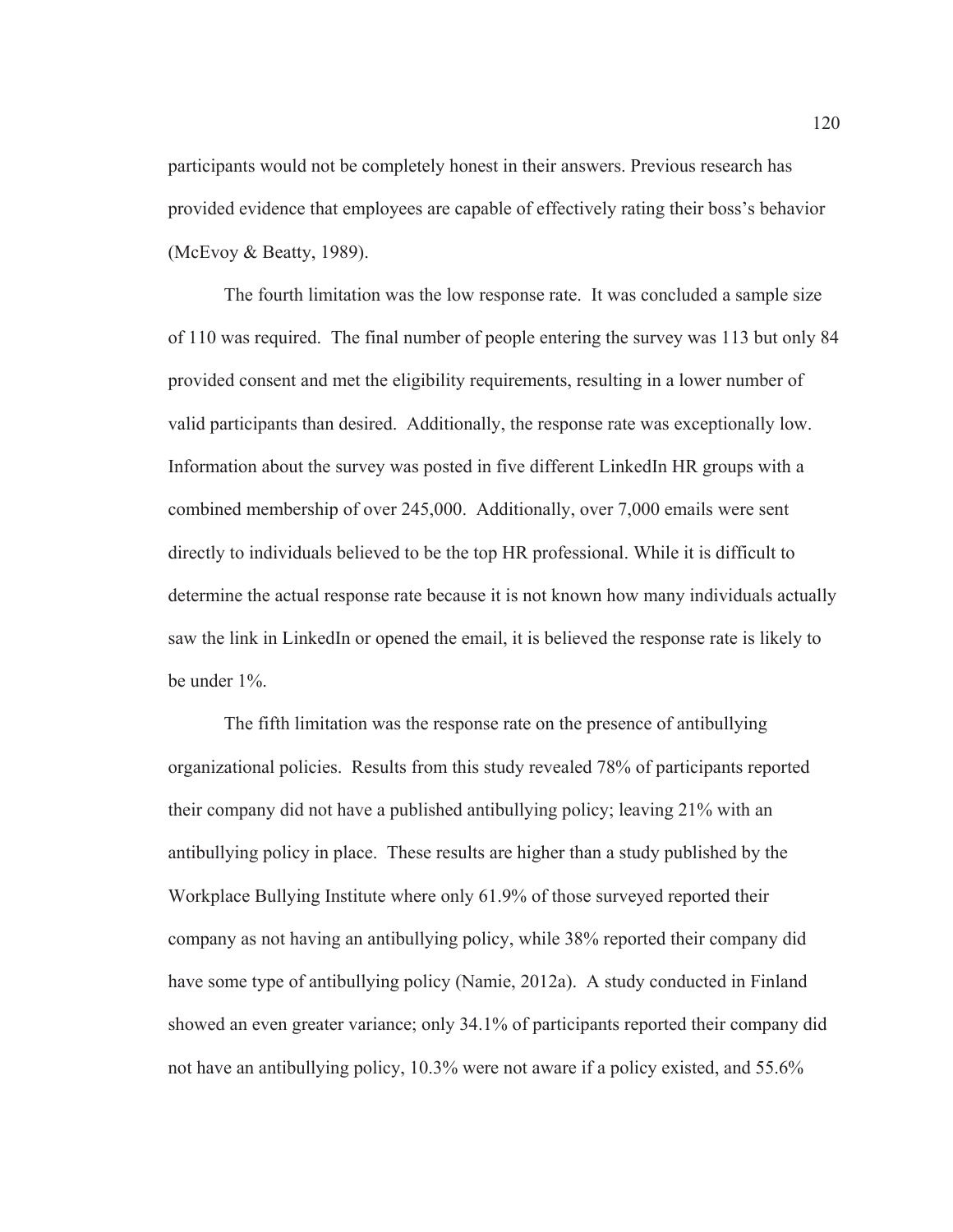participants would not be completely honest in their answers. Previous research has provided evidence that employees are capable of effectively rating their boss's behavior (McEvoy & Beatty, 1989).

The fourth limitation was the low response rate. It was concluded a sample size of 110 was required. The final number of people entering the survey was 113 but only 84 provided consent and met the eligibility requirements, resulting in a lower number of valid participants than desired. Additionally, the response rate was exceptionally low. Information about the survey was posted in five different LinkedIn HR groups with a combined membership of over 245,000. Additionally, over 7,000 emails were sent directly to individuals believed to be the top HR professional. While it is difficult to determine the actual response rate because it is not known how many individuals actually saw the link in LinkedIn or opened the email, it is believed the response rate is likely to be under 1%.

The fifth limitation was the response rate on the presence of antibullying organizational policies. Results from this study revealed 78% of participants reported their company did not have a published antibullying policy; leaving 21% with an antibullying policy in place. These results are higher than a study published by the Workplace Bullying Institute where only 61.9% of those surveyed reported their company as not having an antibullying policy, while 38% reported their company did have some type of antibullying policy (Namie, 2012a). A study conducted in Finland showed an even greater variance; only 34.1% of participants reported their company did not have an antibullying policy, 10.3% were not aware if a policy existed, and 55.6%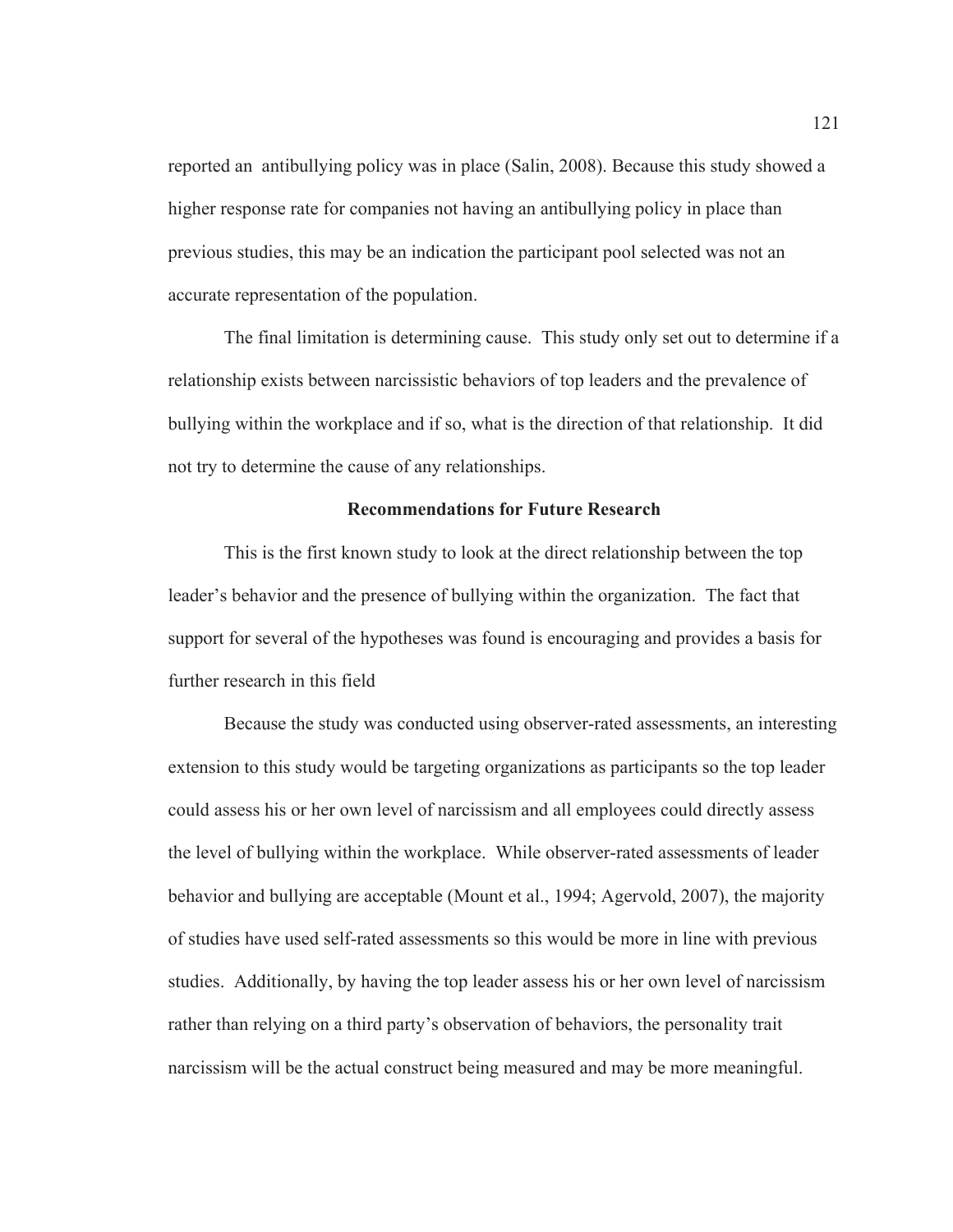reported an antibullying policy was in place (Salin, 2008). Because this study showed a higher response rate for companies not having an antibullying policy in place than previous studies, this may be an indication the participant pool selected was not an accurate representation of the population.

The final limitation is determining cause. This study only set out to determine if a relationship exists between narcissistic behaviors of top leaders and the prevalence of bullying within the workplace and if so, what is the direction of that relationship. It did not try to determine the cause of any relationships.

## Recommendations for Future Research

This is the first known study to look at the direct relationship between the top leader's behavior and the presence of bullying within the organization. The fact that support for several of the hypotheses was found is encouraging and provides a basis for further research in this field

Because the study was conducted using observer-rated assessments, an interesting extension to this study would be targeting organizations as participants so the top leader could assess his or her own level of narcissism and all employees could directly assess the level of bullying within the workplace. While observer-rated assessments of leader behavior and bullying are acceptable (Mount et al., 1994; Agervold, 2007), the majority of studies have used self-rated assessments so this would be more in line with previous studies. Additionally, by having the top leader assess his or her own level of narcissism rather than relying on a third party's observation of behaviors, the personality trait narcissism will be the actual construct being measured and may be more meaningful.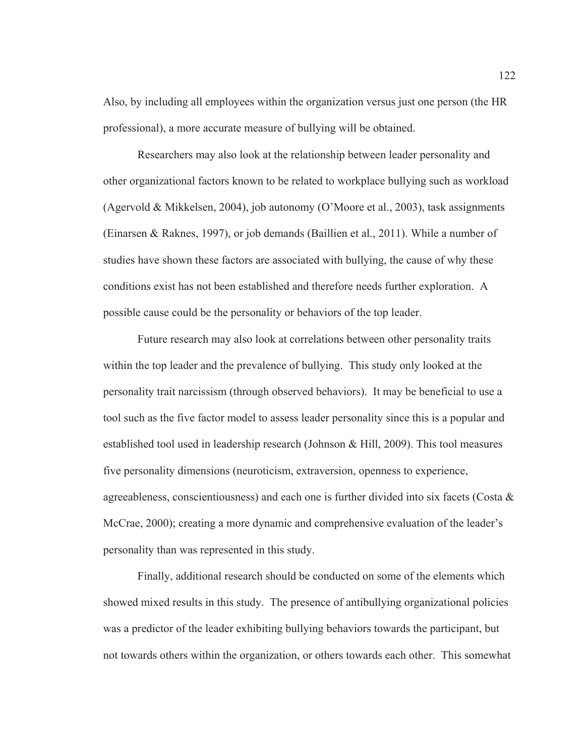Also, by including all employees within the organization versus just one person (the HR professional), a more accurate measure of bullying will be obtained.

Researchers may also look at the relationship between leader personality and other organizational factors known to be related to workplace bullying such as workload (Agervold & Mikkelsen, 2004), job autonomy (O'Moore et al., 2003), task assignments (Einarsen & Raknes, 1997), or job demands (Baillien et al., 2011). While a number of studies have shown these factors are associated with bullying, the cause of why these conditions exist has not been established and therefore needs further exploration. A possible cause could be the personality or behaviors of the top leader.

Future research may also look at correlations between other personality traits within the top leader and the prevalence of bullying. This study only looked at the personality trait narcissism (through observed behaviors). It may be beneficial to use a tool such as the five factor model to assess leader personality since this is a popular and established tool used in leadership research (Johnson & Hill, 2009). This tool measures five personality dimensions (neuroticism, extraversion, openness to experience, agreeableness, conscientiousness) and each one is further divided into six facets (Costa & McCrae, 2000); creating a more dynamic and comprehensive evaluation of the leader's personality than was represented in this study.

Finally, additional research should be conducted on some of the elements which showed mixed results in this study. The presence of antibullying organizational policies was a predictor of the leader exhibiting bullying behaviors towards the participant, but not towards others within the organization, or others towards each other. This somewhat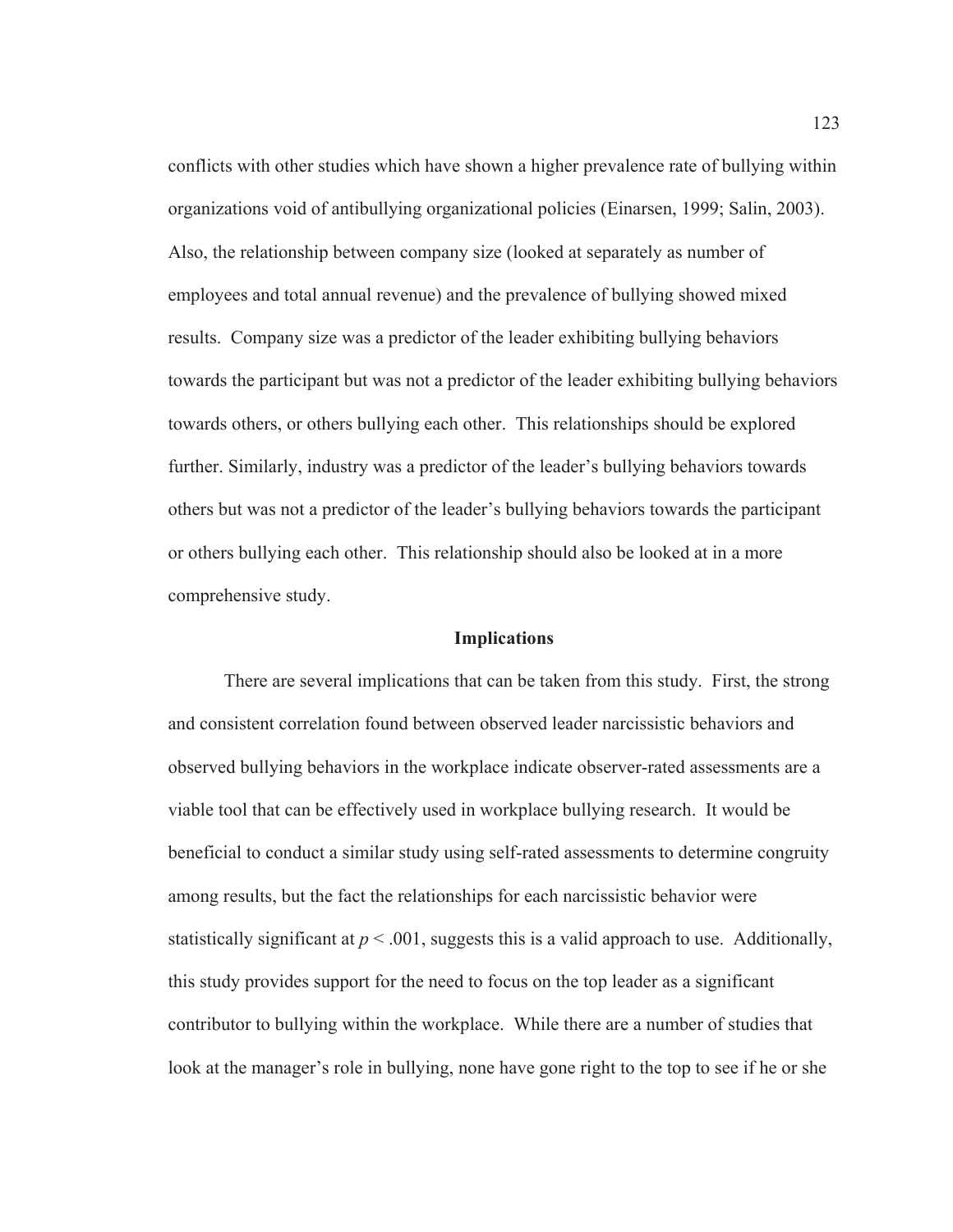conflicts with other studies which have shown a higher prevalence rate of bullying within organizations void of antibullying organizational policies (Einarsen, 1999; Salin, 2003). Also, the relationship between company size (looked at separately as number of employees and total annual revenue) and the prevalence of bullying showed mixed results. Company size was a predictor of the leader exhibiting bullying behaviors towards the participant but was not a predictor of the leader exhibiting bullying behaviors towards others, or others bullying each other. This relationships should be explored further. Similarly, industry was a predictor of the leader's bullying behaviors towards others but was not a predictor of the leader's bullying behaviors towards the participant or others bullying each other. This relationship should also be looked at in a more comprehensive study.

## Implications

There are several implications that can be taken from this study. First, the strong and consistent correlation found between observed leader narcissistic behaviors and observed bullying behaviors in the workplace indicate observer-rated assessments are a viable tool that can be effectively used in workplace bullying research. It would be beneficial to conduct a similar study using self-rated assessments to determine congruity among results, but the fact the relationships for each narcissistic behavior were statistically significant at $p < .001$, suggests this is a valid approach to use. Additionally, this study provides support for the need to focus on the top leader as a significant contributor to bullying within the workplace. While there are a number of studies that look at the manager's role in bullying, none have gone right to the top to see if he or she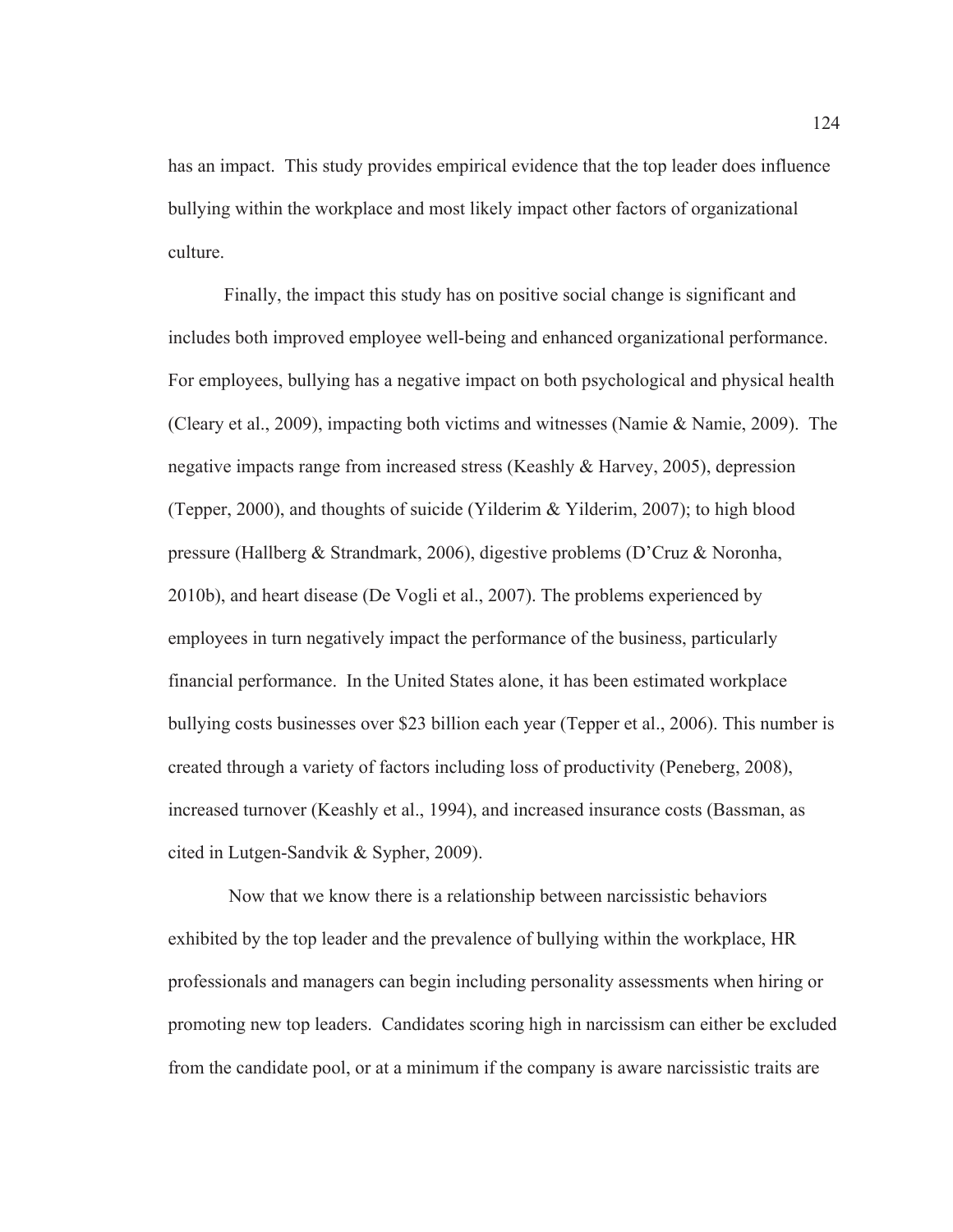has an impact. This study provides empirical evidence that the top leader does influence bullying within the workplace and most likely impact other factors of organizational culture.

Finally, the impact this study has on positive social change is significant and includes both improved employee well-being and enhanced organizational performance. For employees, bullying has a negative impact on both psychological and physical health (Cleary et al., 2009), impacting both victims and witnesses (Namie & Namie, 2009). The negative impacts range from increased stress (Keashly & Harvey, 2005), depression (Tepper, 2000), and thoughts of suicide (Yilderim & Yilderim, 2007); to high blood pressure (Hallberg & Strandmark, 2006), digestive problems (D'Cruz & Noronha, 2010b), and heart disease (De Vogli et al., 2007). The problems experienced by employees in turn negatively impact the performance of the business, particularly financial performance. In the United States alone, it has been estimated workplace bullying costs businesses over $23 billion each year (Tepper et al., 2006). This number is created through a variety of factors including loss of productivity (Peneberg, 2008), increased turnover (Keashly et al., 1994), and increased insurance costs (Bassman, as cited in Lutgen-Sandvik & Sypher, 2009).

Now that we know there is a relationship between narcissistic behaviors exhibited by the top leader and the prevalence of bullying within the workplace, HR professionals and managers can begin including personality assessments when hiring or promoting new top leaders. Candidates scoring high in narcissism can either be excluded from the candidate pool, or at a minimum if the company is aware narcissistic traits are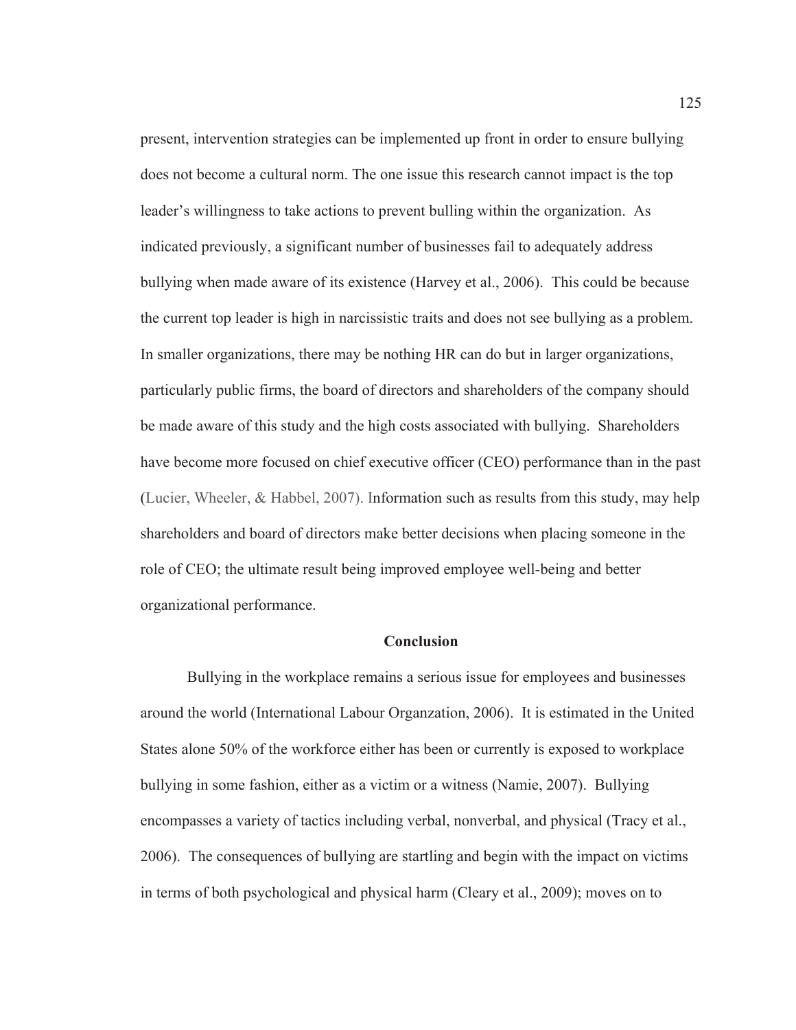present, intervention strategies can be implemented up front in order to ensure bullying does not become a cultural norm. The one issue this research cannot impact is the top leader's willingness to take actions to prevent bulling within the organization. As indicated previously, a significant number of businesses fail to adequately address bullying when made aware of its existence (Harvey et al., 2006). This could be because the current top leader is high in narcissistic traits and does not see bullying as a problem. In smaller organizations, there may be nothing HR can do but in larger organizations, particularly public firms, the board of directors and shareholders of the company should be made aware of this study and the high costs associated with bullying. Shareholders have become more focused on chief executive officer (CEO) performance than in the past (Lucier, Wheeler, & Habbel, 2007). Information such as results from this study, may help shareholders and board of directors make better decisions when placing someone in the role of CEO; the ultimate result being improved employee well-being and better organizational performance.

## Conclusion

Bullying in the workplace remains a serious issue for employees and businesses around the world (International Labour Organzation, 2006). It is estimated in the United States alone 50% of the workforce either has been or currently is exposed to workplace bullying in some fashion, either as a victim or a witness (Namie, 2007). Bullying encompasses a variety of tactics including verbal, nonverbal, and physical (Tracy et al., 2006). The consequences of bullying are startling and begin with the impact on victims in terms of both psychological and physical harm (Cleary et al., 2009); moves on to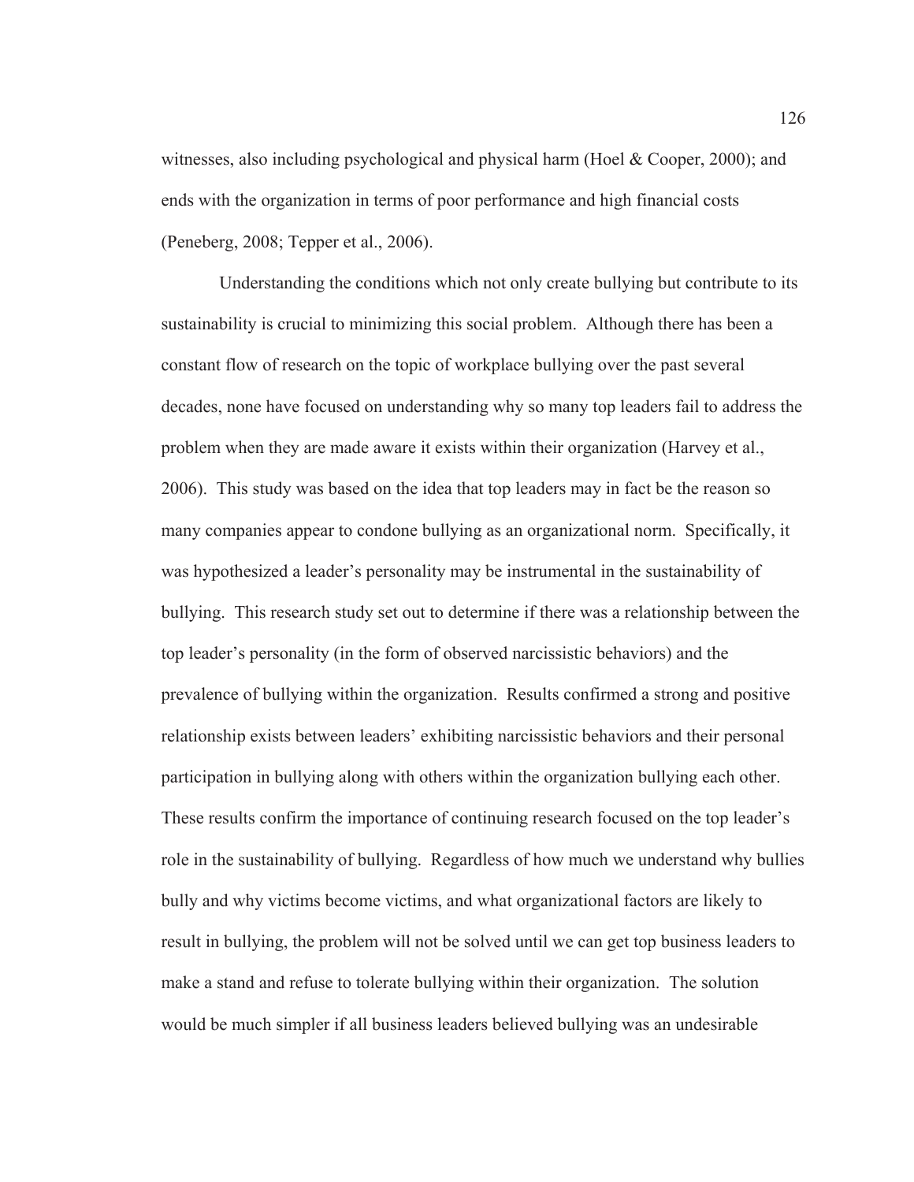witnesses, also including psychological and physical harm (Hoel & Cooper, 2000); and ends with the organization in terms of poor performance and high financial costs (Peneberg, 2008; Tepper et al., 2006).

Understanding the conditions which not only create bullying but contribute to its sustainability is crucial to minimizing this social problem. Although there has been a constant flow of research on the topic of workplace bullying over the past several decades, none have focused on understanding why so many top leaders fail to address the problem when they are made aware it exists within their organization (Harvey et al., 2006). This study was based on the idea that top leaders may in fact be the reason so many companies appear to condone bullying as an organizational norm. Specifically, it was hypothesized a leader's personality may be instrumental in the sustainability of bullying. This research study set out to determine if there was a relationship between the top leader's personality (in the form of observed narcissistic behaviors) and the prevalence of bullying within the organization. Results confirmed a strong and positive relationship exists between leaders' exhibiting narcissistic behaviors and their personal participation in bullying along with others within the organization bullying each other. These results confirm the importance of continuing research focused on the top leader's role in the sustainability of bullying. Regardless of how much we understand why bullies bully and why victims become victims, and what organizational factors are likely to result in bullying, the problem will not be solved until we can get top business leaders to make a stand and refuse to tolerate bullying within their organization. The solution would be much simpler if all business leaders believed bullying was an undesirable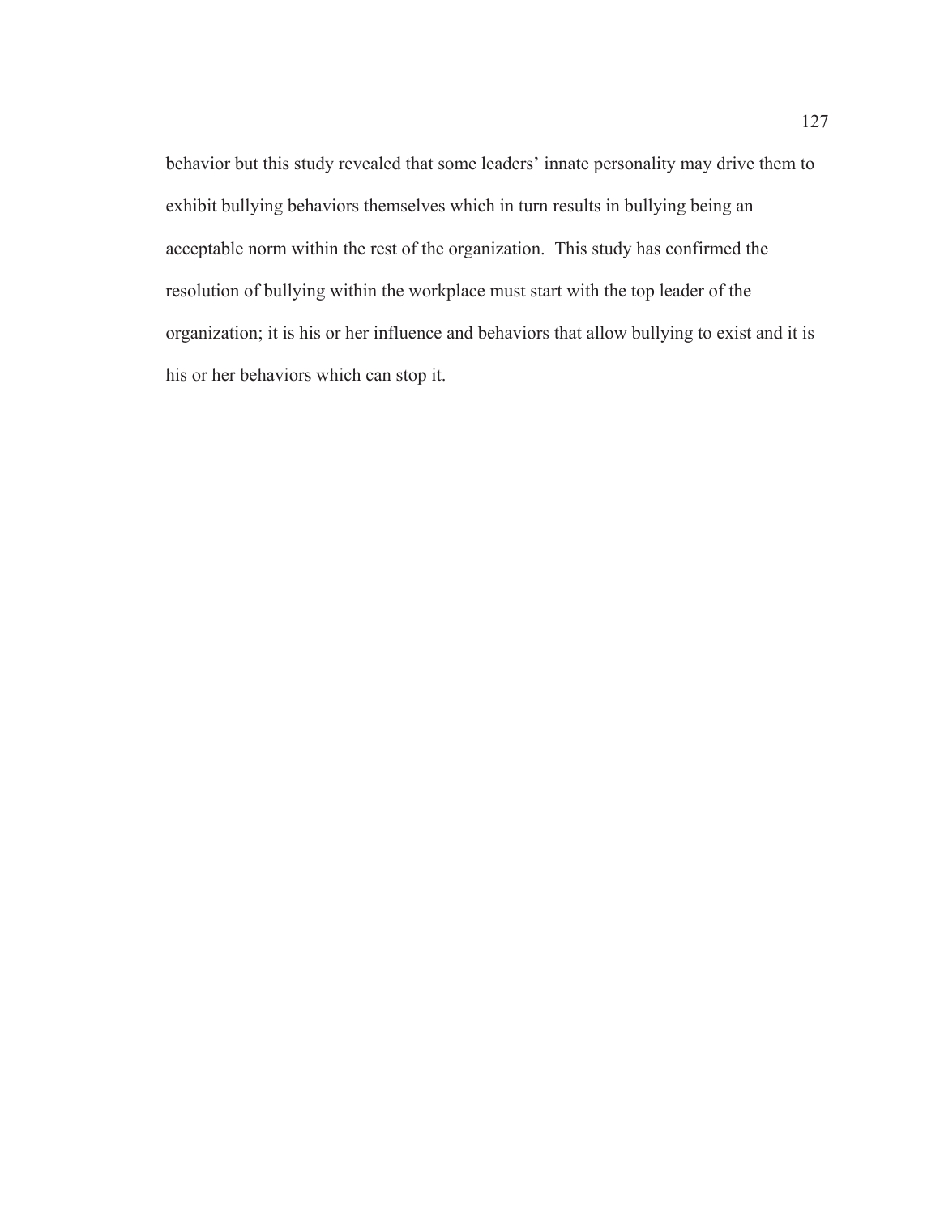behavior but this study revealed that some leaders' innate personality may drive them to exhibit bullying behaviors themselves which in turn results in bullying being an acceptable norm within the rest of the organization.  This study has confirmed the resolution of bullying within the workplace must start with the top leader of the organization; it is his or her influence and behaviors that allow bullying to exist and it is his or her behaviors which can stop it.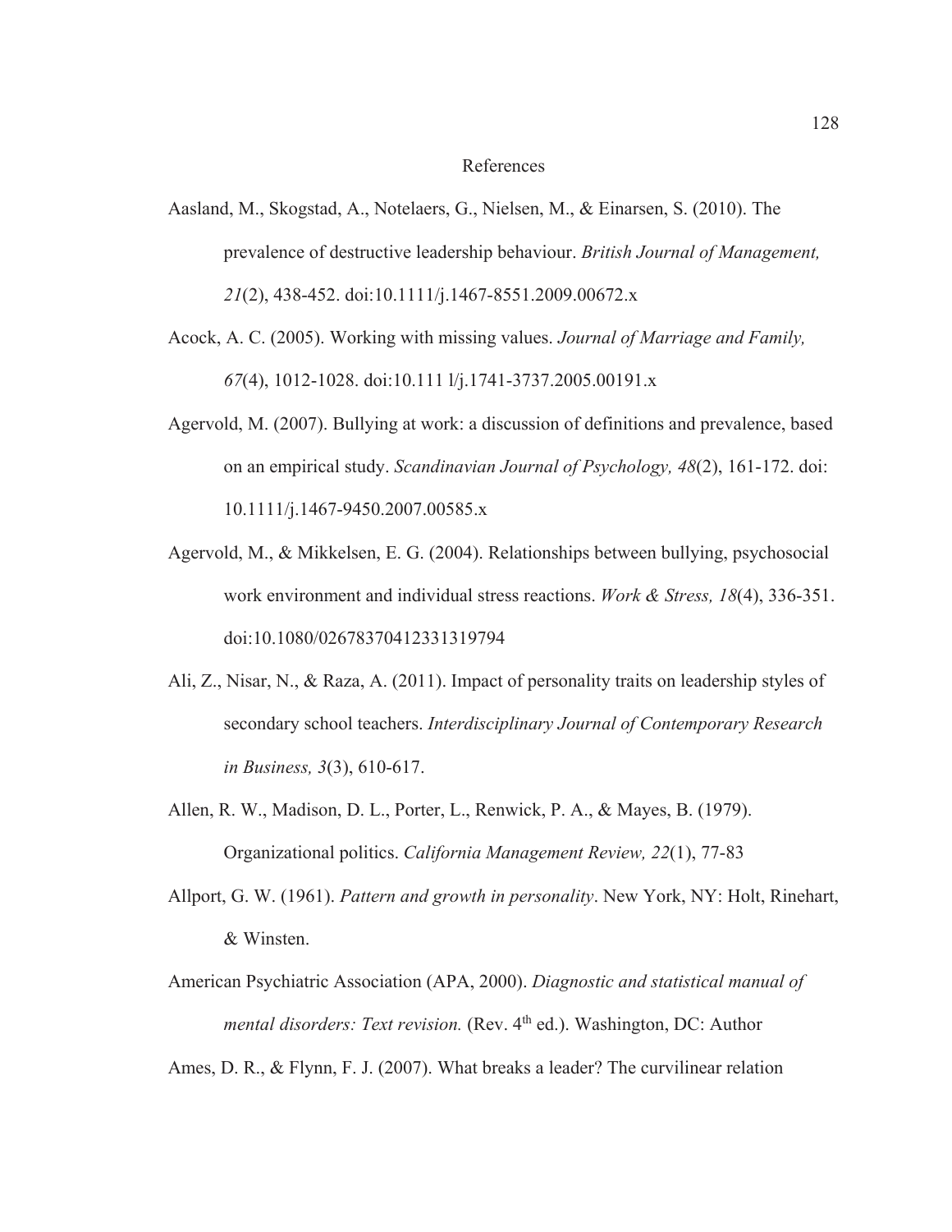# References

Aasland, M., Skogstad, A., Notelaers, G., Nielsen, M., & Einarsen, S. (2010). The prevalence of destructive leadership behaviour. *British Journal of Management, 21*(2), 438-452. doi:10.1111/j.1467-8551.2009.00672.x

Acock, A. C. (2005). Working with missing values. *Journal of Marriage and Family, 67*(4), 1012-1028. doi:10.111 l/j.1741-3737.2005.00191.x

Agervold, M. (2007). Bullying at work: a discussion of definitions and prevalence, based on an empirical study. *Scandinavian Journal of Psychology, 48*(2), 161-172. doi: 10.1111/j.1467-9450.2007.00585.x

Agervold, M., & Mikkelsen, E. G. (2004). Relationships between bullying, psychosocial work environment and individual stress reactions. *Work & Stress, 18*(4), 336-351. doi:10.1080/02678370412331319794

Ali, Z., Nisar, N., & Raza, A. (2011). Impact of personality traits on leadership styles of secondary school teachers. *Interdisciplinary Journal of Contemporary Research in Business, 3*(3), 610-617.

Allen, R. W., Madison, D. L., Porter, L., Renwick, P. A., & Mayes, B. (1979). Organizational politics. *California Management Review, 22*(1), 77-83

Allport, G. W. (1961). *Pattern and growth in personality*. New York, NY: Holt, Rinehart, & Winsten.

American Psychiatric Association (APA, 2000). *Diagnostic and statistical manual of mental disorders: Text revision.* (Rev. 4th ed.). Washington, DC: Author

Ames, D. R., & Flynn, F. J. (2007). What breaks a leader? The curvilinear relation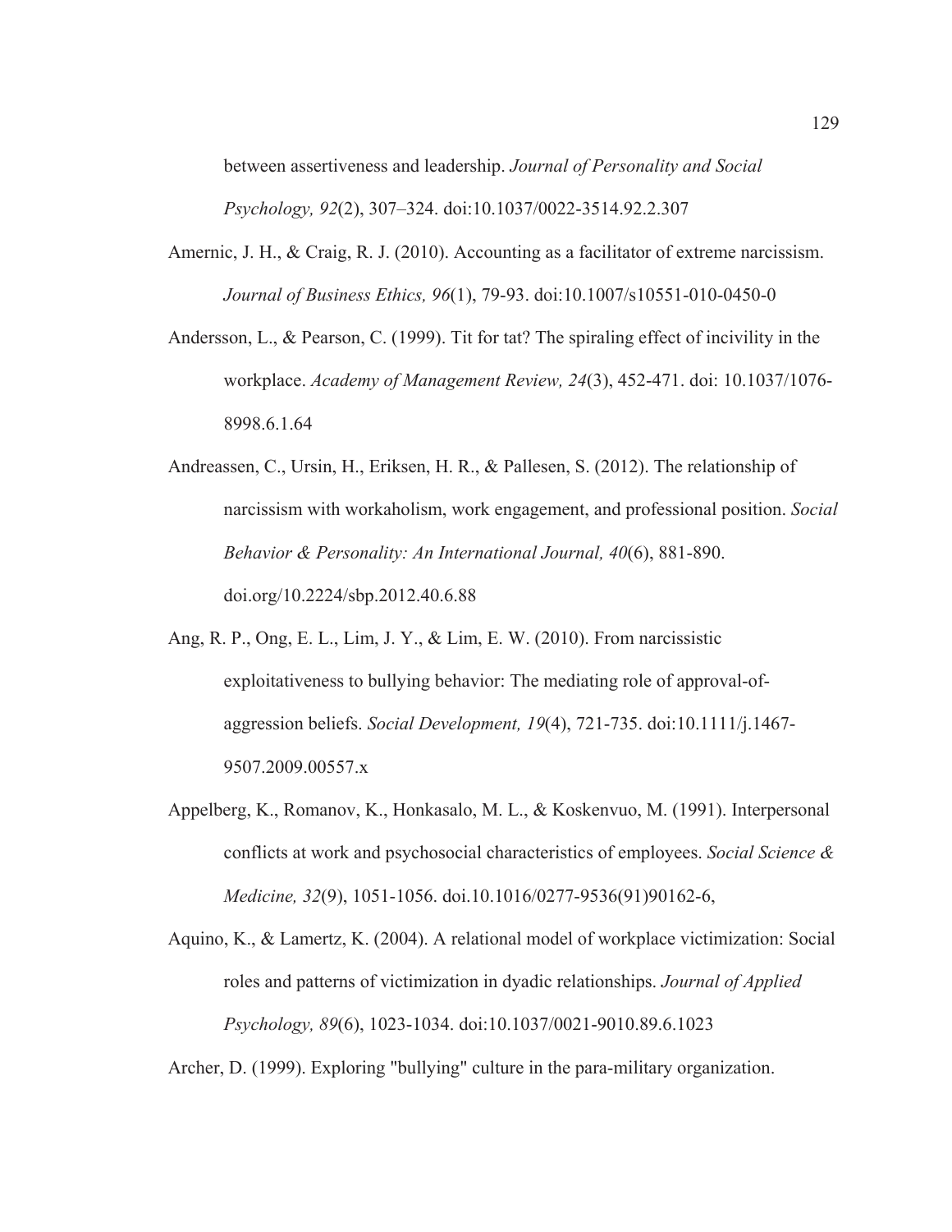between assertiveness and leadership. *Journal of Personality and Social Psychology, 92*(2), 307–324. doi:10.1037/0022-3514.92.2.307

Amernic, J. H., & Craig, R. J. (2010). Accounting as a facilitator of extreme narcissism. *Journal of Business Ethics, 96*(1), 79-93. doi:10.1007/s10551-010-0450-0

Andersson, L., & Pearson, C. (1999). Tit for tat? The spiraling effect of incivility in the workplace. *Academy of Management Review, 24*(3), 452-471. doi: 10.1037/1076-8998.6.1.64

Andreassen, C., Ursin, H., Eriksen, H. R., & Pallesen, S. (2012). The relationship of narcissism with workaholism, work engagement, and professional position. *Social Behavior & Personality: An International Journal, 40*(6), 881-890. doi.org/10.2224/sbp.2012.40.6.88

Ang, R. P., Ong, E. L., Lim, J. Y., & Lim, E. W. (2010). From narcissistic exploitativeness to bullying behavior: The mediating role of approval-of-aggression beliefs. *Social Development, 19*(4), 721-735. doi:10.1111/j.1467-9507.2009.00557.x

Appelberg, K., Romanov, K., Honkasalo, M. L., & Koskenvuo, M. (1991). Interpersonal conflicts at work and psychosocial characteristics of employees. *Social Science & Medicine, 32*(9), 1051-1056. doi.10.1016/0277-9536(91)90162-6,

Aquino, K., & Lamertz, K. (2004). A relational model of workplace victimization: Social roles and patterns of victimization in dyadic relationships. *Journal of Applied Psychology, 89*(6), 1023-1034. doi:10.1037/0021-9010.89.6.1023

Archer, D. (1999). Exploring "bullying" culture in the para-military organization.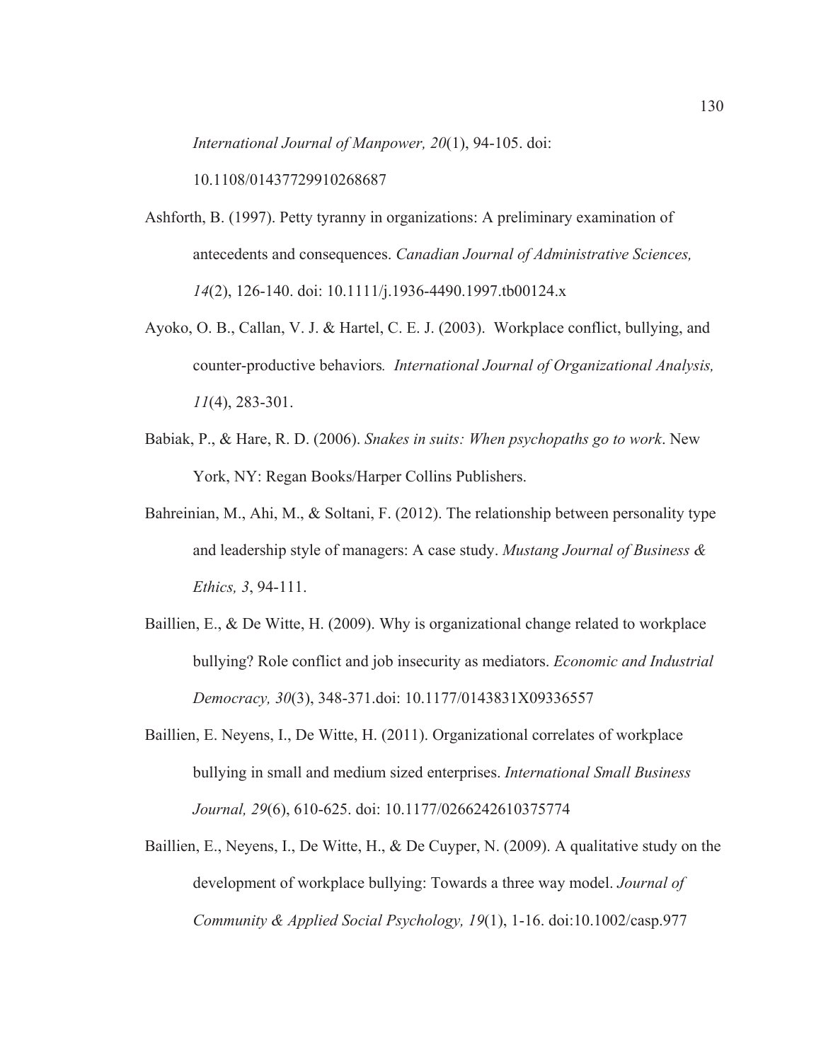*International Journal of Manpower, 20*(1), 94-105. doi: 10.1108/01437729910268687

Ashforth, B. (1997). Petty tyranny in organizations: A preliminary examination of antecedents and consequences. *Canadian Journal of Administrative Sciences, 14*(2), 126-140. doi: 10.1111/j.1936-4490.1997.tb00124.x

Ayoko, O. B., Callan, V. J. & Hartel, C. E. J. (2003). Workplace conflict, bullying, and counter-productive behaviors*. International Journal of Organizational Analysis, 11*(4), 283-301.

Babiak, P., & Hare, R. D. (2006). *Snakes in suits: When psychopaths go to work*. New York, NY: Regan Books/Harper Collins Publishers.

Bahreinian, M., Ahi, M., & Soltani, F. (2012). The relationship between personality type and leadership style of managers: A case study. *Mustang Journal of Business & Ethics, 3*, 94-111.

Baillien, E., & De Witte, H. (2009). Why is organizational change related to workplace bullying? Role conflict and job insecurity as mediators. *Economic and Industrial Democracy, 30*(3), 348-371.doi: 10.1177/0143831X09336557

Baillien, E. Neyens, I., De Witte, H. (2011). Organizational correlates of workplace bullying in small and medium sized enterprises. *International Small Business Journal, 29*(6), 610-625. doi: 10.1177/0266242610375774

Baillien, E., Neyens, I., De Witte, H., & De Cuyper, N. (2009). A qualitative study on the development of workplace bullying: Towards a three way model. *Journal of Community & Applied Social Psychology, 19*(1), 1-16. doi:10.1002/casp.977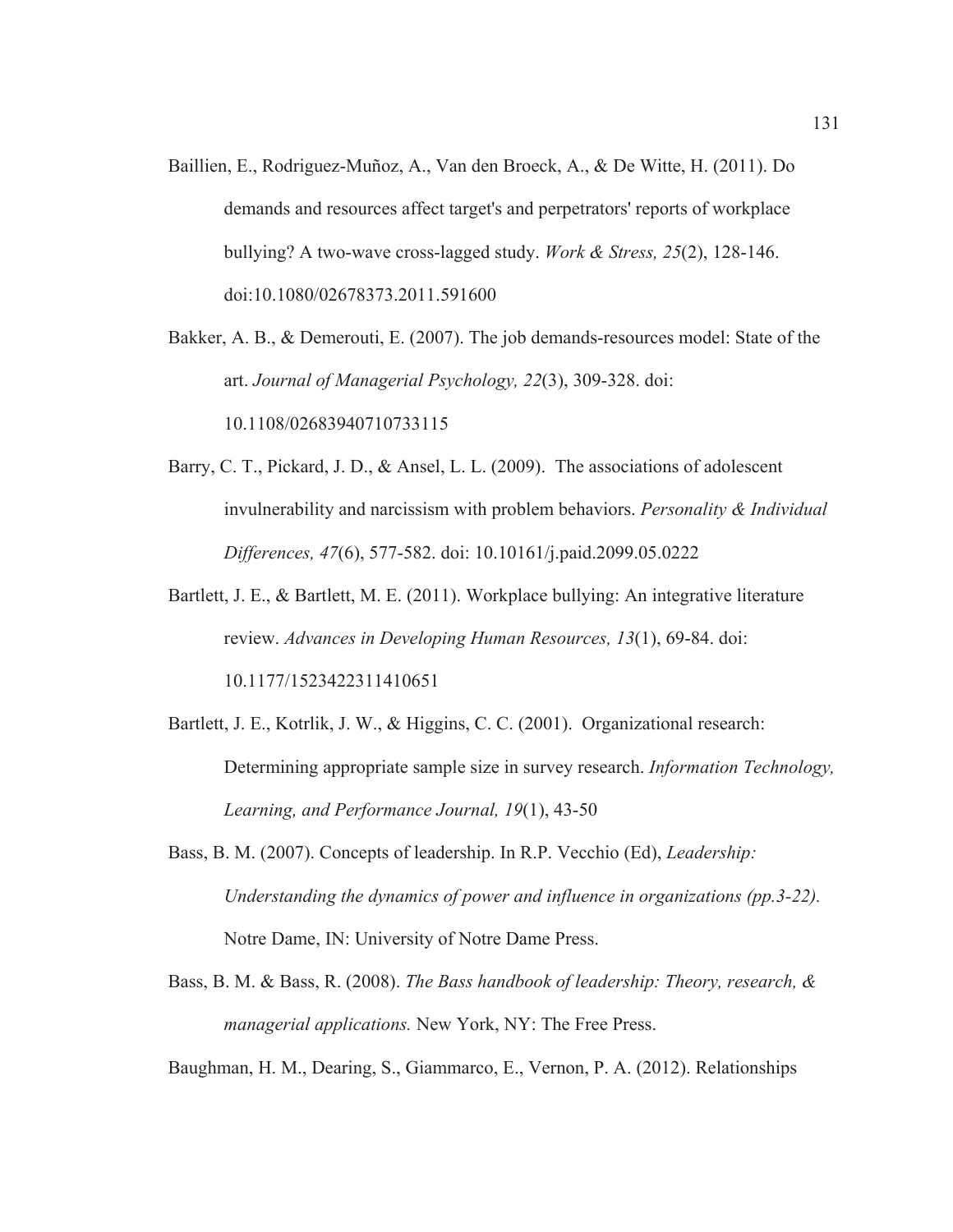Baillien, E., Rodriguez-Muñoz, A., Van den Broeck, A., & De Witte, H. (2011). Do demands and resources affect target's and perpetrators' reports of workplace bullying? A two-wave cross-lagged study. *Work & Stress, 25*(2), 128-146. doi:10.1080/02678373.2011.591600

Bakker, A. B., & Demerouti, E. (2007). The job demands-resources model: State of the art. *Journal of Managerial Psychology, 22*(3), 309-328. doi: 10.1108/02683940710733115

Barry, C. T., Pickard, J. D., & Ansel, L. L. (2009). The associations of adolescent invulnerability and narcissism with problem behaviors. *Personality & Individual Differences, 47*(6), 577-582. doi: 10.10161/j.paid.2099.05.0222

Bartlett, J. E., & Bartlett, M. E. (2011). Workplace bullying: An integrative literature review. *Advances in Developing Human Resources, 13*(1), 69-84. doi: 10.1177/1523422311410651

Bartlett, J. E., Kotrlik, J. W., & Higgins, C. C. (2001). Organizational research: Determining appropriate sample size in survey research. *Information Technology, Learning, and Performance Journal, 19*(1), 43-50

Bass, B. M. (2007). Concepts of leadership. In R.P. Vecchio (Ed), *Leadership: Understanding the dynamics of power and influence in organizations (pp.3-22).* Notre Dame, IN: University of Notre Dame Press.

Bass, B. M. & Bass, R. (2008). *The Bass handbook of leadership: Theory, research, & managerial applications.* New York, NY: The Free Press.

Baughman, H. M., Dearing, S., Giammarco, E., Vernon, P. A. (2012). Relationships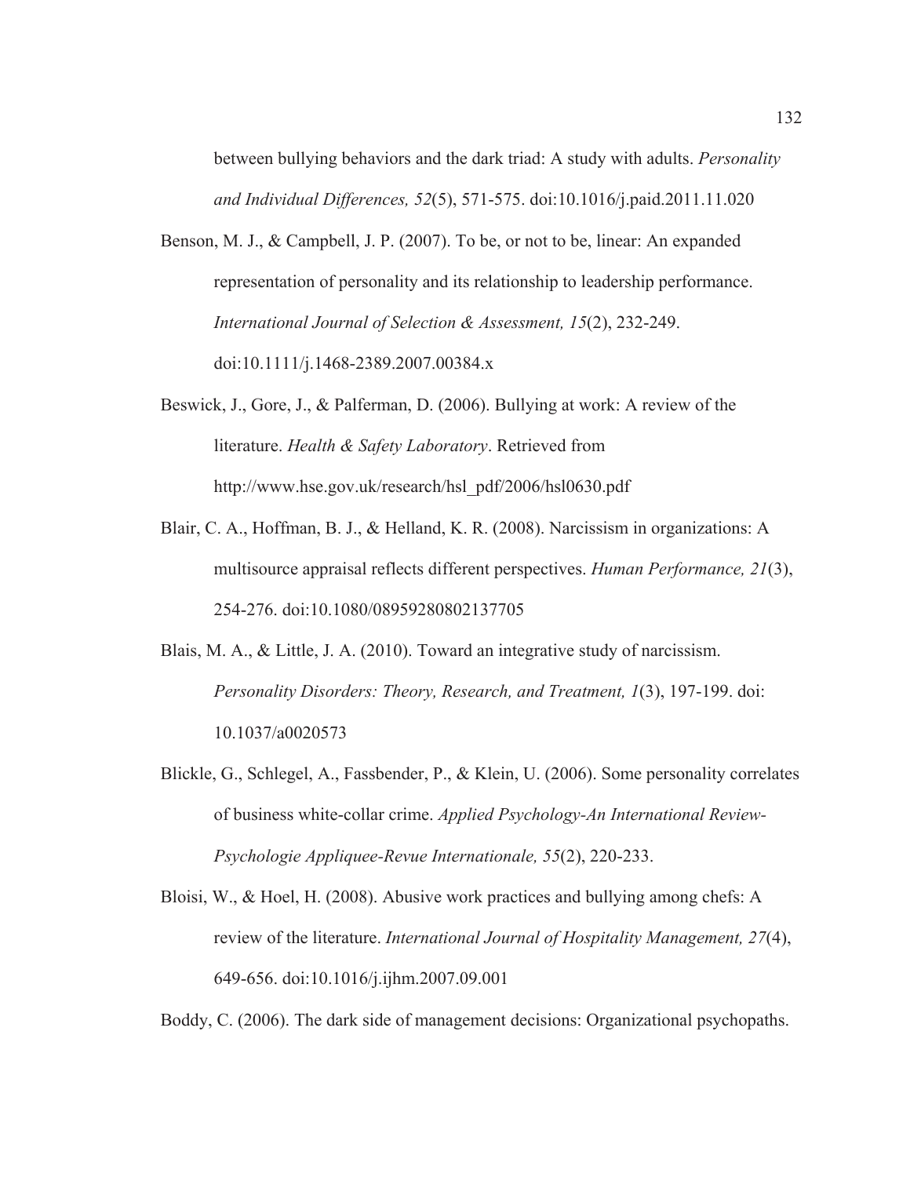between bullying behaviors and the dark triad: A study with adults. *Personality and Individual Differences, 52*(5), 571-575. doi:10.1016/j.paid.2011.11.020

Benson, M. J., & Campbell, J. P. (2007). To be, or not to be, linear: An expanded representation of personality and its relationship to leadership performance. *International Journal of Selection & Assessment, 15*(2), 232-249. doi:10.1111/j.1468-2389.2007.00384.x

Beswick, J., Gore, J., & Palferman, D. (2006). Bullying at work: A review of the literature. *Health & Safety Laboratory*. Retrieved from http://www.hse.gov.uk/research/hsl_pdf/2006/hsl0630.pdf

Blair, C. A., Hoffman, B. J., & Helland, K. R. (2008). Narcissism in organizations: A multisource appraisal reflects different perspectives. *Human Performance, 21*(3), 254-276. doi:10.1080/08959280802137705

Blais, M. A., & Little, J. A. (2010). Toward an integrative study of narcissism. *Personality Disorders: Theory, Research, and Treatment, 1*(3), 197-199. doi: 10.1037/a0020573

Blickle, G., Schlegel, A., Fassbender, P., & Klein, U. (2006). Some personality correlates of business white-collar crime. *Applied Psychology-An International Review-Psychologie Appliquee-Revue Internationale, 55*(2), 220-233.

Bloisi, W., & Hoel, H. (2008). Abusive work practices and bullying among chefs: A review of the literature. *International Journal of Hospitality Management, 27*(4), 649-656. doi:10.1016/j.ijhm.2007.09.001

Boddy, C. (2006). The dark side of management decisions: Organizational psychopaths.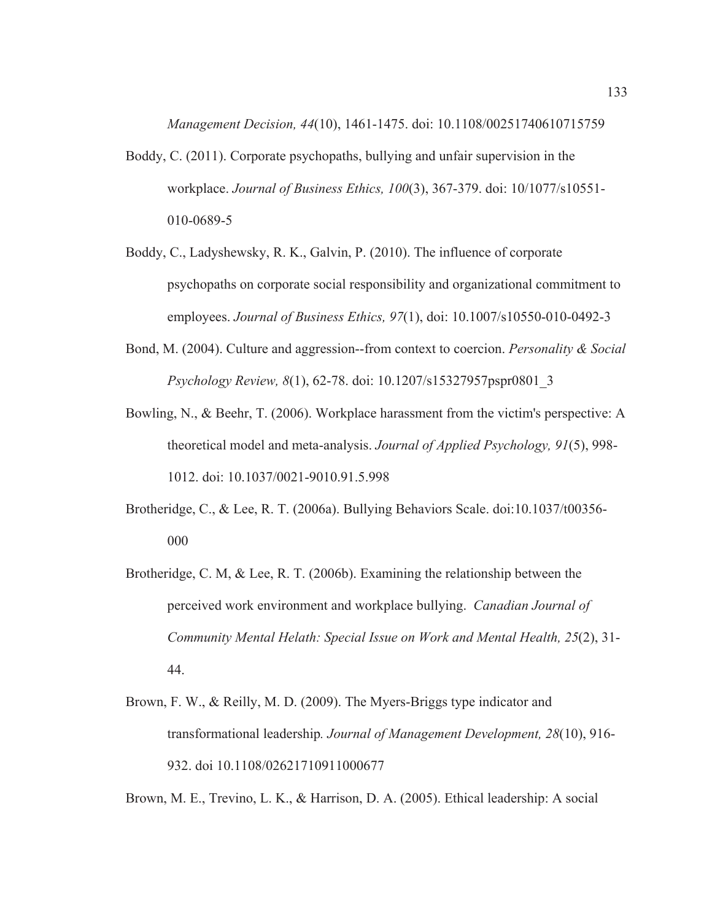*Management Decision, 44*(10), 1461-1475. doi: 10.1108/00251740610715759

Boddy, C. (2011). Corporate psychopaths, bullying and unfair supervision in the workplace. *Journal of Business Ethics, 100*(3), 367-379. doi: 10/1077/s10551-010-0689-5

Boddy, C., Ladyshewsky, R. K., Galvin, P. (2010). The influence of corporate psychopaths on corporate social responsibility and organizational commitment to employees. *Journal of Business Ethics, 97*(1), doi: 10.1007/s10550-010-0492-3

Bond, M. (2004). Culture and aggression--from context to coercion. *Personality & Social Psychology Review, 8*(1), 62-78. doi: 10.1207/s15327957pspr0801_3

Bowling, N., & Beehr, T. (2006). Workplace harassment from the victim's perspective: A theoretical model and meta-analysis. *Journal of Applied Psychology, 91*(5), 998-1012. doi: 10.1037/0021-9010.91.5.998

Brotheridge, C., & Lee, R. T. (2006a). Bullying Behaviors Scale. doi:10.1037/t00356-000

Brotheridge, C. M, & Lee, R. T. (2006b). Examining the relationship between the perceived work environment and workplace bullying. *Canadian Journal of Community Mental Helath: Special Issue on Work and Mental Health, 25*(2), 31-44.

Brown, F. W., & Reilly, M. D. (2009). The Myers-Briggs type indicator and transformational leadership*. Journal of Management Development, 28*(10), 916-932. doi 10.1108/02621710911000677

Brown, M. E., Trevino, L. K., & Harrison, D. A. (2005). Ethical leadership: A social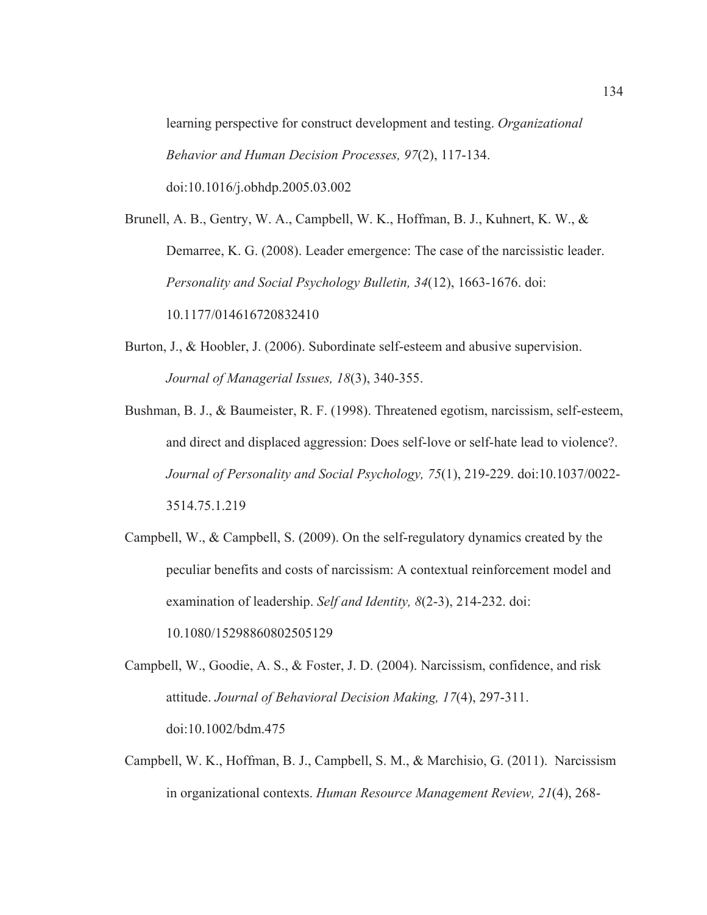learning perspective for construct development and testing. *Organizational Behavior and Human Decision Processes, 97*(2), 117-134. doi:10.1016/j.obhdp.2005.03.002

Brunell, A. B., Gentry, W. A., Campbell, W. K., Hoffman, B. J., Kuhnert, K. W., & Demarree, K. G. (2008). Leader emergence: The case of the narcissistic leader. *Personality and Social Psychology Bulletin, 34*(12), 1663-1676. doi: 10.1177/014616720832410

Burton, J., & Hoobler, J. (2006). Subordinate self-esteem and abusive supervision. *Journal of Managerial Issues, 18*(3), 340-355.

Bushman, B. J., & Baumeister, R. F. (1998). Threatened egotism, narcissism, self-esteem, and direct and displaced aggression: Does self-love or self-hate lead to violence?. *Journal of Personality and Social Psychology, 75*(1), 219-229. doi:10.1037/0022-3514.75.1.219

Campbell, W., & Campbell, S. (2009). On the self-regulatory dynamics created by the peculiar benefits and costs of narcissism: A contextual reinforcement model and examination of leadership. *Self and Identity, 8*(2-3), 214-232. doi: 10.1080/15298860802505129

Campbell, W., Goodie, A. S., & Foster, J. D. (2004). Narcissism, confidence, and risk attitude. *Journal of Behavioral Decision Making, 17*(4), 297-311. doi:10.1002/bdm.475

Campbell, W. K., Hoffman, B. J., Campbell, S. M., & Marchisio, G. (2011). Narcissism in organizational contexts. *Human Resource Management Review, 21*(4), 268-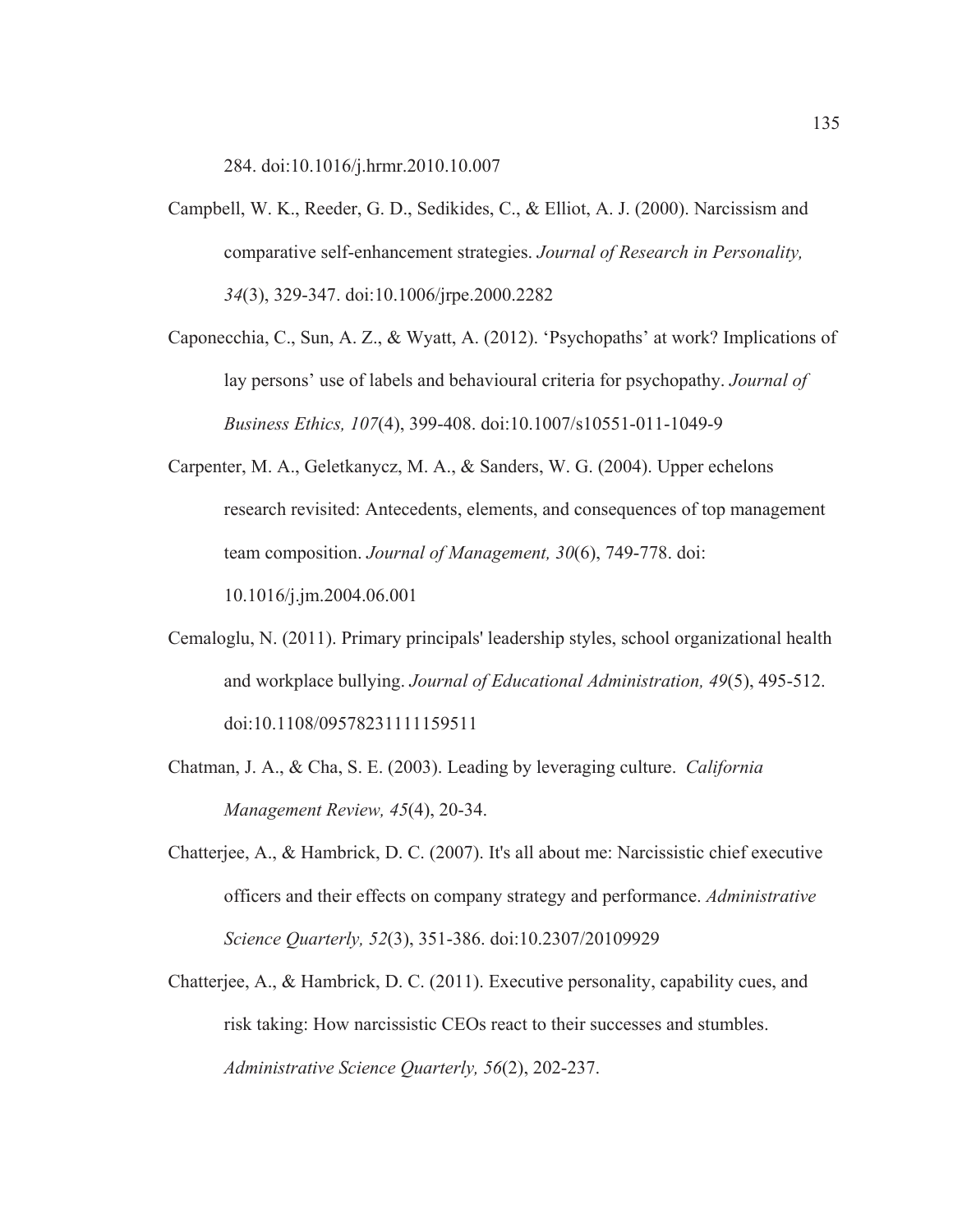284. doi:10.1016/j.hrmr.2010.10.007

Campbell, W. K., Reeder, G. D., Sedikides, C., & Elliot, A. J. (2000). Narcissism and comparative self-enhancement strategies. *Journal of Research in Personality, 34*(3), 329-347. doi:10.1006/jrpe.2000.2282

Caponecchia, C., Sun, A. Z., & Wyatt, A. (2012). 'Psychopaths' at work? Implications of lay persons' use of labels and behavioural criteria for psychopathy. *Journal of Business Ethics, 107*(4), 399-408. doi:10.1007/s10551-011-1049-9

Carpenter, M. A., Geletkanycz, M. A., & Sanders, W. G. (2004). Upper echelons research revisited: Antecedents, elements, and consequences of top management team composition. *Journal of Management, 30*(6), 749-778. doi: 10.1016/j.jm.2004.06.001

Cemaloglu, N. (2011). Primary principals' leadership styles, school organizational health and workplace bullying. *Journal of Educational Administration, 49*(5), 495-512. doi:10.1108/09578231111159511

Chatman, J. A., & Cha, S. E. (2003). Leading by leveraging culture. *California Management Review, 45*(4), 20-34.

Chatterjee, A., & Hambrick, D. C. (2007). It's all about me: Narcissistic chief executive officers and their effects on company strategy and performance. *Administrative Science Quarterly, 52*(3), 351-386. doi:10.2307/20109929

Chatterjee, A., & Hambrick, D. C. (2011). Executive personality, capability cues, and risk taking: How narcissistic CEOs react to their successes and stumbles. *Administrative Science Quarterly, 56*(2), 202-237.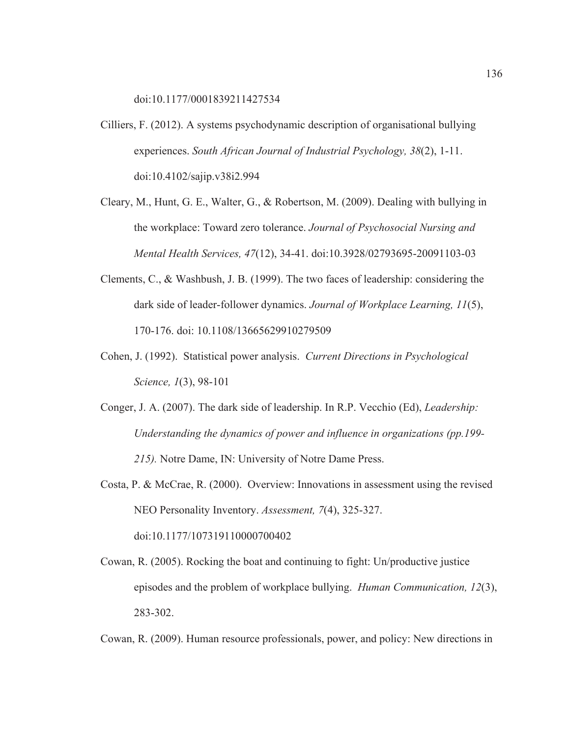doi:10.1177/0001839211427534

Cilliers, F. (2012). A systems psychodynamic description of organisational bullying experiences. *South African Journal of Industrial Psychology, 38*(2), 1-11. doi:10.4102/sajip.v38i2.994

Cleary, M., Hunt, G. E., Walter, G., & Robertson, M. (2009). Dealing with bullying in the workplace: Toward zero tolerance. *Journal of Psychosocial Nursing and Mental Health Services, 47*(12), 34-41. doi:10.3928/02793695-20091103-03

Clements, C., & Washbush, J. B. (1999). The two faces of leadership: considering the dark side of leader-follower dynamics. *Journal of Workplace Learning, 11*(5), 170-176. doi: 10.1108/13665629910279509

Cohen, J. (1992). Statistical power analysis. *Current Directions in Psychological Science, 1*(3), 98-101

Conger, J. A. (2007). The dark side of leadership. In R.P. Vecchio (Ed), *Leadership: Understanding the dynamics of power and influence in organizations (pp.199-215).* Notre Dame, IN: University of Notre Dame Press.

Costa, P. & McCrae, R. (2000). Overview: Innovations in assessment using the revised NEO Personality Inventory. *Assessment, 7*(4), 325-327. doi:10.1177/107319110000700402

Cowan, R. (2005). Rocking the boat and continuing to fight: Un/productive justice episodes and the problem of workplace bullying. *Human Communication, 12*(3), 283-302.

Cowan, R. (2009). Human resource professionals, power, and policy: New directions in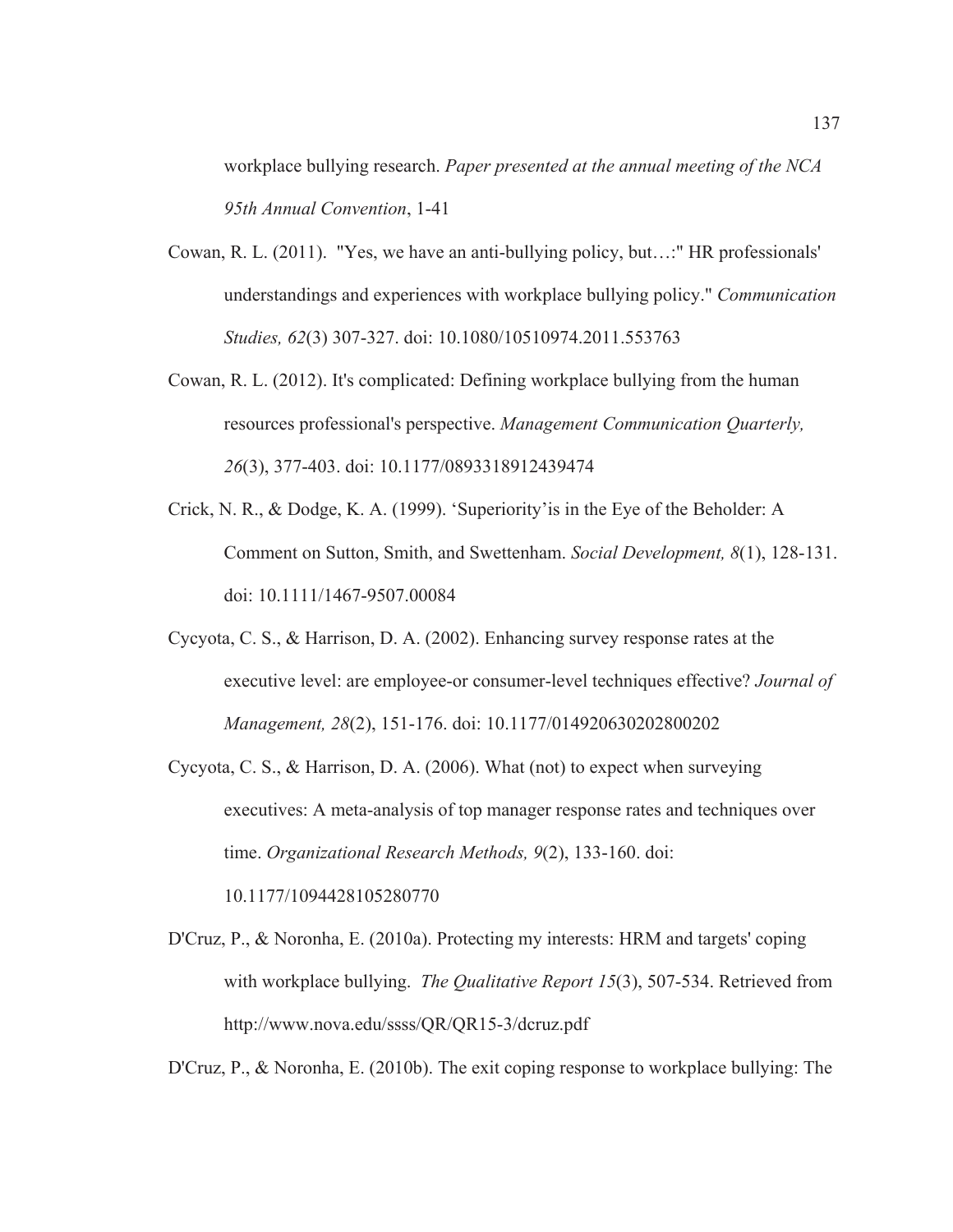workplace bullying research. *Paper presented at the annual meeting of the NCA 95th Annual Convention*, 1-41

Cowan, R. L. (2011). "Yes, we have an anti-bullying policy, but…:" HR professionals' understandings and experiences with workplace bullying policy." *Communication Studies, 62*(3) 307-327. doi: 10.1080/10510974.2011.553763

Cowan, R. L. (2012). It's complicated: Defining workplace bullying from the human resources professional's perspective. *Management Communication Quarterly, 26*(3), 377-403. doi: 10.1177/0893318912439474

Crick, N. R., & Dodge, K. A. (1999). 'Superiority'is in the Eye of the Beholder: A Comment on Sutton, Smith, and Swettenham. *Social Development, 8*(1), 128-131. doi: 10.1111/1467-9507.00084

Cycyota, C. S., & Harrison, D. A. (2002). Enhancing survey response rates at the executive level: are employee-or consumer-level techniques effective? *Journal of Management, 28*(2), 151-176. doi: 10.1177/014920630202800202

Cycyota, C. S., & Harrison, D. A. (2006). What (not) to expect when surveying executives: A meta-analysis of top manager response rates and techniques over time. *Organizational Research Methods, 9*(2), 133-160. doi: 10.1177/1094428105280770

D'Cruz, P., & Noronha, E. (2010a). Protecting my interests: HRM and targets' coping with workplace bullying. *The Qualitative Report 15*(3), 507-534. Retrieved from http://www.nova.edu/ssss/QR/QR15-3/dcruz.pdf

D'Cruz, P., & Noronha, E. (2010b). The exit coping response to workplace bullying: The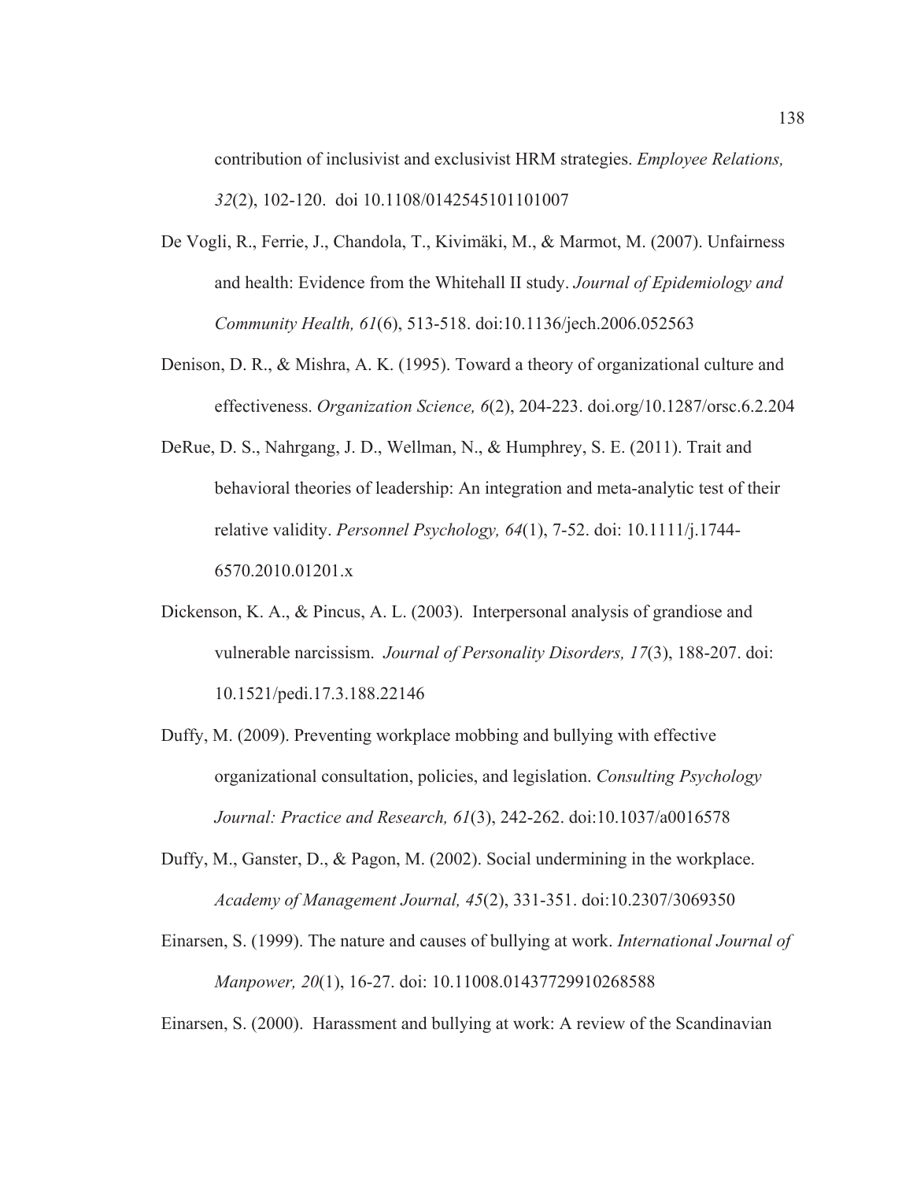contribution of inclusivist and exclusivist HRM strategies. *Employee Relations, 32*(2), 102-120. doi 10.1108/0142545101101007

De Vogli, R., Ferrie, J., Chandola, T., Kivimäki, M., & Marmot, M. (2007). Unfairness and health: Evidence from the Whitehall II study. *Journal of Epidemiology and Community Health, 61*(6), 513-518. doi:10.1136/jech.2006.052563

Denison, D. R., & Mishra, A. K. (1995). Toward a theory of organizational culture and effectiveness. *Organization Science, 6*(2), 204-223. doi.org/10.1287/orsc.6.2.204

DeRue, D. S., Nahrgang, J. D., Wellman, N., & Humphrey, S. E. (2011). Trait and behavioral theories of leadership: An integration and meta-analytic test of their relative validity. *Personnel Psychology, 64*(1), 7-52. doi: 10.1111/j.1744-6570.2010.01201.x

Dickenson, K. A., & Pincus, A. L. (2003). Interpersonal analysis of grandiose and vulnerable narcissism. *Journal of Personality Disorders, 17*(3), 188-207. doi: 10.1521/pedi.17.3.188.22146

Duffy, M. (2009). Preventing workplace mobbing and bullying with effective organizational consultation, policies, and legislation. *Consulting Psychology Journal: Practice and Research, 61*(3), 242-262. doi:10.1037/a0016578

Duffy, M., Ganster, D., & Pagon, M. (2002). Social undermining in the workplace. *Academy of Management Journal, 45*(2), 331-351. doi:10.2307/3069350

Einarsen, S. (1999). The nature and causes of bullying at work. *International Journal of Manpower, 20*(1), 16-27. doi: 10.11008.01437729910268588

Einarsen, S. (2000). Harassment and bullying at work: A review of the Scandinavian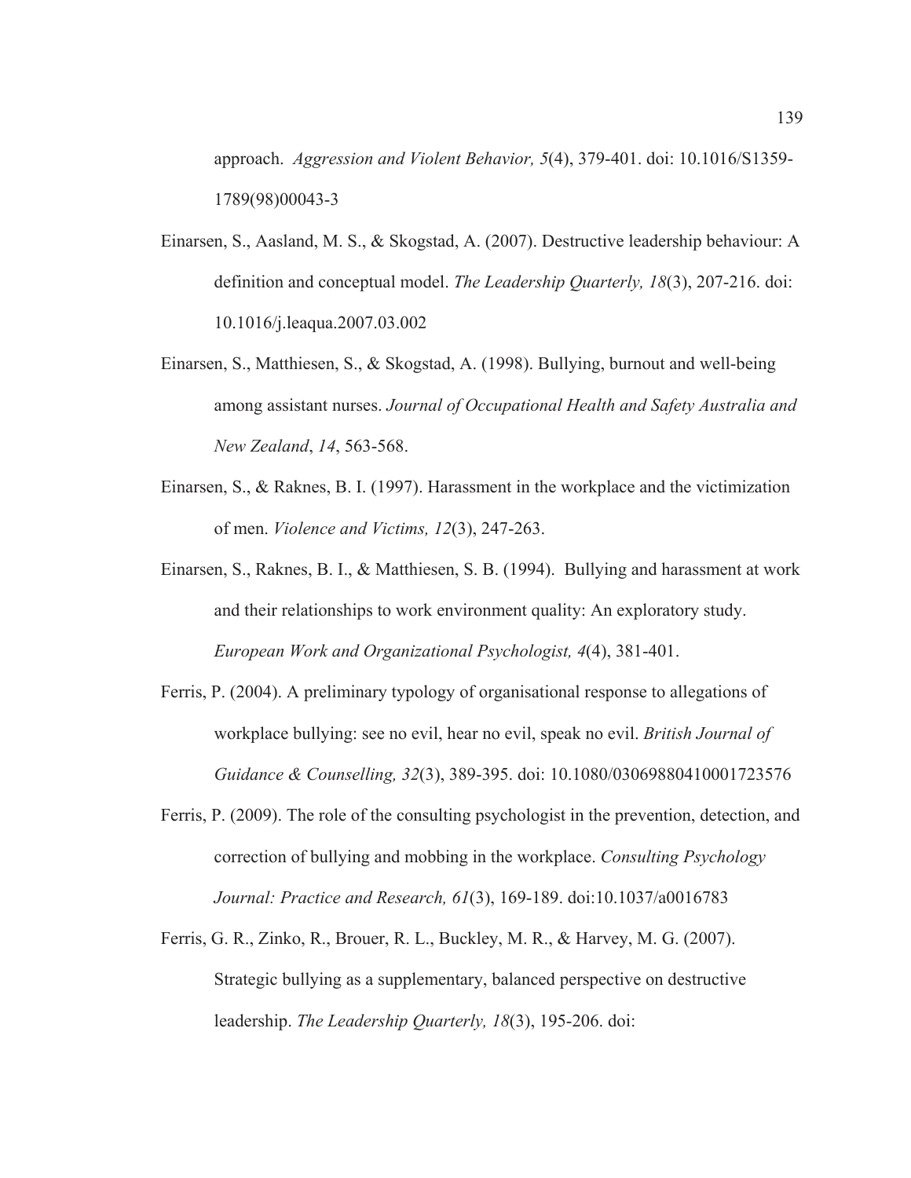approach. *Aggression and Violent Behavior, 5*(4), 379-401. doi: 10.1016/S1359-1789(98)00043-3

Einarsen, S., Aasland, M. S., & Skogstad, A. (2007). Destructive leadership behaviour: A definition and conceptual model. *The Leadership Quarterly, 18*(3), 207-216. doi: 10.1016/j.leaqua.2007.03.002

Einarsen, S., Matthiesen, S., & Skogstad, A. (1998). Bullying, burnout and well-being among assistant nurses. *Journal of Occupational Health and Safety Australia and New Zealand*, *14*, 563-568.

Einarsen, S., & Raknes, B. I. (1997). Harassment in the workplace and the victimization of men. *Violence and Victims, 12*(3), 247-263.

Einarsen, S., Raknes, B. I., & Matthiesen, S. B. (1994). Bullying and harassment at work and their relationships to work environment quality: An exploratory study. *European Work and Organizational Psychologist, 4*(4), 381-401.

Ferris, P. (2004). A preliminary typology of organisational response to allegations of workplace bullying: see no evil, hear no evil, speak no evil. *British Journal of Guidance & Counselling, 32*(3), 389-395. doi: 10.1080/03069880410001723576

Ferris, P. (2009). The role of the consulting psychologist in the prevention, detection, and correction of bullying and mobbing in the workplace. *Consulting Psychology Journal: Practice and Research, 61*(3), 169-189. doi:10.1037/a0016783

Ferris, G. R., Zinko, R., Brouer, R. L., Buckley, M. R., & Harvey, M. G. (2007). Strategic bullying as a supplementary, balanced perspective on destructive leadership. *The Leadership Quarterly, 18*(3), 195-206. doi: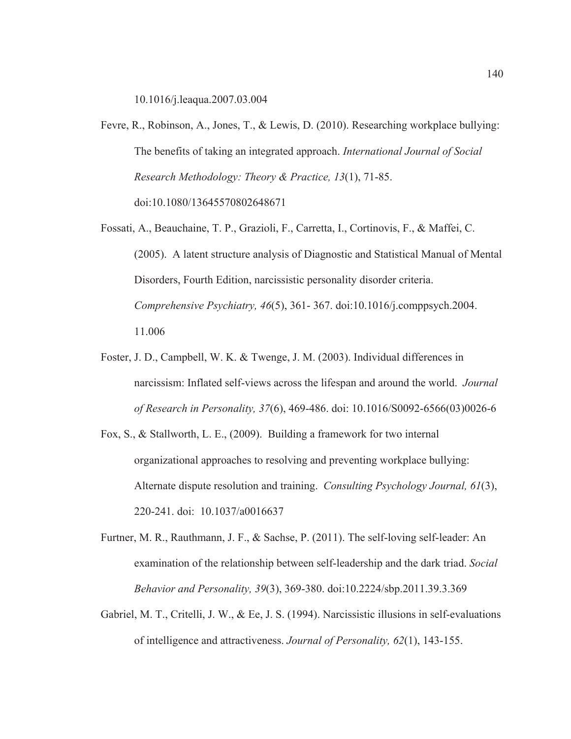10.1016/j.leaqua.2007.03.004

Fevre, R., Robinson, A., Jones, T., & Lewis, D. (2010). Researching workplace bullying: The benefits of taking an integrated approach. *International Journal of Social Research Methodology: Theory & Practice, 13*(1), 71-85. doi:10.1080/13645570802648671

Fossati, A., Beauchaine, T. P., Grazioli, F., Carretta, I., Cortinovis, F., & Maffei, C. (2005). A latent structure analysis of Diagnostic and Statistical Manual of Mental Disorders, Fourth Edition, narcissistic personality disorder criteria. *Comprehensive Psychiatry, 46*(5), 361- 367. doi:10.1016/j.comppsych.2004.11.006

Foster, J. D., Campbell, W. K. & Twenge, J. M. (2003). Individual differences in narcissism: Inflated self-views across the lifespan and around the world. *Journal of Research in Personality, 37*(6), 469-486. doi: 10.1016/S0092-6566(03)0026-6

Fox, S., & Stallworth, L. E., (2009). Building a framework for two internal organizational approaches to resolving and preventing workplace bullying: Alternate dispute resolution and training. *Consulting Psychology Journal, 61*(3), 220-241. doi: 10.1037/a0016637

Furtner, M. R., Rauthmann, J. F., & Sachse, P. (2011). The self-loving self-leader: An examination of the relationship between self-leadership and the dark triad. *Social Behavior and Personality, 39*(3), 369-380. doi:10.2224/sbp.2011.39.3.369

Gabriel, M. T., Critelli, J. W., & Ee, J. S. (1994). Narcissistic illusions in self-evaluations of intelligence and attractiveness. *Journal of Personality, 62*(1), 143-155.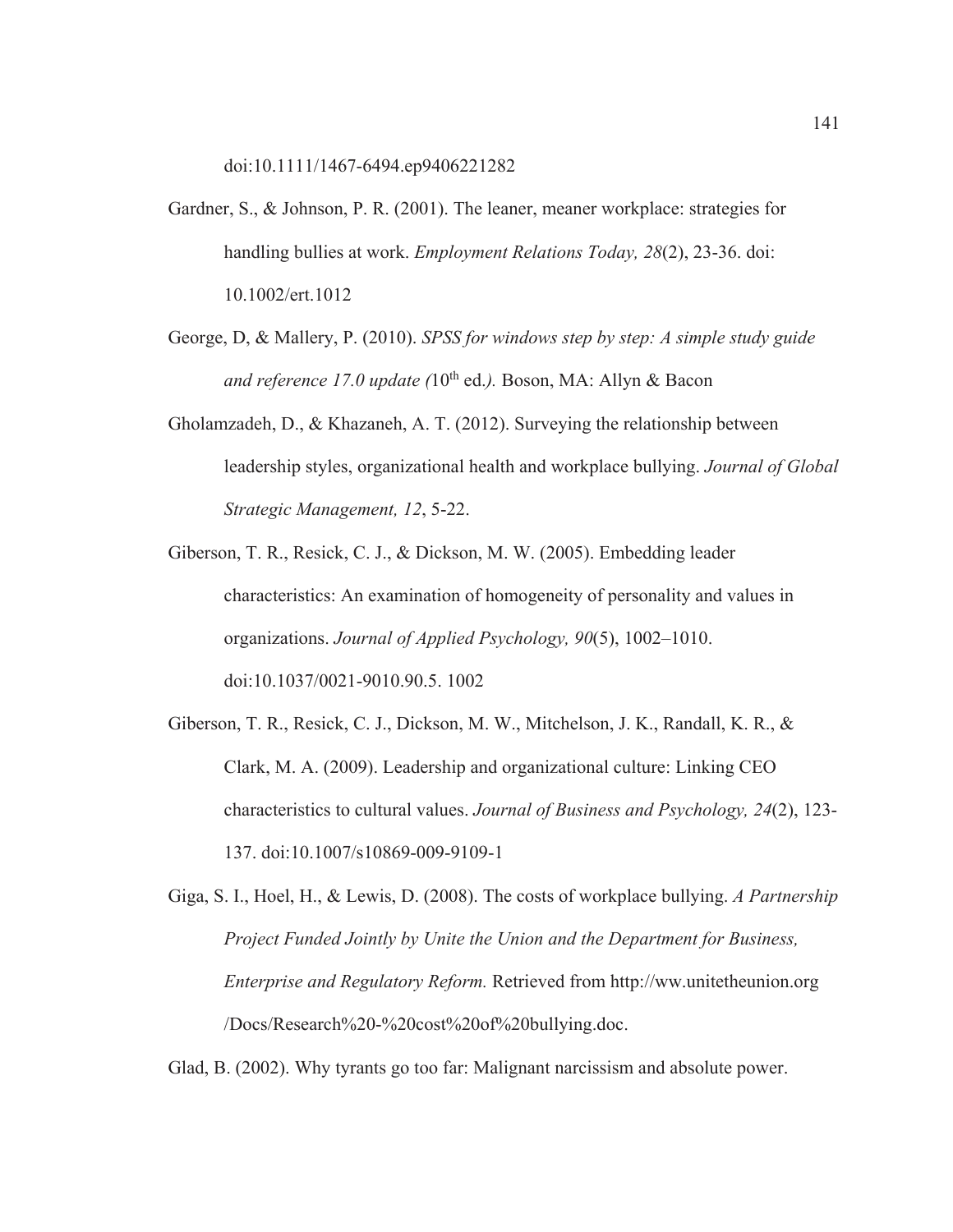doi:10.1111/1467-6494.ep9406221282

Gardner, S., & Johnson, P. R. (2001). The leaner, meaner workplace: strategies for handling bullies at work. *Employment Relations Today, 28*(2), 23-36. doi: 10.1002/ert.1012

George, D, & Mallery, P. (2010). *SPSS for windows step by step: A simple study guide and reference 17.0 update (*10th ed*.).* Boson, MA: Allyn & Bacon

Gholamzadeh, D., & Khazaneh, A. T. (2012). Surveying the relationship between leadership styles, organizational health and workplace bullying. *Journal of Global Strategic Management, 12*, 5-22.

Giberson, T. R., Resick, C. J., & Dickson, M. W. (2005). Embedding leader characteristics: An examination of homogeneity of personality and values in organizations. *Journal of Applied Psychology, 90*(5), 1002–1010. doi:10.1037/0021-9010.90.5. 1002

Giberson, T. R., Resick, C. J., Dickson, M. W., Mitchelson, J. K., Randall, K. R., & Clark, M. A. (2009). Leadership and organizational culture: Linking CEO characteristics to cultural values. *Journal of Business and Psychology, 24*(2), 123-137. doi:10.1007/s10869-009-9109-1

Giga, S. I., Hoel, H., & Lewis, D. (2008). The costs of workplace bullying. *A Partnership Project Funded Jointly by Unite the Union and the Department for Business, Enterprise and Regulatory Reform.* Retrieved from http://ww.unitetheunion.org /Docs/Research%20-%20cost%20of%20bullying.doc.

Glad, B. (2002). Why tyrants go too far: Malignant narcissism and absolute power.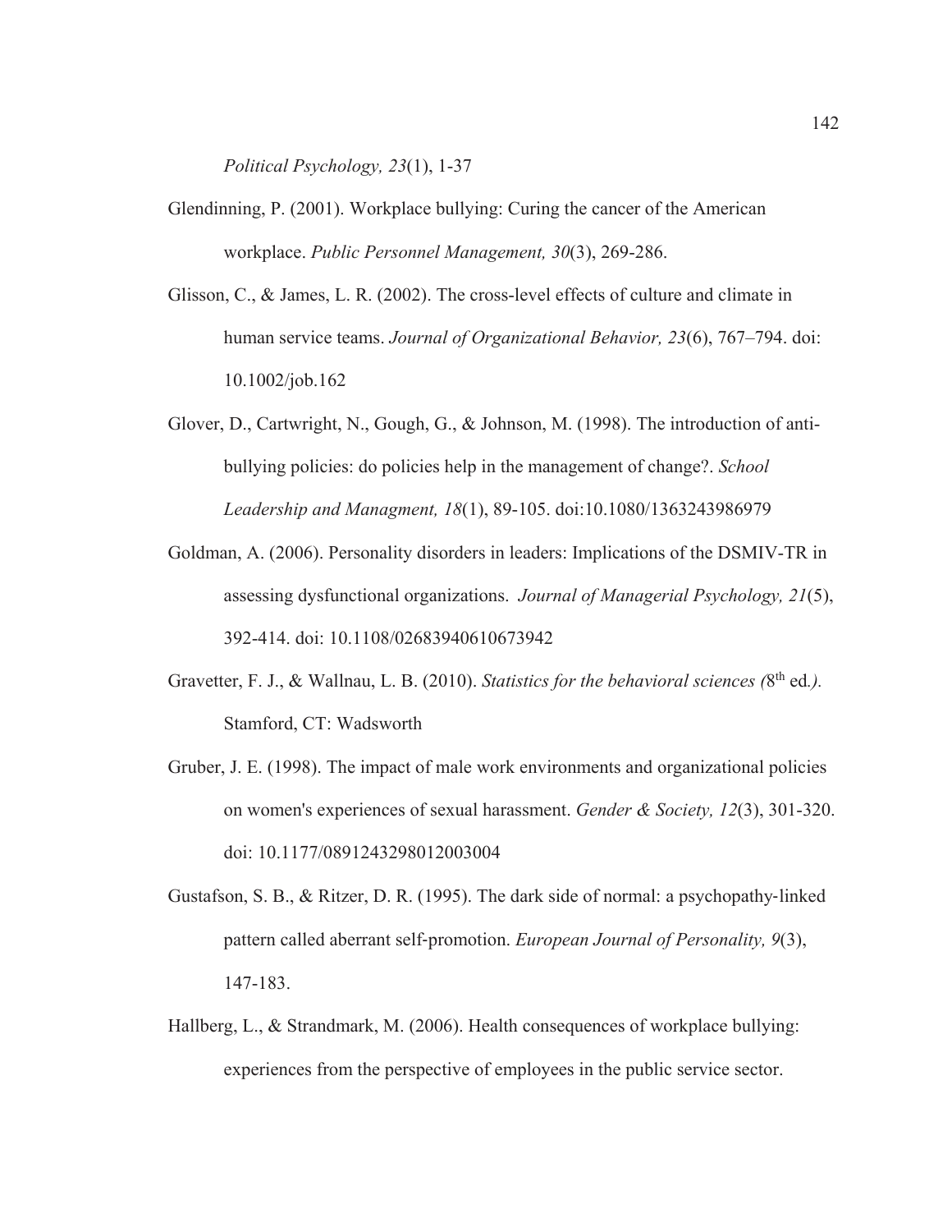*Political Psychology, 23*(1), 1-37

Glendinning, P. (2001). Workplace bullying: Curing the cancer of the American workplace. *Public Personnel Management, 30*(3), 269-286.

Glisson, C., & James, L. R. (2002). The cross-level effects of culture and climate in human service teams. *Journal of Organizational Behavior, 23*(6), 767–794. doi: 10.1002/job.162

Glover, D., Cartwright, N., Gough, G., & Johnson, M. (1998). The introduction of anti-bullying policies: do policies help in the management of change?. *School Leadership and Managment, 18*(1), 89-105. doi:10.1080/1363243986979

Goldman, A. (2006). Personality disorders in leaders: Implications of the DSMIV-TR in assessing dysfunctional organizations. *Journal of Managerial Psychology, 21*(5), 392-414. doi: 10.1108/02683940610673942

Gravetter, F. J., & Wallnau, L. B. (2010). *Statistics for the behavioral sciences (*8th ed*.).* Stamford, CT: Wadsworth

Gruber, J. E. (1998). The impact of male work environments and organizational policies on women's experiences of sexual harassment. *Gender & Society, 12*(3), 301-320. doi: 10.1177/0891243298012003004

Gustafson, S. B., & Ritzer, D. R. (1995). The dark side of normal: a psychopathy-linked pattern called aberrant self-promotion. *European Journal of Personality, 9*(3), 147-183.

Hallberg, L., & Strandmark, M. (2006). Health consequences of workplace bullying: experiences from the perspective of employees in the public service sector.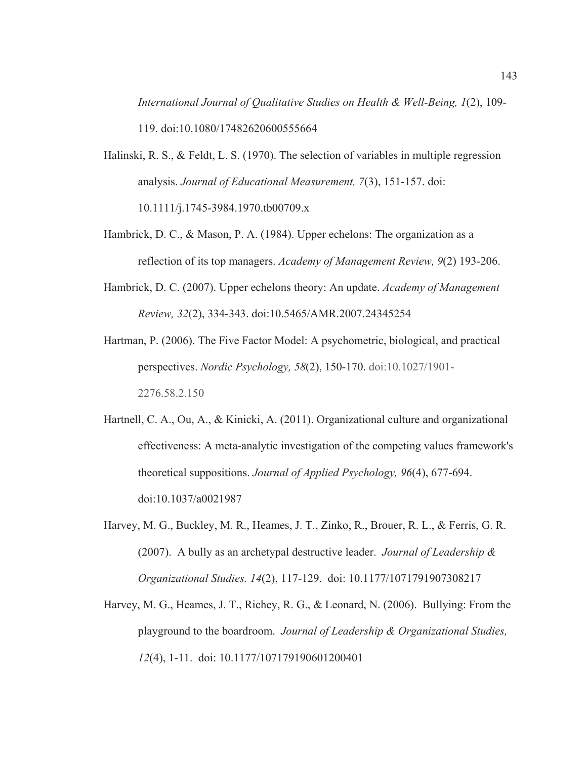*International Journal of Qualitative Studies on Health & Well-Being, 1*(2), 109-119. doi:10.1080/17482620600555664

Halinski, R. S., & Feldt, L. S. (1970). The selection of variables in multiple regression analysis. *Journal of Educational Measurement, 7*(3), 151-157. doi: 10.1111/j.1745-3984.1970.tb00709.x

Hambrick, D. C., & Mason, P. A. (1984). Upper echelons: The organization as a reflection of its top managers. *Academy of Management Review, 9*(2) 193-206.

Hambrick, D. C. (2007). Upper echelons theory: An update. *Academy of Management Review, 32*(2), 334-343. doi:10.5465/AMR.2007.24345254

Hartman, P. (2006). The Five Factor Model: A psychometric, biological, and practical perspectives. *Nordic Psychology, 58*(2), 150-170. doi:10.1027/1901-2276.58.2.150

Hartnell, C. A., Ou, A., & Kinicki, A. (2011). Organizational culture and organizational effectiveness: A meta-analytic investigation of the competing values framework's theoretical suppositions. *Journal of Applied Psychology, 96*(4), 677-694. doi:10.1037/a0021987

Harvey, M. G., Buckley, M. R., Heames, J. T., Zinko, R., Brouer, R. L., & Ferris, G. R. (2007). A bully as an archetypal destructive leader. *Journal of Leadership & Organizational Studies. 14*(2), 117-129. doi: 10.1177/1071791907308217

Harvey, M. G., Heames, J. T., Richey, R. G., & Leonard, N. (2006). Bullying: From the playground to the boardroom. *Journal of Leadership & Organizational Studies, 12*(4), 1-11. doi: 10.1177/107179190601200401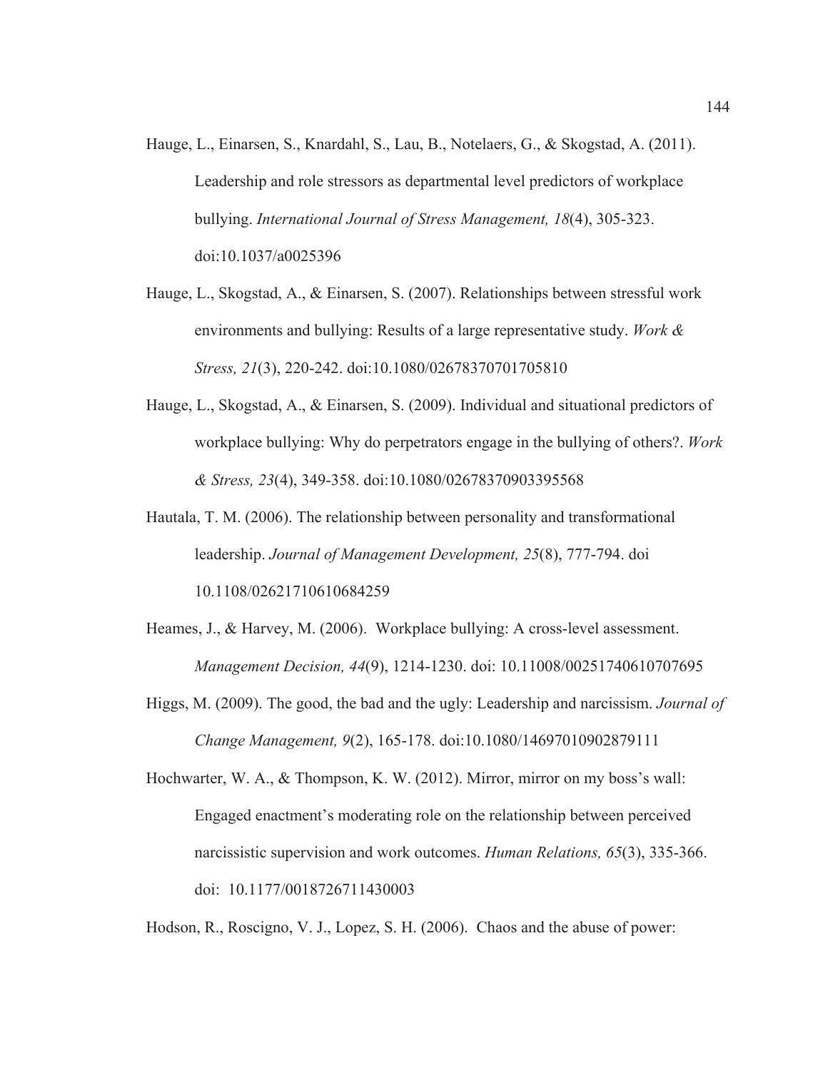Hauge, L., Einarsen, S., Knardahl, S., Lau, B., Notelaers, G., & Skogstad, A. (2011). Leadership and role stressors as departmental level predictors of workplace bullying. *International Journal of Stress Management, 18*(4), 305-323. doi:10.1037/a0025396

Hauge, L., Skogstad, A., & Einarsen, S. (2007). Relationships between stressful work environments and bullying: Results of a large representative study. *Work & Stress, 21*(3), 220-242. doi:10.1080/02678370701705810

Hauge, L., Skogstad, A., & Einarsen, S. (2009). Individual and situational predictors of workplace bullying: Why do perpetrators engage in the bullying of others?. *Work & Stress, 23*(4), 349-358. doi:10.1080/02678370903395568

Hautala, T. M. (2006). The relationship between personality and transformational leadership. *Journal of Management Development, 25*(8), 777-794. doi 10.1108/02621710610684259

Heames, J., & Harvey, M. (2006). Workplace bullying: A cross-level assessment. *Management Decision, 44*(9), 1214-1230. doi: 10.11008/00251740610707695

Higgs, M. (2009). The good, the bad and the ugly: Leadership and narcissism. *Journal of Change Management, 9*(2), 165-178. doi:10.1080/14697010902879111

Hochwarter, W. A., & Thompson, K. W. (2012). Mirror, mirror on my boss's wall: Engaged enactment's moderating role on the relationship between perceived narcissistic supervision and work outcomes. *Human Relations, 65*(3), 335-366. doi: 10.1177/0018726711430003

Hodson, R., Roscigno, V. J., Lopez, S. H. (2006). Chaos and the abuse of power: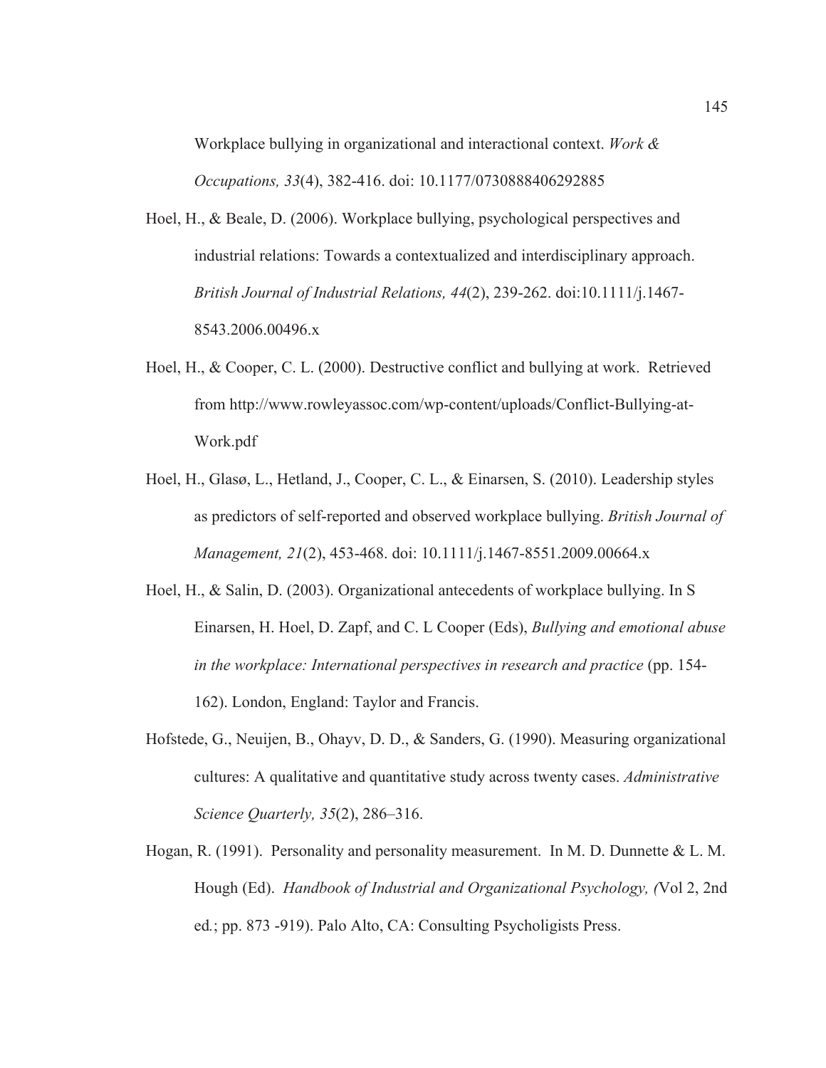Workplace bullying in organizational and interactional context. *Work & Occupations, 33*(4), 382-416. doi: 10.1177/0730888406292885

Hoel, H., & Beale, D. (2006). Workplace bullying, psychological perspectives and industrial relations: Towards a contextualized and interdisciplinary approach. *British Journal of Industrial Relations, 44*(2), 239-262. doi:10.1111/j.1467-8543.2006.00496.x

Hoel, H., & Cooper, C. L. (2000). Destructive conflict and bullying at work. Retrieved from http://www.rowleyassoc.com/wp-content/uploads/Conflict-Bullying-at-Work.pdf

Hoel, H., Glasø, L., Hetland, J., Cooper, C. L., & Einarsen, S. (2010). Leadership styles as predictors of self-reported and observed workplace bullying. *British Journal of Management, 21*(2), 453-468. doi: 10.1111/j.1467-8551.2009.00664.x

Hoel, H., & Salin, D. (2003). Organizational antecedents of workplace bullying. In S Einarsen, H. Hoel, D. Zapf, and C. L Cooper (Eds), *Bullying and emotional abuse in the workplace: International perspectives in research and practice* (pp. 154-162). London, England: Taylor and Francis.

Hofstede, G., Neuijen, B., Ohayv, D. D., & Sanders, G. (1990). Measuring organizational cultures: A qualitative and quantitative study across twenty cases. *Administrative Science Quarterly, 35*(2), 286–316.

Hogan, R. (1991). Personality and personality measurement. In M. D. Dunnette & L. M. Hough (Ed). *Handbook of Industrial and Organizational Psychology, (*Vol 2, 2nd ed.; pp. 873 -919). Palo Alto, CA: Consulting Psycholigists Press.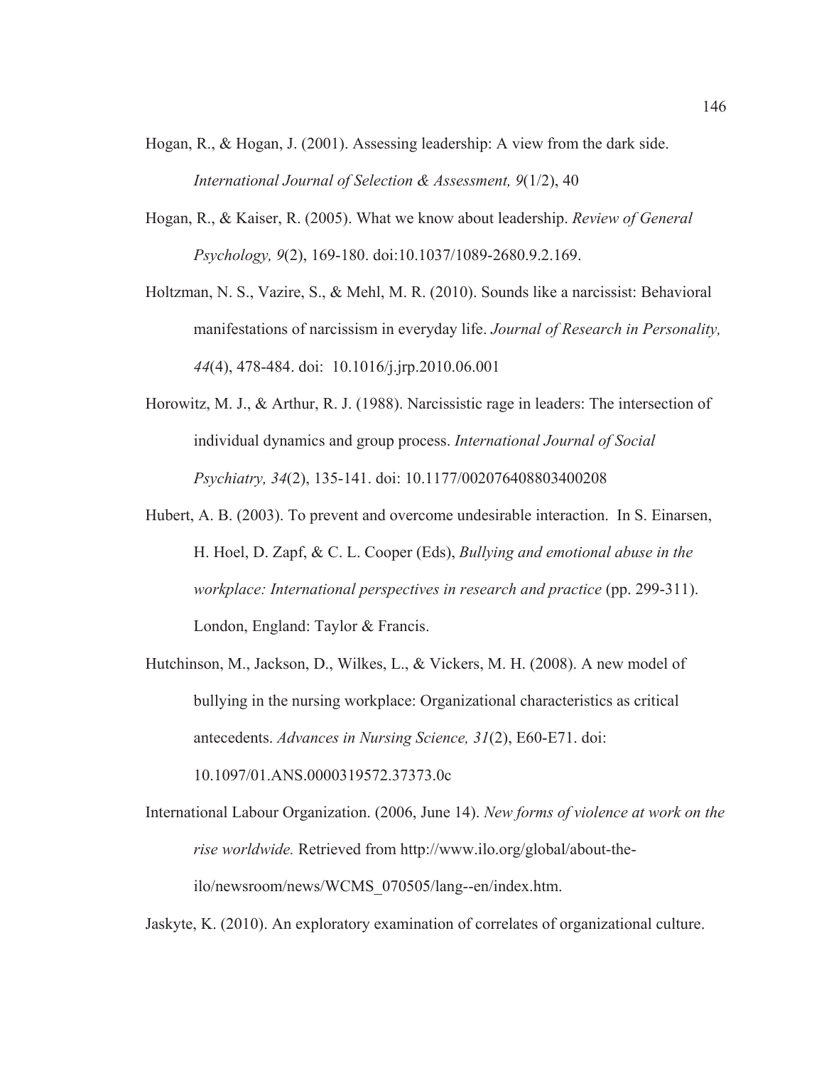Hogan, R., & Hogan, J. (2001). Assessing leadership: A view from the dark side. *International Journal of Selection & Assessment, 9*(1/2), 40

Hogan, R., & Kaiser, R. (2005). What we know about leadership. *Review of General Psychology, 9*(2), 169-180. doi:10.1037/1089-2680.9.2.169.

Holtzman, N. S., Vazire, S., & Mehl, M. R. (2010). Sounds like a narcissist: Behavioral manifestations of narcissism in everyday life. *Journal of Research in Personality, 44*(4), 478-484. doi: 10.1016/j.jrp.2010.06.001

Horowitz, M. J., & Arthur, R. J. (1988). Narcissistic rage in leaders: The intersection of individual dynamics and group process. *International Journal of Social Psychiatry, 34*(2), 135-141. doi: 10.1177/002076408803400208

Hubert, A. B. (2003). To prevent and overcome undesirable interaction. In S. Einarsen, H. Hoel, D. Zapf, & C. L. Cooper (Eds), *Bullying and emotional abuse in the workplace: International perspectives in research and practice* (pp. 299-311). London, England: Taylor & Francis.

Hutchinson, M., Jackson, D., Wilkes, L., & Vickers, M. H. (2008). A new model of bullying in the nursing workplace: Organizational characteristics as critical antecedents. *Advances in Nursing Science, 31*(2), E60-E71. doi: 10.1097/01.ANS.0000319572.37373.0c

International Labour Organization. (2006, June 14). *New forms of violence at work on the rise worldwide.* Retrieved from http://www.ilo.org/global/about-the-ilo/newsroom/news/WCMS_070505/lang--en/index.htm.

Jaskyte, K. (2010). An exploratory examination of correlates of organizational culture.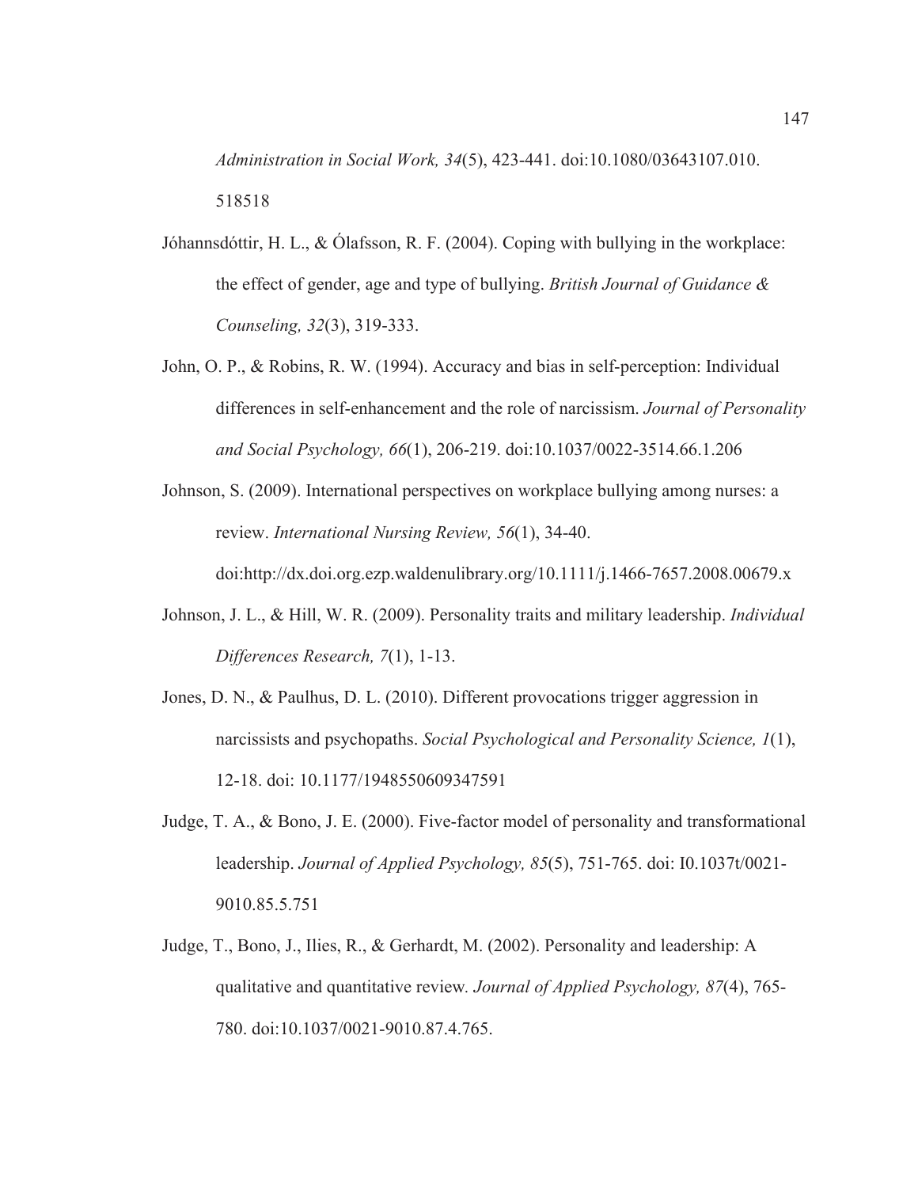*Administration in Social Work, 34*(5), 423-441. doi:10.1080/03643107.010. 518518

Jóhannsdóttir, H. L., & Ólafsson, R. F. (2004). Coping with bullying in the workplace: the effect of gender, age and type of bullying. *British Journal of Guidance & Counseling, 32*(3), 319-333.

John, O. P., & Robins, R. W. (1994). Accuracy and bias in self-perception: Individual differences in self-enhancement and the role of narcissism. *Journal of Personality and Social Psychology, 66*(1), 206-219. doi:10.1037/0022-3514.66.1.206

Johnson, S. (2009). International perspectives on workplace bullying among nurses: a review. *International Nursing Review, 56*(1), 34-40. doi:http://dx.doi.org.ezp.waldenulibrary.org/10.1111/j.1466-7657.2008.00679.x

Johnson, J. L., & Hill, W. R. (2009). Personality traits and military leadership. *Individual Differences Research, 7*(1), 1-13.

Jones, D. N., & Paulhus, D. L. (2010). Different provocations trigger aggression in narcissists and psychopaths. *Social Psychological and Personality Science, 1*(1), 12-18. doi: 10.1177/1948550609347591

Judge, T. A., & Bono, J. E. (2000). Five-factor model of personality and transformational leadership. *Journal of Applied Psychology, 85*(5), 751-765. doi: I0.1037t/0021-9010.85.5.751

Judge, T., Bono, J., Ilies, R., & Gerhardt, M. (2002). Personality and leadership: A qualitative and quantitative review. *Journal of Applied Psychology, 87*(4), 765-780. doi:10.1037/0021-9010.87.4.765.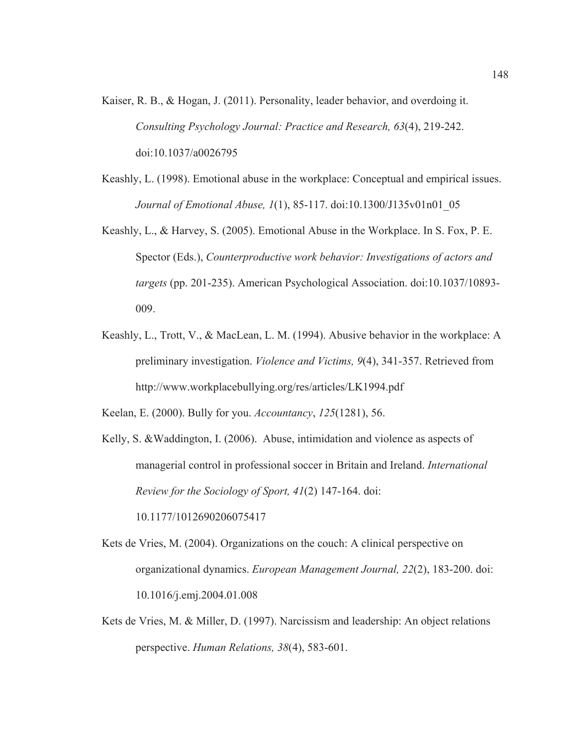Kaiser, R. B., & Hogan, J. (2011). Personality, leader behavior, and overdoing it. *Consulting Psychology Journal: Practice and Research, 63*(4), 219-242. doi:10.1037/a0026795

Keashly, L. (1998). Emotional abuse in the workplace: Conceptual and empirical issues. *Journal of Emotional Abuse, 1*(1), 85-117. doi:10.1300/J135v01n01_05

Keashly, L., & Harvey, S. (2005). Emotional Abuse in the Workplace. In S. Fox, P. E. Spector (Eds.), *Counterproductive work behavior: Investigations of actors and targets* (pp. 201-235). American Psychological Association. doi:10.1037/10893-009.

Keashly, L., Trott, V., & MacLean, L. M. (1994). Abusive behavior in the workplace: A preliminary investigation. *Violence and Victims, 9*(4), 341-357. Retrieved from http://www.workplacebullying.org/res/articles/LK1994.pdf

Keelan, E. (2000). Bully for you. *Accountancy*, *125*(1281), 56.

Kelly, S. &Waddington, I. (2006). Abuse, intimidation and violence as aspects of managerial control in professional soccer in Britain and Ireland. *International Review for the Sociology of Sport, 41*(2) 147-164. doi: 10.1177/1012690206075417

Kets de Vries, M. (2004). Organizations on the couch: A clinical perspective on organizational dynamics. *European Management Journal, 22*(2), 183-200. doi: 10.1016/j.emj.2004.01.008

Kets de Vries, M. & Miller, D. (1997). Narcissism and leadership: An object relations perspective. *Human Relations, 38*(4), 583-601.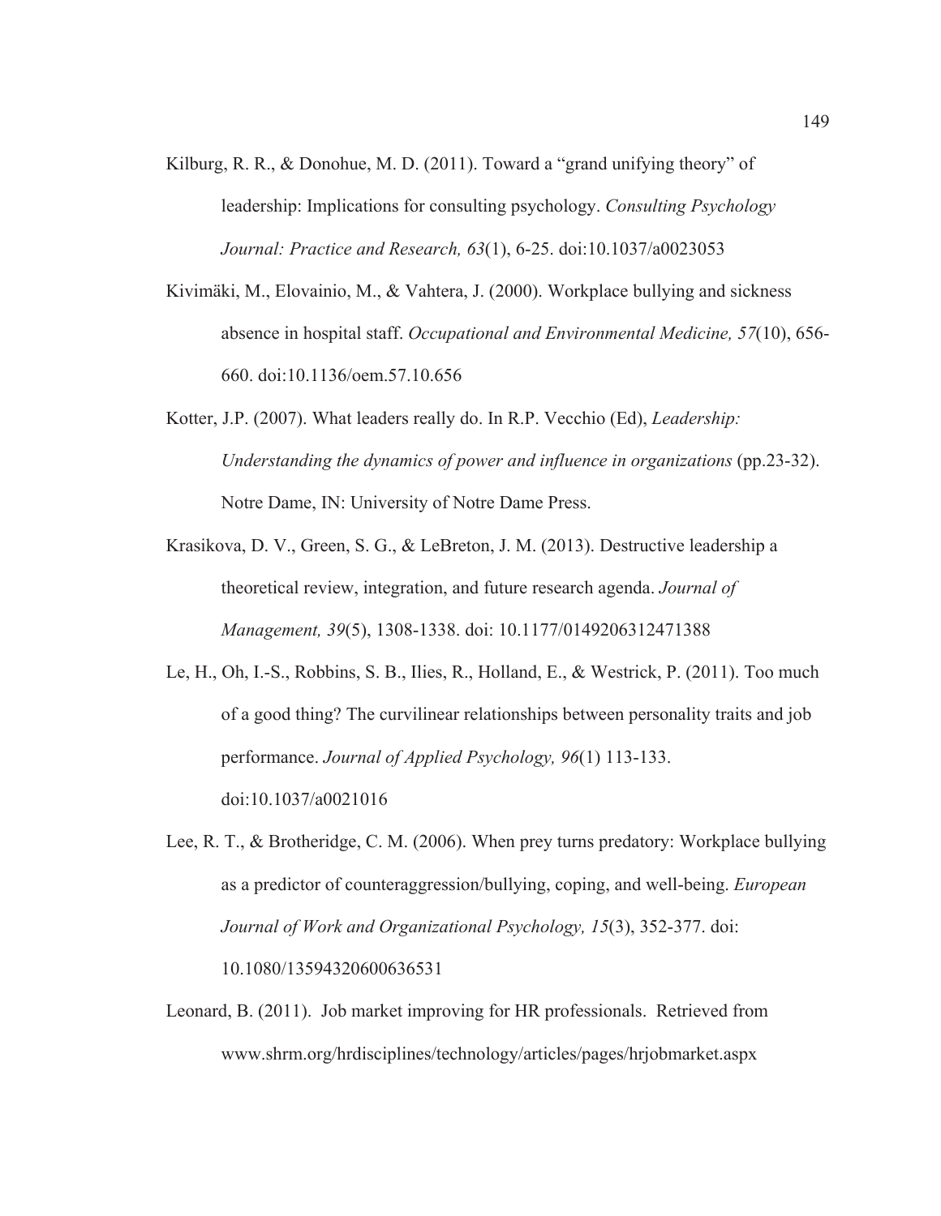Kilburg, R. R., & Donohue, M. D. (2011). Toward a "grand unifying theory" of leadership: Implications for consulting psychology. *Consulting Psychology Journal: Practice and Research, 63*(1), 6-25. doi:10.1037/a0023053

Kivimäki, M., Elovainio, M., & Vahtera, J. (2000). Workplace bullying and sickness absence in hospital staff. *Occupational and Environmental Medicine, 57*(10), 656-660. doi:10.1136/oem.57.10.656

Kotter, J.P. (2007). What leaders really do. In R.P. Vecchio (Ed), *Leadership: Understanding the dynamics of power and influence in organizations* (pp.23-32). Notre Dame, IN: University of Notre Dame Press.

Krasikova, D. V., Green, S. G., & LeBreton, J. M. (2013). Destructive leadership a theoretical review, integration, and future research agenda. *Journal of Management, 39*(5), 1308-1338. doi: 10.1177/0149206312471388

Le, H., Oh, I.-S., Robbins, S. B., Ilies, R., Holland, E., & Westrick, P. (2011). Too much of a good thing? The curvilinear relationships between personality traits and job performance. *Journal of Applied Psychology, 96*(1) 113-133. doi:10.1037/a0021016

Lee, R. T., & Brotheridge, C. M. (2006). When prey turns predatory: Workplace bullying as a predictor of counteraggression/bullying, coping, and well-being. *European Journal of Work and Organizational Psychology, 15*(3), 352-377. doi: 10.1080/13594320600636531

Leonard, B. (2011). Job market improving for HR professionals. Retrieved from www.shrm.org/hrdisciplines/technology/articles/pages/hrjobmarket.aspx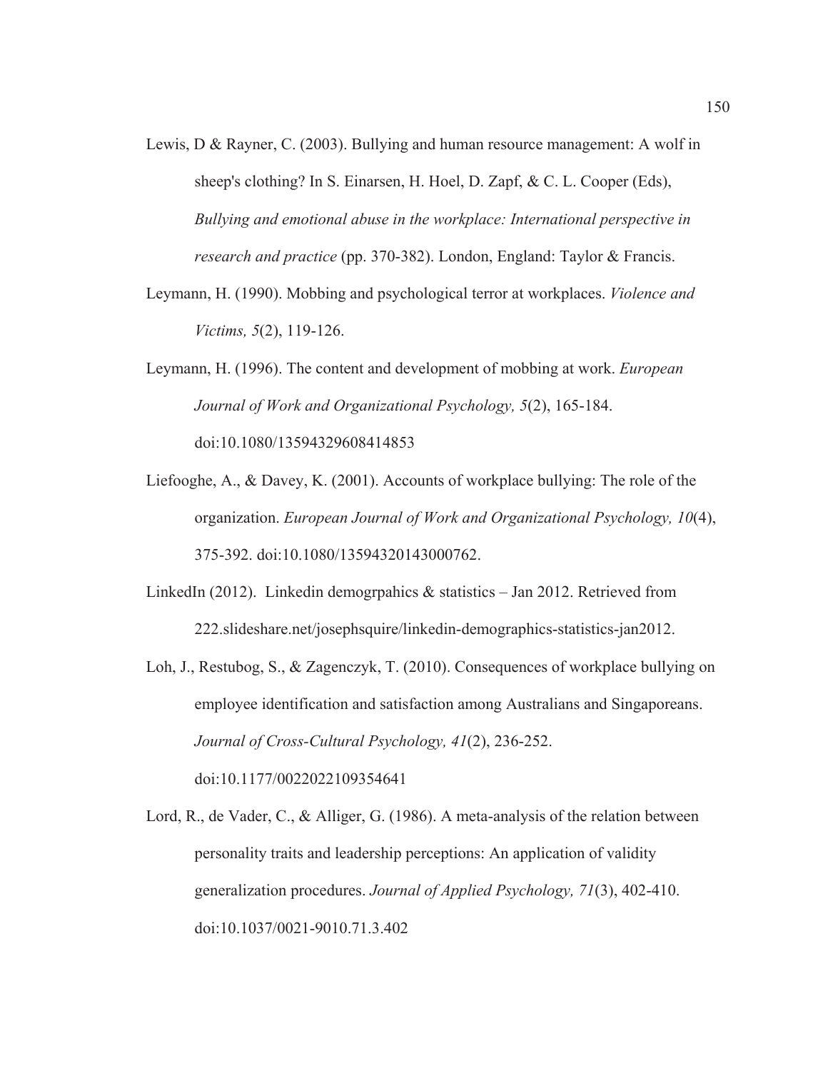Lewis, D & Rayner, C. (2003). Bullying and human resource management: A wolf in sheep's clothing? In S. Einarsen, H. Hoel, D. Zapf, & C. L. Cooper (Eds), *Bullying and emotional abuse in the workplace: International perspective in research and practice* (pp. 370-382). London, England: Taylor & Francis.

Leymann, H. (1990). Mobbing and psychological terror at workplaces. *Violence and Victims, 5*(2), 119-126.

Leymann, H. (1996). The content and development of mobbing at work. *European Journal of Work and Organizational Psychology, 5*(2), 165-184. doi:10.1080/13594329608414853

Liefooghe, A., & Davey, K. (2001). Accounts of workplace bullying: The role of the organization. *European Journal of Work and Organizational Psychology, 10*(4), 375-392. doi:10.1080/13594320143000762.

LinkedIn (2012). Linkedin demogrpahics & statistics – Jan 2012. Retrieved from 222.slideshare.net/josephsquire/linkedin-demographics-statistics-jan2012.

Loh, J., Restubog, S., & Zagenczyk, T. (2010). Consequences of workplace bullying on employee identification and satisfaction among Australians and Singaporeans. *Journal of Cross-Cultural Psychology, 41*(2), 236-252. doi:10.1177/0022022109354641

Lord, R., de Vader, C., & Alliger, G. (1986). A meta-analysis of the relation between personality traits and leadership perceptions: An application of validity generalization procedures. *Journal of Applied Psychology, 71*(3), 402-410. doi:10.1037/0021-9010.71.3.402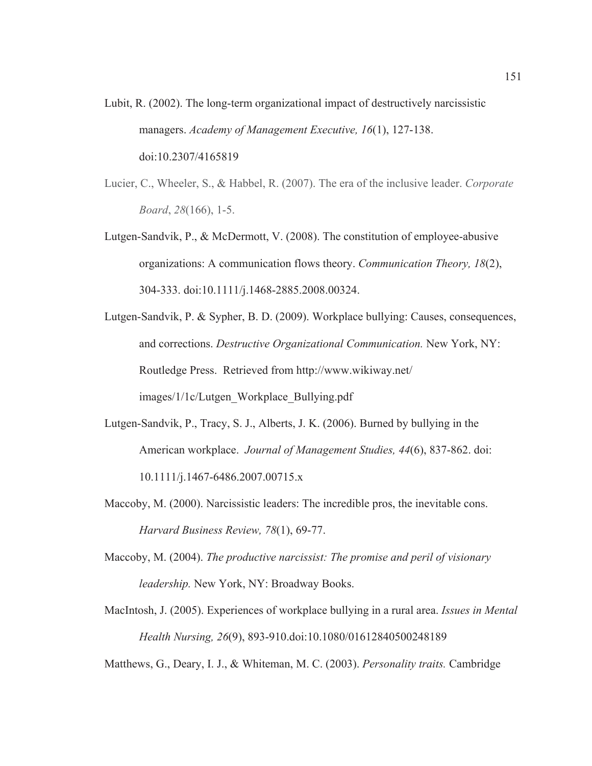Lubit, R. (2002). The long-term organizational impact of destructively narcissistic managers. *Academy of Management Executive, 16*(1), 127-138. doi:10.2307/4165819

Lucier, C., Wheeler, S., & Habbel, R. (2007). The era of the inclusive leader. *Corporate Board*, *28*(166), 1-5.

Lutgen-Sandvik, P., & McDermott, V. (2008). The constitution of employee-abusive organizations: A communication flows theory. *Communication Theory, 18*(2), 304-333. doi:10.1111/j.1468-2885.2008.00324.

Lutgen-Sandvik, P. & Sypher, B. D. (2009). Workplace bullying: Causes, consequences, and corrections. *Destructive Organizational Communication.* New York, NY: Routledge Press. Retrieved from http://www.wikiway.net/images/1/1c/Lutgen_Workplace_Bullying.pdf

Lutgen-Sandvik, P., Tracy, S. J., Alberts, J. K. (2006). Burned by bullying in the American workplace. *Journal of Management Studies, 44*(6), 837-862. doi: 10.1111/j.1467-6486.2007.00715.x

Maccoby, M. (2000). Narcissistic leaders: The incredible pros, the inevitable cons. *Harvard Business Review, 78*(1), 69-77.

Maccoby, M. (2004). *The productive narcissist: The promise and peril of visionary leadership.* New York, NY: Broadway Books.

MacIntosh, J. (2005). Experiences of workplace bullying in a rural area. *Issues in Mental Health Nursing, 26*(9), 893-910.doi:10.1080/01612840500248189

Matthews, G., Deary, I. J., & Whiteman, M. C. (2003). *Personality traits.* Cambridge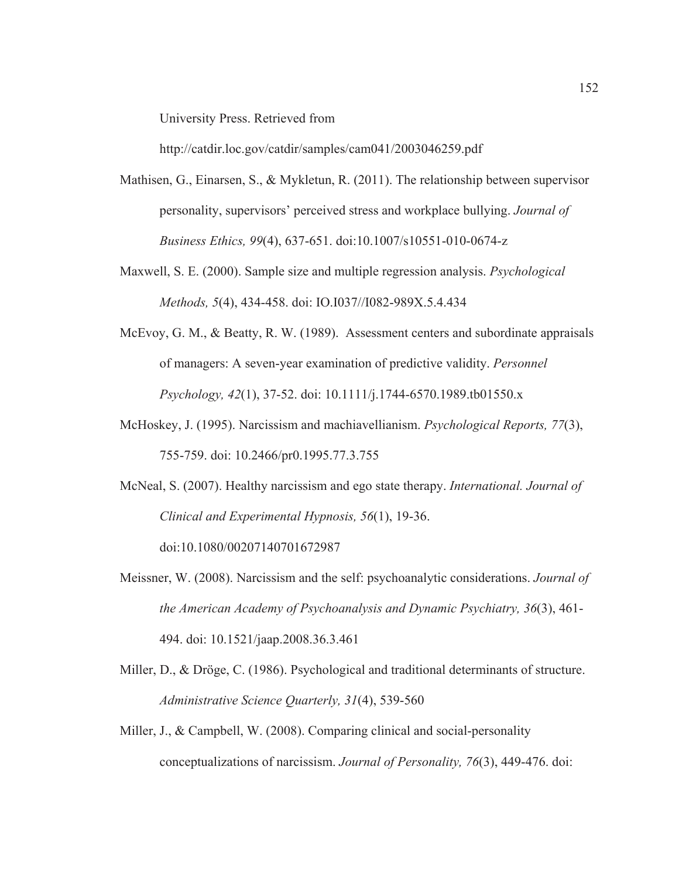University Press. Retrieved from http://catdir.loc.gov/catdir/samples/cam041/2003046259.pdf

Mathisen, G., Einarsen, S., & Mykletun, R. (2011). The relationship between supervisor personality, supervisors' perceived stress and workplace bullying. *Journal of Business Ethics, 99*(4), 637-651. doi:10.1007/s10551-010-0674-z

Maxwell, S. E. (2000). Sample size and multiple regression analysis. *Psychological Methods, 5*(4), 434-458. doi: IO.I037//I082-989X.5.4.434

McEvoy, G. M., & Beatty, R. W. (1989). Assessment centers and subordinate appraisals of managers: A seven-year examination of predictive validity. *Personnel Psychology, 42*(1), 37-52. doi: 10.1111/j.1744-6570.1989.tb01550.x

McHoskey, J. (1995). Narcissism and machiavellianism. *Psychological Reports, 77*(3), 755-759. doi: 10.2466/pr0.1995.77.3.755

McNeal, S. (2007). Healthy narcissism and ego state therapy. *International. Journal of Clinical and Experimental Hypnosis, 56*(1), 19-36. doi:10.1080/00207140701672987

Meissner, W. (2008). Narcissism and the self: psychoanalytic considerations. *Journal of the American Academy of Psychoanalysis and Dynamic Psychiatry, 36*(3), 461-494. doi: 10.1521/jaap.2008.36.3.461

Miller, D., & Dröge, C. (1986). Psychological and traditional determinants of structure. *Administrative Science Quarterly, 31*(4), 539-560

Miller, J., & Campbell, W. (2008). Comparing clinical and social-personality conceptualizations of narcissism. *Journal of Personality, 76*(3), 449-476. doi: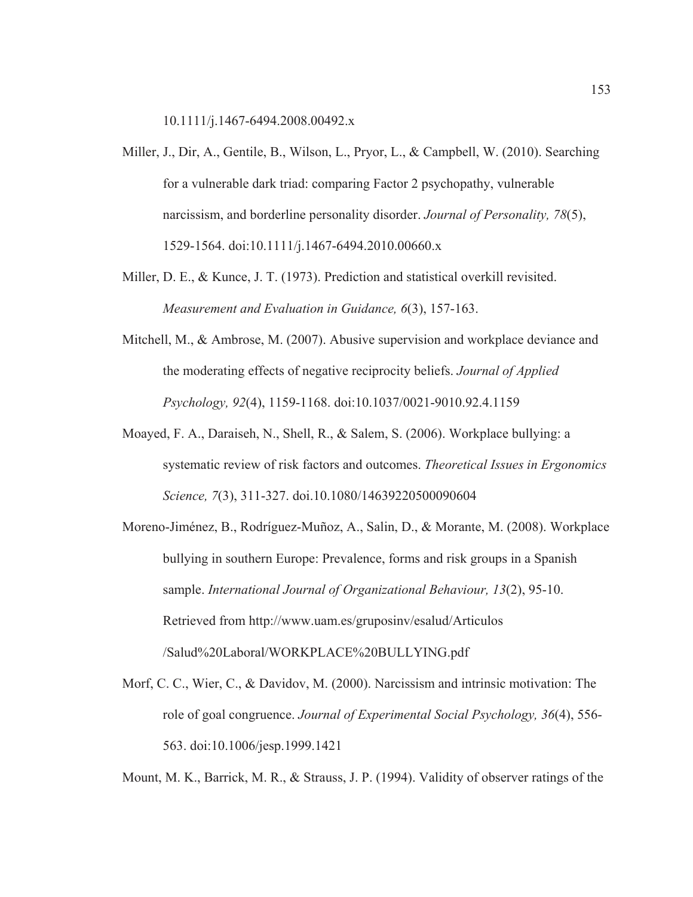10.1111/j.1467-6494.2008.00492.x

Miller, J., Dir, A., Gentile, B., Wilson, L., Pryor, L., & Campbell, W. (2010). Searching for a vulnerable dark triad: comparing Factor 2 psychopathy, vulnerable narcissism, and borderline personality disorder. *Journal of Personality, 78*(5), 1529-1564. doi:10.1111/j.1467-6494.2010.00660.x

Miller, D. E., & Kunce, J. T. (1973). Prediction and statistical overkill revisited. *Measurement and Evaluation in Guidance, 6*(3), 157-163.

Mitchell, M., & Ambrose, M. (2007). Abusive supervision and workplace deviance and the moderating effects of negative reciprocity beliefs. *Journal of Applied Psychology, 92*(4), 1159-1168. doi:10.1037/0021-9010.92.4.1159

Moayed, F. A., Daraiseh, N., Shell, R., & Salem, S. (2006). Workplace bullying: a systematic review of risk factors and outcomes. *Theoretical Issues in Ergonomics Science, 7*(3), 311-327. doi.10.1080/14639220500090604

Moreno-Jiménez, B., Rodríguez-Muñoz, A., Salin, D., & Morante, M. (2008). Workplace bullying in southern Europe: Prevalence, forms and risk groups in a Spanish sample. *International Journal of Organizational Behaviour, 13*(2), 95-10. Retrieved from http://www.uam.es/gruposinv/esalud/Articulos /Salud%20Laboral/WORKPLACE%20BULLYING.pdf

Morf, C. C., Wier, C., & Davidov, M. (2000). Narcissism and intrinsic motivation: The role of goal congruence. *Journal of Experimental Social Psychology, 36*(4), 556-563. doi:10.1006/jesp.1999.1421

Mount, M. K., Barrick, M. R., & Strauss, J. P. (1994). Validity of observer ratings of the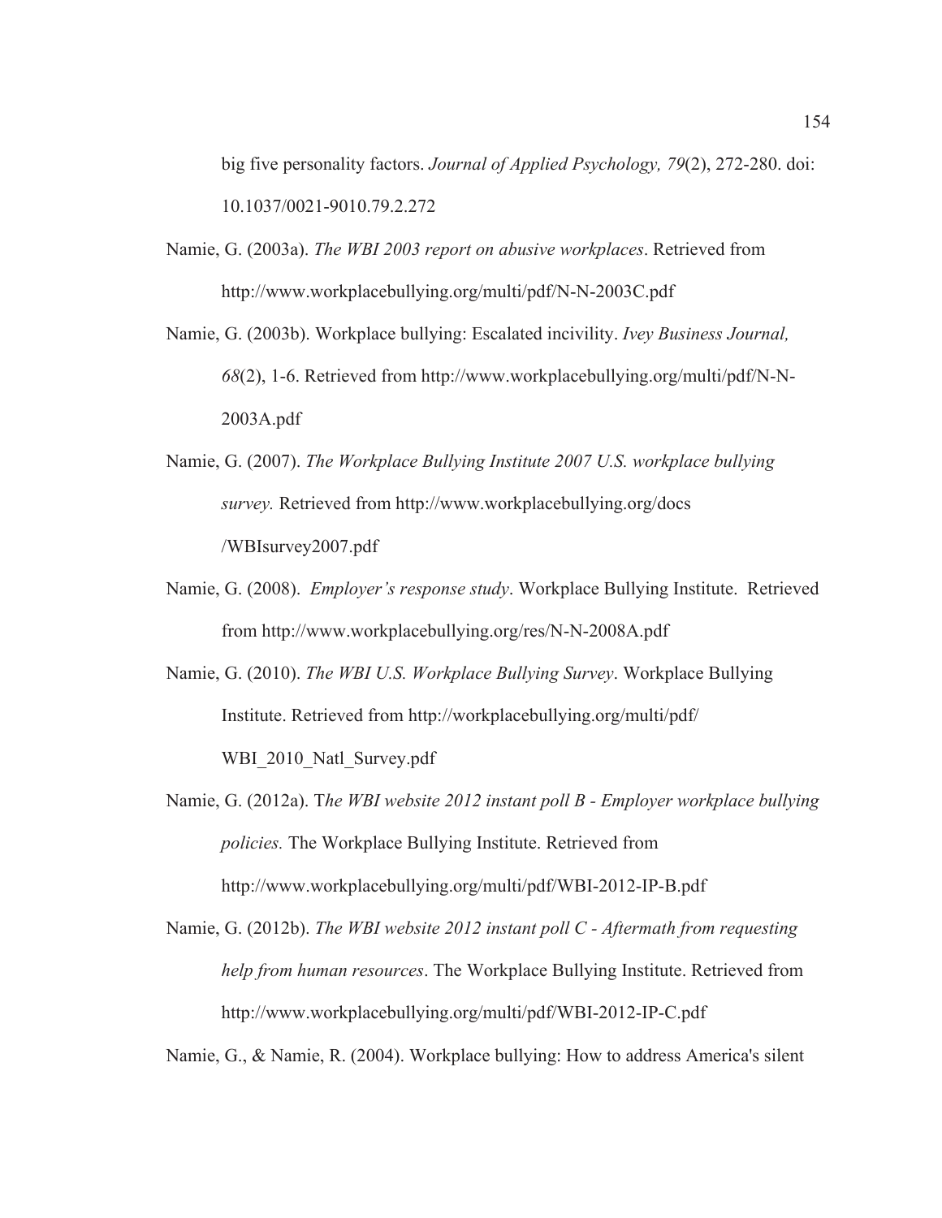big five personality factors. *Journal of Applied Psychology, 79*(2), 272-280. doi: 10.1037/0021-9010.79.2.272

Namie, G. (2003a). *The WBI 2003 report on abusive workplaces*. Retrieved from http://www.workplacebullying.org/multi/pdf/N-N-2003C.pdf

Namie, G. (2003b). Workplace bullying: Escalated incivility. *Ivey Business Journal, 68*(2), 1-6. Retrieved from http://www.workplacebullying.org/multi/pdf/N-N-2003A.pdf

Namie, G. (2007). *The Workplace Bullying Institute 2007 U.S. workplace bullying survey.* Retrieved from http://www.workplacebullying.org/docs /WBIsurvey2007.pdf

Namie, G. (2008). *Employer's response study*. Workplace Bullying Institute. Retrieved from http://www.workplacebullying.org/res/N-N-2008A.pdf

Namie, G. (2010). *The WBI U.S. Workplace Bullying Survey*. Workplace Bullying Institute. Retrieved from http://workplacebullying.org/multi/pdf/ WBI_2010_Natl_Survey.pdf

Namie, G. (2012a). T*he WBI website 2012 instant poll B - Employer workplace bullying policies.* The Workplace Bullying Institute. Retrieved from http://www.workplacebullying.org/multi/pdf/WBI-2012-IP-B.pdf

Namie, G. (2012b). *The WBI website 2012 instant poll C - Aftermath from requesting help from human resources*. The Workplace Bullying Institute. Retrieved from http://www.workplacebullying.org/multi/pdf/WBI-2012-IP-C.pdf

Namie, G., & Namie, R. (2004). Workplace bullying: How to address America's silent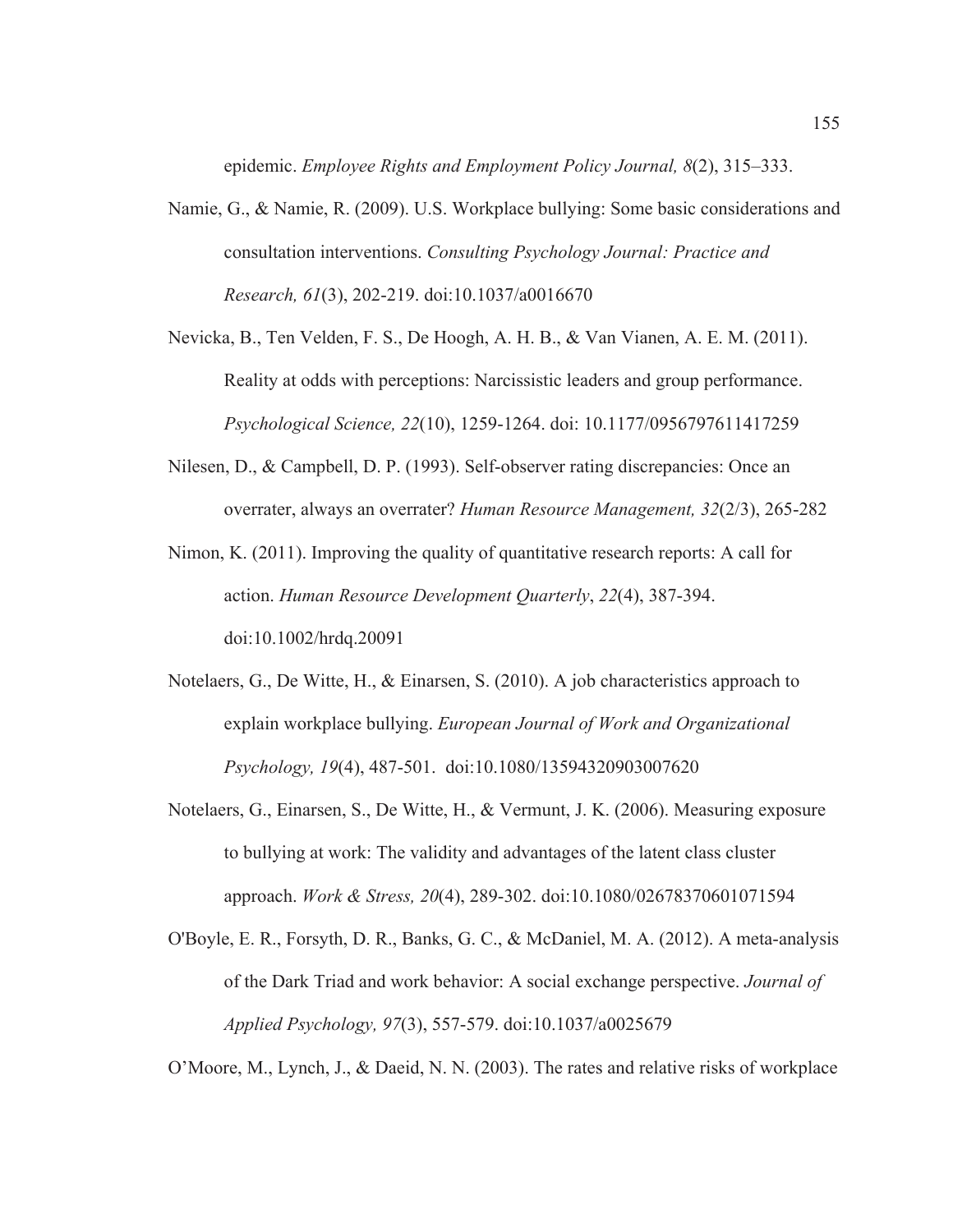epidemic. *Employee Rights and Employment Policy Journal, 8*(2), 315–333.

Namie, G., & Namie, R. (2009). U.S. Workplace bullying: Some basic considerations and consultation interventions. *Consulting Psychology Journal: Practice and Research, 61*(3), 202-219. doi:10.1037/a0016670

Nevicka, B., Ten Velden, F. S., De Hoogh, A. H. B., & Van Vianen, A. E. M. (2011). Reality at odds with perceptions: Narcissistic leaders and group performance. *Psychological Science, 22*(10), 1259-1264. doi: 10.1177/0956797611417259

Nilesen, D., & Campbell, D. P. (1993). Self-observer rating discrepancies: Once an overrater, always an overrater? *Human Resource Management, 32*(2/3), 265-282

Nimon, K. (2011). Improving the quality of quantitative research reports: A call for action. *Human Resource Development Quarterly*, *22*(4), 387-394. doi:10.1002/hrdq.20091

Notelaers, G., De Witte, H., & Einarsen, S. (2010). A job characteristics approach to explain workplace bullying. *European Journal of Work and Organizational Psychology, 19*(4), 487-501. doi:10.1080/13594320903007620

Notelaers, G., Einarsen, S., De Witte, H., & Vermunt, J. K. (2006). Measuring exposure to bullying at work: The validity and advantages of the latent class cluster approach. *Work & Stress, 20*(4), 289-302. doi:10.1080/02678370601071594

O'Boyle, E. R., Forsyth, D. R., Banks, G. C., & McDaniel, M. A. (2012). A meta-analysis of the Dark Triad and work behavior: A social exchange perspective. *Journal of Applied Psychology, 97*(3), 557-579. doi:10.1037/a0025679

O'Moore, M., Lynch, J., & Daeid, N. N. (2003). The rates and relative risks of workplace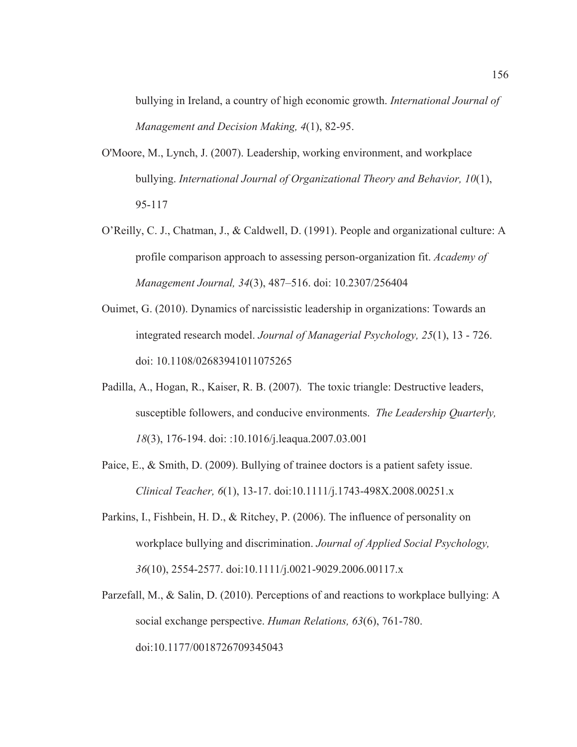bullying in Ireland, a country of high economic growth. *International Journal of Management and Decision Making, 4*(1), 82-95.

O'Moore, M., Lynch, J. (2007). Leadership, working environment, and workplace bullying. *International Journal of Organizational Theory and Behavior, 10*(1), 95-117

O'Reilly, C. J., Chatman, J., & Caldwell, D. (1991). People and organizational culture: A profile comparison approach to assessing person-organization fit. *Academy of Management Journal, 34*(3), 487–516. doi: 10.2307/256404

Ouimet, G. (2010). Dynamics of narcissistic leadership in organizations: Towards an integrated research model. *Journal of Managerial Psychology, 25*(1), 13 - 726. doi: 10.1108/02683941011075265

Padilla, A., Hogan, R., Kaiser, R. B. (2007). The toxic triangle: Destructive leaders, susceptible followers, and conducive environments. *The Leadership Quarterly, 18*(3), 176-194. doi: :10.1016/j.leaqua.2007.03.001

Paice, E., & Smith, D. (2009). Bullying of trainee doctors is a patient safety issue. *Clinical Teacher, 6*(1), 13-17. doi:10.1111/j.1743-498X.2008.00251.x

Parkins, I., Fishbein, H. D., & Ritchey, P. (2006). The influence of personality on workplace bullying and discrimination. *Journal of Applied Social Psychology, 36*(10), 2554-2577. doi:10.1111/j.0021-9029.2006.00117.x

Parzefall, M., & Salin, D. (2010). Perceptions of and reactions to workplace bullying: A social exchange perspective. *Human Relations, 63*(6), 761-780. doi:10.1177/0018726709345043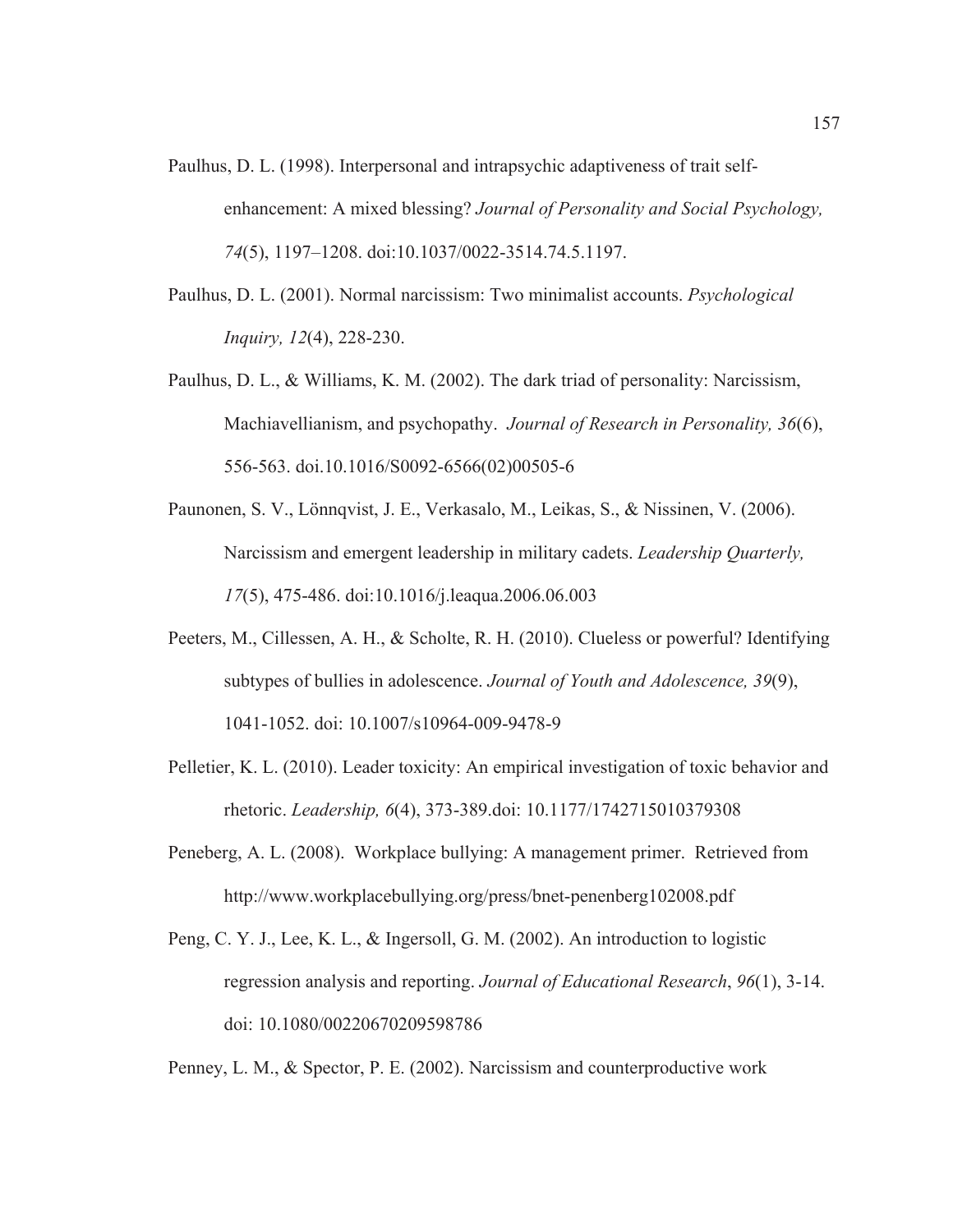Paulhus, D. L. (1998). Interpersonal and intrapsychic adaptiveness of trait self-enhancement: A mixed blessing? *Journal of Personality and Social Psychology, 74*(5), 1197–1208. doi:10.1037/0022-3514.74.5.1197.

Paulhus, D. L. (2001). Normal narcissism: Two minimalist accounts. *Psychological Inquiry, 12*(4), 228-230.

Paulhus, D. L., & Williams, K. M. (2002). The dark triad of personality: Narcissism, Machiavellianism, and psychopathy. *Journal of Research in Personality, 36*(6), 556-563. doi.10.1016/S0092-6566(02)00505-6

Paunonen, S. V., Lönnqvist, J. E., Verkasalo, M., Leikas, S., & Nissinen, V. (2006). Narcissism and emergent leadership in military cadets. *Leadership Quarterly, 17*(5), 475-486. doi:10.1016/j.leaqua.2006.06.003

Peeters, M., Cillessen, A. H., & Scholte, R. H. (2010). Clueless or powerful? Identifying subtypes of bullies in adolescence. *Journal of Youth and Adolescence, 39*(9), 1041-1052. doi: 10.1007/s10964-009-9478-9

Pelletier, K. L. (2010). Leader toxicity: An empirical investigation of toxic behavior and rhetoric. *Leadership, 6*(4), 373-389.doi: 10.1177/1742715010379308

Peneberg, A. L. (2008). Workplace bullying: A management primer. Retrieved from http://www.workplacebullying.org/press/bnet-penenberg102008.pdf

Peng, C. Y. J., Lee, K. L., & Ingersoll, G. M. (2002). An introduction to logistic regression analysis and reporting. *Journal of Educational Research*, *96*(1), 3-14. doi: 10.1080/00220670209598786

Penney, L. M., & Spector, P. E. (2002). Narcissism and counterproductive work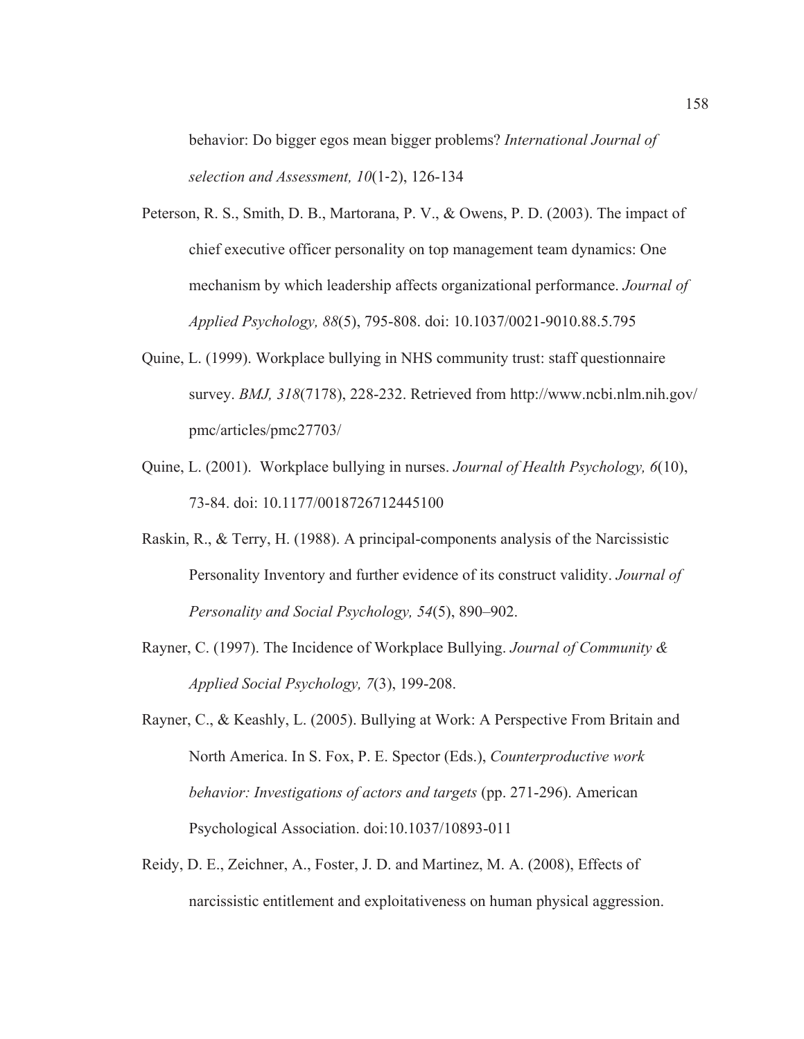behavior: Do bigger egos mean bigger problems? *International Journal of selection and Assessment, 10*(1-2), 126-134

Peterson, R. S., Smith, D. B., Martorana, P. V., & Owens, P. D. (2003). The impact of chief executive officer personality on top management team dynamics: One mechanism by which leadership affects organizational performance. *Journal of Applied Psychology, 88*(5), 795-808. doi: 10.1037/0021-9010.88.5.795

Quine, L. (1999). Workplace bullying in NHS community trust: staff questionnaire survey. *BMJ, 318*(7178), 228-232. Retrieved from http://www.ncbi.nlm.nih.gov/pmc/articles/pmc27703/

Quine, L. (2001). Workplace bullying in nurses. *Journal of Health Psychology, 6*(10), 73-84. doi: 10.1177/0018726712445100

Raskin, R., & Terry, H. (1988). A principal-components analysis of the Narcissistic Personality Inventory and further evidence of its construct validity. *Journal of Personality and Social Psychology, 54*(5), 890–902.

Rayner, C. (1997). The Incidence of Workplace Bullying. *Journal of Community & Applied Social Psychology, 7*(3), 199-208.

Rayner, C., & Keashly, L. (2005). Bullying at Work: A Perspective From Britain and North America. In S. Fox, P. E. Spector (Eds.), *Counterproductive work behavior: Investigations of actors and targets* (pp. 271-296). American Psychological Association. doi:10.1037/10893-011

Reidy, D. E., Zeichner, A., Foster, J. D. and Martinez, M. A. (2008), Effects of narcissistic entitlement and exploitativeness on human physical aggression.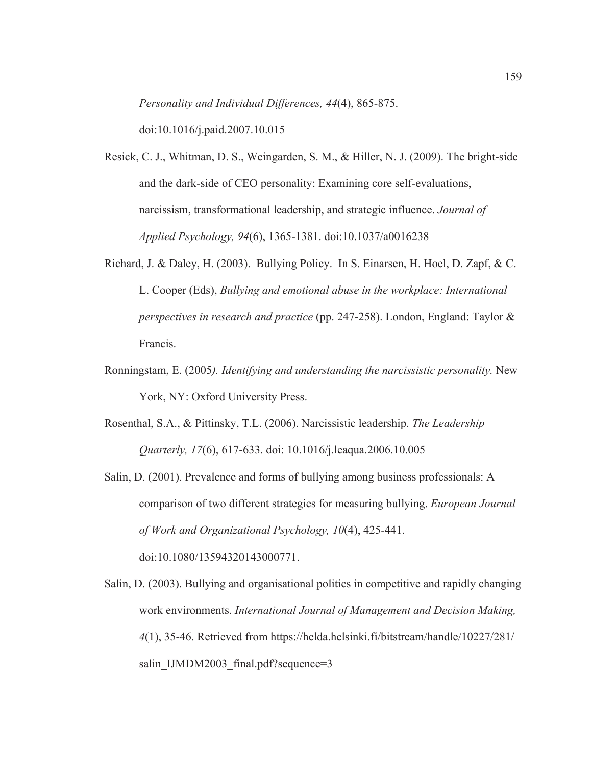*Personality and Individual Differences, 44*(4), 865-875. doi:10.1016/j.paid.2007.10.015

Resick, C. J., Whitman, D. S., Weingarden, S. M., & Hiller, N. J. (2009). The bright-side and the dark-side of CEO personality: Examining core self-evaluations, narcissism, transformational leadership, and strategic influence. *Journal of Applied Psychology, 94*(6), 1365-1381. doi:10.1037/a0016238

Richard, J. & Daley, H. (2003). Bullying Policy. In S. Einarsen, H. Hoel, D. Zapf, & C. L. Cooper (Eds), *Bullying and emotional abuse in the workplace: International perspectives in research and practice* (pp. 247-258). London, England: Taylor & Francis.

Ronningstam, E. (2005*). Identifying and understanding the narcissistic personality.* New York, NY: Oxford University Press.

Rosenthal, S.A., & Pittinsky, T.L. (2006). Narcissistic leadership. *The Leadership Quarterly, 17*(6), 617-633. doi: 10.1016/j.leaqua.2006.10.005

Salin, D. (2001). Prevalence and forms of bullying among business professionals: A comparison of two different strategies for measuring bullying. *European Journal of Work and Organizational Psychology, 10*(4), 425-441. doi:10.1080/13594320143000771.

Salin, D. (2003). Bullying and organisational politics in competitive and rapidly changing work environments. *International Journal of Management and Decision Making, 4*(1), 35-46. Retrieved from https://helda.helsinki.fi/bitstream/handle/10227/281/salin_IJMDM2003_final.pdf?sequence=3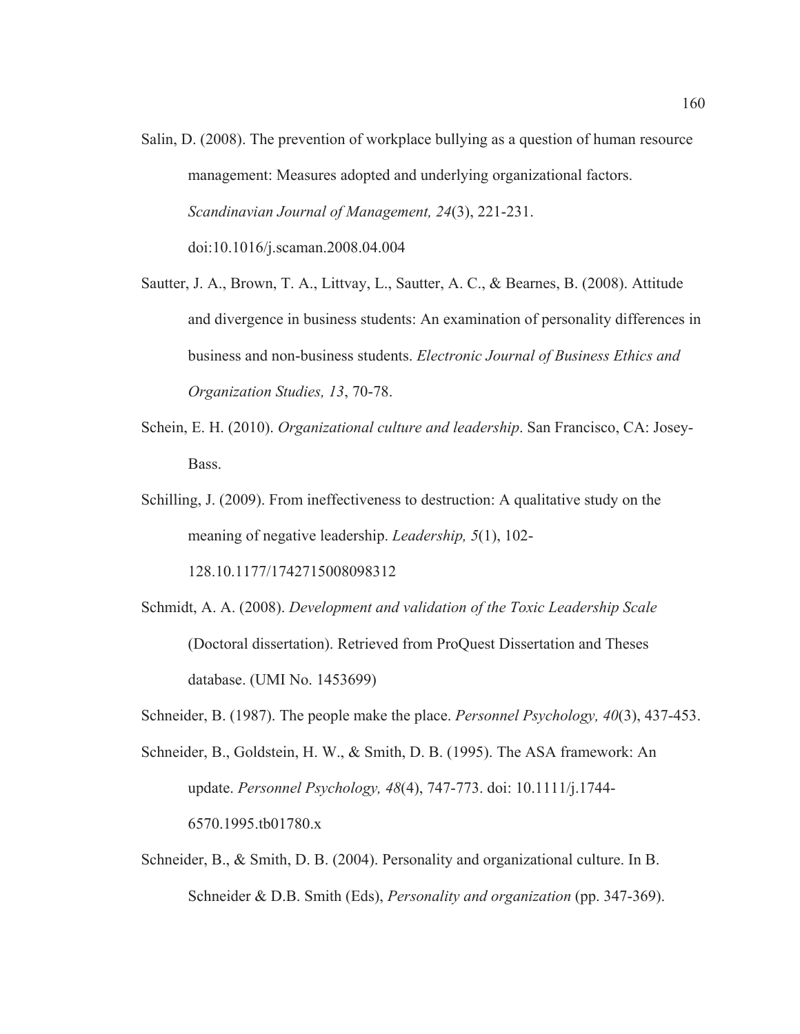Salin, D. (2008). The prevention of workplace bullying as a question of human resource management: Measures adopted and underlying organizational factors. *Scandinavian Journal of Management, 24*(3), 221-231. doi:10.1016/j.scaman.2008.04.004

Sautter, J. A., Brown, T. A., Littvay, L., Sautter, A. C., & Bearnes, B. (2008). Attitude and divergence in business students: An examination of personality differences in business and non-business students. *Electronic Journal of Business Ethics and Organization Studies, 13*, 70-78.

Schein, E. H. (2010). *Organizational culture and leadership*. San Francisco, CA: Josey-Bass.

Schilling, J. (2009). From ineffectiveness to destruction: A qualitative study on the meaning of negative leadership. *Leadership, 5*(1), 102-128.10.1177/1742715008098312

Schmidt, A. A. (2008). *Development and validation of the Toxic Leadership Scale* (Doctoral dissertation). Retrieved from ProQuest Dissertation and Theses database. (UMI No. 1453699)

Schneider, B. (1987). The people make the place. *Personnel Psychology, 40*(3), 437-453.

Schneider, B., Goldstein, H. W., & Smith, D. B. (1995). The ASA framework: An update. *Personnel Psychology, 48*(4), 747-773. doi: 10.1111/j.1744-6570.1995.tb01780.x

Schneider, B., & Smith, D. B. (2004). Personality and organizational culture. In B. Schneider & D.B. Smith (Eds), *Personality and organization* (pp. 347-369).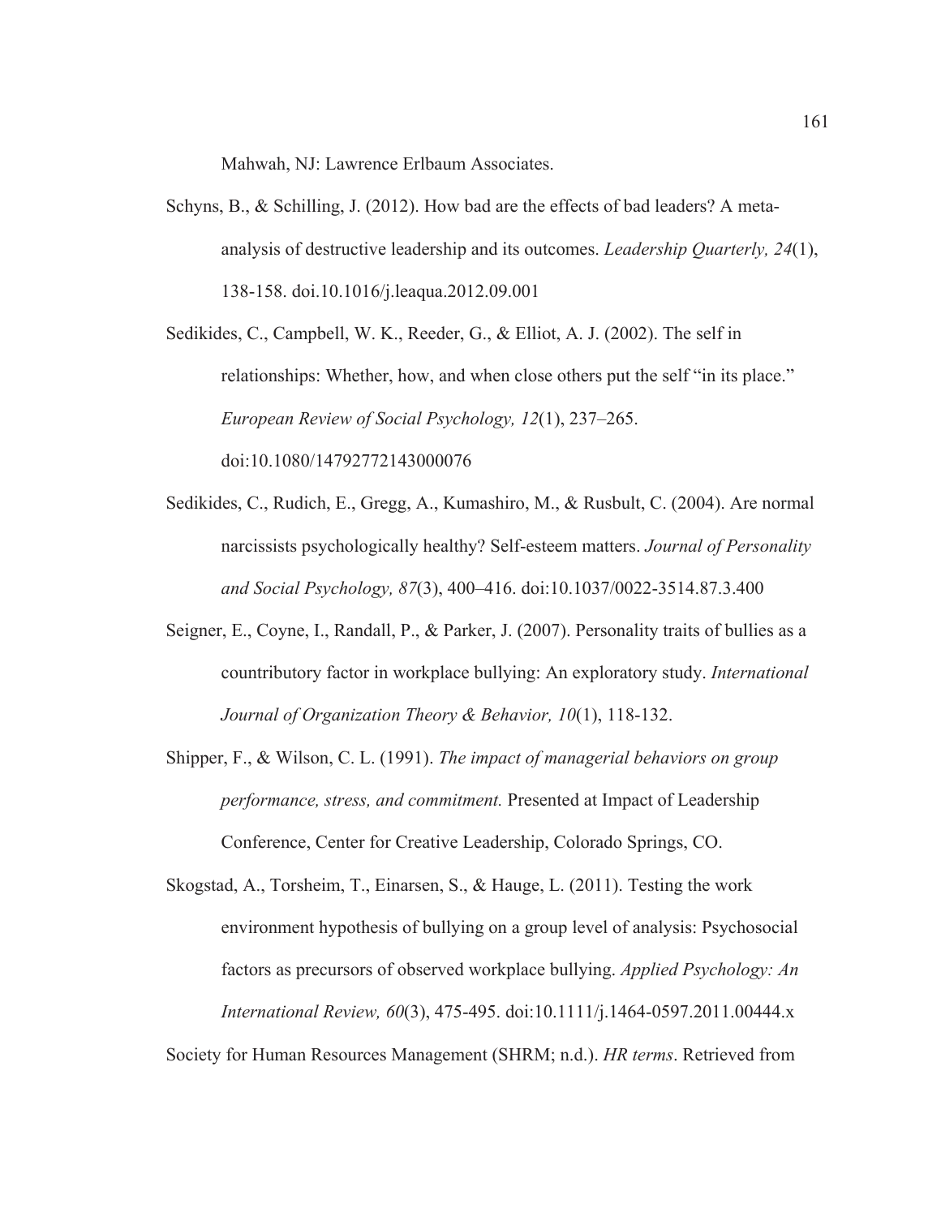Mahwah, NJ: Lawrence Erlbaum Associates.

Schyns, B., & Schilling, J. (2012). How bad are the effects of bad leaders? A meta-analysis of destructive leadership and its outcomes. *Leadership Quarterly, 24*(1), 138-158. doi.10.1016/j.leaqua.2012.09.001

Sedikides, C., Campbell, W. K., Reeder, G., & Elliot, A. J. (2002). The self in relationships: Whether, how, and when close others put the self "in its place." *European Review of Social Psychology, 12*(1), 237–265. doi:10.1080/14792772143000076

Sedikides, C., Rudich, E., Gregg, A., Kumashiro, M., & Rusbult, C. (2004). Are normal narcissists psychologically healthy? Self-esteem matters. *Journal of Personality and Social Psychology, 87*(3), 400–416. doi:10.1037/0022-3514.87.3.400

Seigner, E., Coyne, I., Randall, P., & Parker, J. (2007). Personality traits of bullies as a countributory factor in workplace bullying: An exploratory study. *International Journal of Organization Theory & Behavior, 10*(1), 118-132.

Shipper, F., & Wilson, C. L. (1991). *The impact of managerial behaviors on group performance, stress, and commitment.* Presented at Impact of Leadership Conference, Center for Creative Leadership, Colorado Springs, CO.

Skogstad, A., Torsheim, T., Einarsen, S., & Hauge, L. (2011). Testing the work environment hypothesis of bullying on a group level of analysis: Psychosocial factors as precursors of observed workplace bullying. *Applied Psychology: An International Review, 60*(3), 475-495. doi:10.1111/j.1464-0597.2011.00444.x

Society for Human Resources Management (SHRM; n.d.). *HR terms*. Retrieved from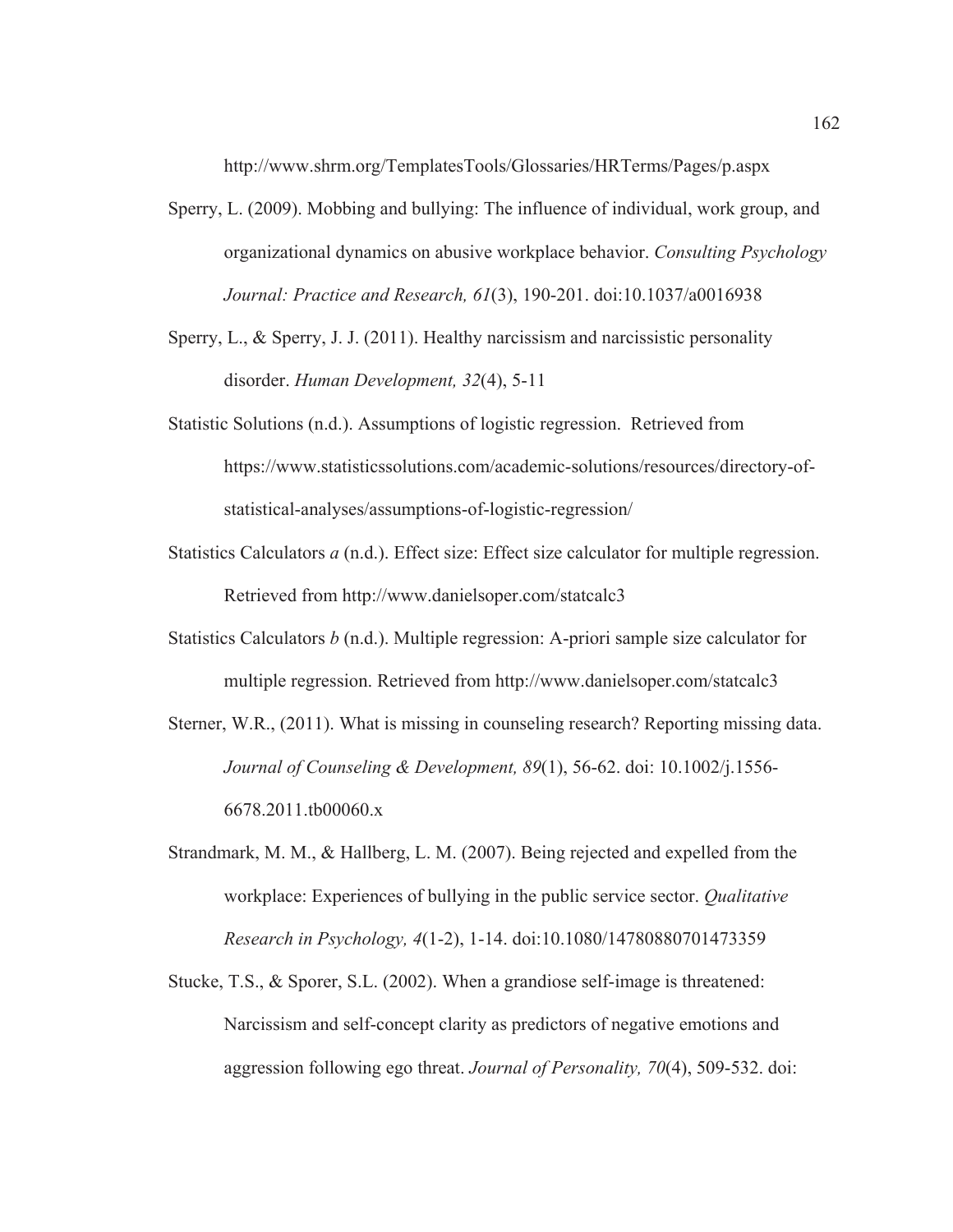http://www.shrm.org/TemplatesTools/Glossaries/HRTerms/Pages/p.aspx

Sperry, L. (2009). Mobbing and bullying: The influence of individual, work group, and organizational dynamics on abusive workplace behavior. *Consulting Psychology Journal: Practice and Research, 61*(3), 190-201. doi:10.1037/a0016938

Sperry, L., & Sperry, J. J. (2011). Healthy narcissism and narcissistic personality disorder. *Human Development, 32*(4), 5-11

Statistic Solutions (n.d.). Assumptions of logistic regression. Retrieved from https://www.statisticssolutions.com/academic-solutions/resources/directory-of-statistical-analyses/assumptions-of-logistic-regression/

Statistics Calculators *a* (n.d.). Effect size: Effect size calculator for multiple regression. Retrieved from http://www.danielsoper.com/statcalc3

Statistics Calculators *b* (n.d.). Multiple regression: A-priori sample size calculator for multiple regression. Retrieved from http://www.danielsoper.com/statcalc3

Sterner, W.R., (2011). What is missing in counseling research? Reporting missing data. *Journal of Counseling & Development, 89*(1), 56-62. doi: 10.1002/j.1556-6678.2011.tb00060.x

Strandmark, M. M., & Hallberg, L. M. (2007). Being rejected and expelled from the workplace: Experiences of bullying in the public service sector. *Qualitative Research in Psychology, 4*(1-2), 1-14. doi:10.1080/14780880701473359

Stucke, T.S., & Sporer, S.L. (2002). When a grandiose self-image is threatened: Narcissism and self-concept clarity as predictors of negative emotions and aggression following ego threat. *Journal of Personality, 70*(4), 509-532. doi: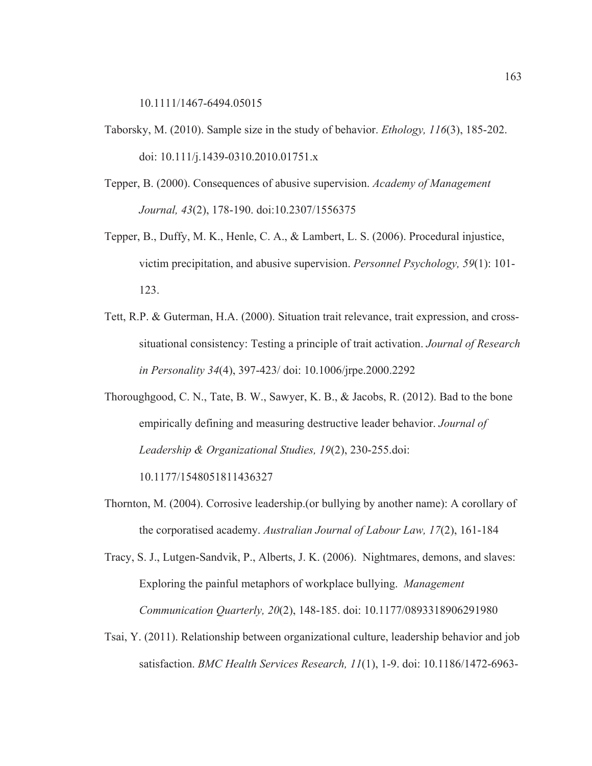10.1111/1467-6494.05015

Taborsky, M. (2010). Sample size in the study of behavior. *Ethology, 116*(3), 185-202. doi: 10.111/j.1439-0310.2010.01751.x

Tepper, B. (2000). Consequences of abusive supervision. *Academy of Management Journal, 43*(2), 178-190. doi:10.2307/1556375

Tepper, B., Duffy, M. K., Henle, C. A., & Lambert, L. S. (2006). Procedural injustice, victim precipitation, and abusive supervision. *Personnel Psychology, 59*(1): 101-123.

Tett, R.P. & Guterman, H.A. (2000). Situation trait relevance, trait expression, and cross-situational consistency: Testing a principle of trait activation. *Journal of Research in Personality 34*(4), 397-423/ doi: 10.1006/jrpe.2000.2292

Thoroughgood, C. N., Tate, B. W., Sawyer, K. B., & Jacobs, R. (2012). Bad to the bone empirically defining and measuring destructive leader behavior. *Journal of Leadership & Organizational Studies, 19*(2), 230-255.doi: 10.1177/1548051811436327

Thornton, M. (2004). Corrosive leadership.(or bullying by another name): A corollary of the corporatised academy. *Australian Journal of Labour Law, 17*(2), 161-184

Tracy, S. J., Lutgen-Sandvik, P., Alberts, J. K. (2006). Nightmares, demons, and slaves: Exploring the painful metaphors of workplace bullying. *Management Communication Quarterly, 20*(2), 148-185. doi: 10.1177/0893318906291980

Tsai, Y. (2011). Relationship between organizational culture, leadership behavior and job satisfaction. *BMC Health Services Research, 11*(1), 1-9. doi: 10.1186/1472-6963-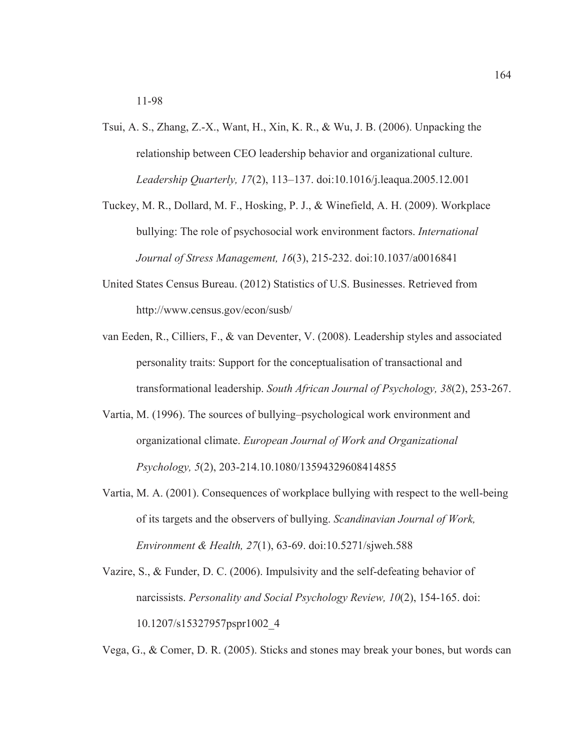11-98

Tsui, A. S., Zhang, Z.-X., Want, H., Xin, K. R., & Wu, J. B. (2006). Unpacking the relationship between CEO leadership behavior and organizational culture. *Leadership Quarterly, 17*(2), 113–137. doi:10.1016/j.leaqua.2005.12.001

Tuckey, M. R., Dollard, M. F., Hosking, P. J., & Winefield, A. H. (2009). Workplace bullying: The role of psychosocial work environment factors. *International Journal of Stress Management, 16*(3), 215-232. doi:10.1037/a0016841

United States Census Bureau. (2012) Statistics of U.S. Businesses. Retrieved from http://www.census.gov/econ/susb/

van Eeden, R., Cilliers, F., & van Deventer, V. (2008). Leadership styles and associated personality traits: Support for the conceptualisation of transactional and transformational leadership. *South African Journal of Psychology, 38*(2), 253-267.

Vartia, M. (1996). The sources of bullying–psychological work environment and organizational climate. *European Journal of Work and Organizational Psychology, 5*(2), 203-214.10.1080/13594329608414855

Vartia, M. A. (2001). Consequences of workplace bullying with respect to the well-being of its targets and the observers of bullying. *Scandinavian Journal of Work, Environment & Health, 27*(1), 63-69. doi:10.5271/sjweh.588

Vazire, S., & Funder, D. C. (2006). Impulsivity and the self-defeating behavior of narcissists. *Personality and Social Psychology Review, 10*(2), 154-165. doi: 10.1207/s15327957pspr1002_4

Vega, G., & Comer, D. R. (2005). Sticks and stones may break your bones, but words can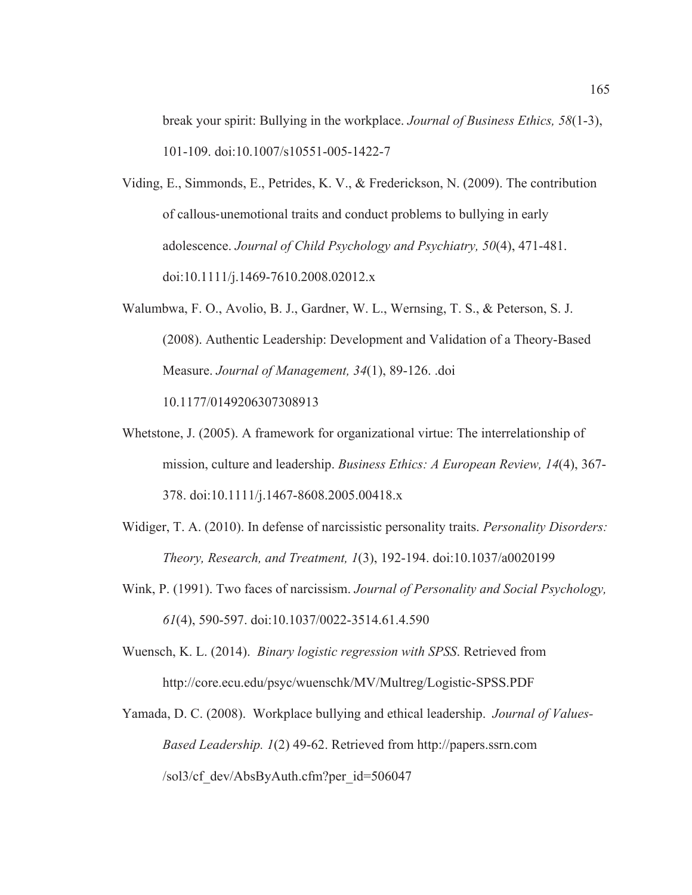break your spirit: Bullying in the workplace. *Journal of Business Ethics, 58*(1-3), 101-109. doi:10.1007/s10551-005-1422-7

Viding, E., Simmonds, E., Petrides, K. V., & Frederickson, N. (2009). The contribution of callous-unemotional traits and conduct problems to bullying in early adolescence. *Journal of Child Psychology and Psychiatry, 50*(4), 471-481. doi:10.1111/j.1469-7610.2008.02012.x

Walumbwa, F. O., Avolio, B. J., Gardner, W. L., Wernsing, T. S., & Peterson, S. J. (2008). Authentic Leadership: Development and Validation of a Theory-Based Measure. *Journal of Management, 34*(1), 89-126. .doi 10.1177/0149206307308913

Whetstone, J. (2005). A framework for organizational virtue: The interrelationship of mission, culture and leadership. *Business Ethics: A European Review, 14*(4), 367-378. doi:10.1111/j.1467-8608.2005.00418.x

Widiger, T. A. (2010). In defense of narcissistic personality traits. *Personality Disorders: Theory, Research, and Treatment, 1*(3), 192-194. doi:10.1037/a0020199

Wink, P. (1991). Two faces of narcissism. *Journal of Personality and Social Psychology, 61*(4), 590-597. doi:10.1037/0022-3514.61.4.590

Wuensch, K. L. (2014). *Binary logistic regression with SPSS*. Retrieved from http://core.ecu.edu/psyc/wuenschk/MV/Multreg/Logistic-SPSS.PDF

Yamada, D. C. (2008). Workplace bullying and ethical leadership. *Journal of Values-Based Leadership. 1*(2) 49-62. Retrieved from http://papers.ssrn.com /sol3/cf_dev/AbsByAuth.cfm?per_id=506047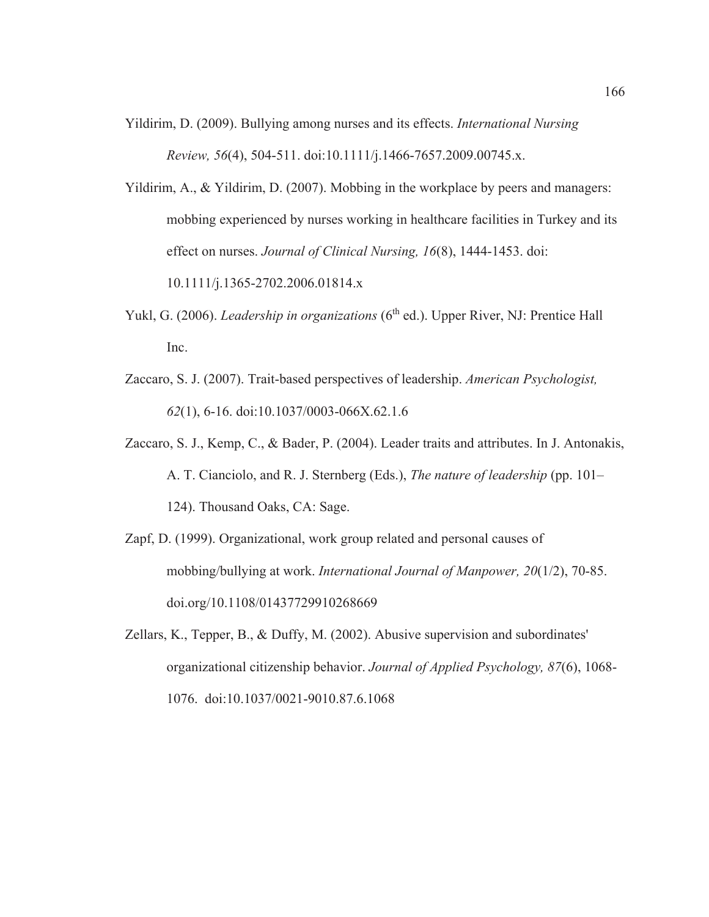Yildirim, D. (2009). Bullying among nurses and its effects. *International Nursing Review, 56*(4), 504-511. doi:10.1111/j.1466-7657.2009.00745.x.

Yildirim, A., & Yildirim, D. (2007). Mobbing in the workplace by peers and managers: mobbing experienced by nurses working in healthcare facilities in Turkey and its effect on nurses. *Journal of Clinical Nursing, 16*(8), 1444-1453. doi: 10.1111/j.1365-2702.2006.01814.x

Yukl, G. (2006). *Leadership in organizations* (6th ed.). Upper River, NJ: Prentice Hall Inc.

Zaccaro, S. J. (2007). Trait-based perspectives of leadership. *American Psychologist, 62*(1), 6-16. doi:10.1037/0003-066X.62.1.6

Zaccaro, S. J., Kemp, C., & Bader, P. (2004). Leader traits and attributes. In J. Antonakis, A. T. Cianciolo, and R. J. Sternberg (Eds.), *The nature of leadership* (pp. 101–124). Thousand Oaks, CA: Sage.

Zapf, D. (1999). Organizational, work group related and personal causes of mobbing/bullying at work. *International Journal of Manpower, 20*(1/2), 70-85. doi.org/10.1108/01437729910268669

Zellars, K., Tepper, B., & Duffy, M. (2002). Abusive supervision and subordinates' organizational citizenship behavior. *Journal of Applied Psychology, 87*(6), 1068-1076. doi:10.1037/0021-9010.87.6.1068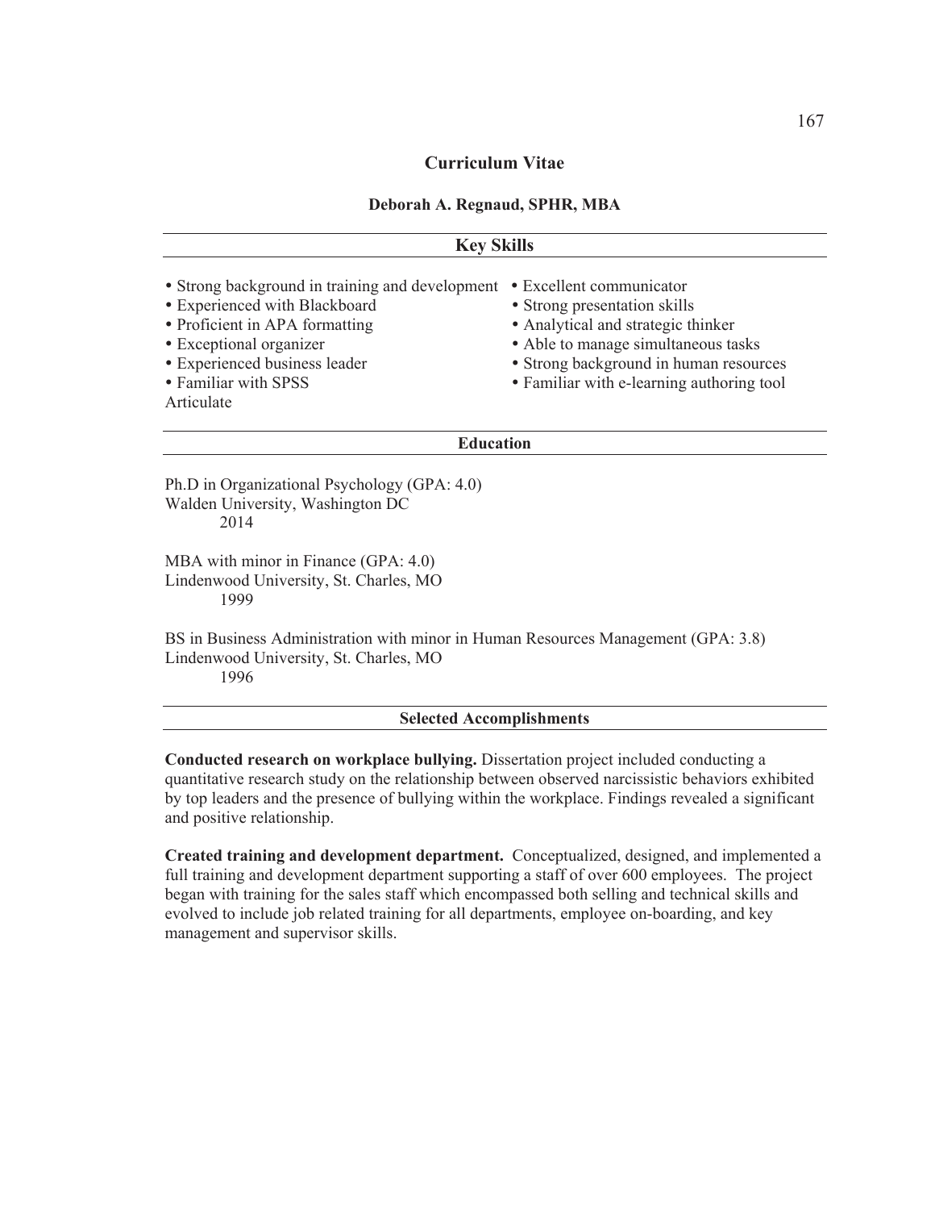# Curriculum Vitae

## Deborah A. Regnaud, SPHR, MBA

### Key Skills

- Strong background in training and development
- Experienced with Blackboard
- Proficient in APA formatting
- Exceptional organizer
- Experienced business leader
- Familiar with SPSS
- Excellent communicator
- Strong presentation skills
- Analytical and strategic thinker
- Able to manage simultaneous tasks
- Strong background in human resources
- Familiar with e-learning authoring tool Articulate

### Education

Ph.D in Organizational Psychology (GPA: 4.0)
Walden University, Washington DC
2014

MBA with minor in Finance (GPA: 4.0)
Lindenwood University, St. Charles, MO
1999

BS in Business Administration with minor in Human Resources Management (GPA: 3.8)
Lindenwood University, St. Charles, MO
1996

### Selected Accomplishments

**Conducted research on workplace bullying.** Dissertation project included conducting a quantitative research study on the relationship between observed narcissistic behaviors exhibited by top leaders and the presence of bullying within the workplace. Findings revealed a significant and positive relationship.

**Created training and development department.** Conceptualized, designed, and implemented a full training and development department supporting a staff of over 600 employees. The project began with training for the sales staff which encompassed both selling and technical skills and evolved to include job related training for all departments, employee on-boarding, and key management and supervisor skills.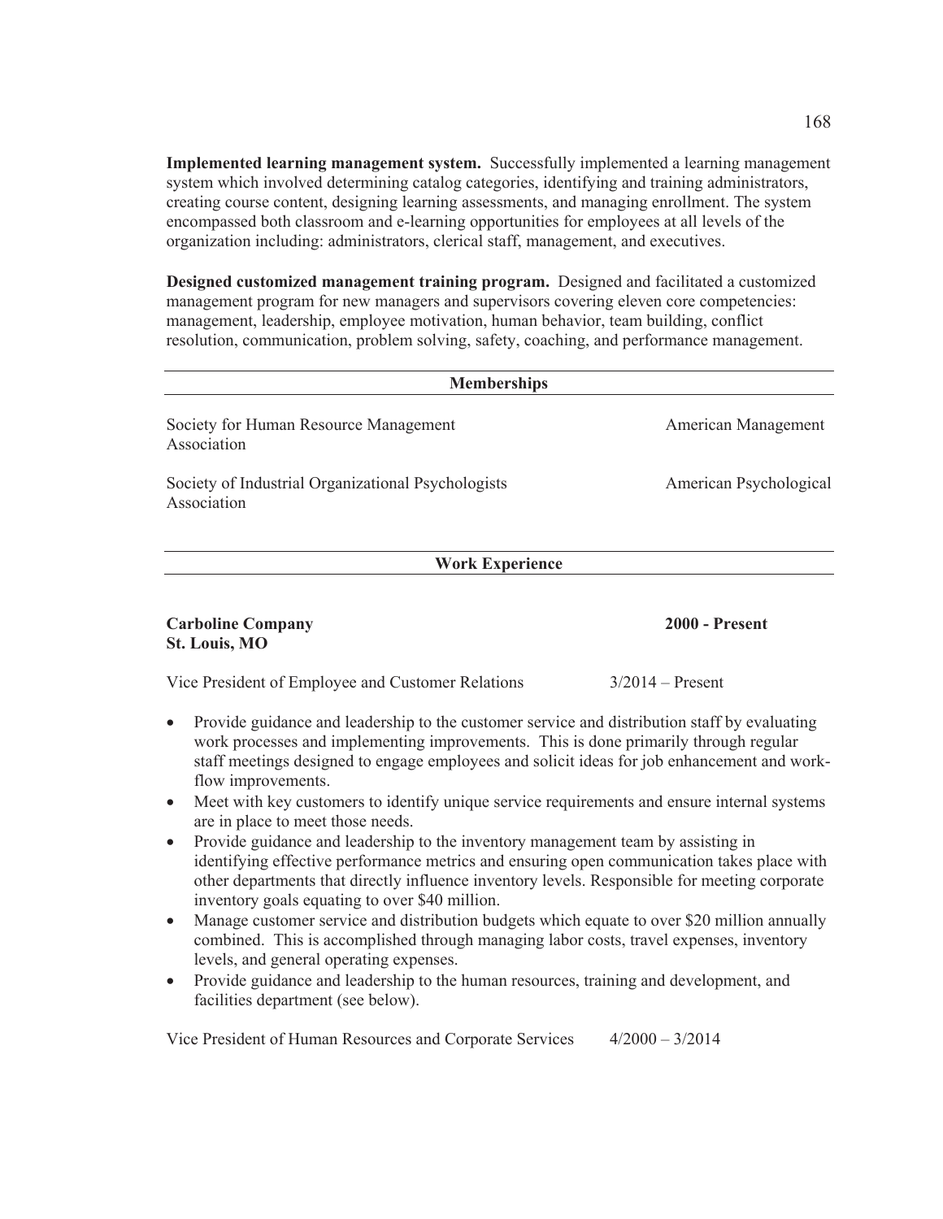**Implemented learning management system.** Successfully implemented a learning management system which involved determining catalog categories, identifying and training administrators, creating course content, designing learning assessments, and managing enrollment. The system encompassed both classroom and e-learning opportunities for employees at all levels of the organization including: administrators, clerical staff, management, and executives.

**Designed customized management training program.** Designed and facilitated a customized management program for new managers and supervisors covering eleven core competencies: management, leadership, employee motivation, human behavior, team building, conflict resolution, communication, problem solving, safety, coaching, and performance management.

## Memberships

Society for Human Resource Management

American Management Association

Society of Industrial Organizational Psychologists

American Psychological Association

## Work Experience

**Carboline Company** **2000 - Present**
**St. Louis, MO**

Vice President of Employee and Customer Relations 3/2014 – Present

- Provide guidance and leadership to the customer service and distribution staff by evaluating work processes and implementing improvements. This is done primarily through regular staff meetings designed to engage employees and solicit ideas for job enhancement and work-flow improvements.
- Meet with key customers to identify unique service requirements and ensure internal systems are in place to meet those needs.
- Provide guidance and leadership to the inventory management team by assisting in identifying effective performance metrics and ensuring open communication takes place with other departments that directly influence inventory levels. Responsible for meeting corporate inventory goals equating to over $40 million.
- Manage customer service and distribution budgets which equate to over $20 million annually combined. This is accomplished through managing labor costs, travel expenses, inventory levels, and general operating expenses.
- Provide guidance and leadership to the human resources, training and development, and facilities department (see below).

Vice President of Human Resources and Corporate Services 4/2000 – 3/2014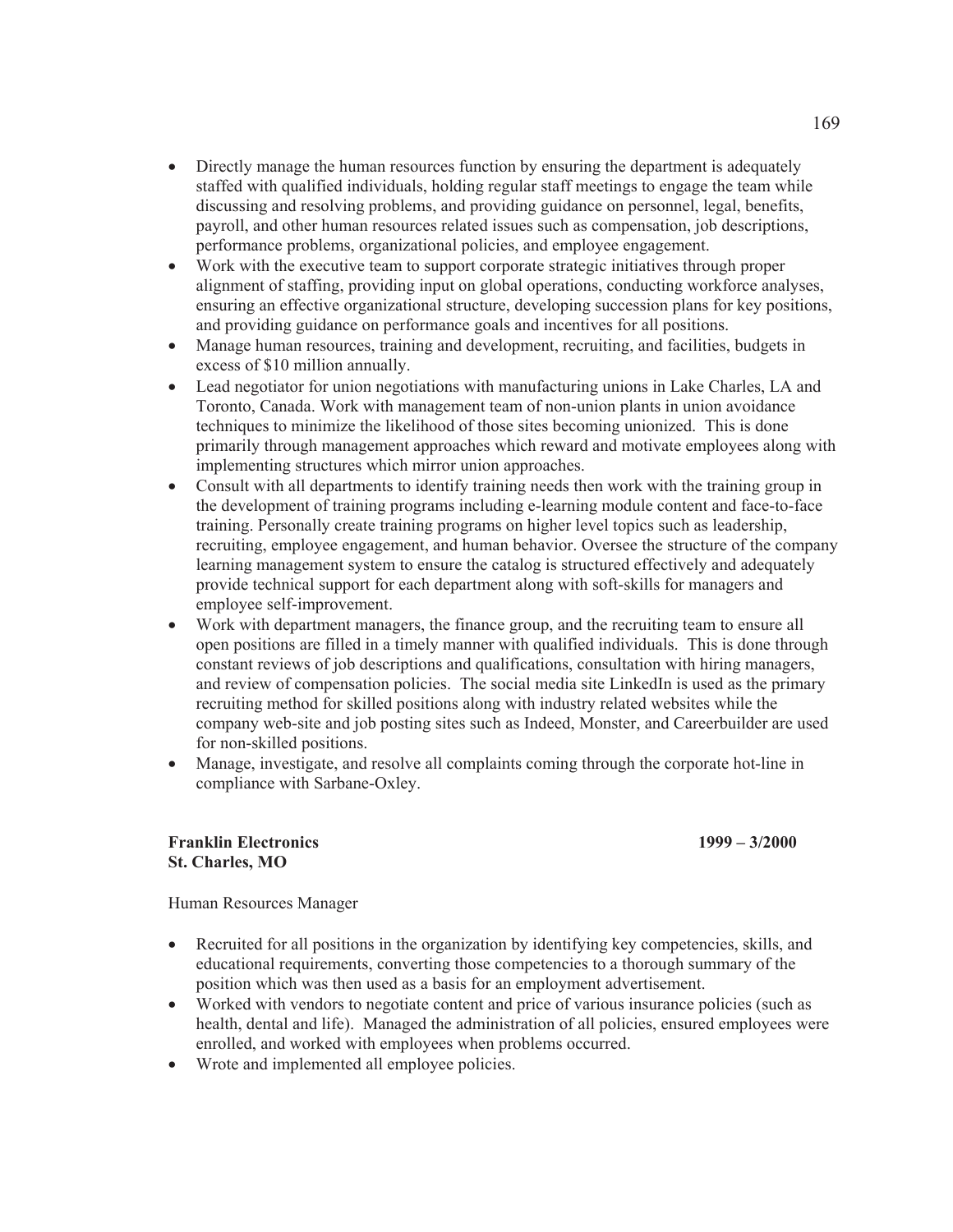- Directly manage the human resources function by ensuring the department is adequately staffed with qualified individuals, holding regular staff meetings to engage the team while discussing and resolving problems, and providing guidance on personnel, legal, benefits, payroll, and other human resources related issues such as compensation, job descriptions, performance problems, organizational policies, and employee engagement.
- Work with the executive team to support corporate strategic initiatives through proper alignment of staffing, providing input on global operations, conducting workforce analyses, ensuring an effective organizational structure, developing succession plans for key positions, and providing guidance on performance goals and incentives for all positions.
- Manage human resources, training and development, recruiting, and facilities, budgets in excess of $10 million annually.
- Lead negotiator for union negotiations with manufacturing unions in Lake Charles, LA and Toronto, Canada. Work with management team of non-union plants in union avoidance techniques to minimize the likelihood of those sites becoming unionized. This is done primarily through management approaches which reward and motivate employees along with implementing structures which mirror union approaches.
- Consult with all departments to identify training needs then work with the training group in the development of training programs including e-learning module content and face-to-face training. Personally create training programs on higher level topics such as leadership, recruiting, employee engagement, and human behavior. Oversee the structure of the company learning management system to ensure the catalog is structured effectively and adequately provide technical support for each department along with soft-skills for managers and employee self-improvement.
- Work with department managers, the finance group, and the recruiting team to ensure all open positions are filled in a timely manner with qualified individuals. This is done through constant reviews of job descriptions and qualifications, consultation with hiring managers, and review of compensation policies. The social media site LinkedIn is used as the primary recruiting method for skilled positions along with industry related websites while the company web-site and job posting sites such as Indeed, Monster, and Careerbuilder are used for non-skilled positions.
- Manage, investigate, and resolve all complaints coming through the corporate hot-line in compliance with Sarbane-Oxley.

**Franklin Electronics** **1999 – 3/2000**
**St. Charles, MO**

Human Resources Manager

- Recruited for all positions in the organization by identifying key competencies, skills, and educational requirements, converting those competencies to a thorough summary of the position which was then used as a basis for an employment advertisement.
- Worked with vendors to negotiate content and price of various insurance policies (such as health, dental and life). Managed the administration of all policies, ensured employees were enrolled, and worked with employees when problems occurred.
- Wrote and implemented all employee policies.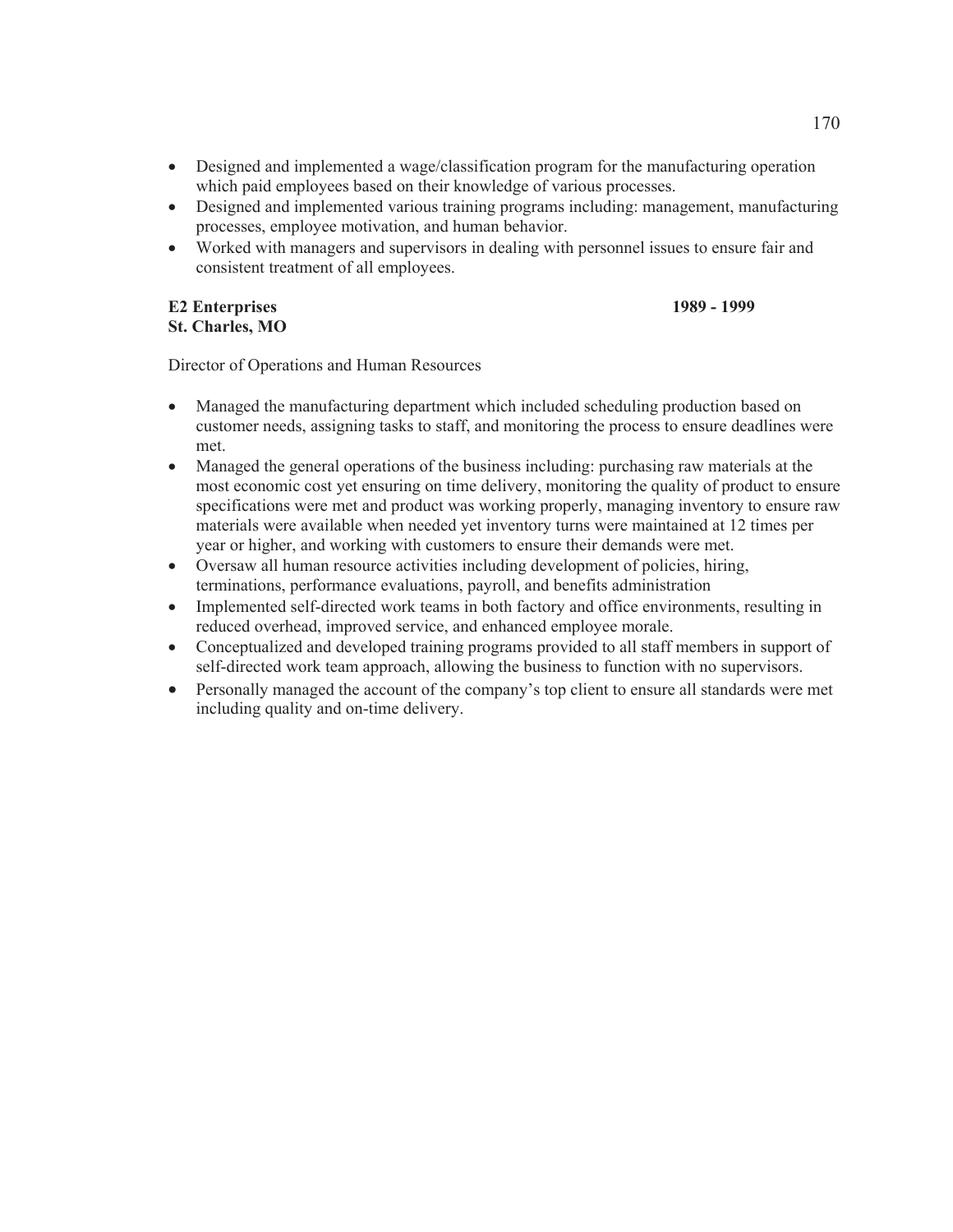- Designed and implemented a wage/classification program for the manufacturing operation which paid employees based on their knowledge of various processes.
- Designed and implemented various training programs including: management, manufacturing processes, employee motivation, and human behavior.
- Worked with managers and supervisors in dealing with personnel issues to ensure fair and consistent treatment of all employees.

**E2 Enterprises** **1989 - 1999**
**St. Charles, MO**

Director of Operations and Human Resources

- Managed the manufacturing department which included scheduling production based on customer needs, assigning tasks to staff, and monitoring the process to ensure deadlines were met.
- Managed the general operations of the business including: purchasing raw materials at the most economic cost yet ensuring on time delivery, monitoring the quality of product to ensure specifications were met and product was working properly, managing inventory to ensure raw materials were available when needed yet inventory turns were maintained at 12 times per year or higher, and working with customers to ensure their demands were met.
- Oversaw all human resource activities including development of policies, hiring, terminations, performance evaluations, payroll, and benefits administration
- Implemented self-directed work teams in both factory and office environments, resulting in reduced overhead, improved service, and enhanced employee morale.
- Conceptualized and developed training programs provided to all staff members in support of self-directed work team approach, allowing the business to function with no supervisors.
- Personally managed the account of the company's top client to ensure all standards were met including quality and on-time delivery.